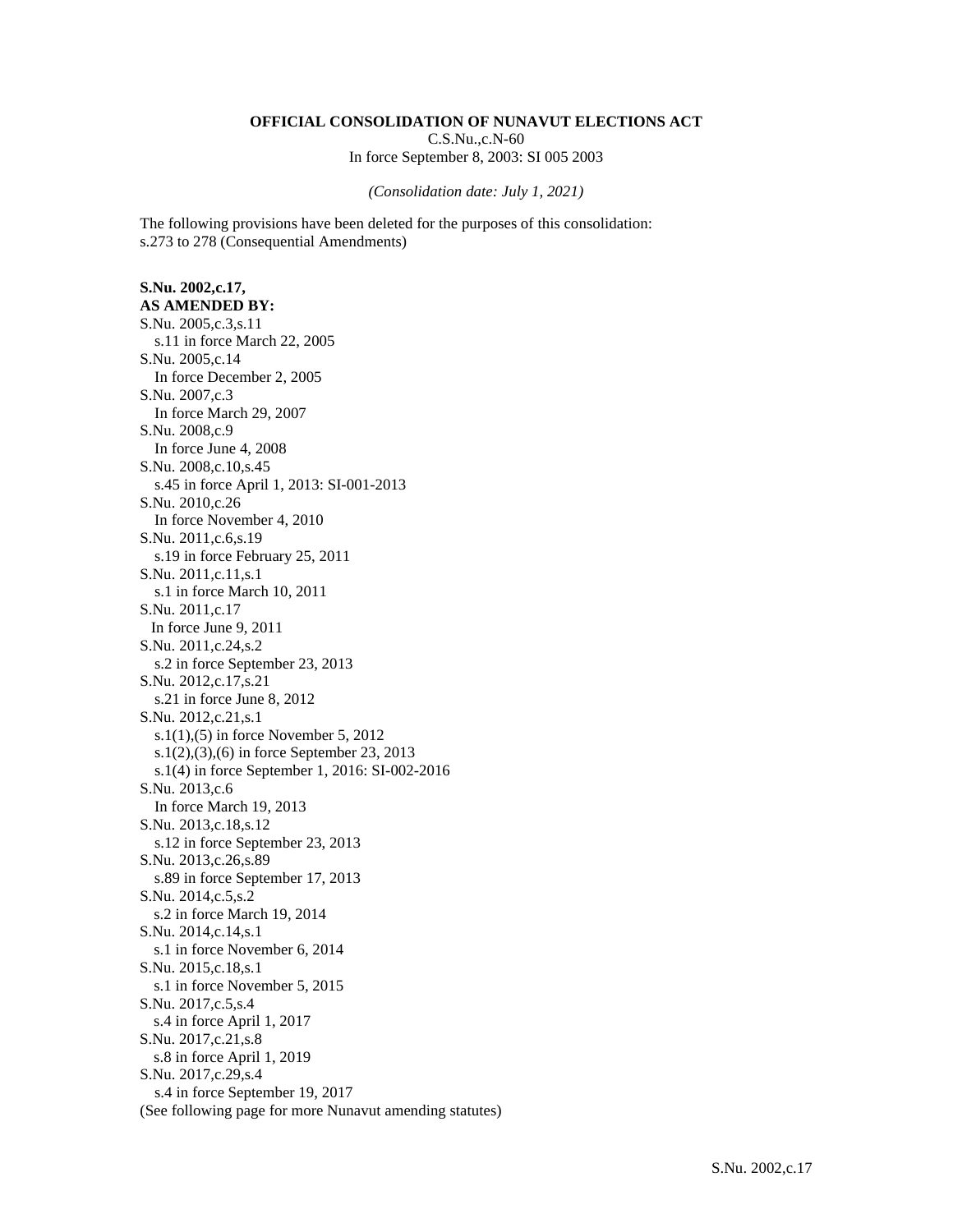**OFFICIAL CONSOLIDATION OF NUNAVUT ELECTIONS ACT**
C.S.Nu.,c.N-60
In force September 8, 2003: SI 005 2003

*(Consolidation date: July 1, 2021)*

The following provisions have been deleted for the purposes of this consolidation:
s.273 to 278 (Consequential Amendments)

**S.Nu. 2002,c.17,**
**AS AMENDED BY:**
S.Nu. 2005,c.3,s.11
  s.11 in force March 22, 2005
S.Nu. 2005,c.14
  In force December 2, 2005
S.Nu. 2007,c.3
  In force March 29, 2007
S.Nu. 2008,c.9
  In force June 4, 2008
S.Nu. 2008,c.10,s.45
  s.45 in force April 1, 2013: SI-001-2013
S.Nu. 2010,c.26
  In force November 4, 2010
S.Nu. 2011,c.6,s.19
  s.19 in force February 25, 2011
S.Nu. 2011,c.11,s.1
  s.1 in force March 10, 2011
S.Nu. 2011,c.17
  In force June 9, 2011
S.Nu. 2011,c.24,s.2
  s.2 in force September 23, 2013
S.Nu. 2012,c.17,s.21
  s.21 in force June 8, 2012
S.Nu. 2012,c.21,s.1
  s.1(1),(5) in force November 5, 2012
  s.1(2),(3),(6) in force September 23, 2013
  s.1(4) in force September 1, 2016: SI-002-2016
S.Nu. 2013,c.6
  In force March 19, 2013
S.Nu. 2013,c.18,s.12
  s.12 in force September 23, 2013
S.Nu. 2013,c.26,s.89
  s.89 in force September 17, 2013
S.Nu. 2014,c.5,s.2
  s.2 in force March 19, 2014
S.Nu. 2014,c.14,s.1
  s.1 in force November 6, 2014
S.Nu. 2015,c.18,s.1
  s.1 in force November 5, 2015
S.Nu. 2017,c.5,s.4
  s.4 in force April 1, 2017
S.Nu. 2017,c.21,s.8
  s.8 in force April 1, 2019
S.Nu. 2017,c.29,s.4
  s.4 in force September 19, 2017
(See following page for more Nunavut amending statutes)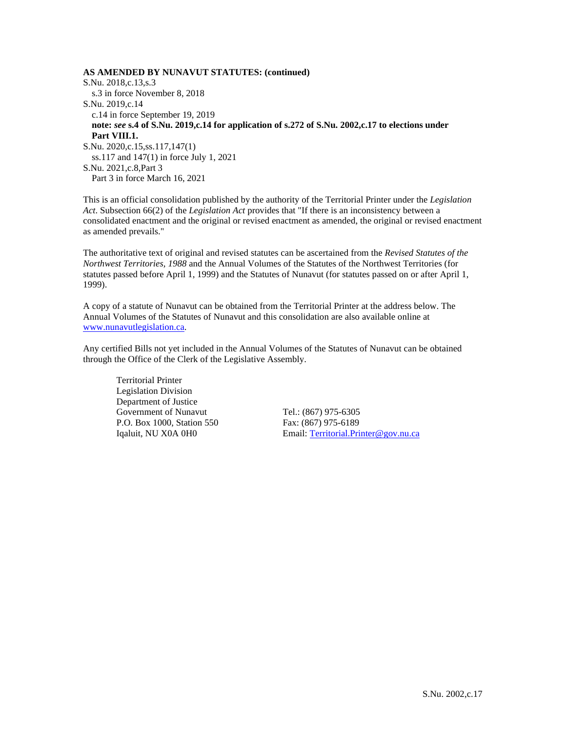**AS AMENDED BY NUNAVUT STATUTES: (continued)**

S.Nu. 2018,c.13,s.3
  s.3 in force November 8, 2018
S.Nu. 2019,c.14
  c.14 in force September 19, 2019
  **note: *see* s.4 of S.Nu. 2019,c.14 for application of s.272 of S.Nu. 2002,c.17 to elections under Part VIII.1.**
S.Nu. 2020,c.15,ss.117,147(1)
  ss.117 and 147(1) in force July 1, 2021
S.Nu. 2021,c.8,Part 3
  Part 3 in force March 16, 2021

This is an official consolidation published by the authority of the Territorial Printer under the *Legislation Act*. Subsection 66(2) of the *Legislation Act* provides that "If there is an inconsistency between a consolidated enactment and the original or revised enactment as amended, the original or revised enactment as amended prevails."

The authoritative text of original and revised statutes can be ascertained from the *Revised Statutes of the Northwest Territories, 1988* and the Annual Volumes of the Statutes of the Northwest Territories (for statutes passed before April 1, 1999) and the Statutes of Nunavut (for statutes passed on or after April 1, 1999).

A copy of a statute of Nunavut can be obtained from the Territorial Printer at the address below. The Annual Volumes of the Statutes of Nunavut and this consolidation are also available online at www.nunavutlegislation.ca.

Any certified Bills not yet included in the Annual Volumes of the Statutes of Nunavut can be obtained through the Office of the Clerk of the Legislative Assembly.

Territorial Printer
Legislation Division
Department of Justice
Government of Nunavut
P.O. Box 1000, Station 550
Iqaluit, NU X0A 0H0

Tel.: (867) 975-6305
Fax: (867) 975-6189
Email: Territorial.Printer@gov.nu.ca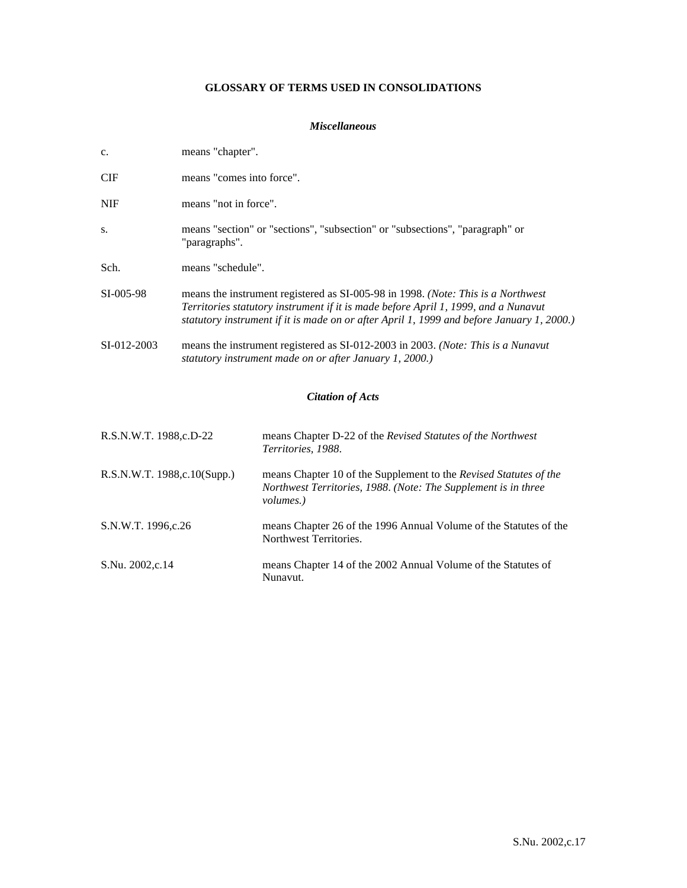# GLOSSARY OF TERMS USED IN CONSOLIDATIONS

### *Miscellaneous*

| | |
|---|---|
| c. | means "chapter". |
| CIF | means "comes into force". |
| NIF | means "not in force". |
| s. | means "section" or "sections", "subsection" or "subsections", "paragraph" or "paragraphs". |
| Sch. | means "schedule". |
| SI-005-98 | means the instrument registered as SI-005-98 in 1998. *(Note: This is a Northwest Territories statutory instrument if it is made before April 1, 1999, and a Nunavut statutory instrument if it is made on or after April 1, 1999 and before January 1, 2000.)* |
| SI-012-2003 | means the instrument registered as SI-012-2003 in 2003. *(Note: This is a Nunavut statutory instrument made on or after January 1, 2000.)* |

### *Citation of Acts*

| | |
|---|---|
| R.S.N.W.T. 1988,c.D-22 | means Chapter D-22 of the *Revised Statutes of the Northwest Territories, 1988*. |
| R.S.N.W.T. 1988,c.10(Supp.) | means Chapter 10 of the Supplement to the *Revised Statutes of the Northwest Territories, 1988*. *(Note: The Supplement is in three volumes.)* |
| S.N.W.T. 1996,c.26 | means Chapter 26 of the 1996 Annual Volume of the Statutes of the Northwest Territories. |
| S.Nu. 2002,c.14 | means Chapter 14 of the 2002 Annual Volume of the Statutes of Nunavut. |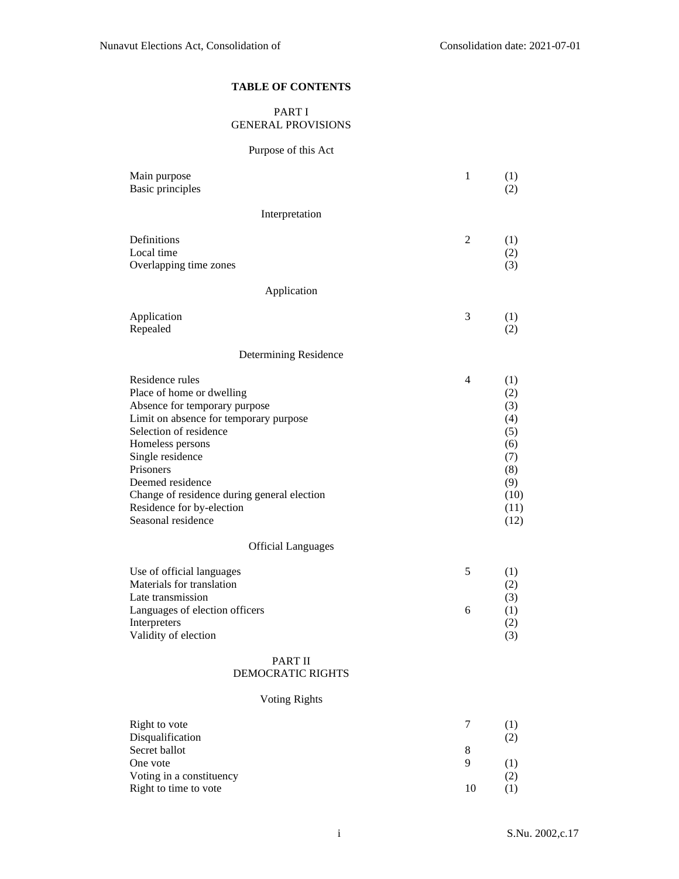## TABLE OF CONTENTS

### PART I
### GENERAL PROVISIONS

#### Purpose of this Act

| | | |
|---|---|---|
| Main purpose | 1 | (1) |
| Basic principles | | (2) |

#### Interpretation

| | | |
|---|---|---|
| Definitions | 2 | (1) |
| Local time | | (2) |
| Overlapping time zones | | (3) |

#### Application

| | | |
|---|---|---|
| Application | 3 | (1) |
| Repealed | | (2) |

#### Determining Residence

| | | |
|---|---|---|
| Residence rules | 4 | (1) |
| Place of home or dwelling | | (2) |
| Absence for temporary purpose | | (3) |
| Limit on absence for temporary purpose | | (4) |
| Selection of residence | | (5) |
| Homeless persons | | (6) |
| Single residence | | (7) |
| Prisoners | | (8) |
| Deemed residence | | (9) |
| Change of residence during general election | | (10) |
| Residence for by-election | | (11) |
| Seasonal residence | | (12) |

#### Official Languages

| | | |
|---|---|---|
| Use of official languages | 5 | (1) |
| Materials for translation | | (2) |
| Late transmission | | (3) |
| Languages of election officers | 6 | (1) |
| Interpreters | | (2) |
| Validity of election | | (3) |

### PART II
### DEMOCRATIC RIGHTS

#### Voting Rights

| | | |
|---|---|---|
| Right to vote | 7 | (1) |
| Disqualification | | (2) |
| Secret ballot | 8 | |
| One vote | 9 | (1) |
| Voting in a constituency | | (2) |
| Right to time to vote | 10 | (1) |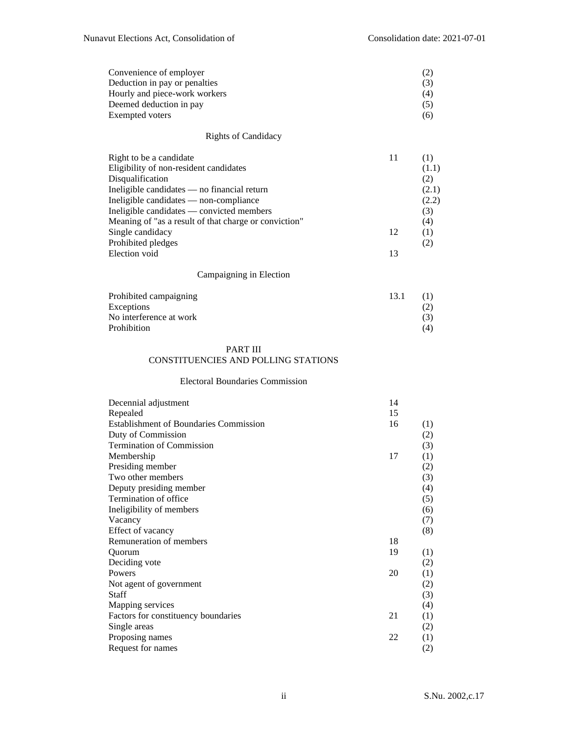| | | |
|---|---|---|
| Convenience of employer | | (2) |
| Deduction in pay or penalties | | (3) |
| Hourly and piece-work workers | | (4) |
| Deemed deduction in pay | | (5) |
| Exempted voters | | (6) |

### Rights of Candidacy

| | | |
|---|---|---|
| Right to be a candidate | 11 | (1) |
| Eligibility of non-resident candidates | | (1.1) |
| Disqualification | | (2) |
| Ineligible candidates — no financial return | | (2.1) |
| Ineligible candidates — non-compliance | | (2.2) |
| Ineligible candidates — convicted members | | (3) |
| Meaning of "as a result of that charge or conviction" | | (4) |
| Single candidacy | 12 | (1) |
| Prohibited pledges | | (2) |
| Election void | 13 | |

### Campaigning in Election

| | | |
|---|---|---|
| Prohibited campaigning | 13.1 | (1) |
| Exceptions | | (2) |
| No interference at work | | (3) |
| Prohibition | | (4) |

## PART III
## CONSTITUENCIES AND POLLING STATIONS

### Electoral Boundaries Commission

| | | |
|---|---|---|
| Decennial adjustment | 14 | |
| Repealed | 15 | |
| Establishment of Boundaries Commission | 16 | (1) |
| Duty of Commission | | (2) |
| Termination of Commission | | (3) |
| Membership | 17 | (1) |
| Presiding member | | (2) |
| Two other members | | (3) |
| Deputy presiding member | | (4) |
| Termination of office | | (5) |
| Ineligibility of members | | (6) |
| Vacancy | | (7) |
| Effect of vacancy | | (8) |
| Remuneration of members | 18 | |
| Quorum | 19 | (1) |
| Deciding vote | | (2) |
| Powers | 20 | (1) |
| Not agent of government | | (2) |
| Staff | | (3) |
| Mapping services | | (4) |
| Factors for constituency boundaries | 21 | (1) |
| Single areas | | (2) |
| Proposing names | 22 | (1) |
| Request for names | | (2) |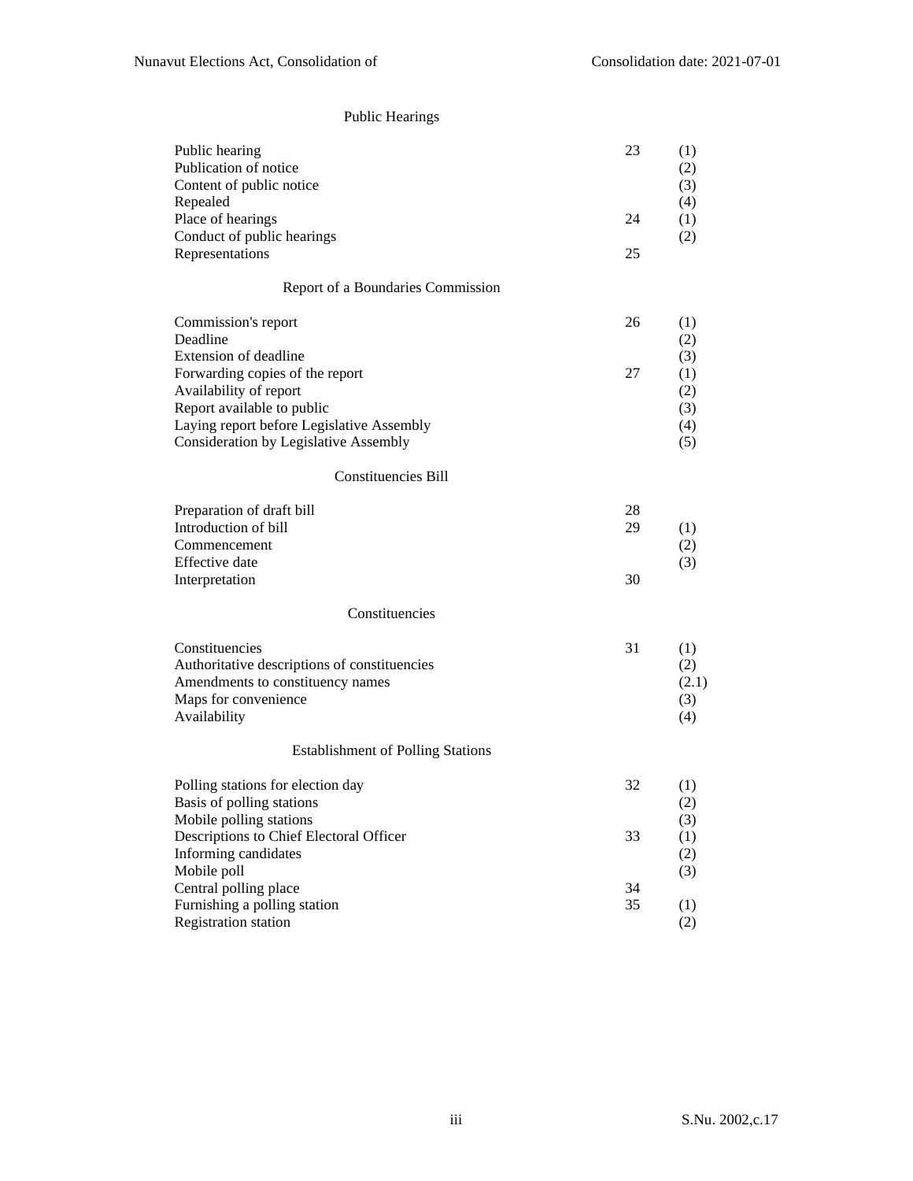## Public Hearings

| | | |
|---|---|---|
| Public hearing | 23 | (1) |
| Publication of notice | | (2) |
| Content of public notice | | (3) |
| Repealed | | (4) |
| Place of hearings | 24 | (1) |
| Conduct of public hearings | | (2) |
| Representations | 25 | |

## Report of a Boundaries Commission

| | | |
|---|---|---|
| Commission's report | 26 | (1) |
| Deadline | | (2) |
| Extension of deadline | | (3) |
| Forwarding copies of the report | 27 | (1) |
| Availability of report | | (2) |
| Report available to public | | (3) |
| Laying report before Legislative Assembly | | (4) |
| Consideration by Legislative Assembly | | (5) |

## Constituencies Bill

| | | |
|---|---|---|
| Preparation of draft bill | 28 | |
| Introduction of bill | 29 | (1) |
| Commencement | | (2) |
| Effective date | | (3) |
| Interpretation | 30 | |

## Constituencies

| | | |
|---|---|---|
| Constituencies | 31 | (1) |
| Authoritative descriptions of constituencies | | (2) |
| Amendments to constituency names | | (2.1) |
| Maps for convenience | | (3) |
| Availability | | (4) |

## Establishment of Polling Stations

| | | |
|---|---|---|
| Polling stations for election day | 32 | (1) |
| Basis of polling stations | | (2) |
| Mobile polling stations | | (3) |
| Descriptions to Chief Electoral Officer | 33 | (1) |
| Informing candidates | | (2) |
| Mobile poll | | (3) |
| Central polling place | 34 | |
| Furnishing a polling station | 35 | (1) |
| Registration station | | (2) |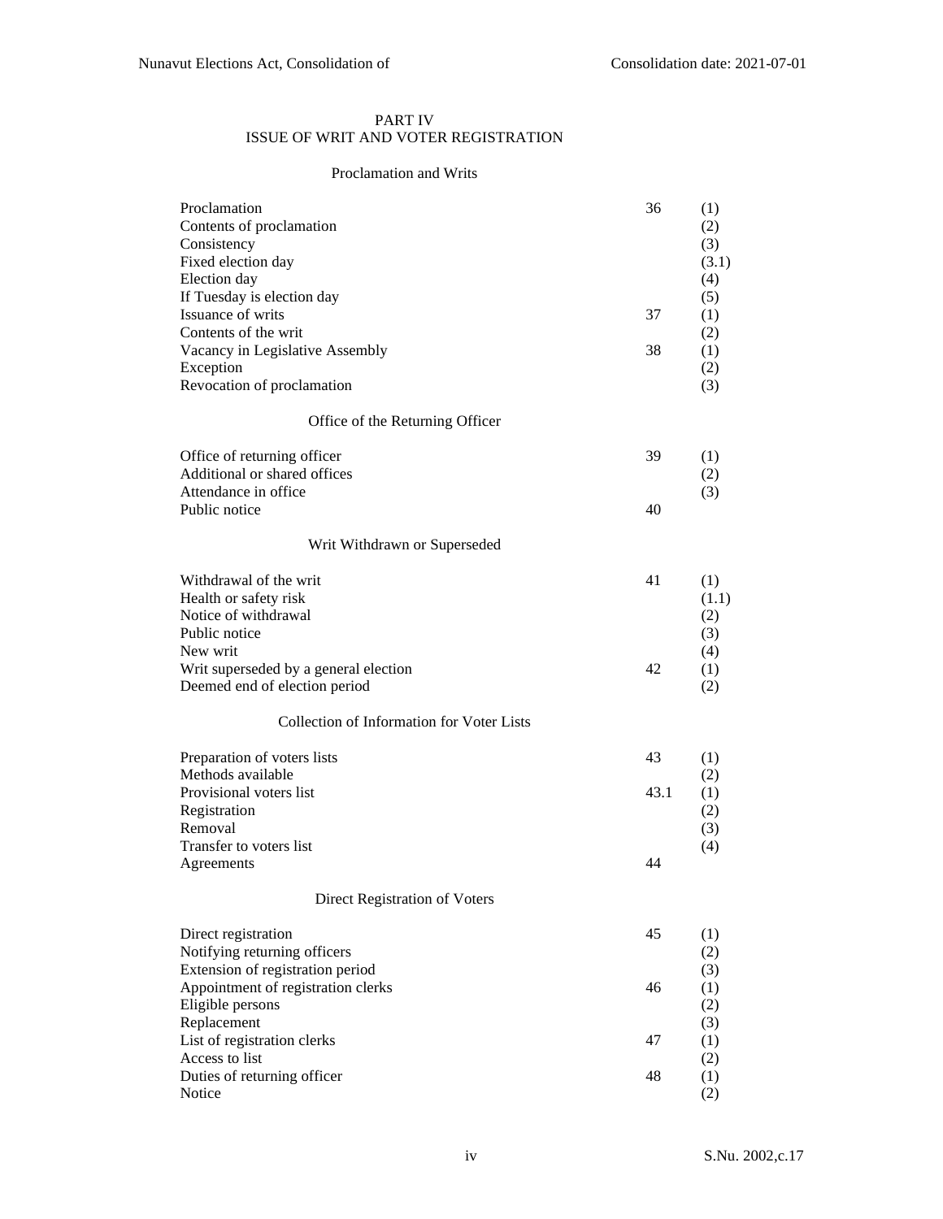## PART IV
## ISSUE OF WRIT AND VOTER REGISTRATION

### Proclamation and Writs

| | | |
|---|---|---|
| Proclamation | 36 | (1) |
| Contents of proclamation | | (2) |
| Consistency | | (3) |
| Fixed election day | | (3.1) |
| Election day | | (4) |
| If Tuesday is election day | | (5) |
| Issuance of writs | 37 | (1) |
| Contents of the writ | | (2) |
| Vacancy in Legislative Assembly | 38 | (1) |
| Exception | | (2) |
| Revocation of proclamation | | (3) |

### Office of the Returning Officer

| | | |
|---|---|---|
| Office of returning officer | 39 | (1) |
| Additional or shared offices | | (2) |
| Attendance in office | | (3) |
| Public notice | 40 | |

### Writ Withdrawn or Superseded

| | | |
|---|---|---|
| Withdrawal of the writ | 41 | (1) |
| Health or safety risk | | (1.1) |
| Notice of withdrawal | | (2) |
| Public notice | | (3) |
| New writ | | (4) |
| Writ superseded by a general election | 42 | (1) |
| Deemed end of election period | | (2) |

### Collection of Information for Voter Lists

| | | |
|---|---|---|
| Preparation of voters lists | 43 | (1) |
| Methods available | | (2) |
| Provisional voters list | 43.1 | (1) |
| Registration | | (2) |
| Removal | | (3) |
| Transfer to voters list | | (4) |
| Agreements | 44 | |

### Direct Registration of Voters

| | | |
|---|---|---|
| Direct registration | 45 | (1) |
| Notifying returning officers | | (2) |
| Extension of registration period | | (3) |
| Appointment of registration clerks | 46 | (1) |
| Eligible persons | | (2) |
| Replacement | | (3) |
| List of registration clerks | 47 | (1) |
| Access to list | | (2) |
| Duties of returning officer | 48 | (1) |
| Notice | | (2) |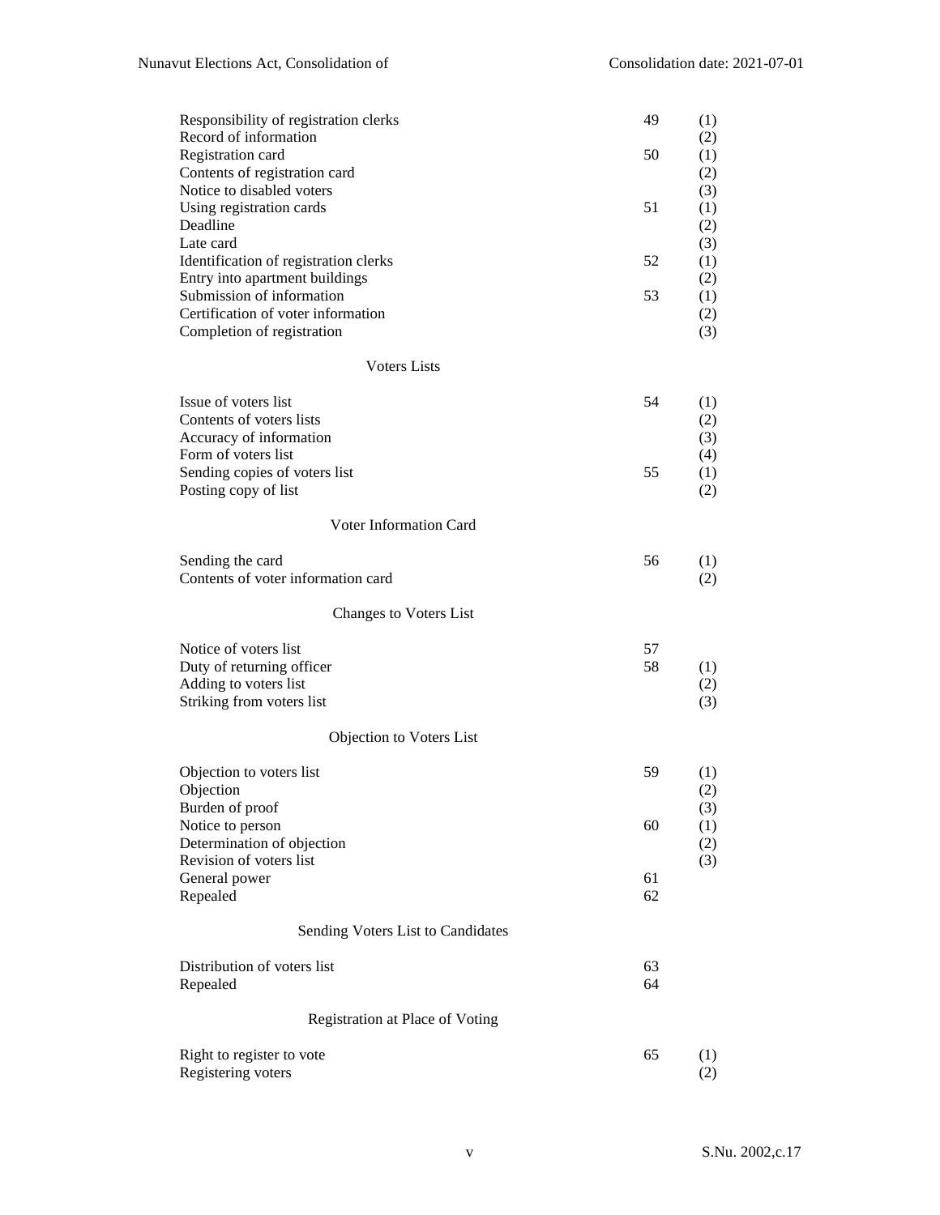| | | |
|---|---|---|
| Responsibility of registration clerks | 49 | (1) |
| Record of information | | (2) |
| Registration card | 50 | (1) |
| Contents of registration card | | (2) |
| Notice to disabled voters | | (3) |
| Using registration cards | 51 | (1) |
| Deadline | | (2) |
| Late card | | (3) |
| Identification of registration clerks | 52 | (1) |
| Entry into apartment buildings | | (2) |
| Submission of information | 53 | (1) |
| Certification of voter information | | (2) |
| Completion of registration | | (3) |

Voters Lists

| | | |
|---|---|---|
| Issue of voters list | 54 | (1) |
| Contents of voters lists | | (2) |
| Accuracy of information | | (3) |
| Form of voters list | | (4) |
| Sending copies of voters list | 55 | (1) |
| Posting copy of list | | (2) |

Voter Information Card

| | | |
|---|---|---|
| Sending the card | 56 | (1) |
| Contents of voter information card | | (2) |

Changes to Voters List

| | | |
|---|---|---|
| Notice of voters list | 57 | |
| Duty of returning officer | 58 | (1) |
| Adding to voters list | | (2) |
| Striking from voters list | | (3) |

Objection to Voters List

| | | |
|---|---|---|
| Objection to voters list | 59 | (1) |
| Objection | | (2) |
| Burden of proof | | (3) |
| Notice to person | 60 | (1) |
| Determination of objection | | (2) |
| Revision of voters list | | (3) |
| General power | 61 | |
| Repealed | 62 | |

Sending Voters List to Candidates

| | | |
|---|---|---|
| Distribution of voters list | 63 | |
| Repealed | 64 | |

Registration at Place of Voting

| | | |
|---|---|---|
| Right to register to vote | 65 | (1) |
| Registering voters | | (2) |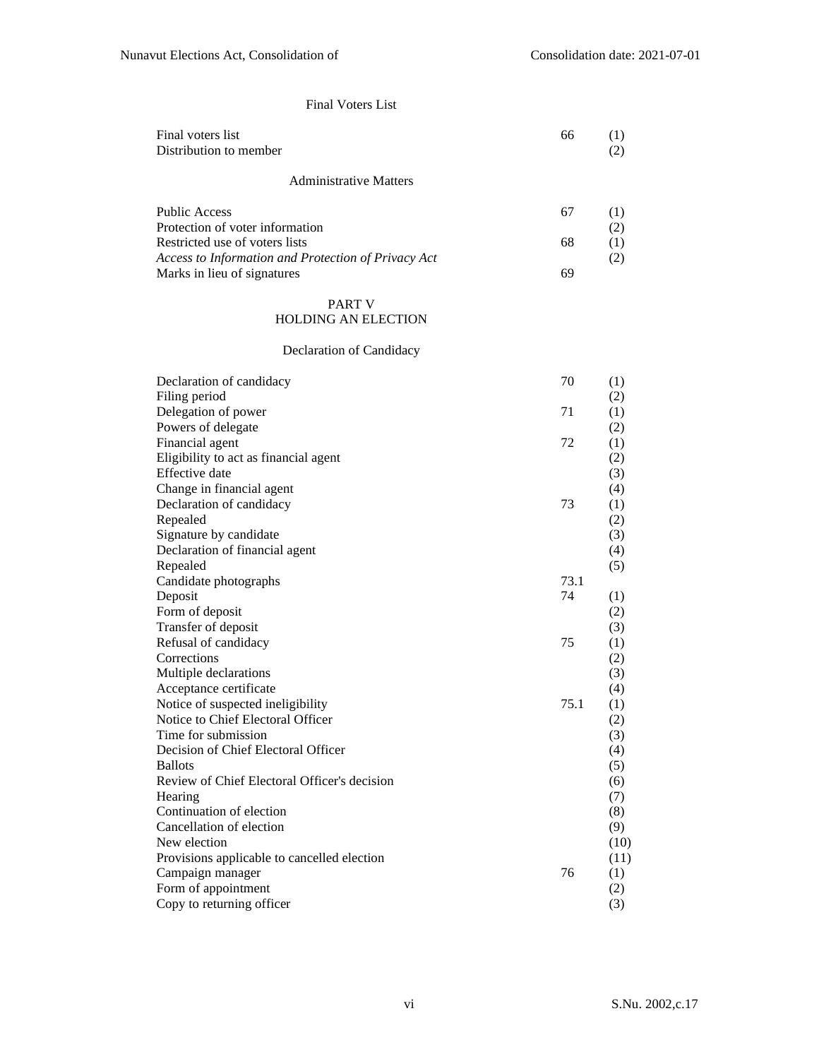### Final Voters List

| | | |
|---|---|---|
| Final voters list | 66 | (1) |
| Distribution to member | | (2) |

### Administrative Matters

| | | |
|---|---|---|
| Public Access | 67 | (1) |
| Protection of voter information | | (2) |
| Restricted use of voters lists | 68 | (1) |
| *Access to Information and Protection of Privacy Act* | | (2) |
| Marks in lieu of signatures | 69 | |

## PART V
## HOLDING AN ELECTION

### Declaration of Candidacy

| | | |
|---|---|---|
| Declaration of candidacy | 70 | (1) |
| Filing period | | (2) |
| Delegation of power | 71 | (1) |
| Powers of delegate | | (2) |
| Financial agent | 72 | (1) |
| Eligibility to act as financial agent | | (2) |
| Effective date | | (3) |
| Change in financial agent | | (4) |
| Declaration of candidacy | 73 | (1) |
| Repealed | | (2) |
| Signature by candidate | | (3) |
| Declaration of financial agent | | (4) |
| Repealed | | (5) |
| Candidate photographs | 73.1 | |
| Deposit | 74 | (1) |
| Form of deposit | | (2) |
| Transfer of deposit | | (3) |
| Refusal of candidacy | 75 | (1) |
| Corrections | | (2) |
| Multiple declarations | | (3) |
| Acceptance certificate | | (4) |
| Notice of suspected ineligibility | 75.1 | (1) |
| Notice to Chief Electoral Officer | | (2) |
| Time for submission | | (3) |
| Decision of Chief Electoral Officer | | (4) |
| Ballots | | (5) |
| Review of Chief Electoral Officer's decision | | (6) |
| Hearing | | (7) |
| Continuation of election | | (8) |
| Cancellation of election | | (9) |
| New election | | (10) |
| Provisions applicable to cancelled election | | (11) |
| Campaign manager | 76 | (1) |
| Form of appointment | | (2) |
| Copy to returning officer | | (3) |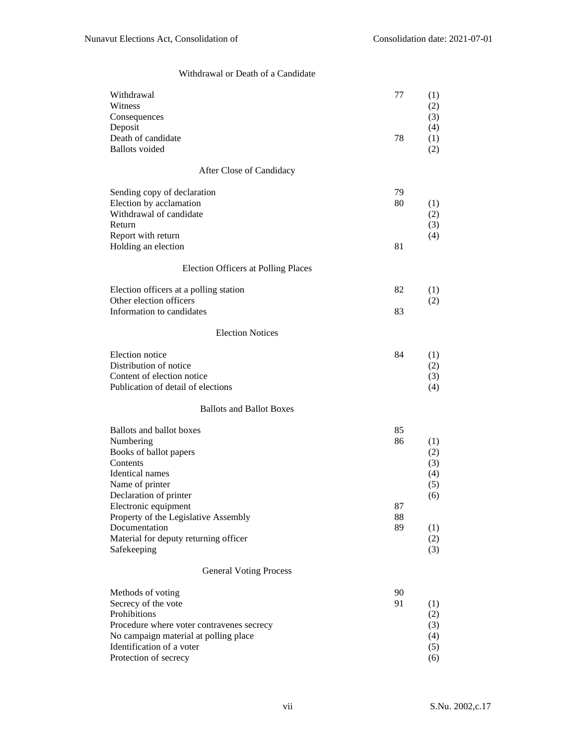### Withdrawal or Death of a Candidate

| | | |
|---|---|---|
| Withdrawal | 77 | (1) |
| Witness | | (2) |
| Consequences | | (3) |
| Deposit | | (4) |
| Death of candidate | 78 | (1) |
| Ballots voided | | (2) |

### After Close of Candidacy

| | | |
|---|---|---|
| Sending copy of declaration | 79 | |
| Election by acclamation | 80 | (1) |
| Withdrawal of candidate | | (2) |
| Return | | (3) |
| Report with return | | (4) |
| Holding an election | 81 | |

### Election Officers at Polling Places

| | | |
|---|---|---|
| Election officers at a polling station | 82 | (1) |
| Other election officers | | (2) |
| Information to candidates | 83 | |

### Election Notices

| | | |
|---|---|---|
| Election notice | 84 | (1) |
| Distribution of notice | | (2) |
| Content of election notice | | (3) |
| Publication of detail of elections | | (4) |

### Ballots and Ballot Boxes

| | | |
|---|---|---|
| Ballots and ballot boxes | 85 | |
| Numbering | 86 | (1) |
| Books of ballot papers | | (2) |
| Contents | | (3) |
| Identical names | | (4) |
| Name of printer | | (5) |
| Declaration of printer | | (6) |
| Electronic equipment | 87 | |
| Property of the Legislative Assembly | 88 | |
| Documentation | 89 | (1) |
| Material for deputy returning officer | | (2) |
| Safekeeping | | (3) |

### General Voting Process

| | | |
|---|---|---|
| Methods of voting | 90 | |
| Secrecy of the vote | 91 | (1) |
| Prohibitions | | (2) |
| Procedure where voter contravenes secrecy | | (3) |
| No campaign material at polling place | | (4) |
| Identification of a voter | | (5) |
| Protection of secrecy | | (6) |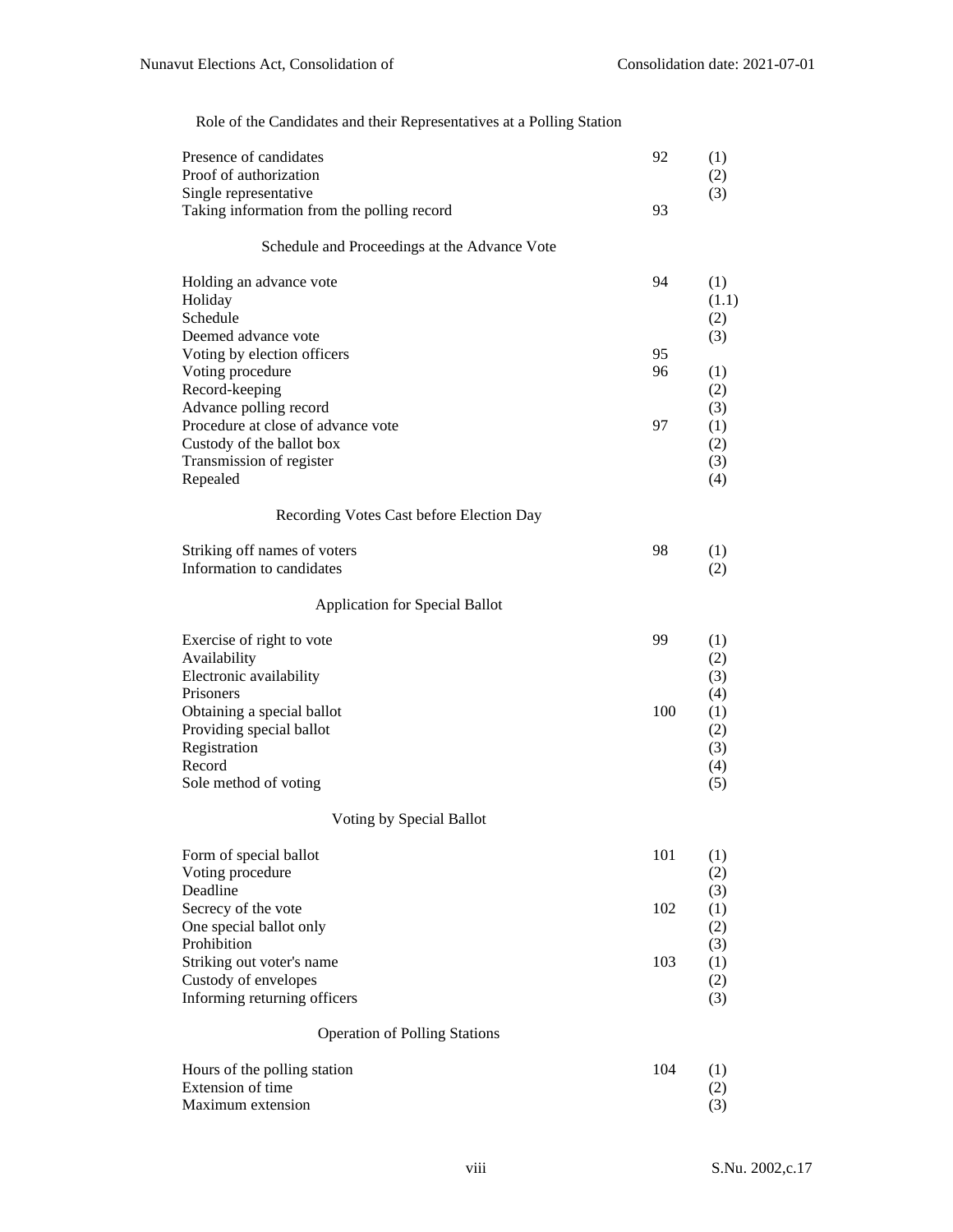### Role of the Candidates and their Representatives at a Polling Station

| | | |
|---|---|---|
| Presence of candidates | 92 | (1) |
| Proof of authorization | | (2) |
| Single representative | | (3) |
| Taking information from the polling record | 93 | |

### Schedule and Proceedings at the Advance Vote

| | | |
|---|---|---|
| Holding an advance vote | 94 | (1) |
| Holiday | | (1.1) |
| Schedule | | (2) |
| Deemed advance vote | | (3) |
| Voting by election officers | 95 | |
| Voting procedure | 96 | (1) |
| Record-keeping | | (2) |
| Advance polling record | | (3) |
| Procedure at close of advance vote | 97 | (1) |
| Custody of the ballot box | | (2) |
| Transmission of register | | (3) |
| Repealed | | (4) |

### Recording Votes Cast before Election Day

| | | |
|---|---|---|
| Striking off names of voters | 98 | (1) |
| Information to candidates | | (2) |

### Application for Special Ballot

| | | |
|---|---|---|
| Exercise of right to vote | 99 | (1) |
| Availability | | (2) |
| Electronic availability | | (3) |
| Prisoners | | (4) |
| Obtaining a special ballot | 100 | (1) |
| Providing special ballot | | (2) |
| Registration | | (3) |
| Record | | (4) |
| Sole method of voting | | (5) |

### Voting by Special Ballot

| | | |
|---|---|---|
| Form of special ballot | 101 | (1) |
| Voting procedure | | (2) |
| Deadline | | (3) |
| Secrecy of the vote | 102 | (1) |
| One special ballot only | | (2) |
| Prohibition | | (3) |
| Striking out voter's name | 103 | (1) |
| Custody of envelopes | | (2) |
| Informing returning officers | | (3) |

### Operation of Polling Stations

| | | |
|---|---|---|
| Hours of the polling station | 104 | (1) |
| Extension of time | | (2) |
| Maximum extension | | (3) |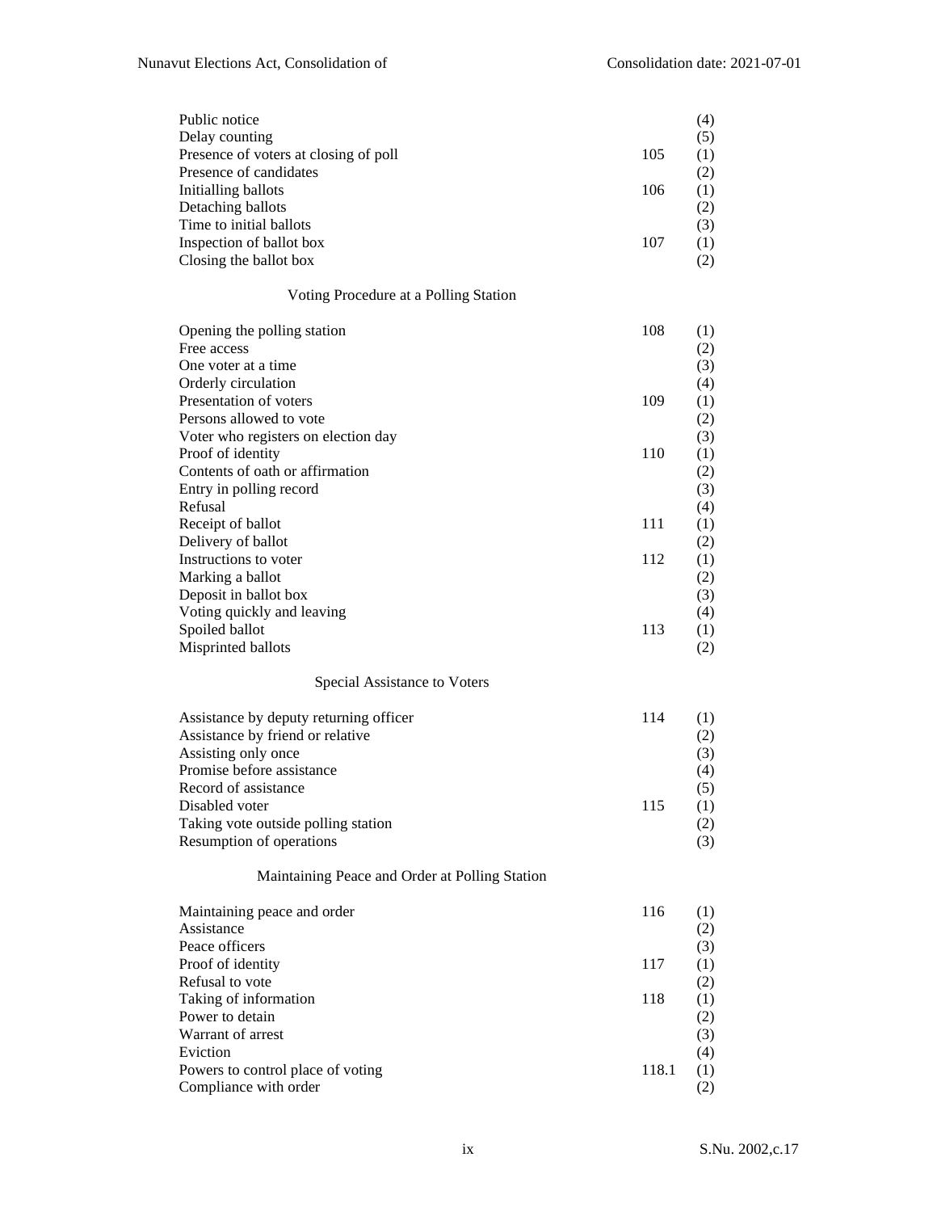| | | |
|---|---|---|
| Public notice | | (4) |
| Delay counting | | (5) |
| Presence of voters at closing of poll | 105 | (1) |
| Presence of candidates | | (2) |
| Initialling ballots | 106 | (1) |
| Detaching ballots | | (2) |
| Time to initial ballots | | (3) |
| Inspection of ballot box | 107 | (1) |
| Closing the ballot box | | (2) |

Voting Procedure at a Polling Station

| | | |
|---|---|---|
| Opening the polling station | 108 | (1) |
| Free access | | (2) |
| One voter at a time | | (3) |
| Orderly circulation | | (4) |
| Presentation of voters | 109 | (1) |
| Persons allowed to vote | | (2) |
| Voter who registers on election day | | (3) |
| Proof of identity | 110 | (1) |
| Contents of oath or affirmation | | (2) |
| Entry in polling record | | (3) |
| Refusal | | (4) |
| Receipt of ballot | 111 | (1) |
| Delivery of ballot | | (2) |
| Instructions to voter | 112 | (1) |
| Marking a ballot | | (2) |
| Deposit in ballot box | | (3) |
| Voting quickly and leaving | | (4) |
| Spoiled ballot | 113 | (1) |
| Misprinted ballots | | (2) |

Special Assistance to Voters

| | | |
|---|---|---|
| Assistance by deputy returning officer | 114 | (1) |
| Assistance by friend or relative | | (2) |
| Assisting only once | | (3) |
| Promise before assistance | | (4) |
| Record of assistance | | (5) |
| Disabled voter | 115 | (1) |
| Taking vote outside polling station | | (2) |
| Resumption of operations | | (3) |

Maintaining Peace and Order at Polling Station

| | | |
|---|---|---|
| Maintaining peace and order | 116 | (1) |
| Assistance | | (2) |
| Peace officers | | (3) |
| Proof of identity | 117 | (1) |
| Refusal to vote | | (2) |
| Taking of information | 118 | (1) |
| Power to detain | | (2) |
| Warrant of arrest | | (3) |
| Eviction | | (4) |
| Powers to control place of voting | 118.1 | (1) |
| Compliance with order | | (2) |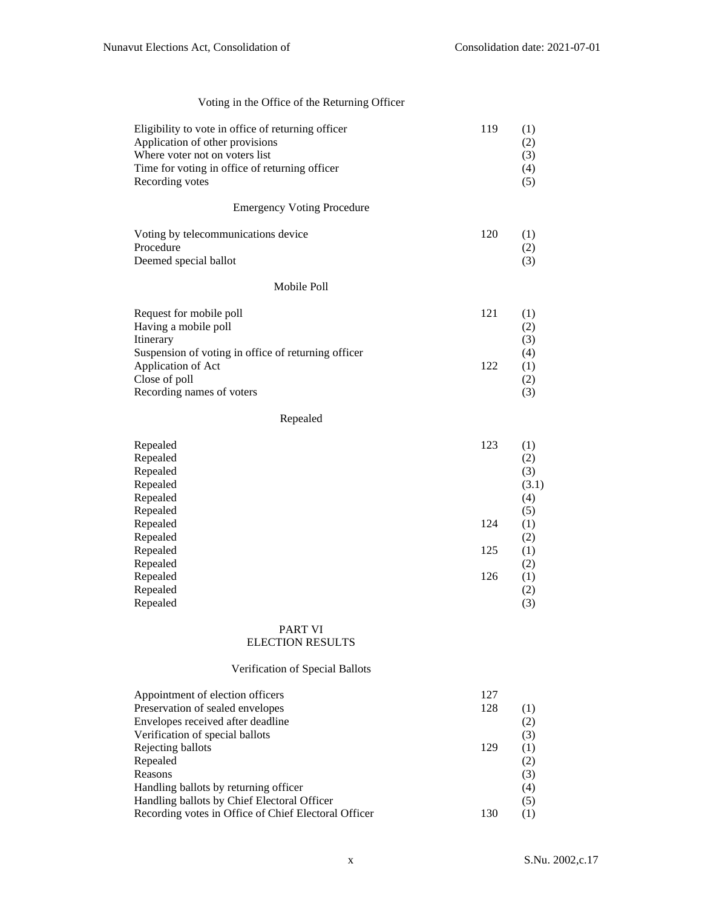### Voting in the Office of the Returning Officer

| | | |
|---|---|---|
| Eligibility to vote in office of returning officer | 119 | (1) |
| Application of other provisions | | (2) |
| Where voter not on voters list | | (3) |
| Time for voting in office of returning officer | | (4) |
| Recording votes | | (5) |

### Emergency Voting Procedure

| | | |
|---|---|---|
| Voting by telecommunications device | 120 | (1) |
| Procedure | | (2) |
| Deemed special ballot | | (3) |

### Mobile Poll

| | | |
|---|---|---|
| Request for mobile poll | 121 | (1) |
| Having a mobile poll | | (2) |
| Itinerary | | (3) |
| Suspension of voting in office of returning officer | | (4) |
| Application of Act | 122 | (1) |
| Close of poll | | (2) |
| Recording names of voters | | (3) |

### Repealed

| | | |
|---|---|---|
| Repealed | 123 | (1) |
| Repealed | | (2) |
| Repealed | | (3) |
| Repealed | | (3.1) |
| Repealed | | (4) |
| Repealed | | (5) |
| Repealed | 124 | (1) |
| Repealed | | (2) |
| Repealed | 125 | (1) |
| Repealed | | (2) |
| Repealed | 126 | (1) |
| Repealed | | (2) |
| Repealed | | (3) |

## PART VI
## ELECTION RESULTS

### Verification of Special Ballots

| | | |
|---|---|---|
| Appointment of election officers | 127 | |
| Preservation of sealed envelopes | 128 | (1) |
| Envelopes received after deadline | | (2) |
| Verification of special ballots | | (3) |
| Rejecting ballots | 129 | (1) |
| Repealed | | (2) |
| Reasons | | (3) |
| Handling ballots by returning officer | | (4) |
| Handling ballots by Chief Electoral Officer | | (5) |
| Recording votes in Office of Chief Electoral Officer | 130 | (1) |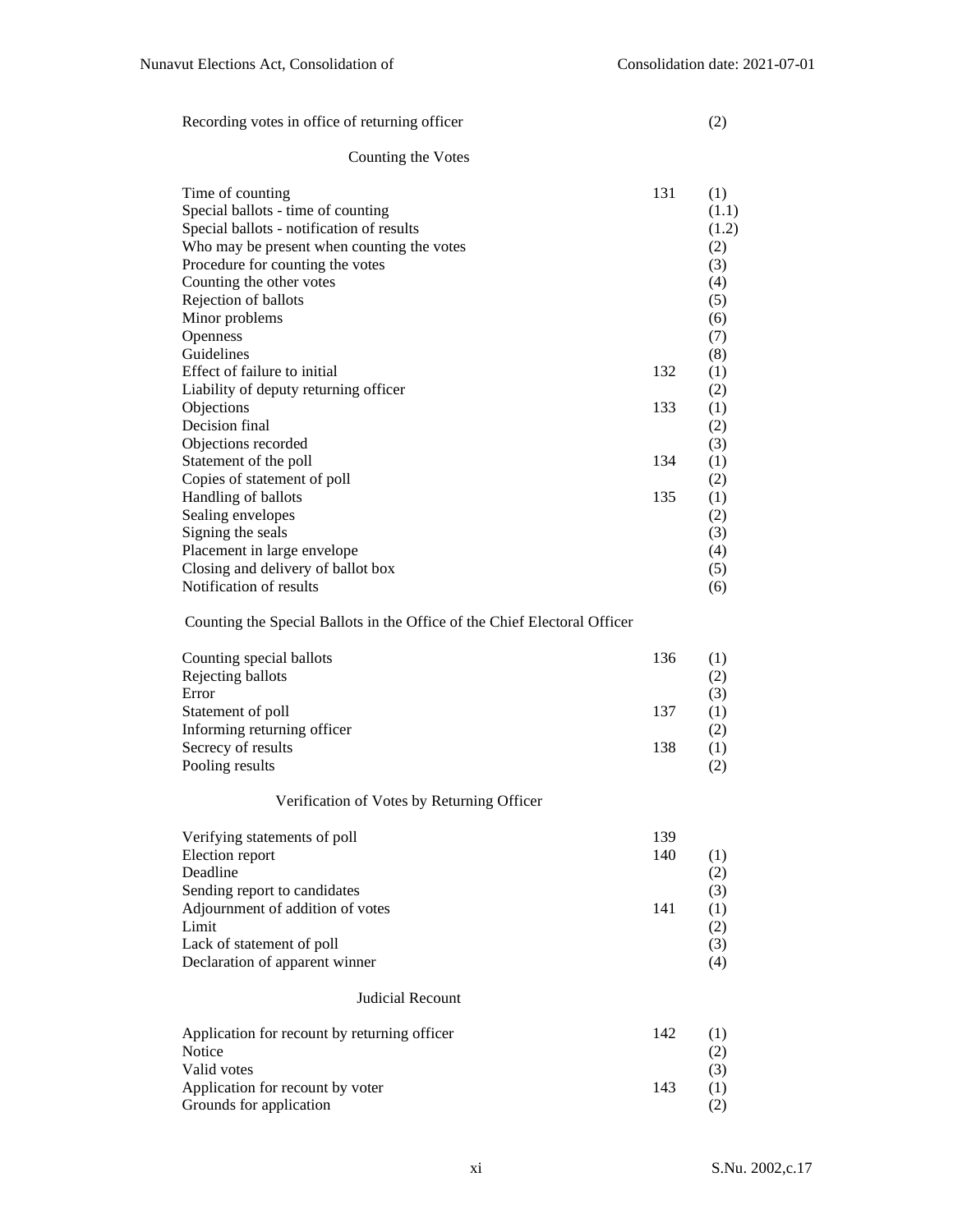| | | |
|---|---|---|
| Recording votes in office of returning officer | | (2) |

### Counting the Votes

| | | |
|---|---|---|
| Time of counting | 131 | (1) |
| Special ballots - time of counting | | (1.1) |
| Special ballots - notification of results | | (1.2) |
| Who may be present when counting the votes | | (2) |
| Procedure for counting the votes | | (3) |
| Counting the other votes | | (4) |
| Rejection of ballots | | (5) |
| Minor problems | | (6) |
| Openness | | (7) |
| Guidelines | | (8) |
| Effect of failure to initial | 132 | (1) |
| Liability of deputy returning officer | | (2) |
| Objections | 133 | (1) |
| Decision final | | (2) |
| Objections recorded | | (3) |
| Statement of the poll | 134 | (1) |
| Copies of statement of poll | | (2) |
| Handling of ballots | 135 | (1) |
| Sealing envelopes | | (2) |
| Signing the seals | | (3) |
| Placement in large envelope | | (4) |
| Closing and delivery of ballot box | | (5) |
| Notification of results | | (6) |

### Counting the Special Ballots in the Office of the Chief Electoral Officer

| | | |
|---|---|---|
| Counting special ballots | 136 | (1) |
| Rejecting ballots | | (2) |
| Error | | (3) |
| Statement of poll | 137 | (1) |
| Informing returning officer | | (2) |
| Secrecy of results | 138 | (1) |
| Pooling results | | (2) |

### Verification of Votes by Returning Officer

| | | |
|---|---|---|
| Verifying statements of poll | 139 | |
| Election report | 140 | (1) |
| Deadline | | (2) |
| Sending report to candidates | | (3) |
| Adjournment of addition of votes | 141 | (1) |
| Limit | | (2) |
| Lack of statement of poll | | (3) |
| Declaration of apparent winner | | (4) |

### Judicial Recount

| | | |
|---|---|---|
| Application for recount by returning officer | 142 | (1) |
| Notice | | (2) |
| Valid votes | | (3) |
| Application for recount by voter | 143 | (1) |
| Grounds for application | | (2) |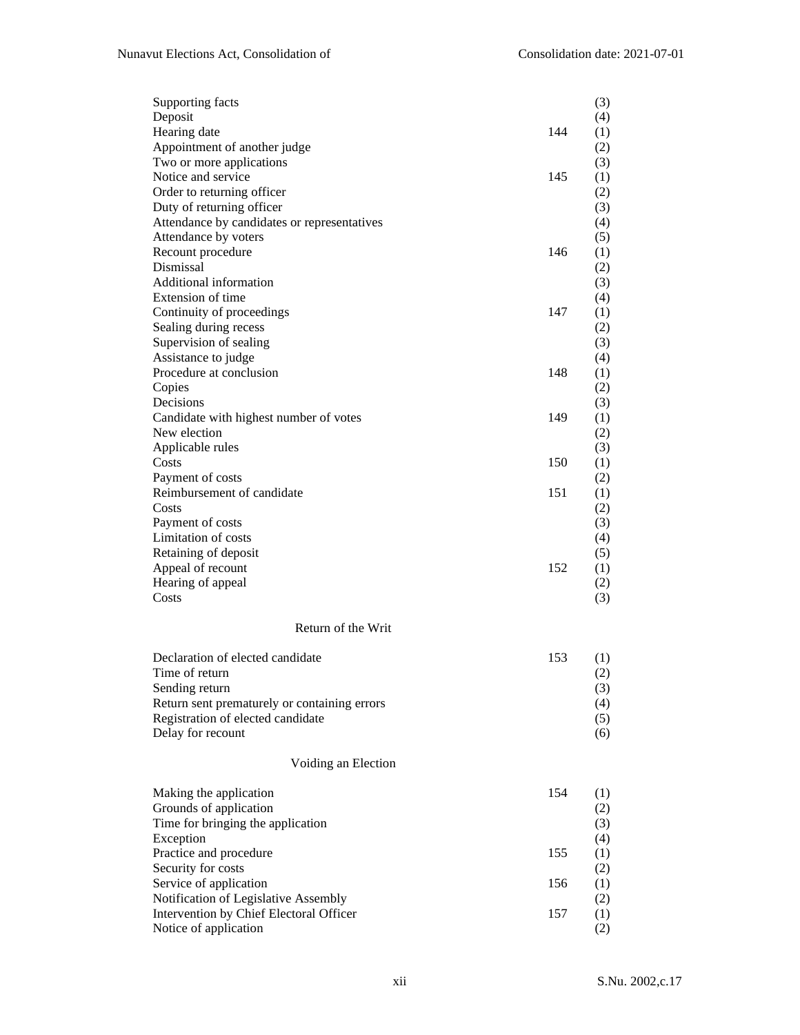| | | |
|---|---|---|
| Supporting facts | | (3) |
| Deposit | | (4) |
| Hearing date | 144 | (1) |
| Appointment of another judge | | (2) |
| Two or more applications | | (3) |
| Notice and service | 145 | (1) |
| Order to returning officer | | (2) |
| Duty of returning officer | | (3) |
| Attendance by candidates or representatives | | (4) |
| Attendance by voters | | (5) |
| Recount procedure | 146 | (1) |
| Dismissal | | (2) |
| Additional information | | (3) |
| Extension of time | | (4) |
| Continuity of proceedings | 147 | (1) |
| Sealing during recess | | (2) |
| Supervision of sealing | | (3) |
| Assistance to judge | | (4) |
| Procedure at conclusion | 148 | (1) |
| Copies | | (2) |
| Decisions | | (3) |
| Candidate with highest number of votes | 149 | (1) |
| New election | | (2) |
| Applicable rules | | (3) |
| Costs | 150 | (1) |
| Payment of costs | | (2) |
| Reimbursement of candidate | 151 | (1) |
| Costs | | (2) |
| Payment of costs | | (3) |
| Limitation of costs | | (4) |
| Retaining of deposit | | (5) |
| Appeal of recount | 152 | (1) |
| Hearing of appeal | | (2) |
| Costs | | (3) |

Return of the Writ

| | | |
|---|---|---|
| Declaration of elected candidate | 153 | (1) |
| Time of return | | (2) |
| Sending return | | (3) |
| Return sent prematurely or containing errors | | (4) |
| Registration of elected candidate | | (5) |
| Delay for recount | | (6) |

Voiding an Election

| | | |
|---|---|---|
| Making the application | 154 | (1) |
| Grounds of application | | (2) |
| Time for bringing the application | | (3) |
| Exception | | (4) |
| Practice and procedure | 155 | (1) |
| Security for costs | | (2) |
| Service of application | 156 | (1) |
| Notification of Legislative Assembly | | (2) |
| Intervention by Chief Electoral Officer | 157 | (1) |
| Notice of application | | (2) |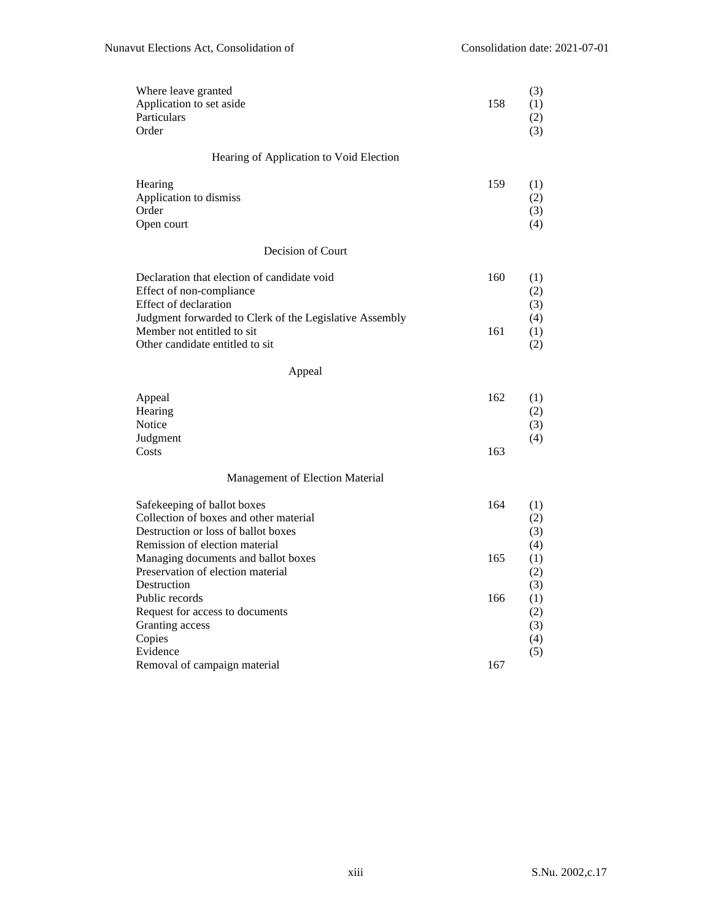| | | |
|---|---|---|
| Where leave granted | | (3) |
| Application to set aside | 158 | (1) |
| Particulars | | (2) |
| Order | | (3) |

### Hearing of Application to Void Election

| | | |
|---|---|---|
| Hearing | 159 | (1) |
| Application to dismiss | | (2) |
| Order | | (3) |
| Open court | | (4) |

### Decision of Court

| | | |
|---|---|---|
| Declaration that election of candidate void | 160 | (1) |
| Effect of non-compliance | | (2) |
| Effect of declaration | | (3) |
| Judgment forwarded to Clerk of the Legislative Assembly | | (4) |
| Member not entitled to sit | 161 | (1) |
| Other candidate entitled to sit | | (2) |

### Appeal

| | | |
|---|---|---|
| Appeal | 162 | (1) |
| Hearing | | (2) |
| Notice | | (3) |
| Judgment | | (4) |
| Costs | 163 | |

### Management of Election Material

| | | |
|---|---|---|
| Safekeeping of ballot boxes | 164 | (1) |
| Collection of boxes and other material | | (2) |
| Destruction or loss of ballot boxes | | (3) |
| Remission of election material | | (4) |
| Managing documents and ballot boxes | 165 | (1) |
| Preservation of election material | | (2) |
| Destruction | | (3) |
| Public records | 166 | (1) |
| Request for access to documents | | (2) |
| Granting access | | (3) |
| Copies | | (4) |
| Evidence | | (5) |
| Removal of campaign material | 167 | |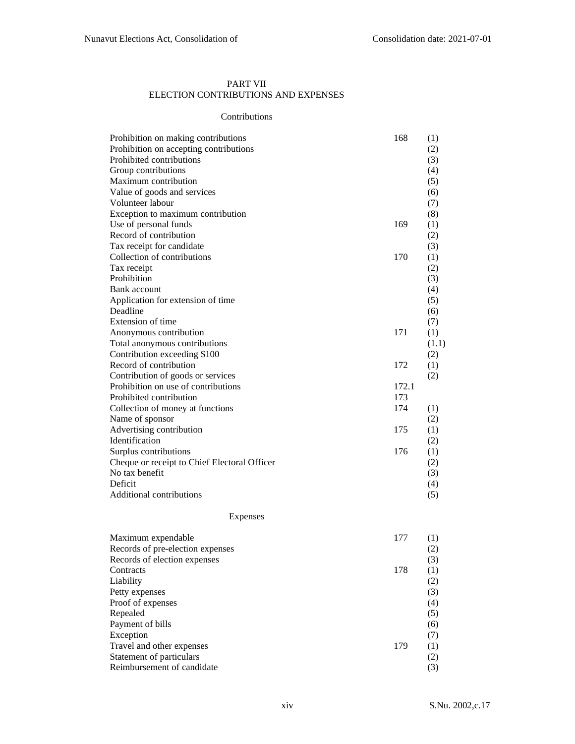## PART VII
## ELECTION CONTRIBUTIONS AND EXPENSES

### Contributions

| | | |
|---|---|---|
| Prohibition on making contributions | 168 | (1) |
| Prohibition on accepting contributions | | (2) |
| Prohibited contributions | | (3) |
| Group contributions | | (4) |
| Maximum contribution | | (5) |
| Value of goods and services | | (6) |
| Volunteer labour | | (7) |
| Exception to maximum contribution | | (8) |
| Use of personal funds | 169 | (1) |
| Record of contribution | | (2) |
| Tax receipt for candidate | | (3) |
| Collection of contributions | 170 | (1) |
| Tax receipt | | (2) |
| Prohibition | | (3) |
| Bank account | | (4) |
| Application for extension of time | | (5) |
| Deadline | | (6) |
| Extension of time | | (7) |
| Anonymous contribution | 171 | (1) |
| Total anonymous contributions | | (1.1) |
| Contribution exceeding $100 | | (2) |
| Record of contribution | 172 | (1) |
| Contribution of goods or services | | (2) |
| Prohibition on use of contributions | 172.1 | |
| Prohibited contribution | 173 | |
| Collection of money at functions | 174 | (1) |
| Name of sponsor | | (2) |
| Advertising contribution | 175 | (1) |
| Identification | | (2) |
| Surplus contributions | 176 | (1) |
| Cheque or receipt to Chief Electoral Officer | | (2) |
| No tax benefit | | (3) |
| Deficit | | (4) |
| Additional contributions | | (5) |

### Expenses

| | | |
|---|---|---|
| Maximum expendable | 177 | (1) |
| Records of pre-election expenses | | (2) |
| Records of election expenses | | (3) |
| Contracts | 178 | (1) |
| Liability | | (2) |
| Petty expenses | | (3) |
| Proof of expenses | | (4) |
| Repealed | | (5) |
| Payment of bills | | (6) |
| Exception | | (7) |
| Travel and other expenses | 179 | (1) |
| Statement of particulars | | (2) |
| Reimbursement of candidate | | (3) |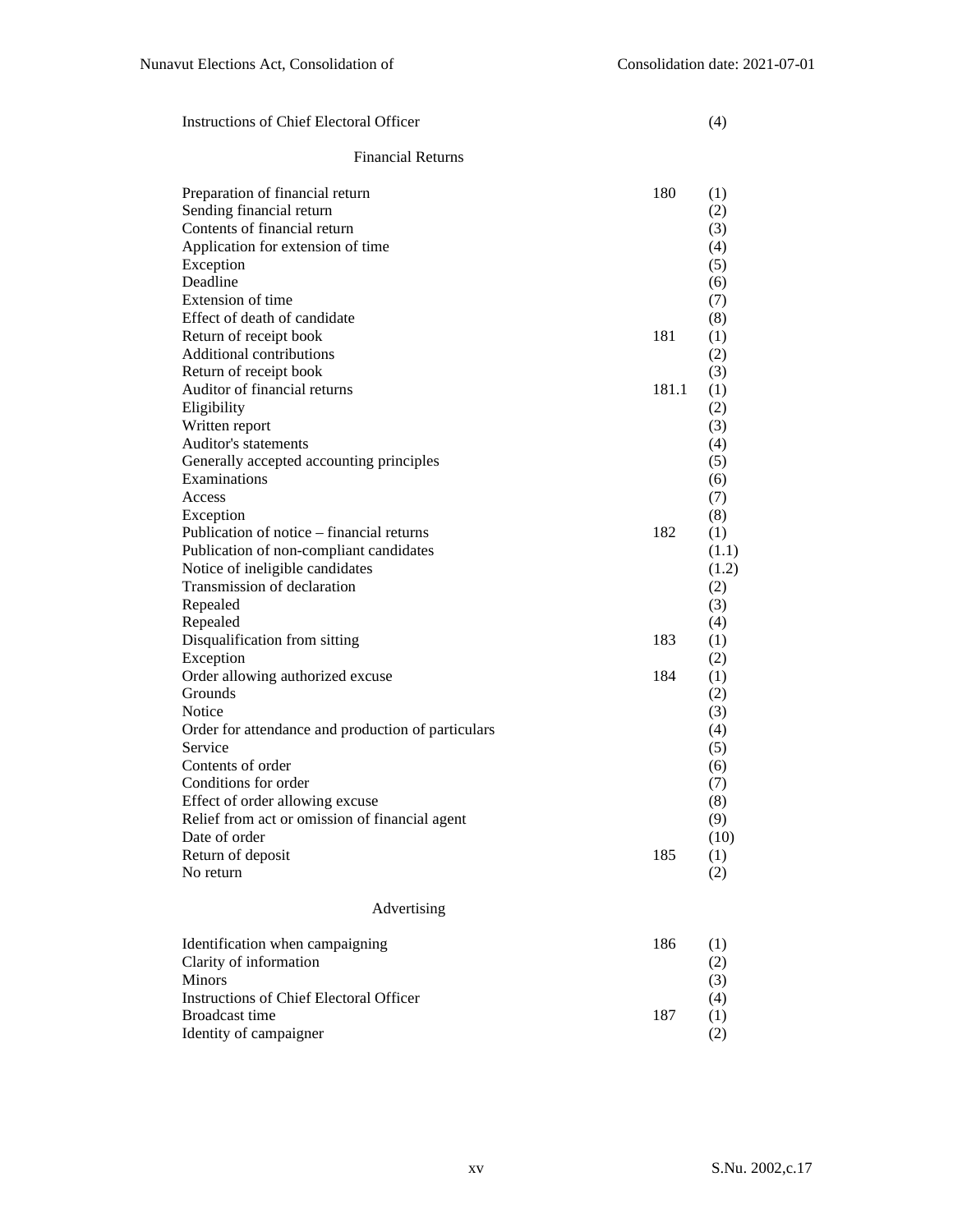| | | |
|---|---|---|
| Instructions of Chief Electoral Officer | | (4) |

### Financial Returns

| | | |
|---|---|---|
| Preparation of financial return | 180 | (1) |
| Sending financial return | | (2) |
| Contents of financial return | | (3) |
| Application for extension of time | | (4) |
| Exception | | (5) |
| Deadline | | (6) |
| Extension of time | | (7) |
| Effect of death of candidate | | (8) |
| Return of receipt book | 181 | (1) |
| Additional contributions | | (2) |
| Return of receipt book | | (3) |
| Auditor of financial returns | 181.1 | (1) |
| Eligibility | | (2) |
| Written report | | (3) |
| Auditor's statements | | (4) |
| Generally accepted accounting principles | | (5) |
| Examinations | | (6) |
| Access | | (7) |
| Exception | | (8) |
| Publication of notice – financial returns | 182 | (1) |
| Publication of non-compliant candidates | | (1.1) |
| Notice of ineligible candidates | | (1.2) |
| Transmission of declaration | | (2) |
| Repealed | | (3) |
| Repealed | | (4) |
| Disqualification from sitting | 183 | (1) |
| Exception | | (2) |
| Order allowing authorized excuse | 184 | (1) |
| Grounds | | (2) |
| Notice | | (3) |
| Order for attendance and production of particulars | | (4) |
| Service | | (5) |
| Contents of order | | (6) |
| Conditions for order | | (7) |
| Effect of order allowing excuse | | (8) |
| Relief from act or omission of financial agent | | (9) |
| Date of order | | (10) |
| Return of deposit | 185 | (1) |
| No return | | (2) |

### Advertising

| | | |
|---|---|---|
| Identification when campaigning | 186 | (1) |
| Clarity of information | | (2) |
| Minors | | (3) |
| Instructions of Chief Electoral Officer | | (4) |
| Broadcast time | 187 | (1) |
| Identity of campaigner | | (2) |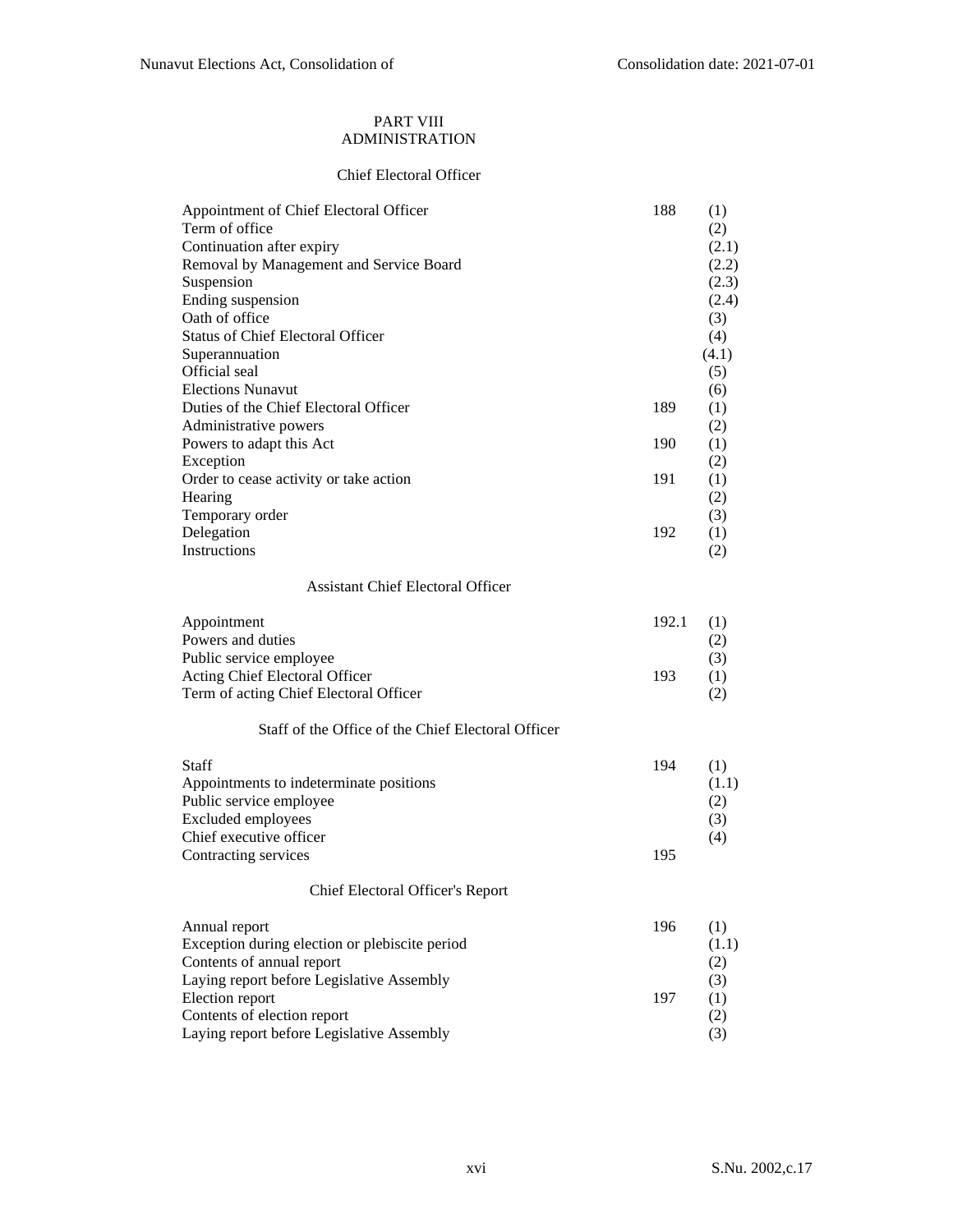## PART VIII
## ADMINISTRATION

### Chief Electoral Officer

| | | |
|---|---|---|
| Appointment of Chief Electoral Officer | 188 | (1) |
| Term of office | | (2) |
| Continuation after expiry | | (2.1) |
| Removal by Management and Service Board | | (2.2) |
| Suspension | | (2.3) |
| Ending suspension | | (2.4) |
| Oath of office | | (3) |
| Status of Chief Electoral Officer | | (4) |
| Superannuation | | (4.1) |
| Official seal | | (5) |
| Elections Nunavut | | (6) |
| Duties of the Chief Electoral Officer | 189 | (1) |
| Administrative powers | | (2) |
| Powers to adapt this Act | 190 | (1) |
| Exception | | (2) |
| Order to cease activity or take action | 191 | (1) |
| Hearing | | (2) |
| Temporary order | | (3) |
| Delegation | 192 | (1) |
| Instructions | | (2) |

### Assistant Chief Electoral Officer

| | | |
|---|---|---|
| Appointment | 192.1 | (1) |
| Powers and duties | | (2) |
| Public service employee | | (3) |
| Acting Chief Electoral Officer | 193 | (1) |
| Term of acting Chief Electoral Officer | | (2) |

### Staff of the Office of the Chief Electoral Officer

| | | |
|---|---|---|
| Staff | 194 | (1) |
| Appointments to indeterminate positions | | (1.1) |
| Public service employee | | (2) |
| Excluded employees | | (3) |
| Chief executive officer | | (4) |
| Contracting services | 195 | |

### Chief Electoral Officer's Report

| | | |
|---|---|---|
| Annual report | 196 | (1) |
| Exception during election or plebiscite period | | (1.1) |
| Contents of annual report | | (2) |
| Laying report before Legislative Assembly | | (3) |
| Election report | 197 | (1) |
| Contents of election report | | (2) |
| Laying report before Legislative Assembly | | (3) |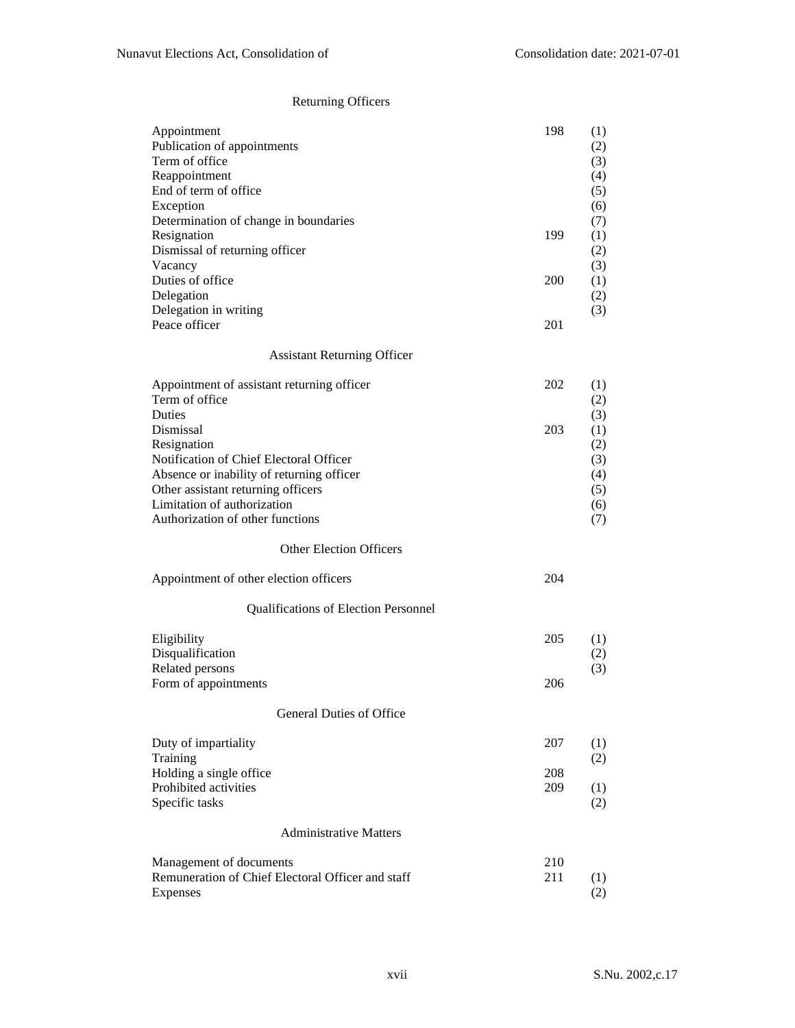### Returning Officers

| | | |
|---|---|---|
| Appointment | 198 | (1) |
| Publication of appointments | | (2) |
| Term of office | | (3) |
| Reappointment | | (4) |
| End of term of office | | (5) |
| Exception | | (6) |
| Determination of change in boundaries | | (7) |
| Resignation | 199 | (1) |
| Dismissal of returning officer | | (2) |
| Vacancy | | (3) |
| Duties of office | 200 | (1) |
| Delegation | | (2) |
| Delegation in writing | | (3) |
| Peace officer | 201 | |

### Assistant Returning Officer

| | | |
|---|---|---|
| Appointment of assistant returning officer | 202 | (1) |
| Term of office | | (2) |
| Duties | | (3) |
| Dismissal | 203 | (1) |
| Resignation | | (2) |
| Notification of Chief Electoral Officer | | (3) |
| Absence or inability of returning officer | | (4) |
| Other assistant returning officers | | (5) |
| Limitation of authorization | | (6) |
| Authorization of other functions | | (7) |

### Other Election Officers

| | | |
|---|---|---|
| Appointment of other election officers | 204 | |

### Qualifications of Election Personnel

| | | |
|---|---|---|
| Eligibility | 205 | (1) |
| Disqualification | | (2) |
| Related persons | | (3) |
| Form of appointments | 206 | |

### General Duties of Office

| | | |
|---|---|---|
| Duty of impartiality | 207 | (1) |
| Training | | (2) |
| Holding a single office | 208 | |
| Prohibited activities | 209 | (1) |
| Specific tasks | | (2) |

### Administrative Matters

| | | |
|---|---|---|
| Management of documents | 210 | |
| Remuneration of Chief Electoral Officer and staff | 211 | (1) |
| Expenses | | (2) |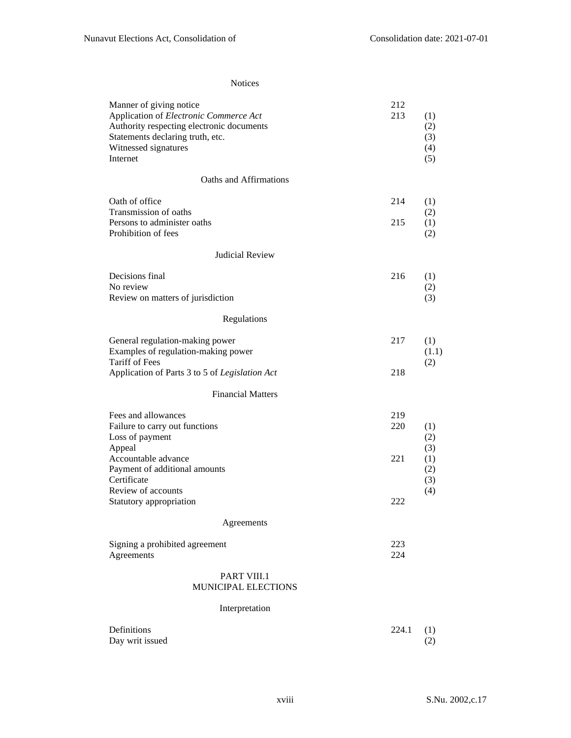### Notices

| | | |
|---|---|---|
| Manner of giving notice | 212 | |
| Application of *Electronic Commerce Act* | 213 | (1) |
| Authority respecting electronic documents | | (2) |
| Statements declaring truth, etc. | | (3) |
| Witnessed signatures | | (4) |
| Internet | | (5) |

### Oaths and Affirmations

| | | |
|---|---|---|
| Oath of office | 214 | (1) |
| Transmission of oaths | | (2) |
| Persons to administer oaths | 215 | (1) |
| Prohibition of fees | | (2) |

### Judicial Review

| | | |
|---|---|---|
| Decisions final | 216 | (1) |
| No review | | (2) |
| Review on matters of jurisdiction | | (3) |

### Regulations

| | | |
|---|---|---|
| General regulation-making power | 217 | (1) |
| Examples of regulation-making power | | (1.1) |
| Tariff of Fees | | (2) |
| Application of Parts 3 to 5 of *Legislation Act* | 218 | |

### Financial Matters

| | | |
|---|---|---|
| Fees and allowances | 219 | |
| Failure to carry out functions | 220 | (1) |
| Loss of payment | | (2) |
| Appeal | | (3) |
| Accountable advance | 221 | (1) |
| Payment of additional amounts | | (2) |
| Certificate | | (3) |
| Review of accounts | | (4) |
| Statutory appropriation | 222 | |

### Agreements

| | | |
|---|---|---|
| Signing a prohibited agreement | 223 | |
| Agreements | 224 | |

## PART VIII.1
## MUNICIPAL ELECTIONS

### Interpretation

| | | |
|---|---|---|
| Definitions | 224.1 | (1) |
| Day writ issued | | (2) |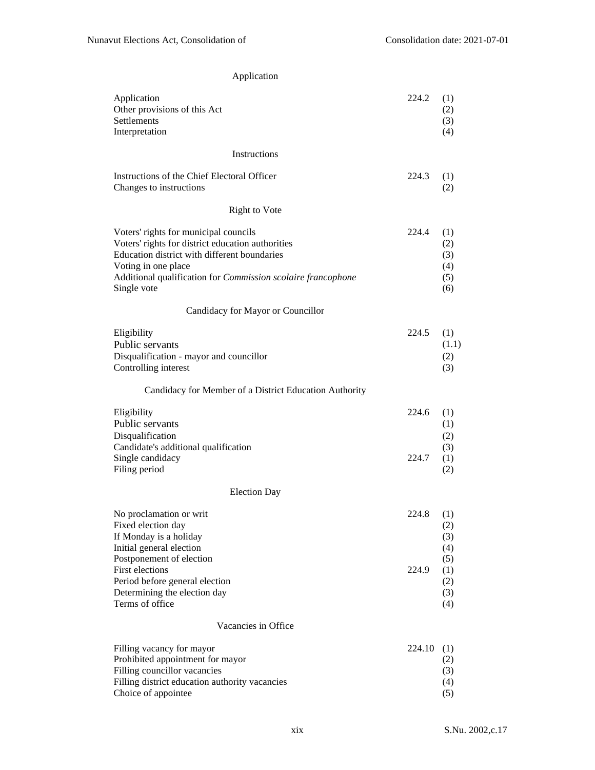## Application

| | | |
|---|---|---|
| Application | 224.2 | (1) |
| Other provisions of this Act | | (2) |
| Settlements | | (3) |
| Interpretation | | (4) |

## Instructions

| | | |
|---|---|---|
| Instructions of the Chief Electoral Officer | 224.3 | (1) |
| Changes to instructions | | (2) |

## Right to Vote

| | | |
|---|---|---|
| Voters' rights for municipal councils | 224.4 | (1) |
| Voters' rights for district education authorities | | (2) |
| Education district with different boundaries | | (3) |
| Voting in one place | | (4) |
| Additional qualification for *Commission scolaire francophone* | | (5) |
| Single vote | | (6) |

## Candidacy for Mayor or Councillor

| | | |
|---|---|---|
| Eligibility | 224.5 | (1) |
| Public servants | | (1.1) |
| Disqualification - mayor and councillor | | (2) |
| Controlling interest | | (3) |

## Candidacy for Member of a District Education Authority

| | | |
|---|---|---|
| Eligibility | 224.6 | (1) |
| Public servants | | (1) |
| Disqualification | | (2) |
| Candidate's additional qualification | | (3) |
| Single candidacy | 224.7 | (1) |
| Filing period | | (2) |

## Election Day

| | | |
|---|---|---|
| No proclamation or writ | 224.8 | (1) |
| Fixed election day | | (2) |
| If Monday is a holiday | | (3) |
| Initial general election | | (4) |
| Postponement of election | | (5) |
| First elections | 224.9 | (1) |
| Period before general election | | (2) |
| Determining the election day | | (3) |
| Terms of office | | (4) |

## Vacancies in Office

| | | |
|---|---|---|
| Filling vacancy for mayor | 224.10 | (1) |
| Prohibited appointment for mayor | | (2) |
| Filling councillor vacancies | | (3) |
| Filling district education authority vacancies | | (4) |
| Choice of appointee | | (5) |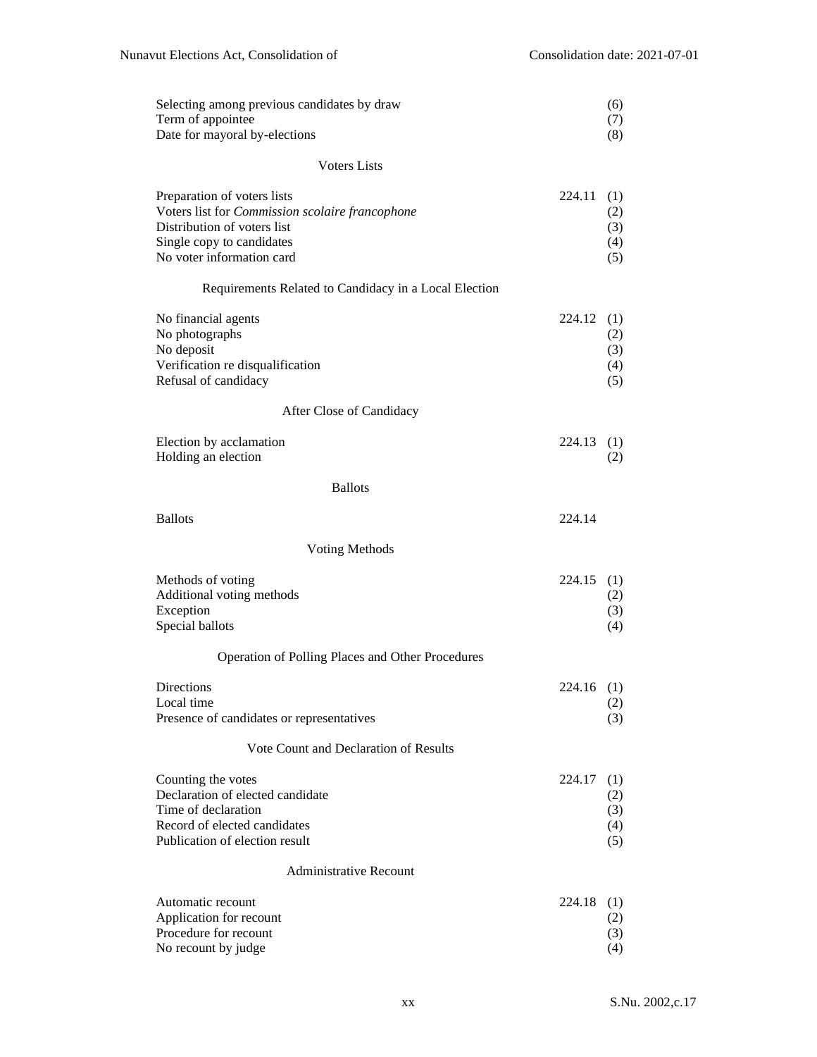| | | |
|---|---|---|
| Selecting among previous candidates by draw | | (6) |
| Term of appointee | | (7) |
| Date for mayoral by-elections | | (8) |

### Voters Lists

| | | |
|---|---|---|
| Preparation of voters lists | 224.11 | (1) |
| Voters list for *Commission scolaire francophone* | | (2) |
| Distribution of voters list | | (3) |
| Single copy to candidates | | (4) |
| No voter information card | | (5) |

### Requirements Related to Candidacy in a Local Election

| | | |
|---|---|---|
| No financial agents | 224.12 | (1) |
| No photographs | | (2) |
| No deposit | | (3) |
| Verification re disqualification | | (4) |
| Refusal of candidacy | | (5) |

### After Close of Candidacy

| | | |
|---|---|---|
| Election by acclamation | 224.13 | (1) |
| Holding an election | | (2) |

### Ballots

| | | |
|---|---|---|
| Ballots | 224.14 | |

### Voting Methods

| | | |
|---|---|---|
| Methods of voting | 224.15 | (1) |
| Additional voting methods | | (2) |
| Exception | | (3) |
| Special ballots | | (4) |

### Operation of Polling Places and Other Procedures

| | | |
|---|---|---|
| Directions | 224.16 | (1) |
| Local time | | (2) |
| Presence of candidates or representatives | | (3) |

### Vote Count and Declaration of Results

| | | |
|---|---|---|
| Counting the votes | 224.17 | (1) |
| Declaration of elected candidate | | (2) |
| Time of declaration | | (3) |
| Record of elected candidates | | (4) |
| Publication of election result | | (5) |

### Administrative Recount

| | | |
|---|---|---|
| Automatic recount | 224.18 | (1) |
| Application for recount | | (2) |
| Procedure for recount | | (3) |
| No recount by judge | | (4) |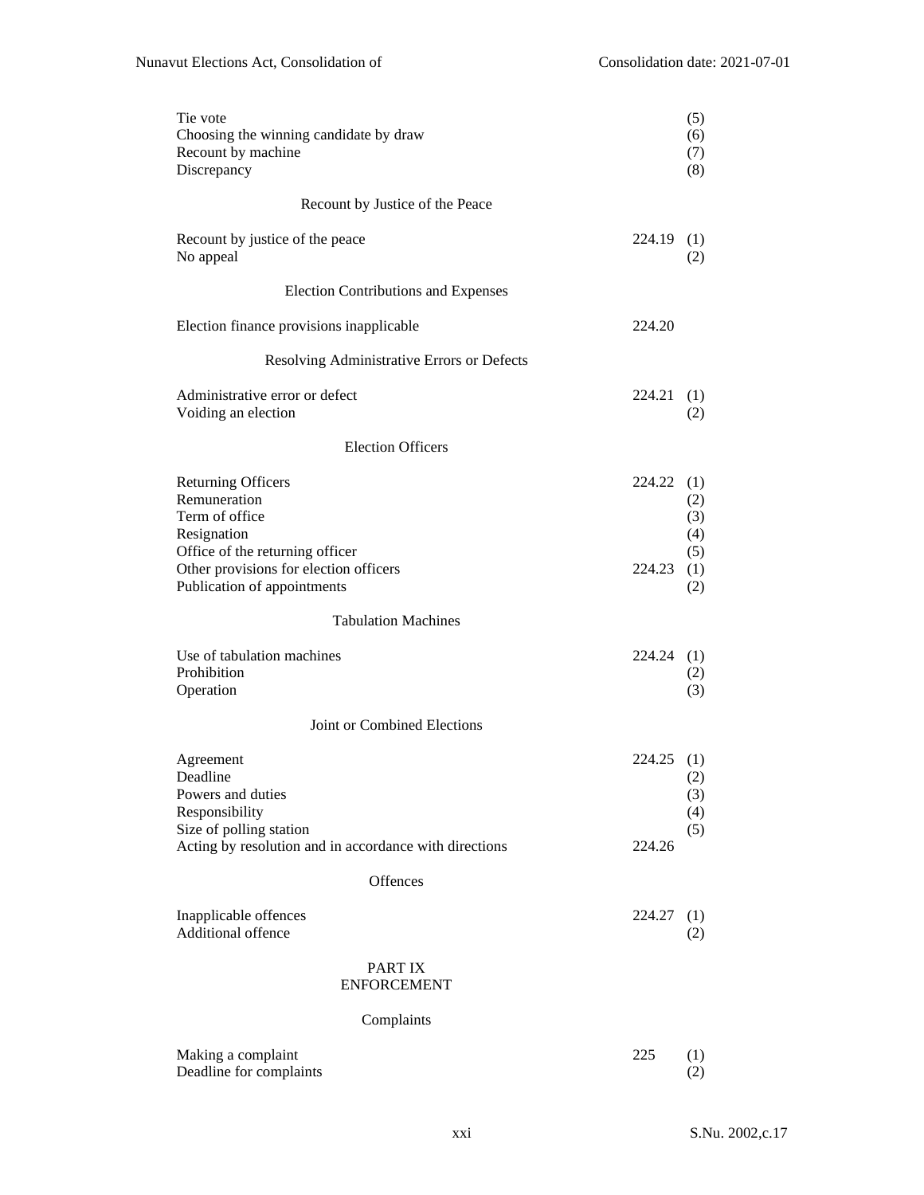| | | |
|---|---|---|
| Tie vote | | (5) |
| Choosing the winning candidate by draw | | (6) |
| Recount by machine | | (7) |
| Discrepancy | | (8) |

Recount by Justice of the Peace

| | | |
|---|---|---|
| Recount by justice of the peace | 224.19 | (1) |
| No appeal | | (2) |

Election Contributions and Expenses

| | | |
|---|---|---|
| Election finance provisions inapplicable | 224.20 | |

Resolving Administrative Errors or Defects

| | | |
|---|---|---|
| Administrative error or defect | 224.21 | (1) |
| Voiding an election | | (2) |

Election Officers

| | | |
|---|---|---|
| Returning Officers | 224.22 | (1) |
| Remuneration | | (2) |
| Term of office | | (3) |
| Resignation | | (4) |
| Office of the returning officer | | (5) |
| Other provisions for election officers | 224.23 | (1) |
| Publication of appointments | | (2) |

Tabulation Machines

| | | |
|---|---|---|
| Use of tabulation machines | 224.24 | (1) |
| Prohibition | | (2) |
| Operation | | (3) |

Joint or Combined Elections

| | | |
|---|---|---|
| Agreement | 224.25 | (1) |
| Deadline | | (2) |
| Powers and duties | | (3) |
| Responsibility | | (4) |
| Size of polling station | | (5) |
| Acting by resolution and in accordance with directions | 224.26 | |

Offences

| | | |
|---|---|---|
| Inapplicable offences | 224.27 | (1) |
| Additional offence | | (2) |

## PART IX
## ENFORCEMENT

Complaints

| | | |
|---|---|---|
| Making a complaint | 225 | (1) |
| Deadline for complaints | | (2) |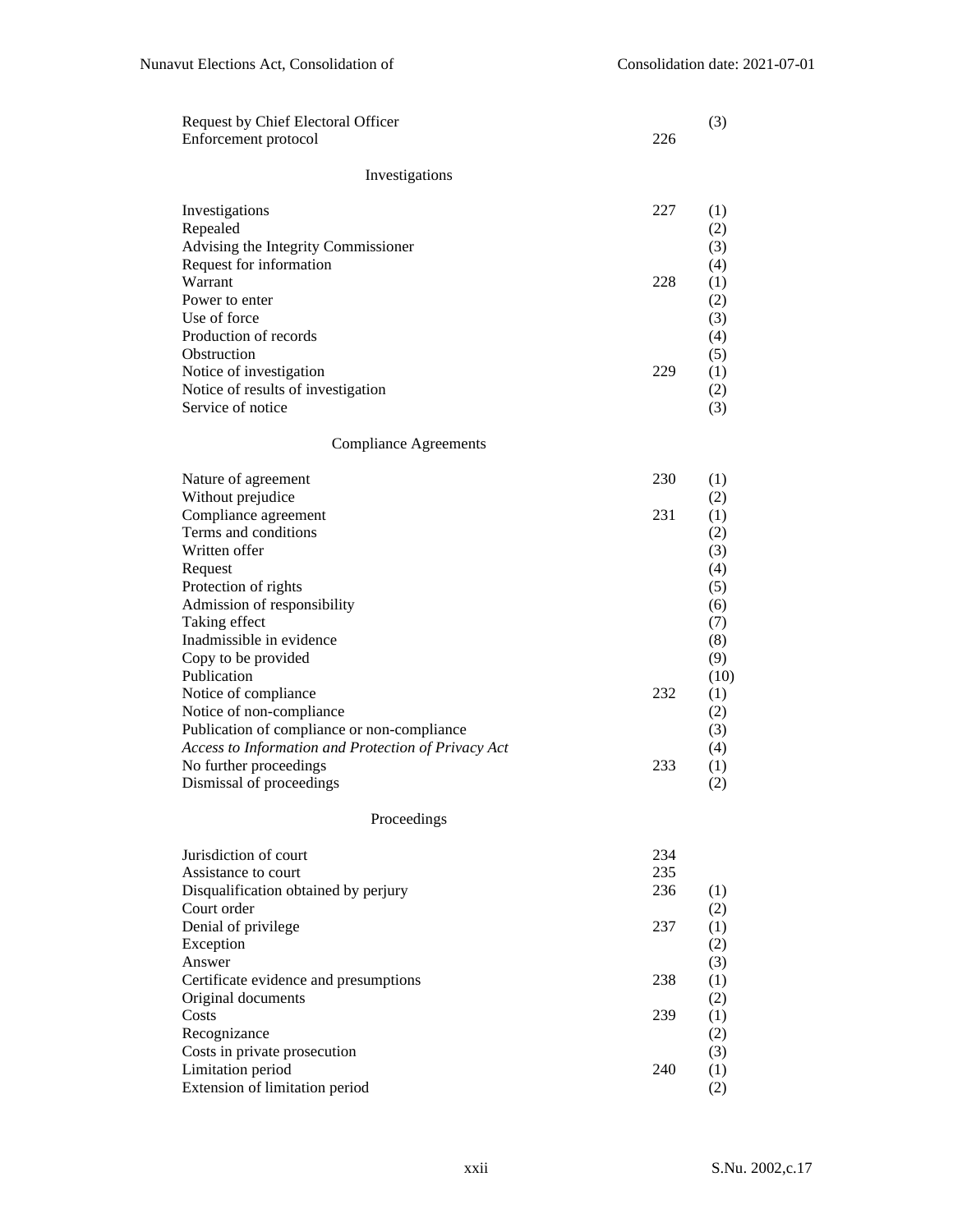| | | |
|---|---|---|
| Request by Chief Electoral Officer | | (3) |
| Enforcement protocol | 226 | |

Investigations

| | | |
|---|---|---|
| Investigations | 227 | (1) |
| Repealed | | (2) |
| Advising the Integrity Commissioner | | (3) |
| Request for information | | (4) |
| Warrant | 228 | (1) |
| Power to enter | | (2) |
| Use of force | | (3) |
| Production of records | | (4) |
| Obstruction | | (5) |
| Notice of investigation | 229 | (1) |
| Notice of results of investigation | | (2) |
| Service of notice | | (3) |

Compliance Agreements

| | | |
|---|---|---|
| Nature of agreement | 230 | (1) |
| Without prejudice | | (2) |
| Compliance agreement | 231 | (1) |
| Terms and conditions | | (2) |
| Written offer | | (3) |
| Request | | (4) |
| Protection of rights | | (5) |
| Admission of responsibility | | (6) |
| Taking effect | | (7) |
| Inadmissible in evidence | | (8) |
| Copy to be provided | | (9) |
| Publication | | (10) |
| Notice of compliance | 232 | (1) |
| Notice of non-compliance | | (2) |
| Publication of compliance or non-compliance | | (3) |
| *Access to Information and Protection of Privacy Act* | | (4) |
| No further proceedings | 233 | (1) |
| Dismissal of proceedings | | (2) |

Proceedings

| | | |
|---|---|---|
| Jurisdiction of court | 234 | |
| Assistance to court | 235 | |
| Disqualification obtained by perjury | 236 | (1) |
| Court order | | (2) |
| Denial of privilege | 237 | (1) |
| Exception | | (2) |
| Answer | | (3) |
| Certificate evidence and presumptions | 238 | (1) |
| Original documents | | (2) |
| Costs | 239 | (1) |
| Recognizance | | (2) |
| Costs in private prosecution | | (3) |
| Limitation period | 240 | (1) |
| Extension of limitation period | | (2) |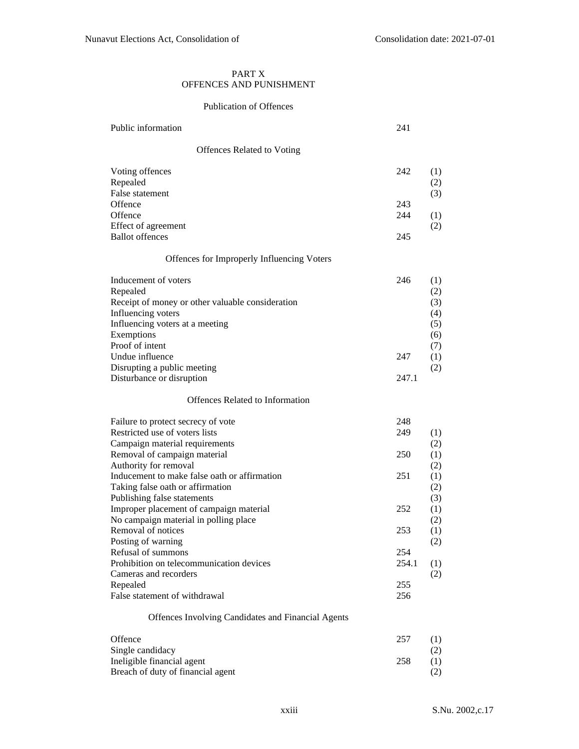## PART X
## OFFENCES AND PUNISHMENT

### Publication of Offences

| | | |
|---|---|---|
| Public information | 241 | |

### Offences Related to Voting

| | | |
|---|---|---|
| Voting offences | 242 | (1) |
| Repealed | | (2) |
| False statement | | (3) |
| Offence | 243 | |
| Offence | 244 | (1) |
| Effect of agreement | | (2) |
| Ballot offences | 245 | |

### Offences for Improperly Influencing Voters

| | | |
|---|---|---|
| Inducement of voters | 246 | (1) |
| Repealed | | (2) |
| Receipt of money or other valuable consideration | | (3) |
| Influencing voters | | (4) |
| Influencing voters at a meeting | | (5) |
| Exemptions | | (6) |
| Proof of intent | | (7) |
| Undue influence | 247 | (1) |
| Disrupting a public meeting | | (2) |
| Disturbance or disruption | 247.1 | |

### Offences Related to Information

| | | |
|---|---|---|
| Failure to protect secrecy of vote | 248 | |
| Restricted use of voters lists | 249 | (1) |
| Campaign material requirements | | (2) |
| Removal of campaign material | 250 | (1) |
| Authority for removal | | (2) |
| Inducement to make false oath or affirmation | 251 | (1) |
| Taking false oath or affirmation | | (2) |
| Publishing false statements | | (3) |
| Improper placement of campaign material | 252 | (1) |
| No campaign material in polling place | | (2) |
| Removal of notices | 253 | (1) |
| Posting of warning | | (2) |
| Refusal of summons | 254 | |
| Prohibition on telecommunication devices | 254.1 | (1) |
| Cameras and recorders | | (2) |
| Repealed | 255 | |
| False statement of withdrawal | 256 | |

### Offences Involving Candidates and Financial Agents

| | | |
|---|---|---|
| Offence | 257 | (1) |
| Single candidacy | | (2) |
| Ineligible financial agent | 258 | (1) |
| Breach of duty of financial agent | | (2) |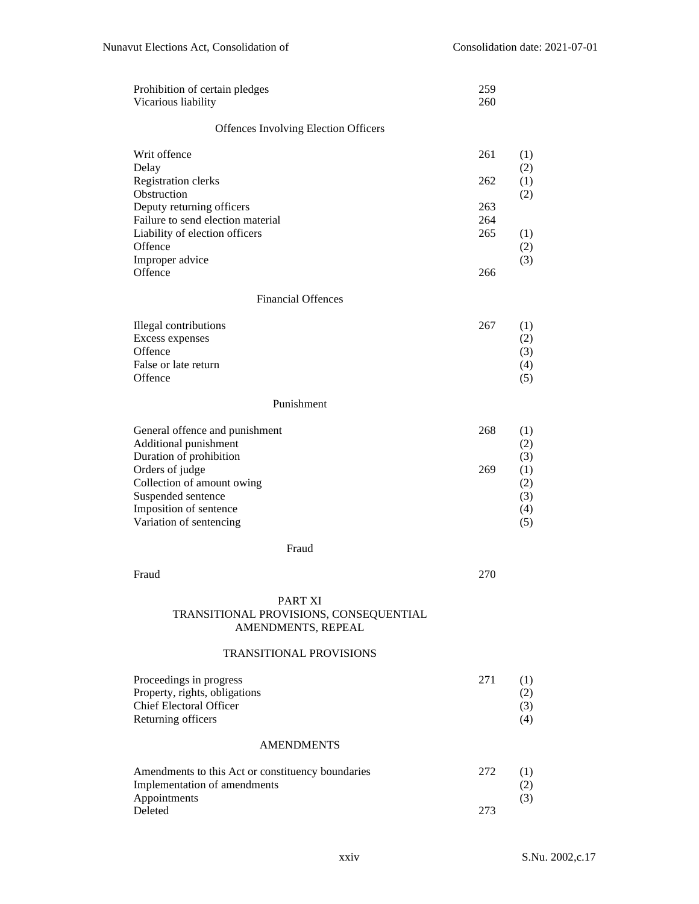| | | |
|---|---|---|
| Prohibition of certain pledges | 259 | |
| Vicarious liability | 260 | |

### Offences Involving Election Officers

| | | |
|---|---|---|
| Writ offence | 261 | (1) |
| Delay | | (2) |
| Registration clerks | 262 | (1) |
| Obstruction | | (2) |
| Deputy returning officers | 263 | |
| Failure to send election material | 264 | |
| Liability of election officers | 265 | (1) |
| Offence | | (2) |
| Improper advice | | (3) |
| Offence | 266 | |

### Financial Offences

| | | |
|---|---|---|
| Illegal contributions | 267 | (1) |
| Excess expenses | | (2) |
| Offence | | (3) |
| False or late return | | (4) |
| Offence | | (5) |

### Punishment

| | | |
|---|---|---|
| General offence and punishment | 268 | (1) |
| Additional punishment | | (2) |
| Duration of prohibition | | (3) |
| Orders of judge | 269 | (1) |
| Collection of amount owing | | (2) |
| Suspended sentence | | (3) |
| Imposition of sentence | | (4) |
| Variation of sentencing | | (5) |

### Fraud

| | | |
|---|---|---|
| Fraud | 270 | |

## PART XI
## TRANSITIONAL PROVISIONS, CONSEQUENTIAL AMENDMENTS, REPEAL

### TRANSITIONAL PROVISIONS

| | | |
|---|---|---|
| Proceedings in progress | 271 | (1) |
| Property, rights, obligations | | (2) |
| Chief Electoral Officer | | (3) |
| Returning officers | | (4) |

### AMENDMENTS

| | | |
|---|---|---|
| Amendments to this Act or constituency boundaries | 272 | (1) |
| Implementation of amendments | | (2) |
| Appointments | | (3) |
| Deleted | 273 | |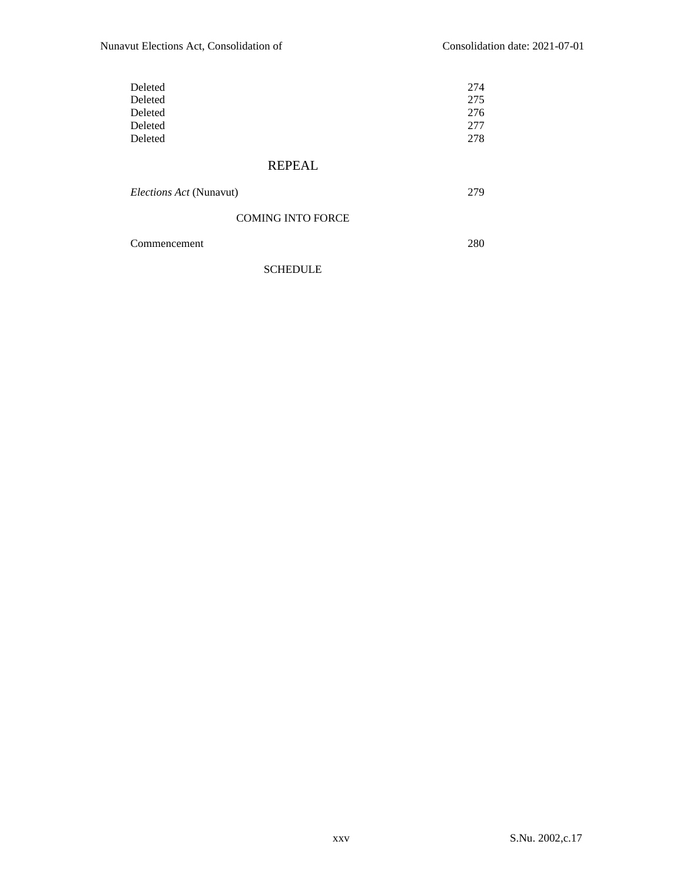| | |
|---|---|
| Deleted | 274 |
| Deleted | 275 |
| Deleted | 276 |
| Deleted | 277 |
| Deleted | 278 |

## REPEAL

| | |
|---|---|
| *Elections Act* (Nunavut) | 279 |

### COMING INTO FORCE

| | |
|---|---|
| Commencement | 280 |

### SCHEDULE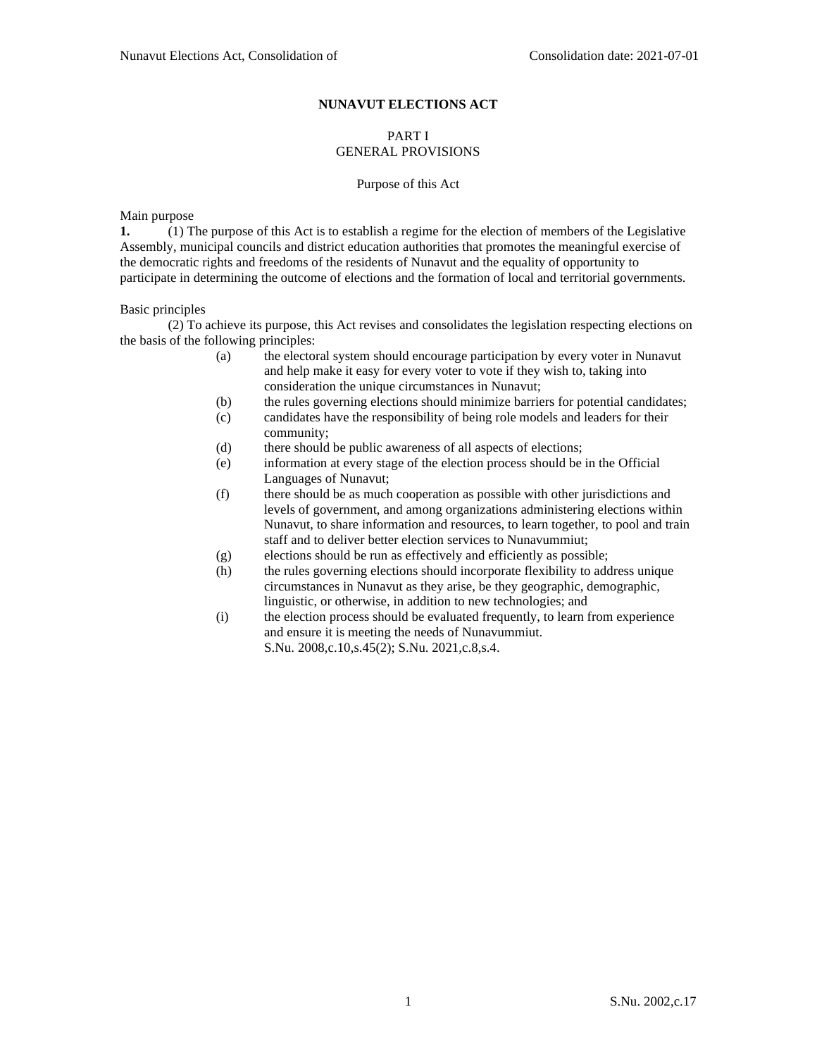# NUNAVUT ELECTIONS ACT

## PART I
## GENERAL PROVISIONS

### Purpose of this Act

Main purpose

**1.** (1) The purpose of this Act is to establish a regime for the election of members of the Legislative Assembly, municipal councils and district education authorities that promotes the meaningful exercise of the democratic rights and freedoms of the residents of Nunavut and the equality of opportunity to participate in determining the outcome of elections and the formation of local and territorial governments.

Basic principles

(2) To achieve its purpose, this Act revises and consolidates the legislation respecting elections on the basis of the following principles:

- (a) the electoral system should encourage participation by every voter in Nunavut and help make it easy for every voter to vote if they wish to, taking into consideration the unique circumstances in Nunavut;
- (b) the rules governing elections should minimize barriers for potential candidates;
- (c) candidates have the responsibility of being role models and leaders for their community;
- (d) there should be public awareness of all aspects of elections;
- (e) information at every stage of the election process should be in the Official Languages of Nunavut;
- (f) there should be as much cooperation as possible with other jurisdictions and levels of government, and among organizations administering elections within Nunavut, to share information and resources, to learn together, to pool and train staff and to deliver better election services to Nunavummiut;
- (g) elections should be run as effectively and efficiently as possible;
- (h) the rules governing elections should incorporate flexibility to address unique circumstances in Nunavut as they arise, be they geographic, demographic, linguistic, or otherwise, in addition to new technologies; and
- (i) the election process should be evaluated frequently, to learn from experience and ensure it is meeting the needs of Nunavummiut.

S.Nu. 2008,c.10,s.45(2); S.Nu. 2021,c.8,s.4.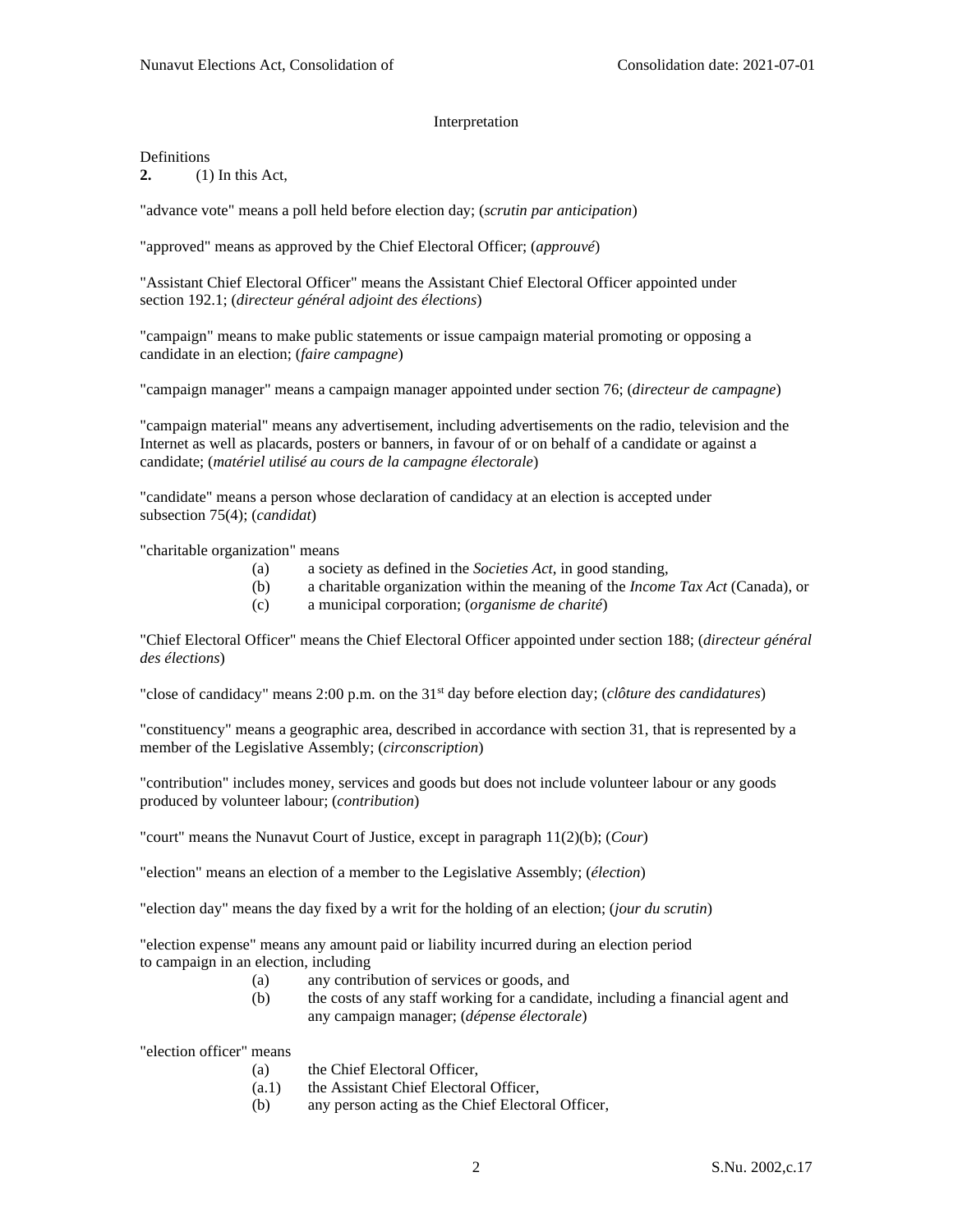## Interpretation

Definitions

**2.** (1) In this Act,

"advance vote" means a poll held before election day; (*scrutin par anticipation*)

"approved" means as approved by the Chief Electoral Officer; (*approuvé*)

"Assistant Chief Electoral Officer" means the Assistant Chief Electoral Officer appointed under section 192.1; (*directeur général adjoint des élections*)

"campaign" means to make public statements or issue campaign material promoting or opposing a candidate in an election; (*faire campagne*)

"campaign manager" means a campaign manager appointed under section 76; (*directeur de campagne*)

"campaign material" means any advertisement, including advertisements on the radio, television and the Internet as well as placards, posters or banners, in favour of or on behalf of a candidate or against a candidate; (*matériel utilisé au cours de la campagne électorale*)

"candidate" means a person whose declaration of candidacy at an election is accepted under subsection 75(4); (*candidat*)

"charitable organization" means

- (a) a society as defined in the *Societies Act*, in good standing,
- (b) a charitable organization within the meaning of the *Income Tax Act* (Canada), or
- (c) a municipal corporation; (*organisme de charité*)

"Chief Electoral Officer" means the Chief Electoral Officer appointed under section 188; (*directeur général des élections*)

"close of candidacy" means 2:00 p.m. on the 31st day before election day; (*clôture des candidatures*)

"constituency" means a geographic area, described in accordance with section 31, that is represented by a member of the Legislative Assembly; (*circonscription*)

"contribution" includes money, services and goods but does not include volunteer labour or any goods produced by volunteer labour; (*contribution*)

"court" means the Nunavut Court of Justice, except in paragraph 11(2)(b); (*Cour*)

"election" means an election of a member to the Legislative Assembly; (*élection*)

"election day" means the day fixed by a writ for the holding of an election; (*jour du scrutin*)

"election expense" means any amount paid or liability incurred during an election period to campaign in an election, including

- (a) any contribution of services or goods, and
- (b) the costs of any staff working for a candidate, including a financial agent and any campaign manager; (*dépense électorale*)

"election officer" means

- (a) the Chief Electoral Officer,
- (a.1) the Assistant Chief Electoral Officer,
- (b) any person acting as the Chief Electoral Officer,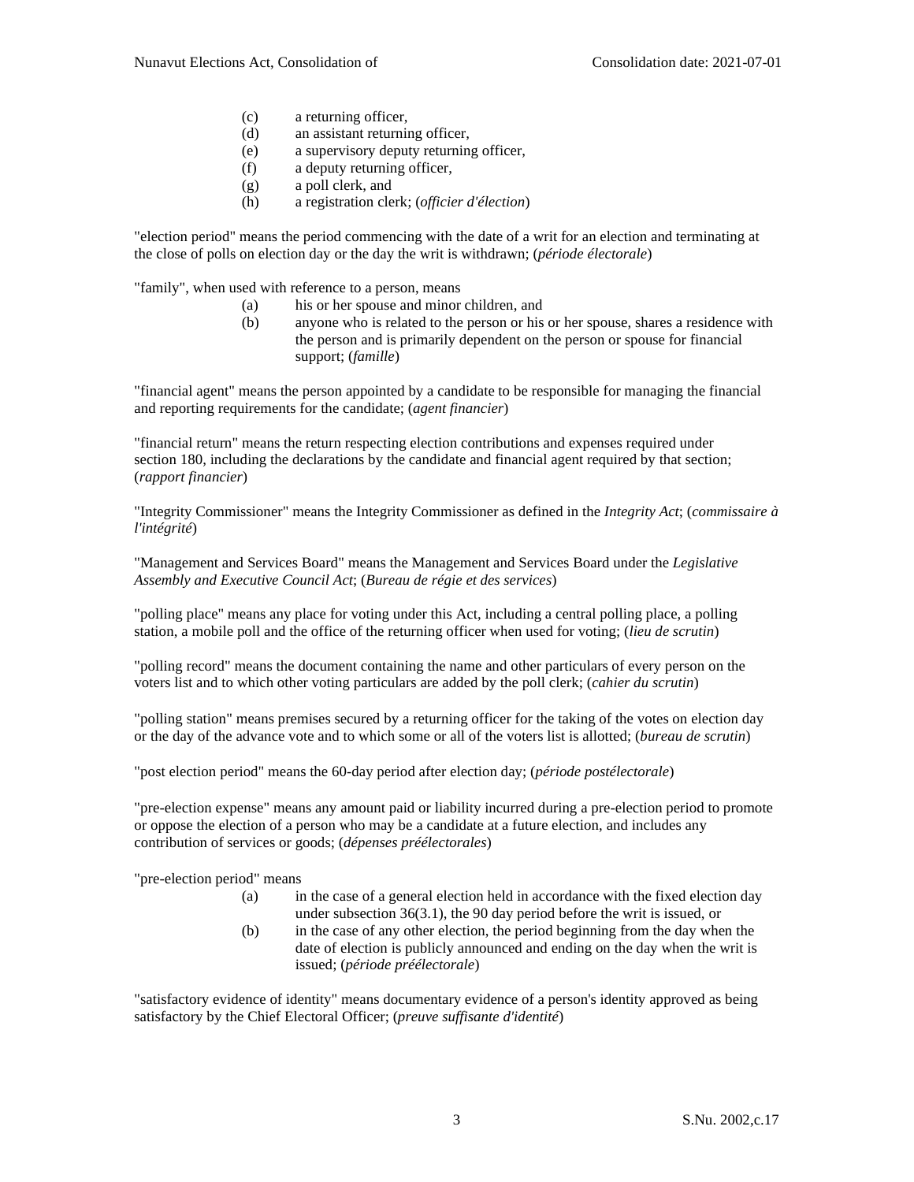(c) a returning officer,
(d) an assistant returning officer,
(e) a supervisory deputy returning officer,
(f) a deputy returning officer,
(g) a poll clerk, and
(h) a registration clerk; (*officier d'élection*)

"election period" means the period commencing with the date of a writ for an election and terminating at the close of polls on election day or the day the writ is withdrawn; (*période électorale*)

"family", when used with reference to a person, means

(a) his or her spouse and minor children, and
(b) anyone who is related to the person or his or her spouse, shares a residence with the person and is primarily dependent on the person or spouse for financial support; (*famille*)

"financial agent" means the person appointed by a candidate to be responsible for managing the financial and reporting requirements for the candidate; (*agent financier*)

"financial return" means the return respecting election contributions and expenses required under section 180, including the declarations by the candidate and financial agent required by that section; (*rapport financier*)

"Integrity Commissioner" means the Integrity Commissioner as defined in the *Integrity Act*; (*commissaire à l'intégrité*)

"Management and Services Board" means the Management and Services Board under the *Legislative Assembly and Executive Council Act*; (*Bureau de régie et des services*)

"polling place" means any place for voting under this Act, including a central polling place, a polling station, a mobile poll and the office of the returning officer when used for voting; (*lieu de scrutin*)

"polling record" means the document containing the name and other particulars of every person on the voters list and to which other voting particulars are added by the poll clerk; (*cahier du scrutin*)

"polling station" means premises secured by a returning officer for the taking of the votes on election day or the day of the advance vote and to which some or all of the voters list is allotted; (*bureau de scrutin*)

"post election period" means the 60-day period after election day; (*période postélectorale*)

"pre-election expense" means any amount paid or liability incurred during a pre-election period to promote or oppose the election of a person who may be a candidate at a future election, and includes any contribution of services or goods; (*dépenses préélectorales*)

"pre-election period" means

(a) in the case of a general election held in accordance with the fixed election day under subsection 36(3.1), the 90 day period before the writ is issued, or
(b) in the case of any other election, the period beginning from the day when the date of election is publicly announced and ending on the day when the writ is issued; (*période préélectorale*)

"satisfactory evidence of identity" means documentary evidence of a person's identity approved as being satisfactory by the Chief Electoral Officer; (*preuve suffisante d'identité*)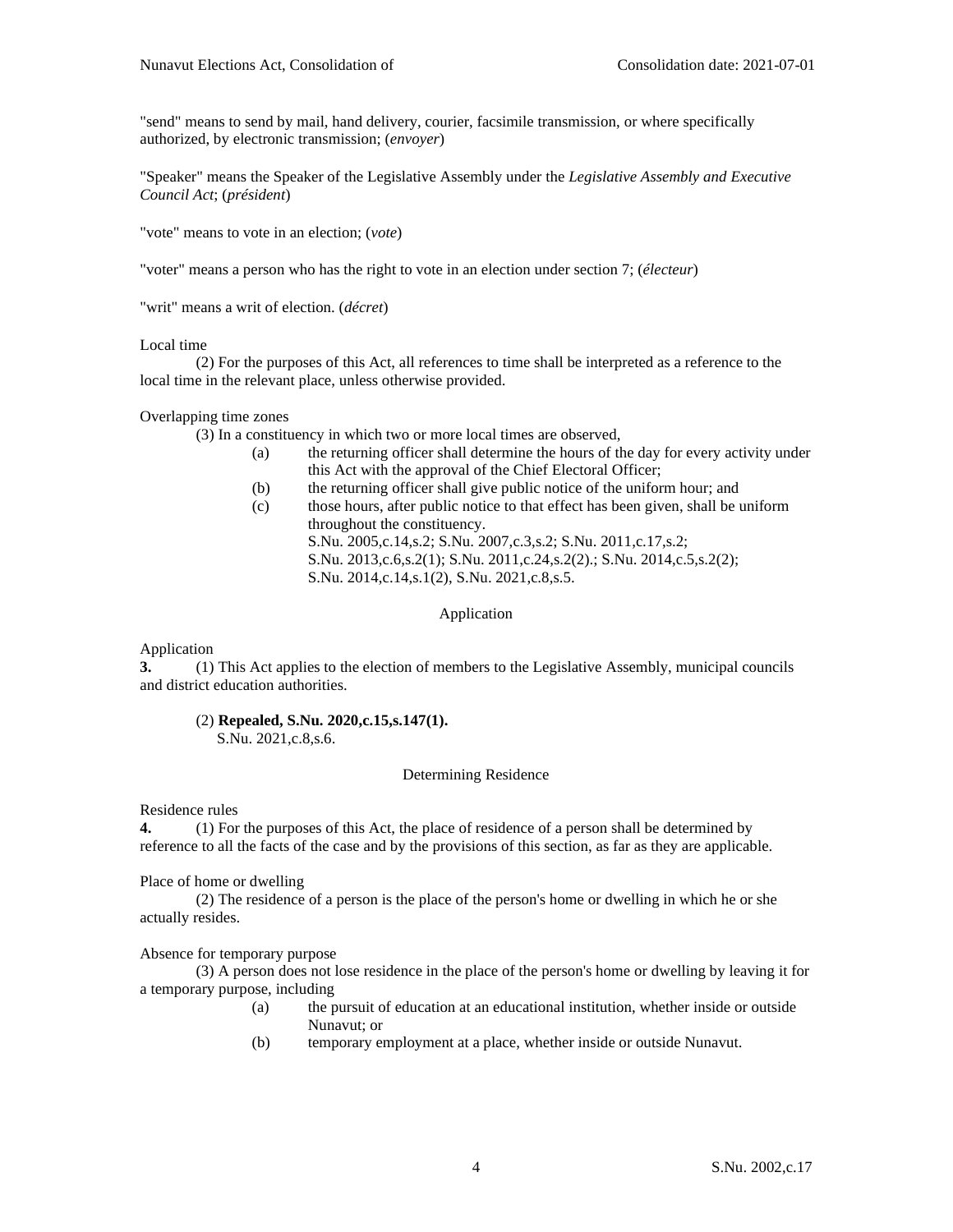"send" means to send by mail, hand delivery, courier, facsimile transmission, or where specifically authorized, by electronic transmission; (*envoyer*)

"Speaker" means the Speaker of the Legislative Assembly under the *Legislative Assembly and Executive Council Act*; (*président*)

"vote" means to vote in an election; (*vote*)

"voter" means a person who has the right to vote in an election under section 7; (*électeur*)

"writ" means a writ of election. (*décret*)

Local time

(2) For the purposes of this Act, all references to time shall be interpreted as a reference to the local time in the relevant place, unless otherwise provided.

Overlapping time zones

(3) In a constituency in which two or more local times are observed,

- (a) the returning officer shall determine the hours of the day for every activity under this Act with the approval of the Chief Electoral Officer;
- (b) the returning officer shall give public notice of the uniform hour; and
- (c) those hours, after public notice to that effect has been given, shall be uniform throughout the constituency.

S.Nu. 2005,c.14,s.2; S.Nu. 2007,c.3,s.2; S.Nu. 2011,c.17,s.2; S.Nu. 2013,c.6,s.2(1); S.Nu. 2011,c.24,s.2(2).; S.Nu. 2014,c.5,s.2(2); S.Nu. 2014,c.14,s.1(2), S.Nu. 2021,c.8,s.5.

## Application

Application

**3.** (1) This Act applies to the election of members to the Legislative Assembly, municipal councils and district education authorities.

(2) **Repealed, S.Nu. 2020,c.15,s.147(1).**
S.Nu. 2021,c.8,s.6.

## Determining Residence

Residence rules

**4.** (1) For the purposes of this Act, the place of residence of a person shall be determined by reference to all the facts of the case and by the provisions of this section, as far as they are applicable.

Place of home or dwelling

(2) The residence of a person is the place of the person's home or dwelling in which he or she actually resides.

Absence for temporary purpose

(3) A person does not lose residence in the place of the person's home or dwelling by leaving it for a temporary purpose, including

- (a) the pursuit of education at an educational institution, whether inside or outside Nunavut; or
- (b) temporary employment at a place, whether inside or outside Nunavut.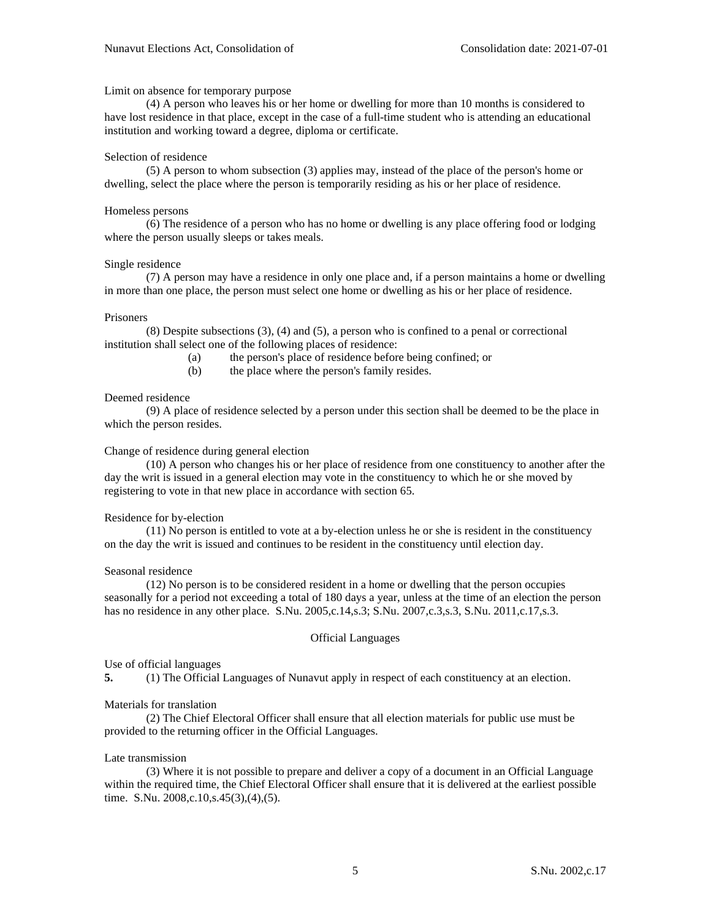Limit on absence for temporary purpose

(4) A person who leaves his or her home or dwelling for more than 10 months is considered to have lost residence in that place, except in the case of a full-time student who is attending an educational institution and working toward a degree, diploma or certificate.

Selection of residence

(5) A person to whom subsection (3) applies may, instead of the place of the person's home or dwelling, select the place where the person is temporarily residing as his or her place of residence.

Homeless persons

(6) The residence of a person who has no home or dwelling is any place offering food or lodging where the person usually sleeps or takes meals.

Single residence

(7) A person may have a residence in only one place and, if a person maintains a home or dwelling in more than one place, the person must select one home or dwelling as his or her place of residence.

Prisoners

(8) Despite subsections (3), (4) and (5), a person who is confined to a penal or correctional institution shall select one of the following places of residence:

(a) the person's place of residence before being confined; or

(b) the place where the person's family resides.

Deemed residence

(9) A place of residence selected by a person under this section shall be deemed to be the place in which the person resides.

Change of residence during general election

(10) A person who changes his or her place of residence from one constituency to another after the day the writ is issued in a general election may vote in the constituency to which he or she moved by registering to vote in that new place in accordance with section 65.

Residence for by-election

(11) No person is entitled to vote at a by-election unless he or she is resident in the constituency on the day the writ is issued and continues to be resident in the constituency until election day.

Seasonal residence

(12) No person is to be considered resident in a home or dwelling that the person occupies seasonally for a period not exceeding a total of 180 days a year, unless at the time of an election the person has no residence in any other place. S.Nu. 2005,c.14,s.3; S.Nu. 2007,c.3,s.3, S.Nu. 2011,c.17,s.3.

## Official Languages

Use of official languages

**5.** (1) The Official Languages of Nunavut apply in respect of each constituency at an election.

Materials for translation

(2) The Chief Electoral Officer shall ensure that all election materials for public use must be provided to the returning officer in the Official Languages.

Late transmission

(3) Where it is not possible to prepare and deliver a copy of a document in an Official Language within the required time, the Chief Electoral Officer shall ensure that it is delivered at the earliest possible time. S.Nu. 2008,c.10,s.45(3),(4),(5).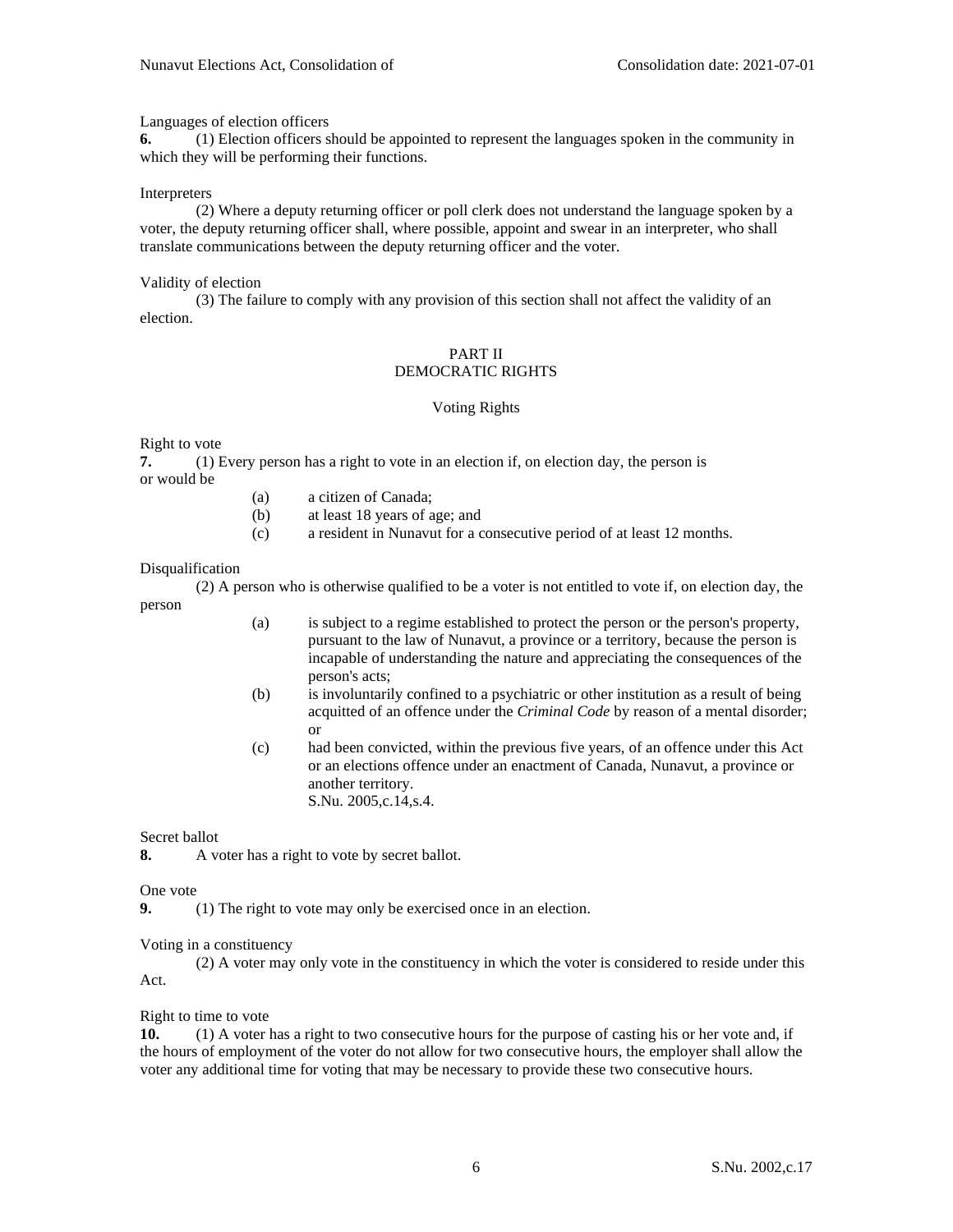Languages of election officers

**6.** (1) Election officers should be appointed to represent the languages spoken in the community in which they will be performing their functions.

Interpreters

(2) Where a deputy returning officer or poll clerk does not understand the language spoken by a voter, the deputy returning officer shall, where possible, appoint and swear in an interpreter, who shall translate communications between the deputy returning officer and the voter.

Validity of election

(3) The failure to comply with any provision of this section shall not affect the validity of an election.

## PART II
## DEMOCRATIC RIGHTS

### Voting Rights

Right to vote

**7.** (1) Every person has a right to vote in an election if, on election day, the person is or would be

- (a) a citizen of Canada;
- (b) at least 18 years of age; and
- (c) a resident in Nunavut for a consecutive period of at least 12 months.

Disqualification

(2) A person who is otherwise qualified to be a voter is not entitled to vote if, on election day, the person

- (a) is subject to a regime established to protect the person or the person's property, pursuant to the law of Nunavut, a province or a territory, because the person is incapable of understanding the nature and appreciating the consequences of the person's acts;
- (b) is involuntarily confined to a psychiatric or other institution as a result of being acquitted of an offence under the *Criminal Code* by reason of a mental disorder; or
- (c) had been convicted, within the previous five years, of an offence under this Act or an elections offence under an enactment of Canada, Nunavut, a province or another territory.
  S.Nu. 2005,c.14,s.4.

Secret ballot

**8.** A voter has a right to vote by secret ballot.

One vote

**9.** (1) The right to vote may only be exercised once in an election.

Voting in a constituency

(2) A voter may only vote in the constituency in which the voter is considered to reside under this Act.

Right to time to vote

**10.** (1) A voter has a right to two consecutive hours for the purpose of casting his or her vote and, if the hours of employment of the voter do not allow for two consecutive hours, the employer shall allow the voter any additional time for voting that may be necessary to provide these two consecutive hours.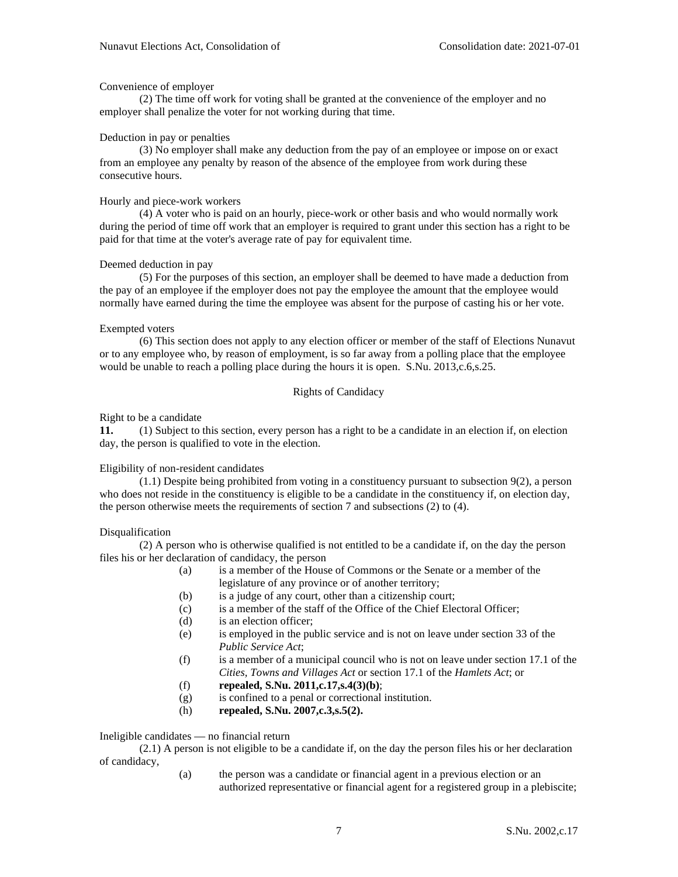Convenience of employer

(2) The time off work for voting shall be granted at the convenience of the employer and no employer shall penalize the voter for not working during that time.

Deduction in pay or penalties

(3) No employer shall make any deduction from the pay of an employee or impose on or exact from an employee any penalty by reason of the absence of the employee from work during these consecutive hours.

Hourly and piece-work workers

(4) A voter who is paid on an hourly, piece-work or other basis and who would normally work during the period of time off work that an employer is required to grant under this section has a right to be paid for that time at the voter's average rate of pay for equivalent time.

Deemed deduction in pay

(5) For the purposes of this section, an employer shall be deemed to have made a deduction from the pay of an employee if the employer does not pay the employee the amount that the employee would normally have earned during the time the employee was absent for the purpose of casting his or her vote.

Exempted voters

(6) This section does not apply to any election officer or member of the staff of Elections Nunavut or to any employee who, by reason of employment, is so far away from a polling place that the employee would be unable to reach a polling place during the hours it is open. S.Nu. 2013,c.6,s.25.

## Rights of Candidacy

Right to be a candidate

**11.** (1) Subject to this section, every person has a right to be a candidate in an election if, on election day, the person is qualified to vote in the election.

Eligibility of non-resident candidates

(1.1) Despite being prohibited from voting in a constituency pursuant to subsection 9(2), a person who does not reside in the constituency is eligible to be a candidate in the constituency if, on election day, the person otherwise meets the requirements of section 7 and subsections (2) to (4).

Disqualification

(2) A person who is otherwise qualified is not entitled to be a candidate if, on the day the person files his or her declaration of candidacy, the person

- (a) is a member of the House of Commons or the Senate or a member of the legislature of any province or of another territory;
- (b) is a judge of any court, other than a citizenship court;
- (c) is a member of the staff of the Office of the Chief Electoral Officer;
- (d) is an election officer;
- (e) is employed in the public service and is not on leave under section 33 of the *Public Service Act*;
- (f) is a member of a municipal council who is not on leave under section 17.1 of the *Cities, Towns and Villages Act* or section 17.1 of the *Hamlets Act*; or
- (f) **repealed, S.Nu. 2011,c.17,s.4(3)(b)**;
- (g) is confined to a penal or correctional institution.
- (h) **repealed, S.Nu. 2007,c.3,s.5(2).**

Ineligible candidates — no financial return

(2.1) A person is not eligible to be a candidate if, on the day the person files his or her declaration of candidacy,

- (a) the person was a candidate or financial agent in a previous election or an authorized representative or financial agent for a registered group in a plebiscite;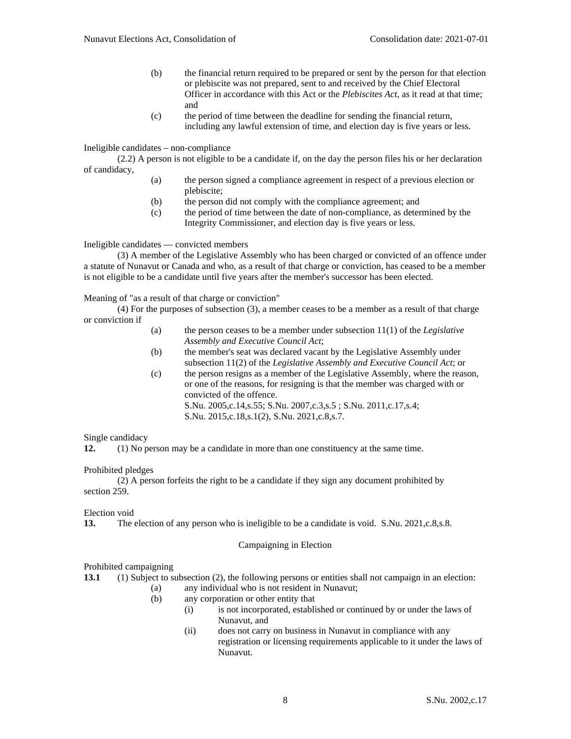(b) the financial return required to be prepared or sent by the person for that election or plebiscite was not prepared, sent to and received by the Chief Electoral Officer in accordance with this Act or the *Plebiscites Act*, as it read at that time; and

(c) the period of time between the deadline for sending the financial return, including any lawful extension of time, and election day is five years or less.

Ineligible candidates – non-compliance

(2.2) A person is not eligible to be a candidate if, on the day the person files his or her declaration of candidacy,

(a) the person signed a compliance agreement in respect of a previous election or plebiscite;

(b) the person did not comply with the compliance agreement; and

(c) the period of time between the date of non-compliance, as determined by the Integrity Commissioner, and election day is five years or less.

Ineligible candidates — convicted members

(3) A member of the Legislative Assembly who has been charged or convicted of an offence under a statute of Nunavut or Canada and who, as a result of that charge or conviction, has ceased to be a member is not eligible to be a candidate until five years after the member's successor has been elected.

Meaning of "as a result of that charge or conviction"

(4) For the purposes of subsection (3), a member ceases to be a member as a result of that charge or conviction if

(a) the person ceases to be a member under subsection 11(1) of the *Legislative Assembly and Executive Council Act*;

(b) the member's seat was declared vacant by the Legislative Assembly under subsection 11(2) of the *Legislative Assembly and Executive Council Act*; or

(c) the person resigns as a member of the Legislative Assembly, where the reason, or one of the reasons, for resigning is that the member was charged with or convicted of the offence.
S.Nu. 2005,c.14,s.55; S.Nu. 2007,c.3,s.5 ; S.Nu. 2011,c.17,s.4; S.Nu. 2015,c.18,s.1(2), S.Nu. 2021,c.8,s.7.

Single candidacy

**12.** (1) No person may be a candidate in more than one constituency at the same time.

Prohibited pledges

(2) A person forfeits the right to be a candidate if they sign any document prohibited by section 259.

Election void

**13.** The election of any person who is ineligible to be a candidate is void. S.Nu. 2021,c.8,s.8.

## Campaigning in Election

Prohibited campaigning

**13.1** (1) Subject to subsection (2), the following persons or entities shall not campaign in an election:

(a) any individual who is not resident in Nunavut;

(b) any corporation or other entity that

(i) is not incorporated, established or continued by or under the laws of Nunavut, and

(ii) does not carry on business in Nunavut in compliance with any registration or licensing requirements applicable to it under the laws of Nunavut.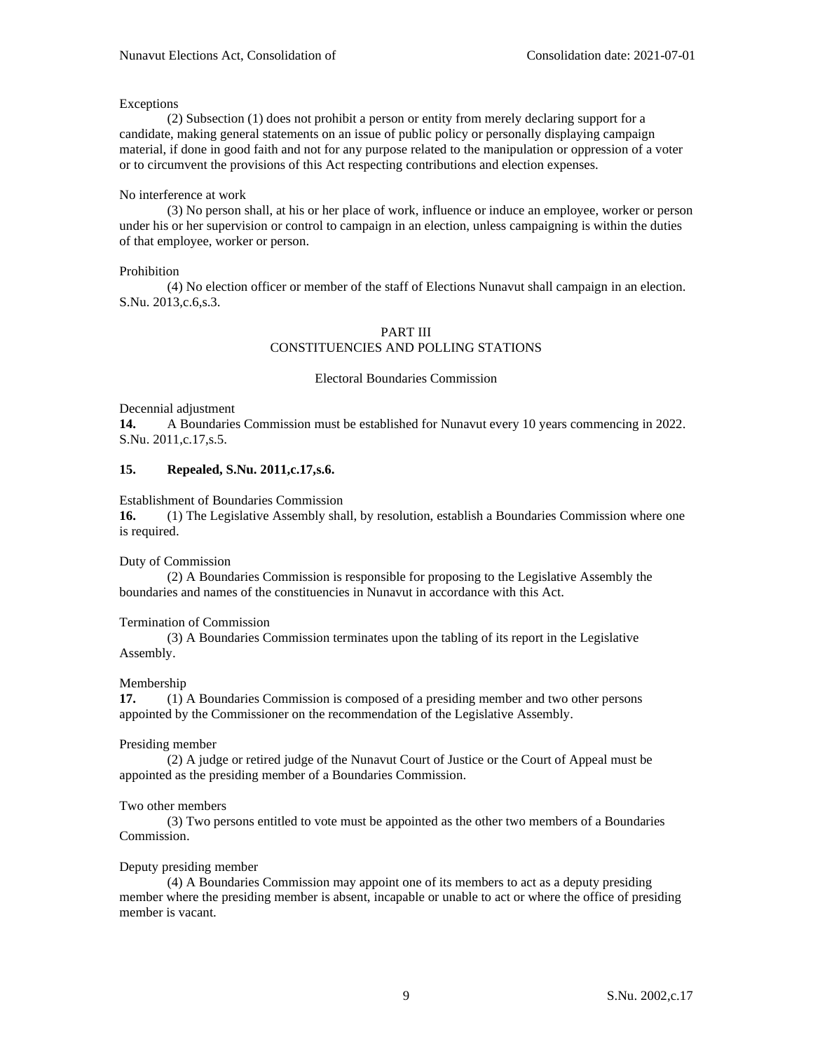Exceptions

(2) Subsection (1) does not prohibit a person or entity from merely declaring support for a candidate, making general statements on an issue of public policy or personally displaying campaign material, if done in good faith and not for any purpose related to the manipulation or oppression of a voter or to circumvent the provisions of this Act respecting contributions and election expenses.

No interference at work

(3) No person shall, at his or her place of work, influence or induce an employee, worker or person under his or her supervision or control to campaign in an election, unless campaigning is within the duties of that employee, worker or person.

Prohibition

(4) No election officer or member of the staff of Elections Nunavut shall campaign in an election. S.Nu. 2013,c.6,s.3.

## PART III
## CONSTITUENCIES AND POLLING STATIONS

### Electoral Boundaries Commission

Decennial adjustment

**14.** A Boundaries Commission must be established for Nunavut every 10 years commencing in 2022. S.Nu. 2011,c.17,s.5.

**15. Repealed, S.Nu. 2011,c.17,s.6.**

Establishment of Boundaries Commission

**16.** (1) The Legislative Assembly shall, by resolution, establish a Boundaries Commission where one is required.

Duty of Commission

(2) A Boundaries Commission is responsible for proposing to the Legislative Assembly the boundaries and names of the constituencies in Nunavut in accordance with this Act.

Termination of Commission

(3) A Boundaries Commission terminates upon the tabling of its report in the Legislative Assembly.

Membership

**17.** (1) A Boundaries Commission is composed of a presiding member and two other persons appointed by the Commissioner on the recommendation of the Legislative Assembly.

Presiding member

(2) A judge or retired judge of the Nunavut Court of Justice or the Court of Appeal must be appointed as the presiding member of a Boundaries Commission.

Two other members

(3) Two persons entitled to vote must be appointed as the other two members of a Boundaries Commission.

Deputy presiding member

(4) A Boundaries Commission may appoint one of its members to act as a deputy presiding member where the presiding member is absent, incapable or unable to act or where the office of presiding member is vacant.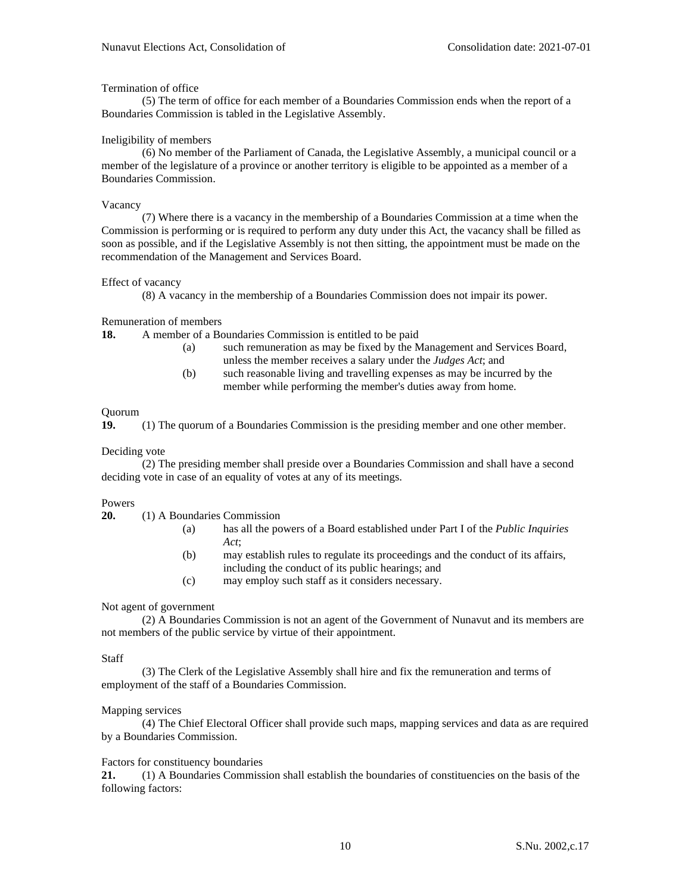Termination of office

(5) The term of office for each member of a Boundaries Commission ends when the report of a Boundaries Commission is tabled in the Legislative Assembly.

Ineligibility of members

(6) No member of the Parliament of Canada, the Legislative Assembly, a municipal council or a member of the legislature of a province or another territory is eligible to be appointed as a member of a Boundaries Commission.

Vacancy

(7) Where there is a vacancy in the membership of a Boundaries Commission at a time when the Commission is performing or is required to perform any duty under this Act, the vacancy shall be filled as soon as possible, and if the Legislative Assembly is not then sitting, the appointment must be made on the recommendation of the Management and Services Board.

Effect of vacancy

(8) A vacancy in the membership of a Boundaries Commission does not impair its power.

Remuneration of members

**18.** A member of a Boundaries Commission is entitled to be paid

- (a) such remuneration as may be fixed by the Management and Services Board, unless the member receives a salary under the *Judges Act*; and
- (b) such reasonable living and travelling expenses as may be incurred by the member while performing the member's duties away from home.

Quorum

**19.** (1) The quorum of a Boundaries Commission is the presiding member and one other member.

Deciding vote

(2) The presiding member shall preside over a Boundaries Commission and shall have a second deciding vote in case of an equality of votes at any of its meetings.

Powers

**20.** (1) A Boundaries Commission

- (a) has all the powers of a Board established under Part I of the *Public Inquiries Act*;
- (b) may establish rules to regulate its proceedings and the conduct of its affairs, including the conduct of its public hearings; and
- (c) may employ such staff as it considers necessary.

Not agent of government

(2) A Boundaries Commission is not an agent of the Government of Nunavut and its members are not members of the public service by virtue of their appointment.

Staff

(3) The Clerk of the Legislative Assembly shall hire and fix the remuneration and terms of employment of the staff of a Boundaries Commission.

Mapping services

(4) The Chief Electoral Officer shall provide such maps, mapping services and data as are required by a Boundaries Commission.

Factors for constituency boundaries

**21.** (1) A Boundaries Commission shall establish the boundaries of constituencies on the basis of the following factors: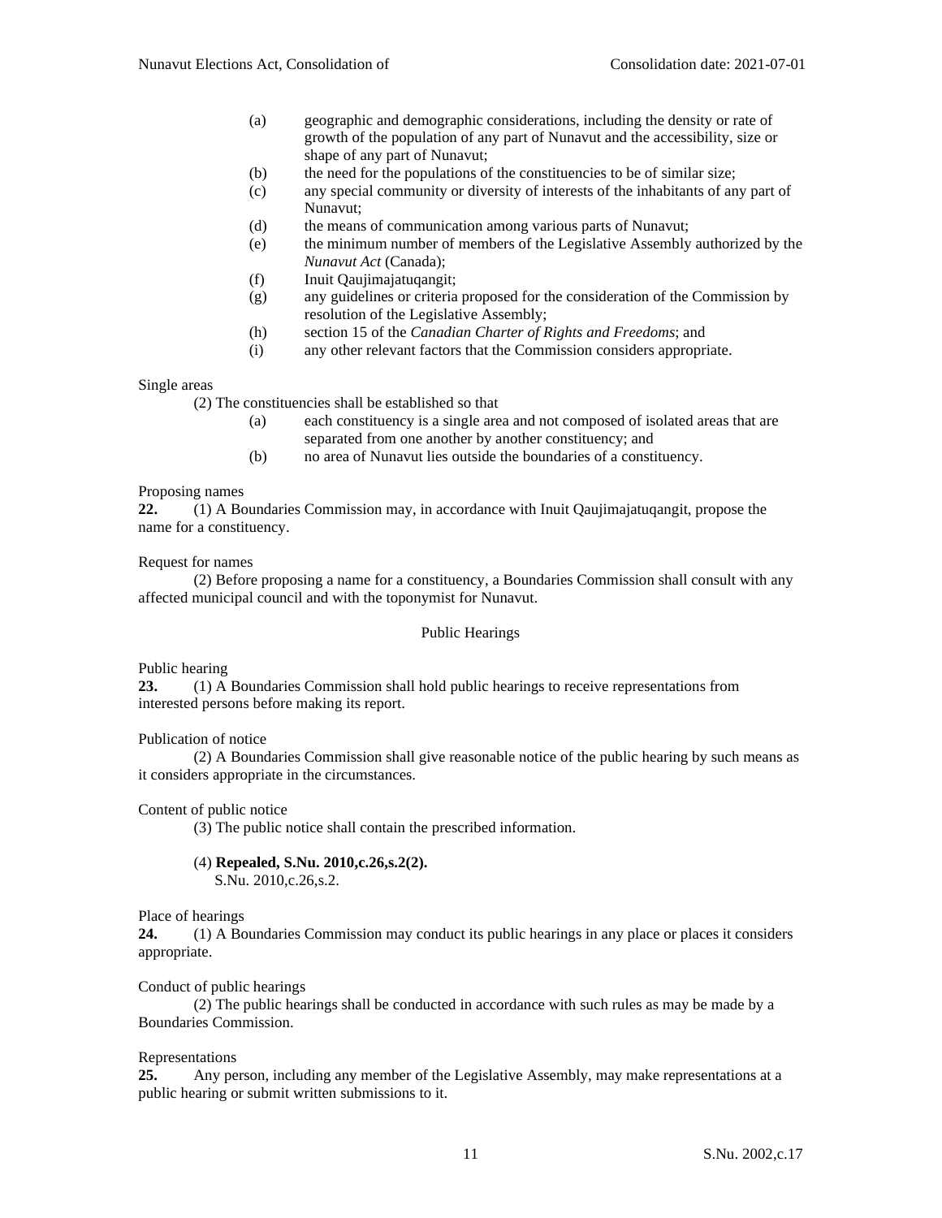(a) geographic and demographic considerations, including the density or rate of growth of the population of any part of Nunavut and the accessibility, size or shape of any part of Nunavut;
(b) the need for the populations of the constituencies to be of similar size;
(c) any special community or diversity of interests of the inhabitants of any part of Nunavut;
(d) the means of communication among various parts of Nunavut;
(e) the minimum number of members of the Legislative Assembly authorized by the *Nunavut Act* (Canada);
(f) Inuit Qaujimajatuqangit;
(g) any guidelines or criteria proposed for the consideration of the Commission by resolution of the Legislative Assembly;
(h) section 15 of the *Canadian Charter of Rights and Freedoms*; and
(i) any other relevant factors that the Commission considers appropriate.

Single areas

(2) The constituencies shall be established so that

(a) each constituency is a single area and not composed of isolated areas that are separated from one another by another constituency; and
(b) no area of Nunavut lies outside the boundaries of a constituency.

Proposing names

**22.** (1) A Boundaries Commission may, in accordance with Inuit Qaujimajatuqangit, propose the name for a constituency.

Request for names

(2) Before proposing a name for a constituency, a Boundaries Commission shall consult with any affected municipal council and with the toponymist for Nunavut.

## Public Hearings

Public hearing

**23.** (1) A Boundaries Commission shall hold public hearings to receive representations from interested persons before making its report.

Publication of notice

(2) A Boundaries Commission shall give reasonable notice of the public hearing by such means as it considers appropriate in the circumstances.

Content of public notice

(3) The public notice shall contain the prescribed information.

(4) **Repealed, S.Nu. 2010,c.26,s.2(2).**
S.Nu. 2010,c.26,s.2.

Place of hearings

**24.** (1) A Boundaries Commission may conduct its public hearings in any place or places it considers appropriate.

Conduct of public hearings

(2) The public hearings shall be conducted in accordance with such rules as may be made by a Boundaries Commission.

Representations

**25.** Any person, including any member of the Legislative Assembly, may make representations at a public hearing or submit written submissions to it.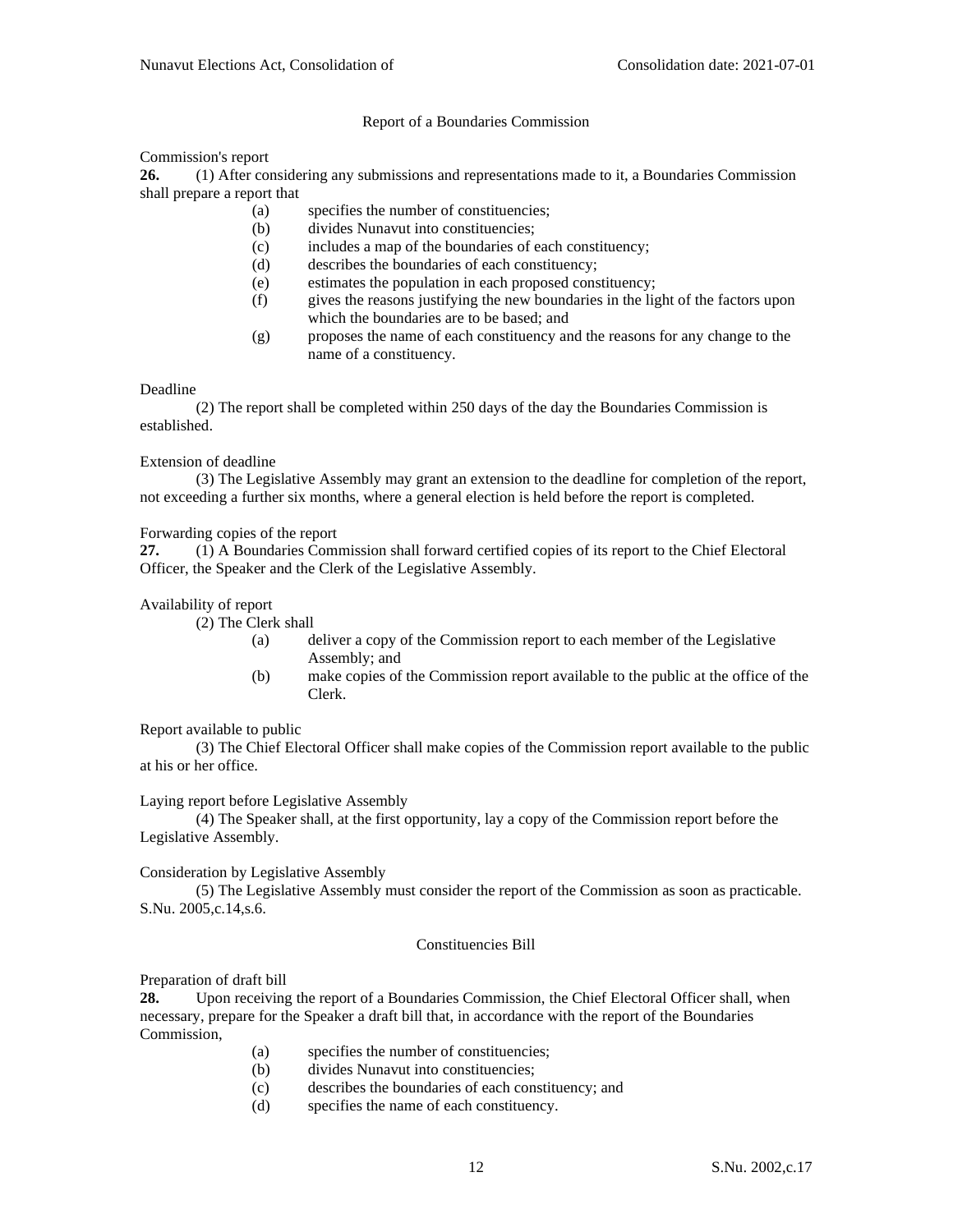## Report of a Boundaries Commission

Commission's report

**26.** (1) After considering any submissions and representations made to it, a Boundaries Commission shall prepare a report that

(a) specifies the number of constituencies;

(b) divides Nunavut into constituencies;

(c) includes a map of the boundaries of each constituency;

(d) describes the boundaries of each constituency;

(e) estimates the population in each proposed constituency;

(f) gives the reasons justifying the new boundaries in the light of the factors upon which the boundaries are to be based; and

(g) proposes the name of each constituency and the reasons for any change to the name of a constituency.

Deadline

(2) The report shall be completed within 250 days of the day the Boundaries Commission is established.

Extension of deadline

(3) The Legislative Assembly may grant an extension to the deadline for completion of the report, not exceeding a further six months, where a general election is held before the report is completed.

Forwarding copies of the report

**27.** (1) A Boundaries Commission shall forward certified copies of its report to the Chief Electoral Officer, the Speaker and the Clerk of the Legislative Assembly.

Availability of report

(2) The Clerk shall

(a) deliver a copy of the Commission report to each member of the Legislative Assembly; and

(b) make copies of the Commission report available to the public at the office of the Clerk.

Report available to public

(3) The Chief Electoral Officer shall make copies of the Commission report available to the public at his or her office.

Laying report before Legislative Assembly

(4) The Speaker shall, at the first opportunity, lay a copy of the Commission report before the Legislative Assembly.

Consideration by Legislative Assembly

(5) The Legislative Assembly must consider the report of the Commission as soon as practicable. S.Nu. 2005,c.14,s.6.

## Constituencies Bill

Preparation of draft bill

**28.** Upon receiving the report of a Boundaries Commission, the Chief Electoral Officer shall, when necessary, prepare for the Speaker a draft bill that, in accordance with the report of the Boundaries Commission,

(a) specifies the number of constituencies;

(b) divides Nunavut into constituencies;

(c) describes the boundaries of each constituency; and

(d) specifies the name of each constituency.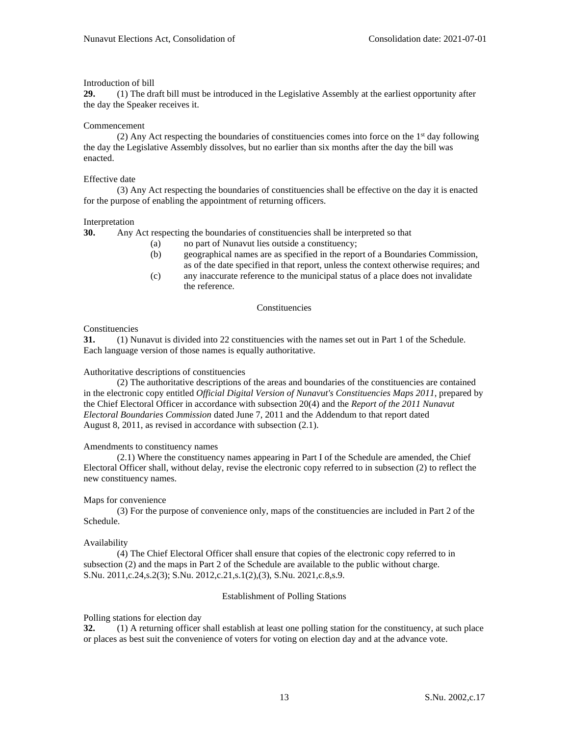Introduction of bill

**29.** (1) The draft bill must be introduced in the Legislative Assembly at the earliest opportunity after the day the Speaker receives it.

Commencement

(2) Any Act respecting the boundaries of constituencies comes into force on the 1st day following the day the Legislative Assembly dissolves, but no earlier than six months after the day the bill was enacted.

Effective date

(3) Any Act respecting the boundaries of constituencies shall be effective on the day it is enacted for the purpose of enabling the appointment of returning officers.

Interpretation

**30.** Any Act respecting the boundaries of constituencies shall be interpreted so that

- (a) no part of Nunavut lies outside a constituency;
- (b) geographical names are as specified in the report of a Boundaries Commission, as of the date specified in that report, unless the context otherwise requires; and
- (c) any inaccurate reference to the municipal status of a place does not invalidate the reference.

## Constituencies

Constituencies

**31.** (1) Nunavut is divided into 22 constituencies with the names set out in Part 1 of the Schedule. Each language version of those names is equally authoritative.

Authoritative descriptions of constituencies

(2) The authoritative descriptions of the areas and boundaries of the constituencies are contained in the electronic copy entitled *Official Digital Version of Nunavut's Constituencies Maps 2011*, prepared by the Chief Electoral Officer in accordance with subsection 20(4) and the *Report of the 2011 Nunavut Electoral Boundaries Commission* dated June 7, 2011 and the Addendum to that report dated August 8, 2011, as revised in accordance with subsection (2.1).

Amendments to constituency names

(2.1) Where the constituency names appearing in Part I of the Schedule are amended, the Chief Electoral Officer shall, without delay, revise the electronic copy referred to in subsection (2) to reflect the new constituency names.

Maps for convenience

(3) For the purpose of convenience only, maps of the constituencies are included in Part 2 of the Schedule.

Availability

(4) The Chief Electoral Officer shall ensure that copies of the electronic copy referred to in subsection (2) and the maps in Part 2 of the Schedule are available to the public without charge. S.Nu. 2011,c.24,s.2(3); S.Nu. 2012,c.21,s.1(2),(3), S.Nu. 2021,c.8,s.9.

## Establishment of Polling Stations

Polling stations for election day

**32.** (1) A returning officer shall establish at least one polling station for the constituency, at such place or places as best suit the convenience of voters for voting on election day and at the advance vote.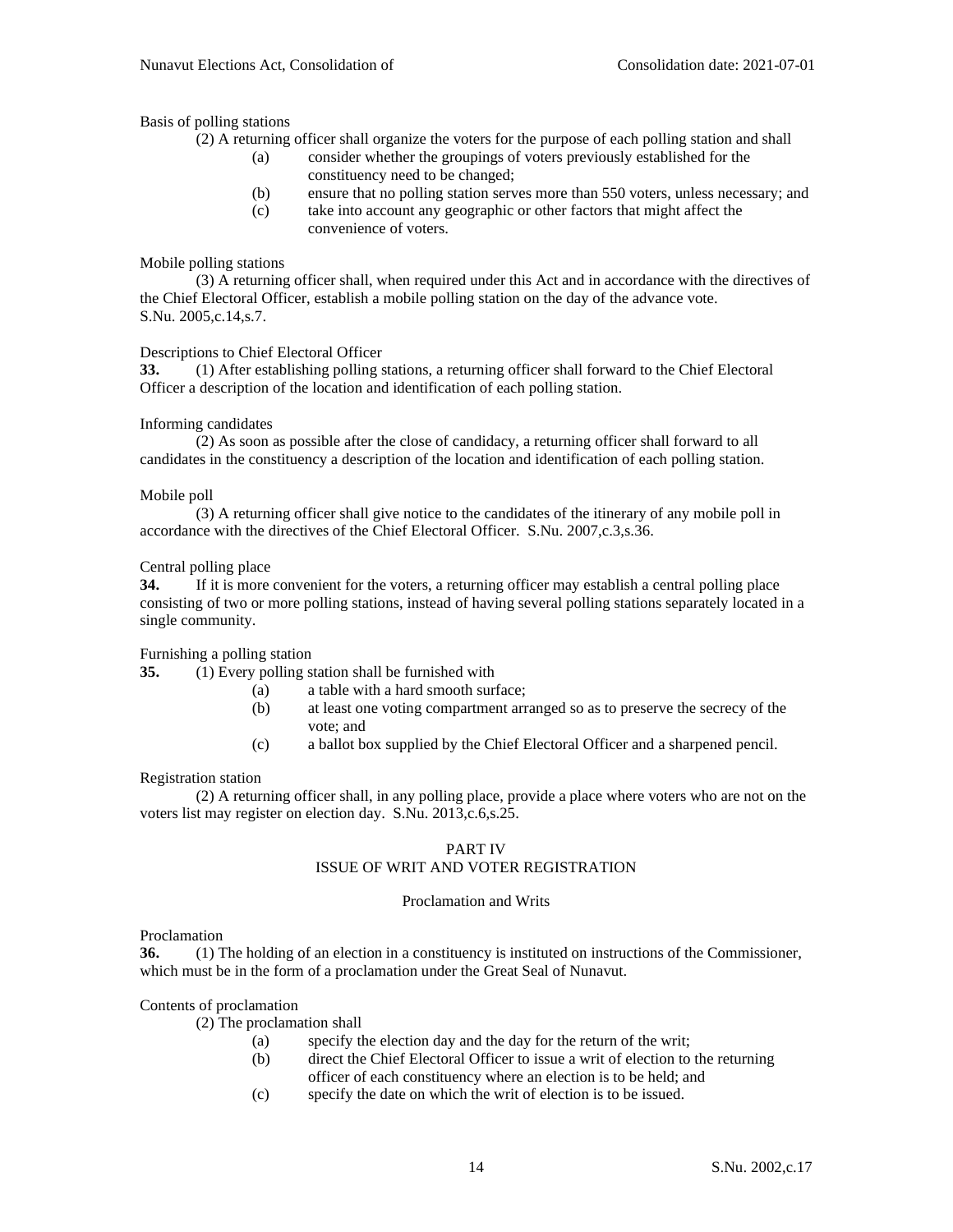Basis of polling stations

(2) A returning officer shall organize the voters for the purpose of each polling station and shall

(a) consider whether the groupings of voters previously established for the constituency need to be changed;

(b) ensure that no polling station serves more than 550 voters, unless necessary; and

(c) take into account any geographic or other factors that might affect the convenience of voters.

Mobile polling stations

(3) A returning officer shall, when required under this Act and in accordance with the directives of the Chief Electoral Officer, establish a mobile polling station on the day of the advance vote. S.Nu. 2005,c.14,s.7.

Descriptions to Chief Electoral Officer

**33.** (1) After establishing polling stations, a returning officer shall forward to the Chief Electoral Officer a description of the location and identification of each polling station.

Informing candidates

(2) As soon as possible after the close of candidacy, a returning officer shall forward to all candidates in the constituency a description of the location and identification of each polling station.

Mobile poll

(3) A returning officer shall give notice to the candidates of the itinerary of any mobile poll in accordance with the directives of the Chief Electoral Officer. S.Nu. 2007,c.3,s.36.

Central polling place

**34.** If it is more convenient for the voters, a returning officer may establish a central polling place consisting of two or more polling stations, instead of having several polling stations separately located in a single community.

Furnishing a polling station

**35.** (1) Every polling station shall be furnished with

(a) a table with a hard smooth surface;

(b) at least one voting compartment arranged so as to preserve the secrecy of the vote; and

(c) a ballot box supplied by the Chief Electoral Officer and a sharpened pencil.

Registration station

(2) A returning officer shall, in any polling place, provide a place where voters who are not on the voters list may register on election day. S.Nu. 2013,c.6,s.25.

## PART IV
## ISSUE OF WRIT AND VOTER REGISTRATION

### Proclamation and Writs

Proclamation

**36.** (1) The holding of an election in a constituency is instituted on instructions of the Commissioner, which must be in the form of a proclamation under the Great Seal of Nunavut.

Contents of proclamation

(2) The proclamation shall

(a) specify the election day and the day for the return of the writ;

(b) direct the Chief Electoral Officer to issue a writ of election to the returning officer of each constituency where an election is to be held; and

(c) specify the date on which the writ of election is to be issued.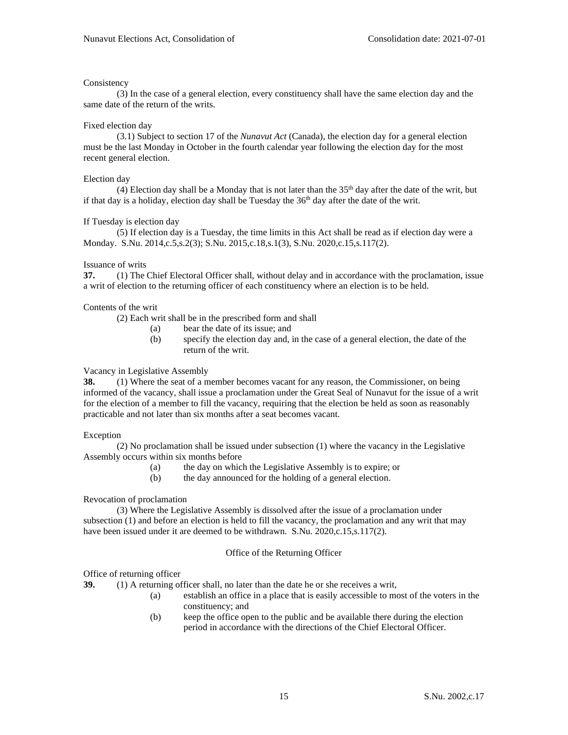Consistency

(3) In the case of a general election, every constituency shall have the same election day and the same date of the return of the writs.

Fixed election day

(3.1) Subject to section 17 of the *Nunavut Act* (Canada), the election day for a general election must be the last Monday in October in the fourth calendar year following the election day for the most recent general election.

Election day

(4) Election day shall be a Monday that is not later than the 35th day after the date of the writ, but if that day is a holiday, election day shall be Tuesday the 36th day after the date of the writ.

If Tuesday is election day

(5) If election day is a Tuesday, the time limits in this Act shall be read as if election day were a Monday. S.Nu. 2014,c.5,s.2(3); S.Nu. 2015,c.18,s.1(3), S.Nu. 2020,c.15,s.117(2).

Issuance of writs

**37.** (1) The Chief Electoral Officer shall, without delay and in accordance with the proclamation, issue a writ of election to the returning officer of each constituency where an election is to be held.

Contents of the writ

(2) Each writ shall be in the prescribed form and shall

(a) bear the date of its issue; and

(b) specify the election day and, in the case of a general election, the date of the return of the writ.

Vacancy in Legislative Assembly

**38.** (1) Where the seat of a member becomes vacant for any reason, the Commissioner, on being informed of the vacancy, shall issue a proclamation under the Great Seal of Nunavut for the issue of a writ for the election of a member to fill the vacancy, requiring that the election be held as soon as reasonably practicable and not later than six months after a seat becomes vacant.

Exception

(2) No proclamation shall be issued under subsection (1) where the vacancy in the Legislative Assembly occurs within six months before

(a) the day on which the Legislative Assembly is to expire; or

(b) the day announced for the holding of a general election.

Revocation of proclamation

(3) Where the Legislative Assembly is dissolved after the issue of a proclamation under subsection (1) and before an election is held to fill the vacancy, the proclamation and any writ that may have been issued under it are deemed to be withdrawn. S.Nu. 2020,c.15,s.117(2).

## Office of the Returning Officer

Office of returning officer

**39.** (1) A returning officer shall, no later than the date he or she receives a writ,

(a) establish an office in a place that is easily accessible to most of the voters in the constituency; and

(b) keep the office open to the public and be available there during the election period in accordance with the directions of the Chief Electoral Officer.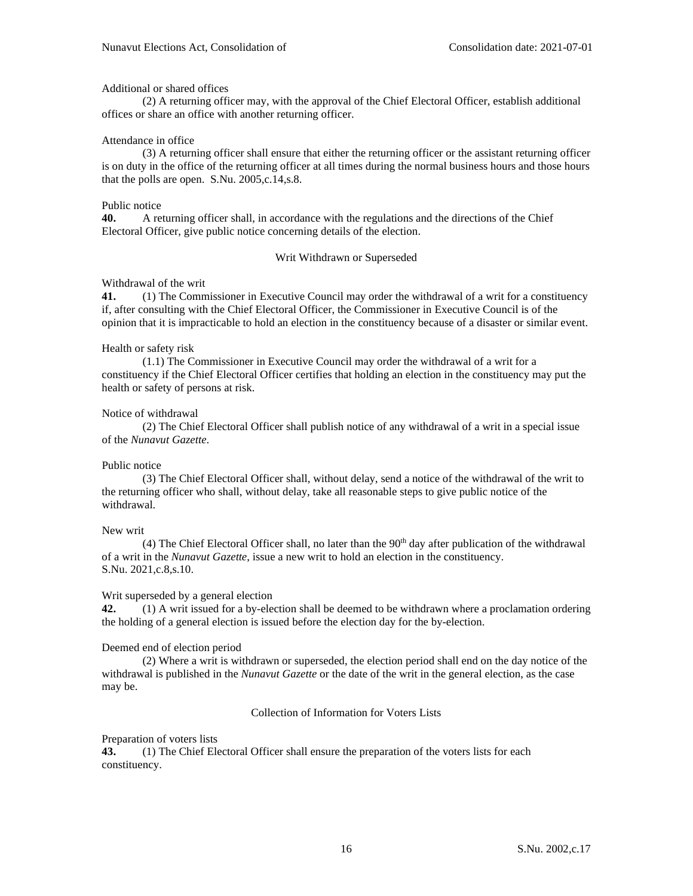Additional or shared offices

(2) A returning officer may, with the approval of the Chief Electoral Officer, establish additional offices or share an office with another returning officer.

Attendance in office

(3) A returning officer shall ensure that either the returning officer or the assistant returning officer is on duty in the office of the returning officer at all times during the normal business hours and those hours that the polls are open. S.Nu. 2005,c.14,s.8.

Public notice

**40.** A returning officer shall, in accordance with the regulations and the directions of the Chief Electoral Officer, give public notice concerning details of the election.

### Writ Withdrawn or Superseded

Withdrawal of the writ

**41.** (1) The Commissioner in Executive Council may order the withdrawal of a writ for a constituency if, after consulting with the Chief Electoral Officer, the Commissioner in Executive Council is of the opinion that it is impracticable to hold an election in the constituency because of a disaster or similar event.

Health or safety risk

(1.1) The Commissioner in Executive Council may order the withdrawal of a writ for a constituency if the Chief Electoral Officer certifies that holding an election in the constituency may put the health or safety of persons at risk.

Notice of withdrawal

(2) The Chief Electoral Officer shall publish notice of any withdrawal of a writ in a special issue of the *Nunavut Gazette*.

Public notice

(3) The Chief Electoral Officer shall, without delay, send a notice of the withdrawal of the writ to the returning officer who shall, without delay, take all reasonable steps to give public notice of the withdrawal.

New writ

(4) The Chief Electoral Officer shall, no later than the 90th day after publication of the withdrawal of a writ in the *Nunavut Gazette*, issue a new writ to hold an election in the constituency. S.Nu. 2021,c.8,s.10.

Writ superseded by a general election

**42.** (1) A writ issued for a by-election shall be deemed to be withdrawn where a proclamation ordering the holding of a general election is issued before the election day for the by-election.

Deemed end of election period

(2) Where a writ is withdrawn or superseded, the election period shall end on the day notice of the withdrawal is published in the *Nunavut Gazette* or the date of the writ in the general election, as the case may be.

### Collection of Information for Voters Lists

Preparation of voters lists

**43.** (1) The Chief Electoral Officer shall ensure the preparation of the voters lists for each constituency.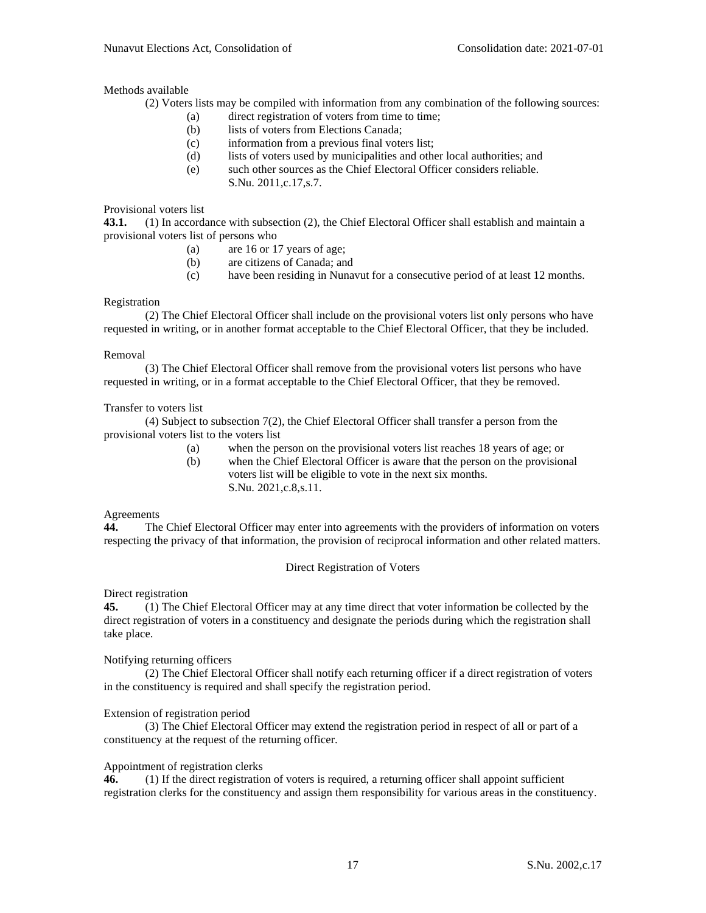Methods available

(2) Voters lists may be compiled with information from any combination of the following sources:

(a) direct registration of voters from time to time;
(b) lists of voters from Elections Canada;
(c) information from a previous final voters list;
(d) lists of voters used by municipalities and other local authorities; and
(e) such other sources as the Chief Electoral Officer considers reliable.
S.Nu. 2011,c.17,s.7.

Provisional voters list

**43.1.** (1) In accordance with subsection (2), the Chief Electoral Officer shall establish and maintain a provisional voters list of persons who

(a) are 16 or 17 years of age;
(b) are citizens of Canada; and
(c) have been residing in Nunavut for a consecutive period of at least 12 months.

Registration

(2) The Chief Electoral Officer shall include on the provisional voters list only persons who have requested in writing, or in another format acceptable to the Chief Electoral Officer, that they be included.

Removal

(3) The Chief Electoral Officer shall remove from the provisional voters list persons who have requested in writing, or in a format acceptable to the Chief Electoral Officer, that they be removed.

Transfer to voters list

(4) Subject to subsection 7(2), the Chief Electoral Officer shall transfer a person from the provisional voters list to the voters list

(a) when the person on the provisional voters list reaches 18 years of age; or
(b) when the Chief Electoral Officer is aware that the person on the provisional voters list will be eligible to vote in the next six months.
S.Nu. 2021,c.8,s.11.

Agreements

**44.** The Chief Electoral Officer may enter into agreements with the providers of information on voters respecting the privacy of that information, the provision of reciprocal information and other related matters.

## Direct Registration of Voters

Direct registration

**45.** (1) The Chief Electoral Officer may at any time direct that voter information be collected by the direct registration of voters in a constituency and designate the periods during which the registration shall take place.

Notifying returning officers

(2) The Chief Electoral Officer shall notify each returning officer if a direct registration of voters in the constituency is required and shall specify the registration period.

Extension of registration period

(3) The Chief Electoral Officer may extend the registration period in respect of all or part of a constituency at the request of the returning officer.

Appointment of registration clerks

**46.** (1) If the direct registration of voters is required, a returning officer shall appoint sufficient registration clerks for the constituency and assign them responsibility for various areas in the constituency.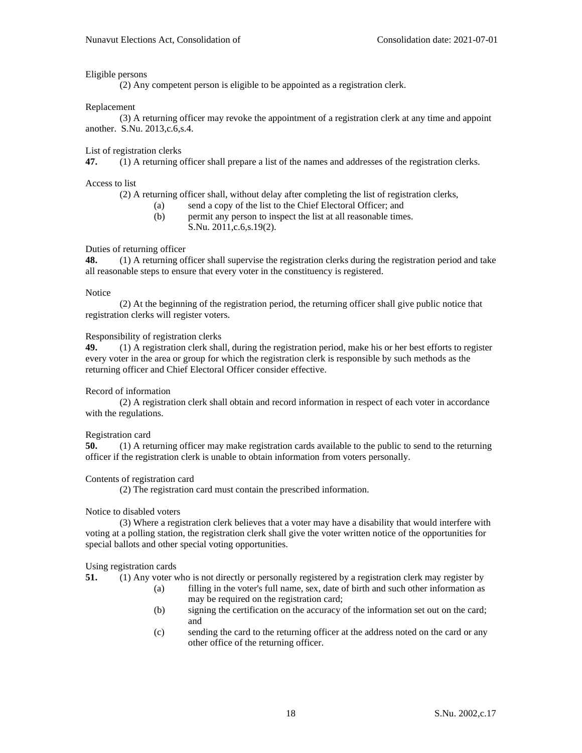Eligible persons

(2) Any competent person is eligible to be appointed as a registration clerk.

Replacement

(3) A returning officer may revoke the appointment of a registration clerk at any time and appoint another. S.Nu. 2013,c.6,s.4.

List of registration clerks

**47.** (1) A returning officer shall prepare a list of the names and addresses of the registration clerks.

Access to list

(2) A returning officer shall, without delay after completing the list of registration clerks,

(a) send a copy of the list to the Chief Electoral Officer; and

(b) permit any person to inspect the list at all reasonable times. S.Nu. 2011,c.6,s.19(2).

Duties of returning officer

**48.** (1) A returning officer shall supervise the registration clerks during the registration period and take all reasonable steps to ensure that every voter in the constituency is registered.

Notice

(2) At the beginning of the registration period, the returning officer shall give public notice that registration clerks will register voters.

Responsibility of registration clerks

**49.** (1) A registration clerk shall, during the registration period, make his or her best efforts to register every voter in the area or group for which the registration clerk is responsible by such methods as the returning officer and Chief Electoral Officer consider effective.

Record of information

(2) A registration clerk shall obtain and record information in respect of each voter in accordance with the regulations.

Registration card

**50.** (1) A returning officer may make registration cards available to the public to send to the returning officer if the registration clerk is unable to obtain information from voters personally.

Contents of registration card

(2) The registration card must contain the prescribed information.

Notice to disabled voters

(3) Where a registration clerk believes that a voter may have a disability that would interfere with voting at a polling station, the registration clerk shall give the voter written notice of the opportunities for special ballots and other special voting opportunities.

Using registration cards

**51.** (1) Any voter who is not directly or personally registered by a registration clerk may register by

(a) filling in the voter's full name, sex, date of birth and such other information as may be required on the registration card;

(b) signing the certification on the accuracy of the information set out on the card; and

(c) sending the card to the returning officer at the address noted on the card or any other office of the returning officer.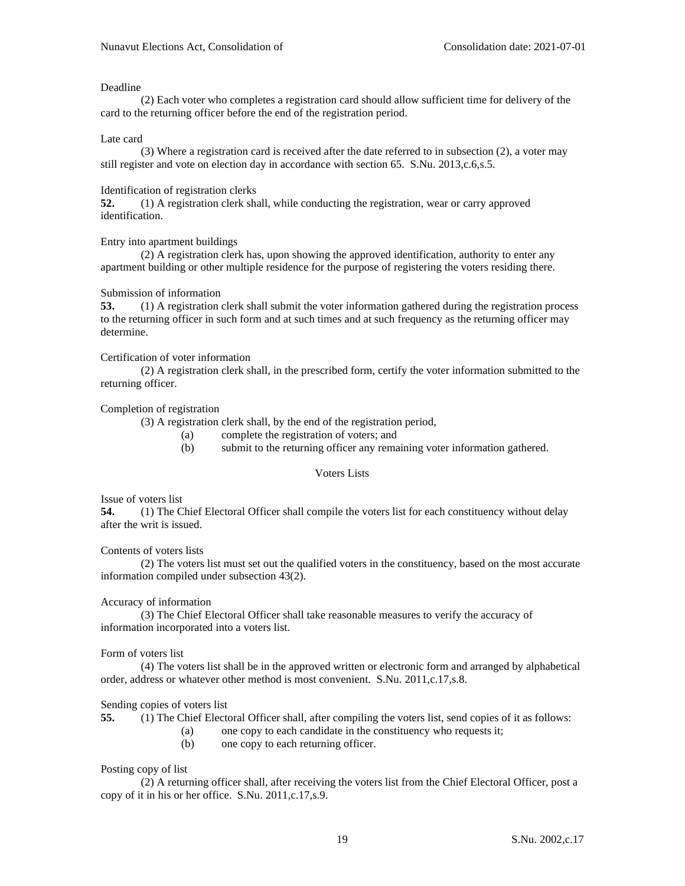Deadline

(2) Each voter who completes a registration card should allow sufficient time for delivery of the card to the returning officer before the end of the registration period.

Late card

(3) Where a registration card is received after the date referred to in subsection (2), a voter may still register and vote on election day in accordance with section 65. S.Nu. 2013,c.6,s.5.

Identification of registration clerks

**52.** (1) A registration clerk shall, while conducting the registration, wear or carry approved identification.

Entry into apartment buildings

(2) A registration clerk has, upon showing the approved identification, authority to enter any apartment building or other multiple residence for the purpose of registering the voters residing there.

Submission of information

**53.** (1) A registration clerk shall submit the voter information gathered during the registration process to the returning officer in such form and at such times and at such frequency as the returning officer may determine.

Certification of voter information

(2) A registration clerk shall, in the prescribed form, certify the voter information submitted to the returning officer.

Completion of registration

(3) A registration clerk shall, by the end of the registration period,

(a) complete the registration of voters; and

(b) submit to the returning officer any remaining voter information gathered.

## Voters Lists

Issue of voters list

**54.** (1) The Chief Electoral Officer shall compile the voters list for each constituency without delay after the writ is issued.

Contents of voters lists

(2) The voters list must set out the qualified voters in the constituency, based on the most accurate information compiled under subsection 43(2).

Accuracy of information

(3) The Chief Electoral Officer shall take reasonable measures to verify the accuracy of information incorporated into a voters list.

Form of voters list

(4) The voters list shall be in the approved written or electronic form and arranged by alphabetical order, address or whatever other method is most convenient. S.Nu. 2011,c.17,s.8.

Sending copies of voters list

**55.** (1) The Chief Electoral Officer shall, after compiling the voters list, send copies of it as follows:

(a) one copy to each candidate in the constituency who requests it;

(b) one copy to each returning officer.

Posting copy of list

(2) A returning officer shall, after receiving the voters list from the Chief Electoral Officer, post a copy of it in his or her office. S.Nu. 2011,c.17,s.9.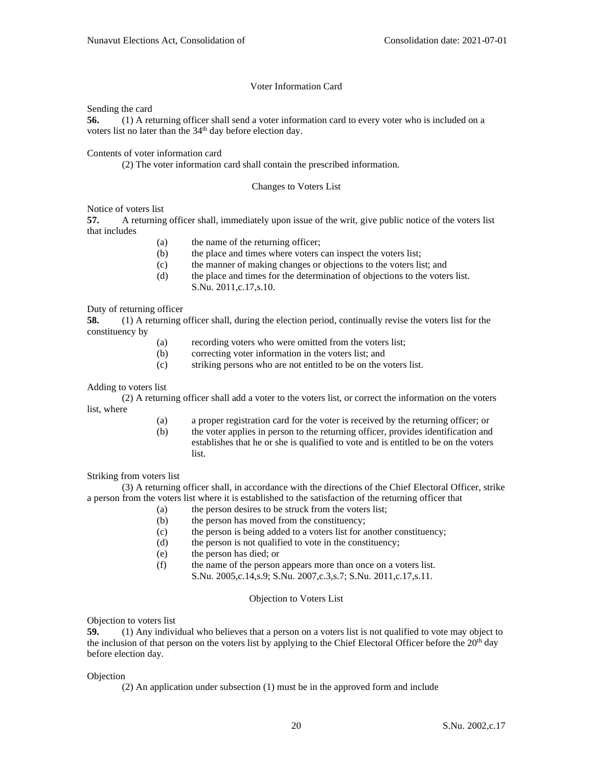### Voter Information Card

Sending the card

**56.** (1) A returning officer shall send a voter information card to every voter who is included on a voters list no later than the 34th day before election day.

Contents of voter information card

(2) The voter information card shall contain the prescribed information.

### Changes to Voters List

Notice of voters list

**57.** A returning officer shall, immediately upon issue of the writ, give public notice of the voters list that includes

- (a) the name of the returning officer;
- (b) the place and times where voters can inspect the voters list;
- (c) the manner of making changes or objections to the voters list; and
- (d) the place and times for the determination of objections to the voters list. S.Nu. 2011,c.17,s.10.

Duty of returning officer

**58.** (1) A returning officer shall, during the election period, continually revise the voters list for the constituency by

- (a) recording voters who were omitted from the voters list;
- (b) correcting voter information in the voters list; and
- (c) striking persons who are not entitled to be on the voters list.

Adding to voters list

(2) A returning officer shall add a voter to the voters list, or correct the information on the voters list, where

- (a) a proper registration card for the voter is received by the returning officer; or
- (b) the voter applies in person to the returning officer, provides identification and establishes that he or she is qualified to vote and is entitled to be on the voters list.

Striking from voters list

(3) A returning officer shall, in accordance with the directions of the Chief Electoral Officer, strike a person from the voters list where it is established to the satisfaction of the returning officer that

- (a) the person desires to be struck from the voters list;
- (b) the person has moved from the constituency;
- (c) the person is being added to a voters list for another constituency;
- (d) the person is not qualified to vote in the constituency;
- (e) the person has died; or
- (f) the name of the person appears more than once on a voters list. S.Nu. 2005,c.14,s.9; S.Nu. 2007,c.3,s.7; S.Nu. 2011,c.17,s.11.

### Objection to Voters List

Objection to voters list

**59.** (1) Any individual who believes that a person on a voters list is not qualified to vote may object to the inclusion of that person on the voters list by applying to the Chief Electoral Officer before the 20th day before election day.

Objection

(2) An application under subsection (1) must be in the approved form and include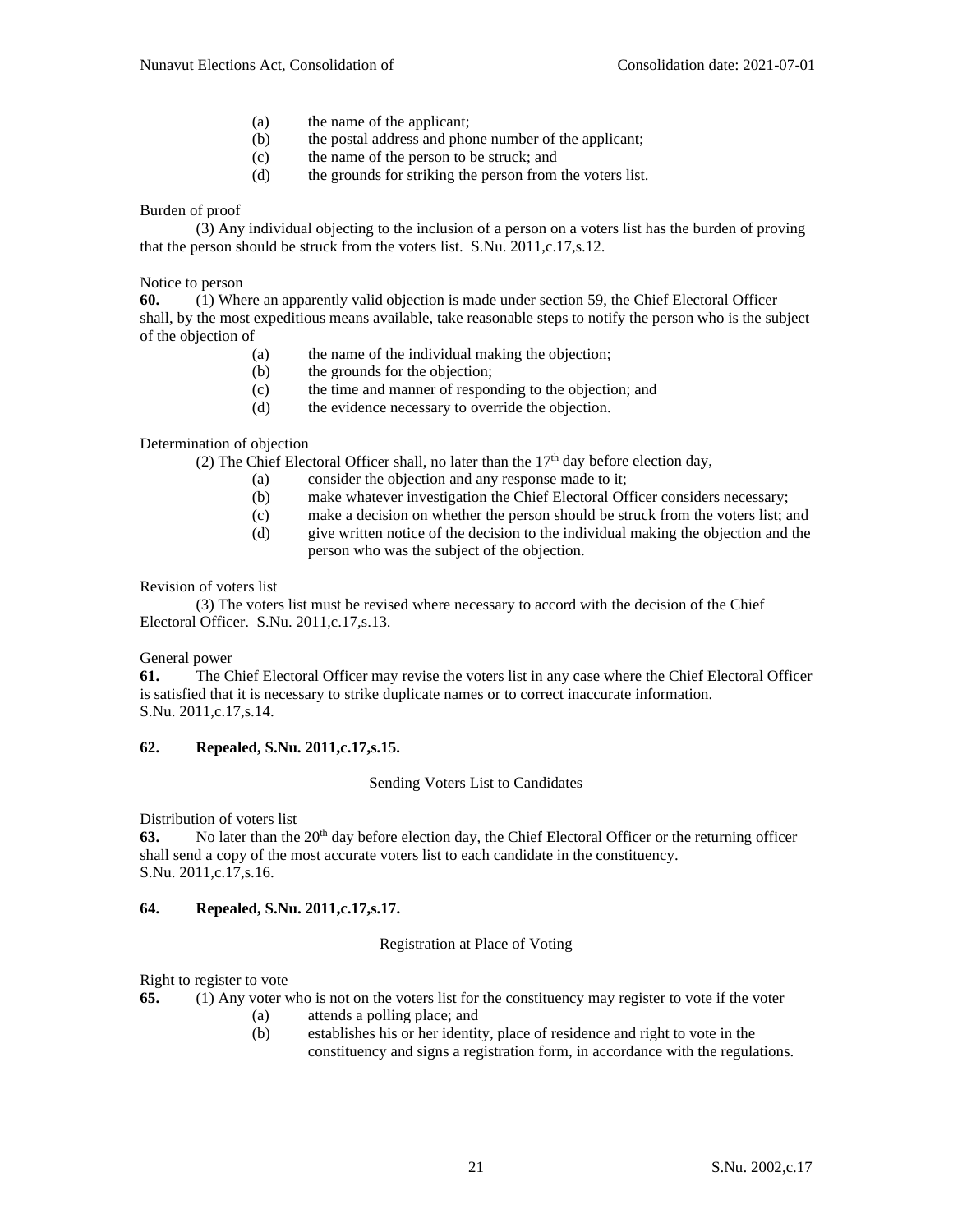(a) the name of the applicant;
(b) the postal address and phone number of the applicant;
(c) the name of the person to be struck; and
(d) the grounds for striking the person from the voters list.

Burden of proof

(3) Any individual objecting to the inclusion of a person on a voters list has the burden of proving that the person should be struck from the voters list. S.Nu. 2011,c.17,s.12.

Notice to person

**60.** (1) Where an apparently valid objection is made under section 59, the Chief Electoral Officer shall, by the most expeditious means available, take reasonable steps to notify the person who is the subject of the objection of

(a) the name of the individual making the objection;
(b) the grounds for the objection;
(c) the time and manner of responding to the objection; and
(d) the evidence necessary to override the objection.

Determination of objection

(2) The Chief Electoral Officer shall, no later than the 17th day before election day,

(a) consider the objection and any response made to it;
(b) make whatever investigation the Chief Electoral Officer considers necessary;
(c) make a decision on whether the person should be struck from the voters list; and
(d) give written notice of the decision to the individual making the objection and the person who was the subject of the objection.

Revision of voters list

(3) The voters list must be revised where necessary to accord with the decision of the Chief Electoral Officer. S.Nu. 2011,c.17,s.13.

General power

**61.** The Chief Electoral Officer may revise the voters list in any case where the Chief Electoral Officer is satisfied that it is necessary to strike duplicate names or to correct inaccurate information. S.Nu. 2011,c.17,s.14.

**62. Repealed, S.Nu. 2011,c.17,s.15.**

Sending Voters List to Candidates

Distribution of voters list

**63.** No later than the 20th day before election day, the Chief Electoral Officer or the returning officer shall send a copy of the most accurate voters list to each candidate in the constituency. S.Nu. 2011,c.17,s.16.

**64. Repealed, S.Nu. 2011,c.17,s.17.**

Registration at Place of Voting

Right to register to vote

**65.** (1) Any voter who is not on the voters list for the constituency may register to vote if the voter

(a) attends a polling place; and
(b) establishes his or her identity, place of residence and right to vote in the constituency and signs a registration form, in accordance with the regulations.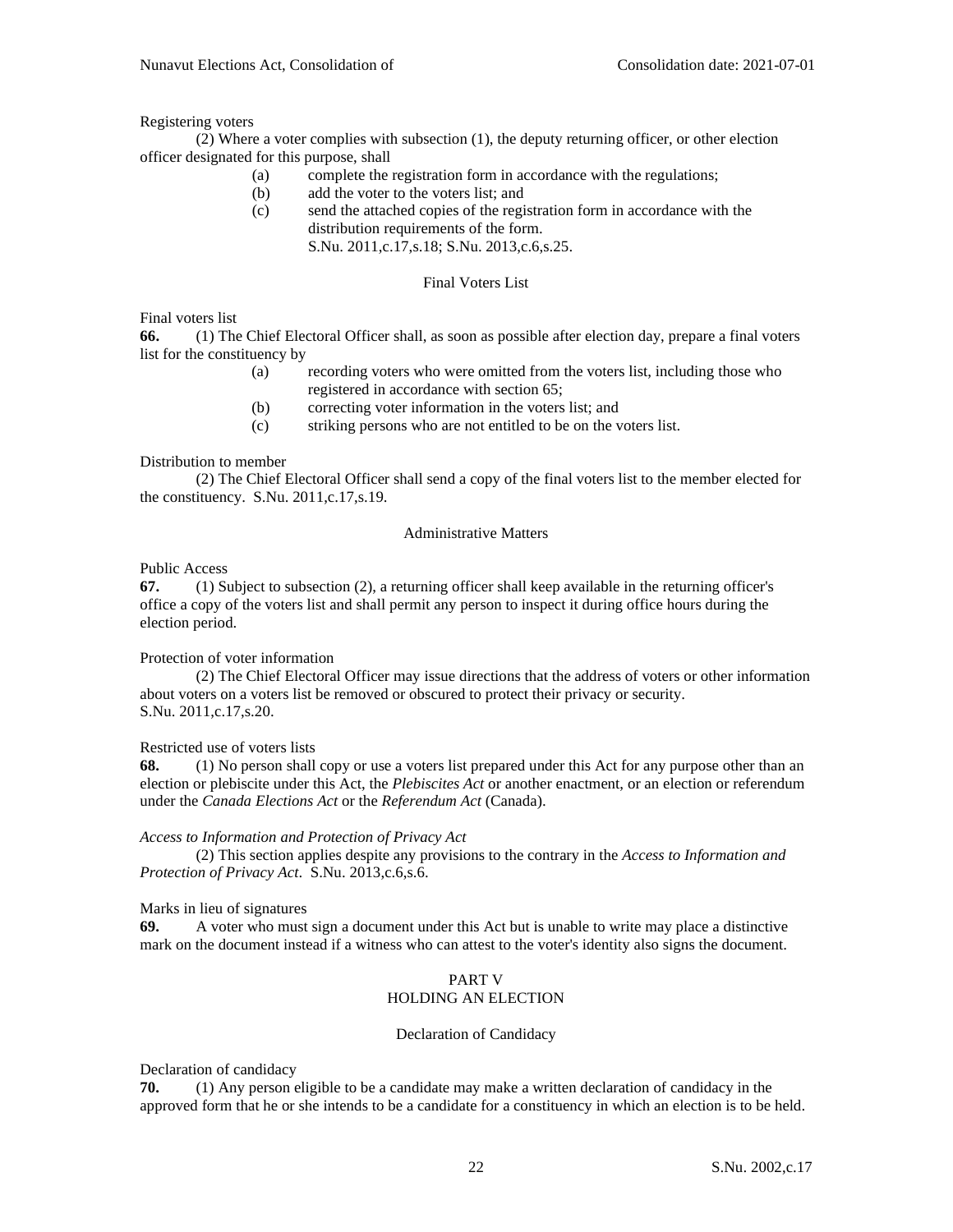Registering voters

(2) Where a voter complies with subsection (1), the deputy returning officer, or other election officer designated for this purpose, shall

(a) complete the registration form in accordance with the regulations;

(b) add the voter to the voters list; and

(c) send the attached copies of the registration form in accordance with the distribution requirements of the form.
S.Nu. 2011,c.17,s.18; S.Nu. 2013,c.6,s.25.

### Final Voters List

Final voters list

**66.** (1) The Chief Electoral Officer shall, as soon as possible after election day, prepare a final voters list for the constituency by

(a) recording voters who were omitted from the voters list, including those who registered in accordance with section 65;

(b) correcting voter information in the voters list; and

(c) striking persons who are not entitled to be on the voters list.

Distribution to member

(2) The Chief Electoral Officer shall send a copy of the final voters list to the member elected for the constituency. S.Nu. 2011,c.17,s.19.

### Administrative Matters

Public Access

**67.** (1) Subject to subsection (2), a returning officer shall keep available in the returning officer's office a copy of the voters list and shall permit any person to inspect it during office hours during the election period.

Protection of voter information

(2) The Chief Electoral Officer may issue directions that the address of voters or other information about voters on a voters list be removed or obscured to protect their privacy or security.
S.Nu. 2011,c.17,s.20.

Restricted use of voters lists

**68.** (1) No person shall copy or use a voters list prepared under this Act for any purpose other than an election or plebiscite under this Act, the *Plebiscites Act* or another enactment, or an election or referendum under the *Canada Elections Act* or the *Referendum Act* (Canada).

*Access to Information and Protection of Privacy Act*

(2) This section applies despite any provisions to the contrary in the *Access to Information and Protection of Privacy Act*. S.Nu. 2013,c.6,s.6.

Marks in lieu of signatures

**69.** A voter who must sign a document under this Act but is unable to write may place a distinctive mark on the document instead if a witness who can attest to the voter's identity also signs the document.

## PART V
## HOLDING AN ELECTION

### Declaration of Candidacy

Declaration of candidacy

**70.** (1) Any person eligible to be a candidate may make a written declaration of candidacy in the approved form that he or she intends to be a candidate for a constituency in which an election is to be held.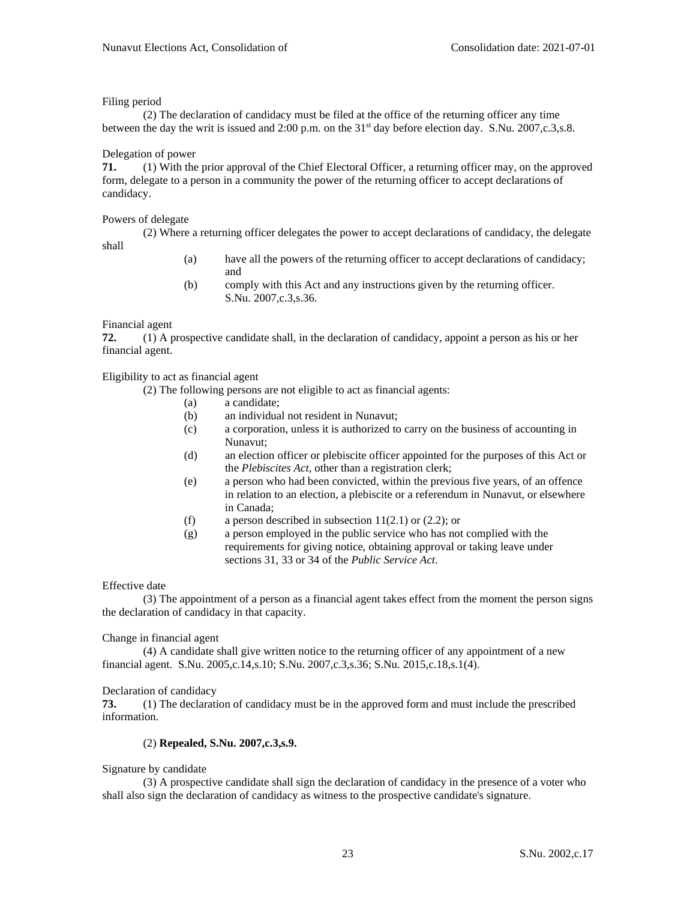Filing period

(2) The declaration of candidacy must be filed at the office of the returning officer any time between the day the writ is issued and 2:00 p.m. on the 31st day before election day. S.Nu. 2007,c.3,s.8.

Delegation of power

**71.** (1) With the prior approval of the Chief Electoral Officer, a returning officer may, on the approved form, delegate to a person in a community the power of the returning officer to accept declarations of candidacy.

Powers of delegate

(2) Where a returning officer delegates the power to accept declarations of candidacy, the delegate shall

(a) have all the powers of the returning officer to accept declarations of candidacy; and

(b) comply with this Act and any instructions given by the returning officer. S.Nu. 2007,c.3,s.36.

Financial agent

**72.** (1) A prospective candidate shall, in the declaration of candidacy, appoint a person as his or her financial agent.

Eligibility to act as financial agent

(2) The following persons are not eligible to act as financial agents:

(a) a candidate;

(b) an individual not resident in Nunavut;

(c) a corporation, unless it is authorized to carry on the business of accounting in Nunavut;

(d) an election officer or plebiscite officer appointed for the purposes of this Act or the *Plebiscites Act*, other than a registration clerk;

(e) a person who had been convicted, within the previous five years, of an offence in relation to an election, a plebiscite or a referendum in Nunavut, or elsewhere in Canada;

(f) a person described in subsection 11(2.1) or (2.2); or

(g) a person employed in the public service who has not complied with the requirements for giving notice, obtaining approval or taking leave under sections 31, 33 or 34 of the *Public Service Act*.

Effective date

(3) The appointment of a person as a financial agent takes effect from the moment the person signs the declaration of candidacy in that capacity.

Change in financial agent

(4) A candidate shall give written notice to the returning officer of any appointment of a new financial agent. S.Nu. 2005,c.14,s.10; S.Nu. 2007,c.3,s.36; S.Nu. 2015,c.18,s.1(4).

Declaration of candidacy

**73.** (1) The declaration of candidacy must be in the approved form and must include the prescribed information.

(2) **Repealed, S.Nu. 2007,c.3,s.9.**

Signature by candidate

(3) A prospective candidate shall sign the declaration of candidacy in the presence of a voter who shall also sign the declaration of candidacy as witness to the prospective candidate's signature.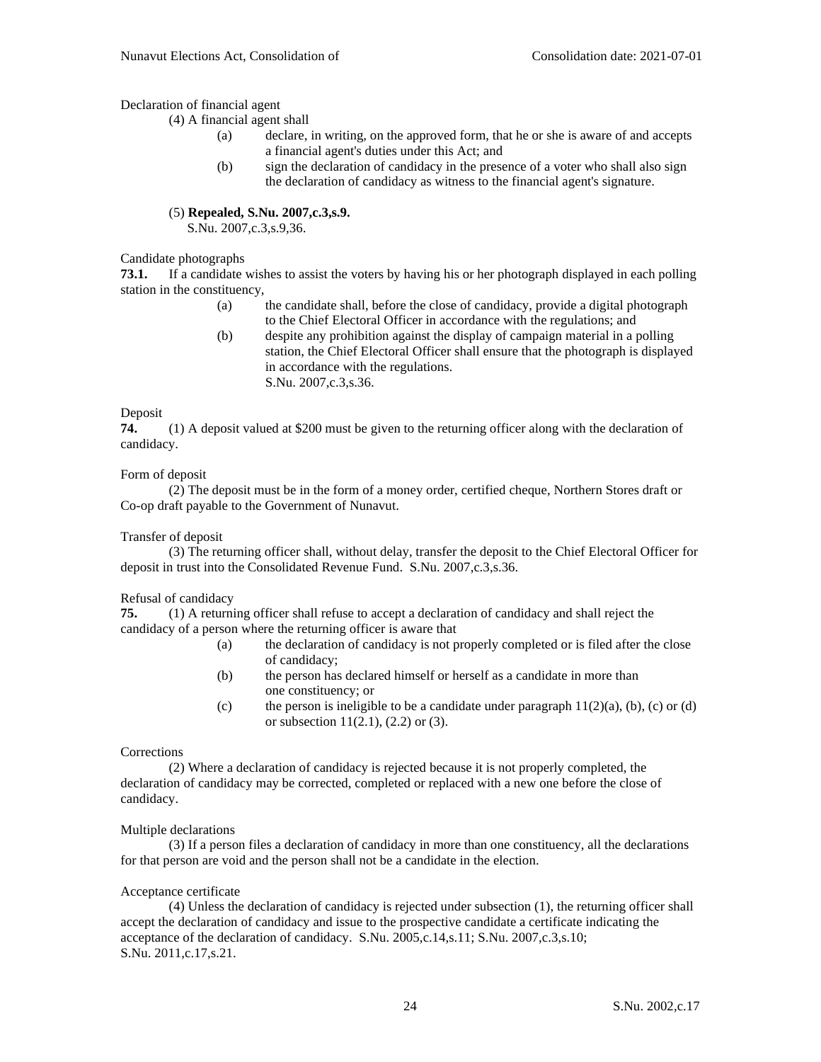Declaration of financial agent

(4) A financial agent shall

(a) declare, in writing, on the approved form, that he or she is aware of and accepts a financial agent's duties under this Act; and

(b) sign the declaration of candidacy in the presence of a voter who shall also sign the declaration of candidacy as witness to the financial agent's signature.

(5) **Repealed, S.Nu. 2007,c.3,s.9.**
S.Nu. 2007,c.3,s.9,36.

Candidate photographs

**73.1.** If a candidate wishes to assist the voters by having his or her photograph displayed in each polling station in the constituency,

(a) the candidate shall, before the close of candidacy, provide a digital photograph to the Chief Electoral Officer in accordance with the regulations; and

(b) despite any prohibition against the display of campaign material in a polling station, the Chief Electoral Officer shall ensure that the photograph is displayed in accordance with the regulations.
S.Nu. 2007,c.3,s.36.

Deposit

**74.** (1) A deposit valued at $200 must be given to the returning officer along with the declaration of candidacy.

Form of deposit

(2) The deposit must be in the form of a money order, certified cheque, Northern Stores draft or Co-op draft payable to the Government of Nunavut.

Transfer of deposit

(3) The returning officer shall, without delay, transfer the deposit to the Chief Electoral Officer for deposit in trust into the Consolidated Revenue Fund. S.Nu. 2007,c.3,s.36.

Refusal of candidacy

**75.** (1) A returning officer shall refuse to accept a declaration of candidacy and shall reject the candidacy of a person where the returning officer is aware that

(a) the declaration of candidacy is not properly completed or is filed after the close of candidacy;

(b) the person has declared himself or herself as a candidate in more than one constituency; or

(c) the person is ineligible to be a candidate under paragraph 11(2)(a), (b), (c) or (d) or subsection 11(2.1), (2.2) or (3).

Corrections

(2) Where a declaration of candidacy is rejected because it is not properly completed, the declaration of candidacy may be corrected, completed or replaced with a new one before the close of candidacy.

Multiple declarations

(3) If a person files a declaration of candidacy in more than one constituency, all the declarations for that person are void and the person shall not be a candidate in the election.

Acceptance certificate

(4) Unless the declaration of candidacy is rejected under subsection (1), the returning officer shall accept the declaration of candidacy and issue to the prospective candidate a certificate indicating the acceptance of the declaration of candidacy. S.Nu. 2005,c.14,s.11; S.Nu. 2007,c.3,s.10; S.Nu. 2011,c.17,s.21.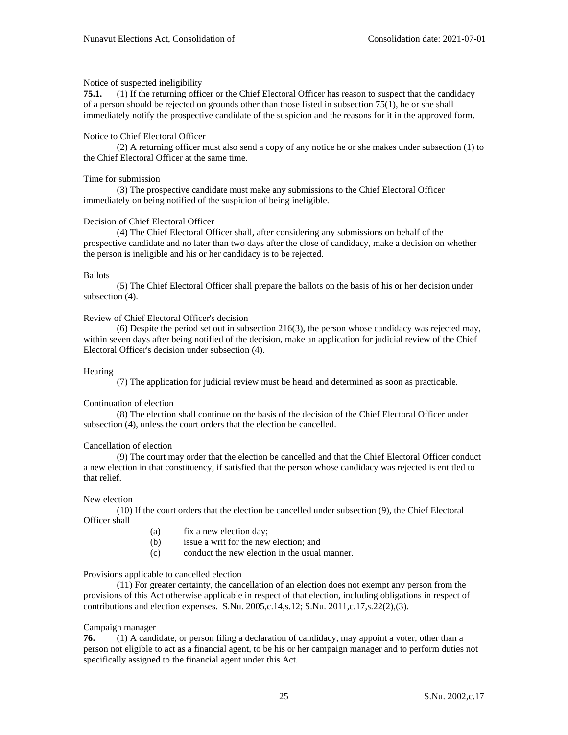Notice of suspected ineligibility

**75.1.** (1) If the returning officer or the Chief Electoral Officer has reason to suspect that the candidacy of a person should be rejected on grounds other than those listed in subsection 75(1), he or she shall immediately notify the prospective candidate of the suspicion and the reasons for it in the approved form.

Notice to Chief Electoral Officer

(2) A returning officer must also send a copy of any notice he or she makes under subsection (1) to the Chief Electoral Officer at the same time.

Time for submission

(3) The prospective candidate must make any submissions to the Chief Electoral Officer immediately on being notified of the suspicion of being ineligible.

Decision of Chief Electoral Officer

(4) The Chief Electoral Officer shall, after considering any submissions on behalf of the prospective candidate and no later than two days after the close of candidacy, make a decision on whether the person is ineligible and his or her candidacy is to be rejected.

Ballots

(5) The Chief Electoral Officer shall prepare the ballots on the basis of his or her decision under subsection (4).

Review of Chief Electoral Officer's decision

(6) Despite the period set out in subsection 216(3), the person whose candidacy was rejected may, within seven days after being notified of the decision, make an application for judicial review of the Chief Electoral Officer's decision under subsection (4).

Hearing

(7) The application for judicial review must be heard and determined as soon as practicable.

Continuation of election

(8) The election shall continue on the basis of the decision of the Chief Electoral Officer under subsection (4), unless the court orders that the election be cancelled.

Cancellation of election

(9) The court may order that the election be cancelled and that the Chief Electoral Officer conduct a new election in that constituency, if satisfied that the person whose candidacy was rejected is entitled to that relief.

New election

(10) If the court orders that the election be cancelled under subsection (9), the Chief Electoral Officer shall

(a) fix a new election day;
(b) issue a writ for the new election; and
(c) conduct the new election in the usual manner.

Provisions applicable to cancelled election

(11) For greater certainty, the cancellation of an election does not exempt any person from the provisions of this Act otherwise applicable in respect of that election, including obligations in respect of contributions and election expenses. S.Nu. 2005,c.14,s.12; S.Nu. 2011,c.17,s.22(2),(3).

Campaign manager

**76.** (1) A candidate, or person filing a declaration of candidacy, may appoint a voter, other than a person not eligible to act as a financial agent, to be his or her campaign manager and to perform duties not specifically assigned to the financial agent under this Act.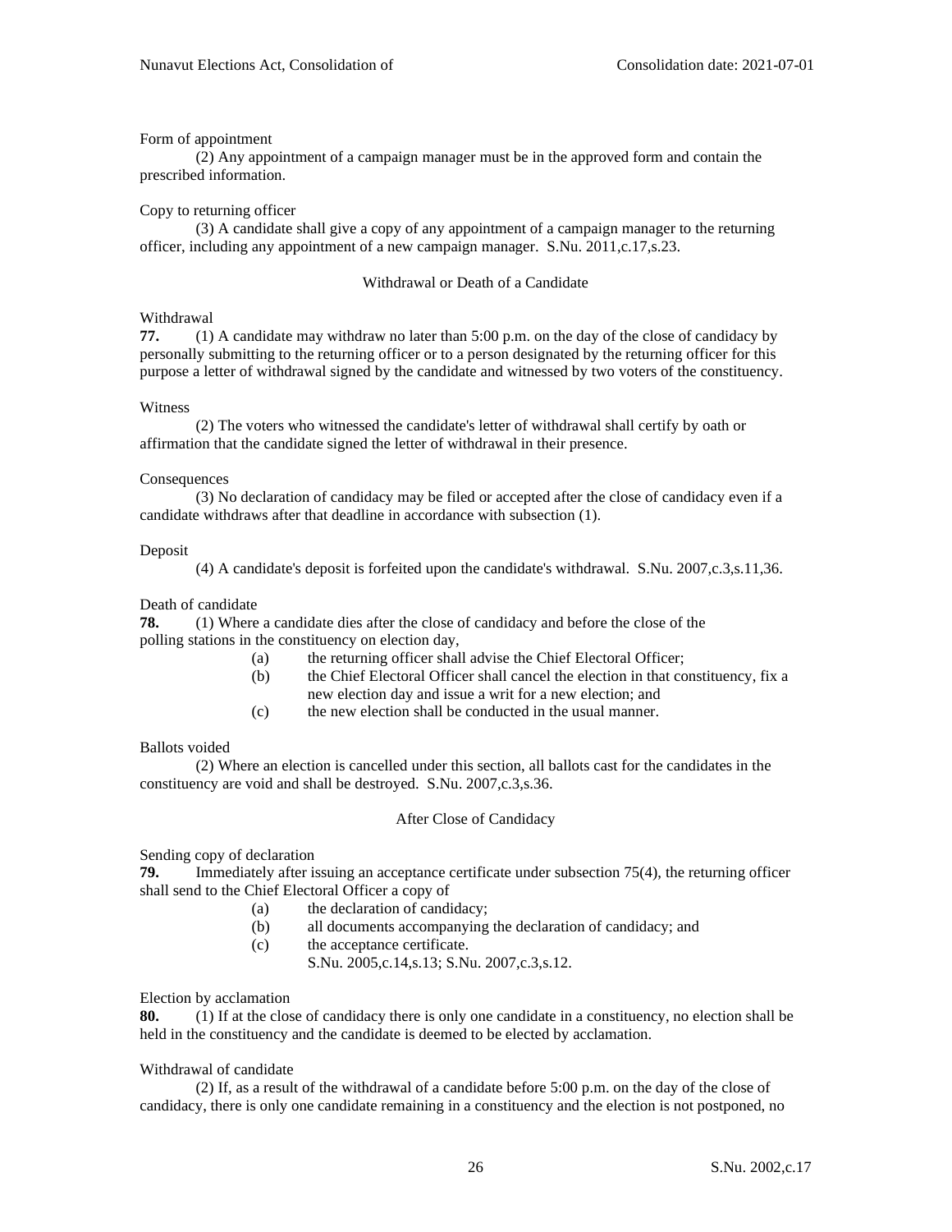Form of appointment

(2) Any appointment of a campaign manager must be in the approved form and contain the prescribed information.

Copy to returning officer

(3) A candidate shall give a copy of any appointment of a campaign manager to the returning officer, including any appointment of a new campaign manager. S.Nu. 2011,c.17,s.23.

## Withdrawal or Death of a Candidate

Withdrawal

**77.** (1) A candidate may withdraw no later than 5:00 p.m. on the day of the close of candidacy by personally submitting to the returning officer or to a person designated by the returning officer for this purpose a letter of withdrawal signed by the candidate and witnessed by two voters of the constituency.

Witness

(2) The voters who witnessed the candidate's letter of withdrawal shall certify by oath or affirmation that the candidate signed the letter of withdrawal in their presence.

Consequences

(3) No declaration of candidacy may be filed or accepted after the close of candidacy even if a candidate withdraws after that deadline in accordance with subsection (1).

Deposit

(4) A candidate's deposit is forfeited upon the candidate's withdrawal. S.Nu. 2007,c.3,s.11,36.

Death of candidate

**78.** (1) Where a candidate dies after the close of candidacy and before the close of the polling stations in the constituency on election day,

- (a) the returning officer shall advise the Chief Electoral Officer;
- (b) the Chief Electoral Officer shall cancel the election in that constituency, fix a new election day and issue a writ for a new election; and
- (c) the new election shall be conducted in the usual manner.

Ballots voided

(2) Where an election is cancelled under this section, all ballots cast for the candidates in the constituency are void and shall be destroyed. S.Nu. 2007,c.3,s.36.

## After Close of Candidacy

Sending copy of declaration

**79.** Immediately after issuing an acceptance certificate under subsection 75(4), the returning officer shall send to the Chief Electoral Officer a copy of

- (a) the declaration of candidacy;
- (b) all documents accompanying the declaration of candidacy; and
- (c) the acceptance certificate.

S.Nu. 2005,c.14,s.13; S.Nu. 2007,c.3,s.12.

Election by acclamation

**80.** (1) If at the close of candidacy there is only one candidate in a constituency, no election shall be held in the constituency and the candidate is deemed to be elected by acclamation.

Withdrawal of candidate

(2) If, as a result of the withdrawal of a candidate before 5:00 p.m. on the day of the close of candidacy, there is only one candidate remaining in a constituency and the election is not postponed, no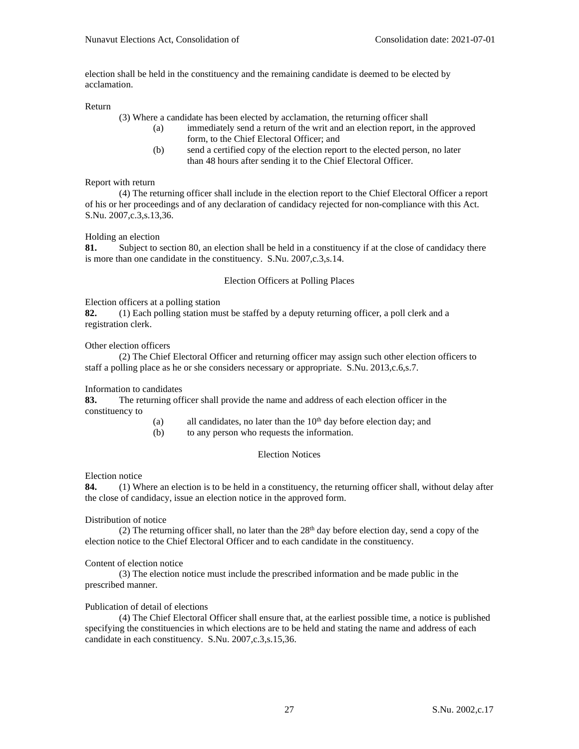election shall be held in the constituency and the remaining candidate is deemed to be elected by acclamation.

Return

(3) Where a candidate has been elected by acclamation, the returning officer shall

- (a) immediately send a return of the writ and an election report, in the approved form, to the Chief Electoral Officer; and
- (b) send a certified copy of the election report to the elected person, no later than 48 hours after sending it to the Chief Electoral Officer.

Report with return

(4) The returning officer shall include in the election report to the Chief Electoral Officer a report of his or her proceedings and of any declaration of candidacy rejected for non-compliance with this Act. S.Nu. 2007,c.3,s.13,36.

Holding an election

**81.** Subject to section 80, an election shall be held in a constituency if at the close of candidacy there is more than one candidate in the constituency. S.Nu. 2007,c.3,s.14.

## Election Officers at Polling Places

Election officers at a polling station

**82.** (1) Each polling station must be staffed by a deputy returning officer, a poll clerk and a registration clerk.

Other election officers

(2) The Chief Electoral Officer and returning officer may assign such other election officers to staff a polling place as he or she considers necessary or appropriate. S.Nu. 2013,c.6,s.7.

Information to candidates

**83.** The returning officer shall provide the name and address of each election officer in the constituency to

- (a) all candidates, no later than the 10th day before election day; and
- (b) to any person who requests the information.

## Election Notices

Election notice

**84.** (1) Where an election is to be held in a constituency, the returning officer shall, without delay after the close of candidacy, issue an election notice in the approved form.

Distribution of notice

(2) The returning officer shall, no later than the 28th day before election day, send a copy of the election notice to the Chief Electoral Officer and to each candidate in the constituency.

Content of election notice

(3) The election notice must include the prescribed information and be made public in the prescribed manner.

Publication of detail of elections

(4) The Chief Electoral Officer shall ensure that, at the earliest possible time, a notice is published specifying the constituencies in which elections are to be held and stating the name and address of each candidate in each constituency. S.Nu. 2007,c.3,s.15,36.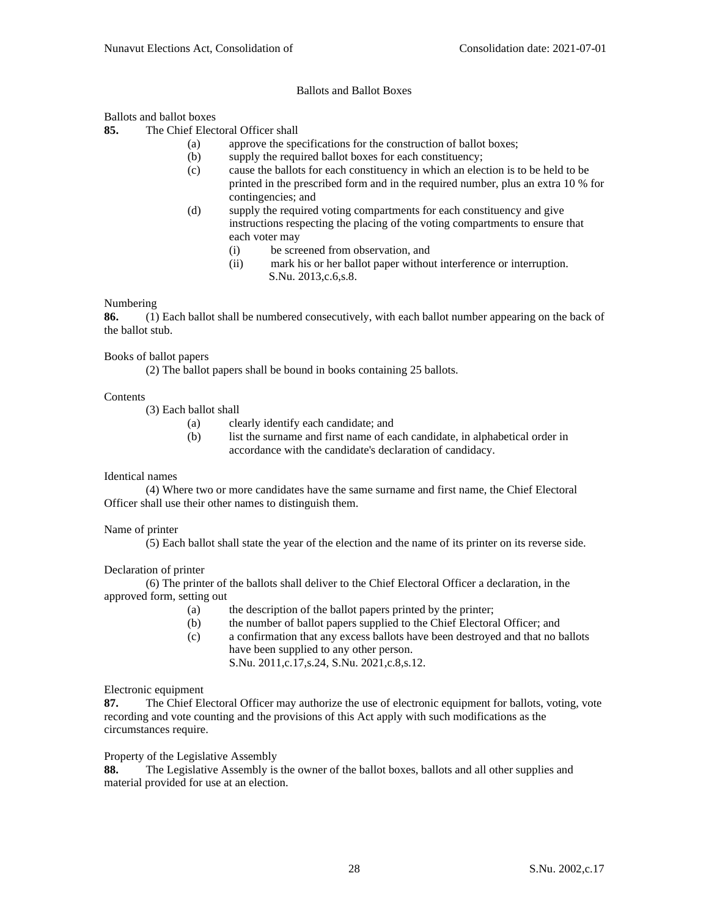## Ballots and Ballot Boxes

Ballots and ballot boxes

**85.** The Chief Electoral Officer shall

- (a) approve the specifications for the construction of ballot boxes;
- (b) supply the required ballot boxes for each constituency;
- (c) cause the ballots for each constituency in which an election is to be held to be printed in the prescribed form and in the required number, plus an extra 10 % for contingencies; and
- (d) supply the required voting compartments for each constituency and give instructions respecting the placing of the voting compartments to ensure that each voter may
  - (i) be screened from observation, and
  - (ii) mark his or her ballot paper without interference or interruption.

S.Nu. 2013,c.6,s.8.

Numbering

**86.** (1) Each ballot shall be numbered consecutively, with each ballot number appearing on the back of the ballot stub.

Books of ballot papers

(2) The ballot papers shall be bound in books containing 25 ballots.

Contents

(3) Each ballot shall

- (a) clearly identify each candidate; and
- (b) list the surname and first name of each candidate, in alphabetical order in accordance with the candidate's declaration of candidacy.

Identical names

(4) Where two or more candidates have the same surname and first name, the Chief Electoral Officer shall use their other names to distinguish them.

Name of printer

(5) Each ballot shall state the year of the election and the name of its printer on its reverse side.

Declaration of printer

(6) The printer of the ballots shall deliver to the Chief Electoral Officer a declaration, in the approved form, setting out

- (a) the description of the ballot papers printed by the printer;
- (b) the number of ballot papers supplied to the Chief Electoral Officer; and
- (c) a confirmation that any excess ballots have been destroyed and that no ballots have been supplied to any other person.

S.Nu. 2011,c.17,s.24, S.Nu. 2021,c.8,s.12.

Electronic equipment

**87.** The Chief Electoral Officer may authorize the use of electronic equipment for ballots, voting, vote recording and vote counting and the provisions of this Act apply with such modifications as the circumstances require.

Property of the Legislative Assembly

**88.** The Legislative Assembly is the owner of the ballot boxes, ballots and all other supplies and material provided for use at an election.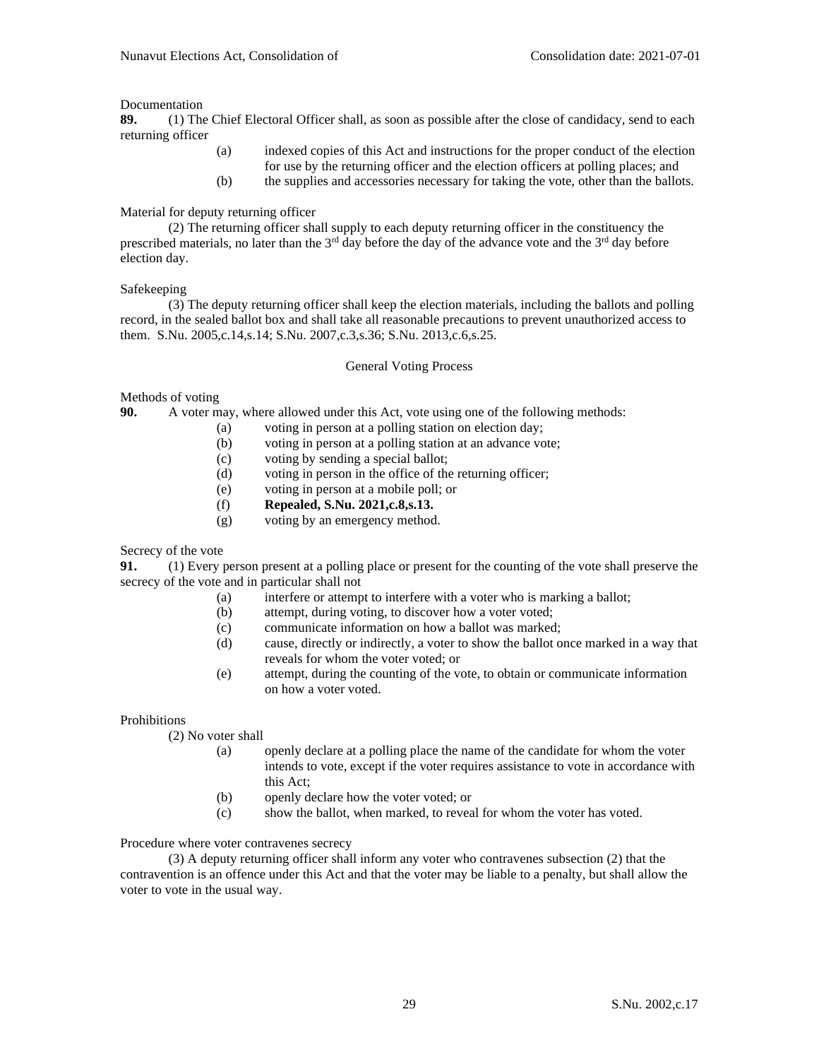Documentation

**89.** (1) The Chief Electoral Officer shall, as soon as possible after the close of candidacy, send to each returning officer

(a) indexed copies of this Act and instructions for the proper conduct of the election for use by the returning officer and the election officers at polling places; and

(b) the supplies and accessories necessary for taking the vote, other than the ballots.

Material for deputy returning officer

(2) The returning officer shall supply to each deputy returning officer in the constituency the prescribed materials, no later than the 3rd day before the day of the advance vote and the 3rd day before election day.

Safekeeping

(3) The deputy returning officer shall keep the election materials, including the ballots and polling record, in the sealed ballot box and shall take all reasonable precautions to prevent unauthorized access to them. S.Nu. 2005,c.14,s.14; S.Nu. 2007,c.3,s.36; S.Nu. 2013,c.6,s.25.

## General Voting Process

Methods of voting

**90.** A voter may, where allowed under this Act, vote using one of the following methods:

(a) voting in person at a polling station on election day;

(b) voting in person at a polling station at an advance vote;

(c) voting by sending a special ballot;

(d) voting in person in the office of the returning officer;

(e) voting in person at a mobile poll; or

(f) **Repealed, S.Nu. 2021,c.8,s.13.**

(g) voting by an emergency method.

Secrecy of the vote

**91.** (1) Every person present at a polling place or present for the counting of the vote shall preserve the secrecy of the vote and in particular shall not

(a) interfere or attempt to interfere with a voter who is marking a ballot;

(b) attempt, during voting, to discover how a voter voted;

(c) communicate information on how a ballot was marked;

(d) cause, directly or indirectly, a voter to show the ballot once marked in a way that reveals for whom the voter voted; or

(e) attempt, during the counting of the vote, to obtain or communicate information on how a voter voted.

Prohibitions

(2) No voter shall

(a) openly declare at a polling place the name of the candidate for whom the voter intends to vote, except if the voter requires assistance to vote in accordance with this Act;

(b) openly declare how the voter voted; or

(c) show the ballot, when marked, to reveal for whom the voter has voted.

Procedure where voter contravenes secrecy

(3) A deputy returning officer shall inform any voter who contravenes subsection (2) that the contravention is an offence under this Act and that the voter may be liable to a penalty, but shall allow the voter to vote in the usual way.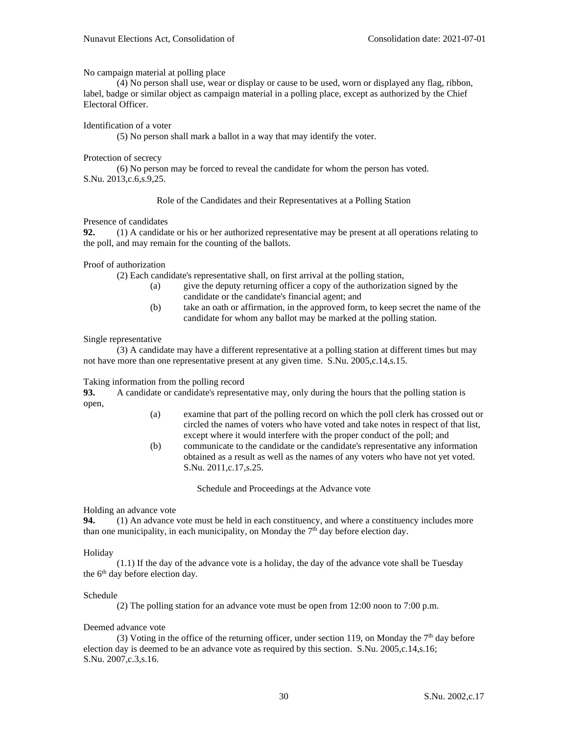No campaign material at polling place

(4) No person shall use, wear or display or cause to be used, worn or displayed any flag, ribbon, label, badge or similar object as campaign material in a polling place, except as authorized by the Chief Electoral Officer.

Identification of a voter

(5) No person shall mark a ballot in a way that may identify the voter.

Protection of secrecy

(6) No person may be forced to reveal the candidate for whom the person has voted. S.Nu. 2013,c.6,s.9,25.

### Role of the Candidates and their Representatives at a Polling Station

Presence of candidates

**92.** (1) A candidate or his or her authorized representative may be present at all operations relating to the poll, and may remain for the counting of the ballots.

Proof of authorization

(2) Each candidate's representative shall, on first arrival at the polling station,

(a) give the deputy returning officer a copy of the authorization signed by the candidate or the candidate's financial agent; and

(b) take an oath or affirmation, in the approved form, to keep secret the name of the candidate for whom any ballot may be marked at the polling station.

Single representative

(3) A candidate may have a different representative at a polling station at different times but may not have more than one representative present at any given time. S.Nu. 2005,c.14,s.15.

Taking information from the polling record

**93.** A candidate or candidate's representative may, only during the hours that the polling station is open,

(a) examine that part of the polling record on which the poll clerk has crossed out or circled the names of voters who have voted and take notes in respect of that list, except where it would interfere with the proper conduct of the poll; and

(b) communicate to the candidate or the candidate's representative any information obtained as a result as well as the names of any voters who have not yet voted. S.Nu. 2011,c.17,s.25.

### Schedule and Proceedings at the Advance vote

Holding an advance vote

**94.** (1) An advance vote must be held in each constituency, and where a constituency includes more than one municipality, in each municipality, on Monday the 7th day before election day.

Holiday

(1.1) If the day of the advance vote is a holiday, the day of the advance vote shall be Tuesday the 6th day before election day.

Schedule

(2) The polling station for an advance vote must be open from 12:00 noon to 7:00 p.m.

Deemed advance vote

(3) Voting in the office of the returning officer, under section 119, on Monday the 7th day before election day is deemed to be an advance vote as required by this section. S.Nu. 2005,c.14,s.16; S.Nu. 2007,c.3,s.16.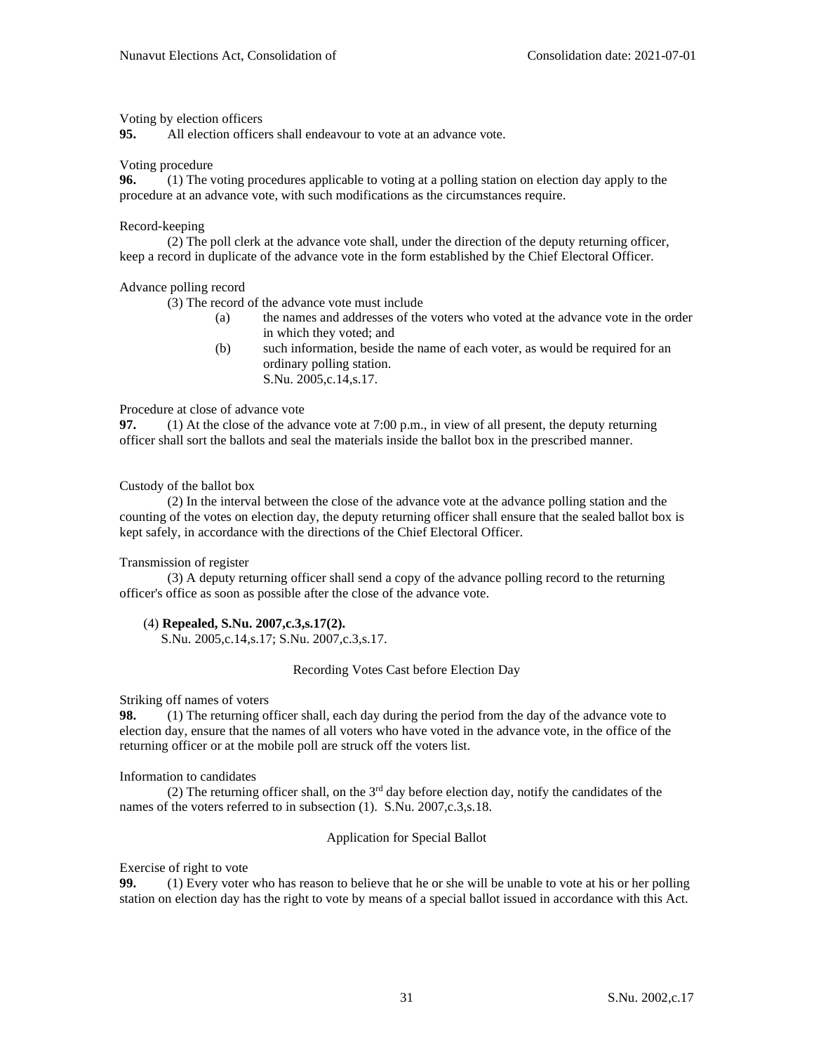Voting by election officers

**95.** All election officers shall endeavour to vote at an advance vote.

Voting procedure

**96.** (1) The voting procedures applicable to voting at a polling station on election day apply to the procedure at an advance vote, with such modifications as the circumstances require.

Record-keeping

(2) The poll clerk at the advance vote shall, under the direction of the deputy returning officer, keep a record in duplicate of the advance vote in the form established by the Chief Electoral Officer.

Advance polling record

(3) The record of the advance vote must include

(a) the names and addresses of the voters who voted at the advance vote in the order in which they voted; and

(b) such information, beside the name of each voter, as would be required for an ordinary polling station.
S.Nu. 2005,c.14,s.17.

Procedure at close of advance vote

**97.** (1) At the close of the advance vote at 7:00 p.m., in view of all present, the deputy returning officer shall sort the ballots and seal the materials inside the ballot box in the prescribed manner.

Custody of the ballot box

(2) In the interval between the close of the advance vote at the advance polling station and the counting of the votes on election day, the deputy returning officer shall ensure that the sealed ballot box is kept safely, in accordance with the directions of the Chief Electoral Officer.

Transmission of register

(3) A deputy returning officer shall send a copy of the advance polling record to the returning officer's office as soon as possible after the close of the advance vote.

(4) **Repealed, S.Nu. 2007,c.3,s.17(2).**
S.Nu. 2005,c.14,s.17; S.Nu. 2007,c.3,s.17.

## Recording Votes Cast before Election Day

Striking off names of voters

**98.** (1) The returning officer shall, each day during the period from the day of the advance vote to election day, ensure that the names of all voters who have voted in the advance vote, in the office of the returning officer or at the mobile poll are struck off the voters list.

Information to candidates

(2) The returning officer shall, on the 3rd day before election day, notify the candidates of the names of the voters referred to in subsection (1). S.Nu. 2007,c.3,s.18.

## Application for Special Ballot

Exercise of right to vote

**99.** (1) Every voter who has reason to believe that he or she will be unable to vote at his or her polling station on election day has the right to vote by means of a special ballot issued in accordance with this Act.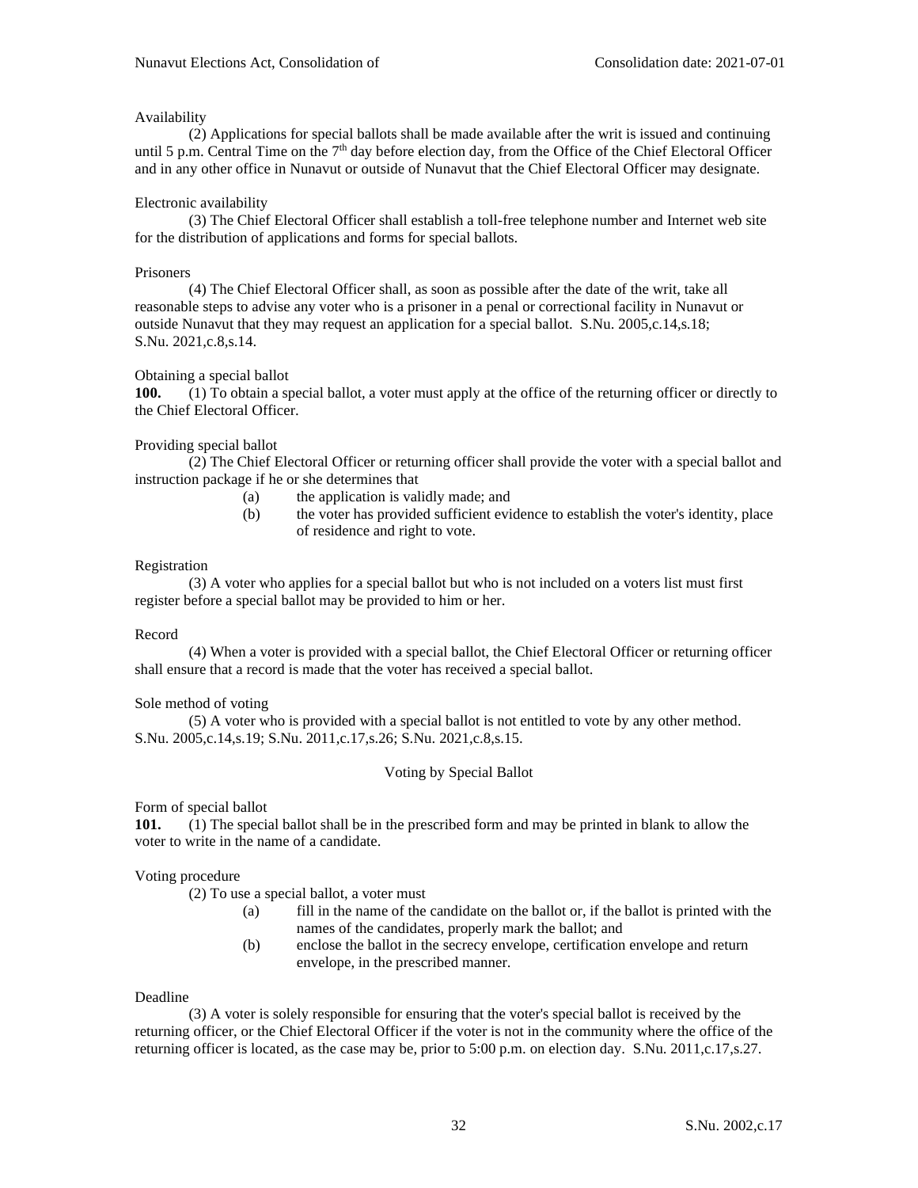Availability

(2) Applications for special ballots shall be made available after the writ is issued and continuing until 5 p.m. Central Time on the 7th day before election day, from the Office of the Chief Electoral Officer and in any other office in Nunavut or outside of Nunavut that the Chief Electoral Officer may designate.

Electronic availability

(3) The Chief Electoral Officer shall establish a toll-free telephone number and Internet web site for the distribution of applications and forms for special ballots.

Prisoners

(4) The Chief Electoral Officer shall, as soon as possible after the date of the writ, take all reasonable steps to advise any voter who is a prisoner in a penal or correctional facility in Nunavut or outside Nunavut that they may request an application for a special ballot. S.Nu. 2005,c.14,s.18; S.Nu. 2021,c.8,s.14.

Obtaining a special ballot

**100.** (1) To obtain a special ballot, a voter must apply at the office of the returning officer or directly to the Chief Electoral Officer.

Providing special ballot

(2) The Chief Electoral Officer or returning officer shall provide the voter with a special ballot and instruction package if he or she determines that

- (a) the application is validly made; and
- (b) the voter has provided sufficient evidence to establish the voter's identity, place of residence and right to vote.

Registration

(3) A voter who applies for a special ballot but who is not included on a voters list must first register before a special ballot may be provided to him or her.

Record

(4) When a voter is provided with a special ballot, the Chief Electoral Officer or returning officer shall ensure that a record is made that the voter has received a special ballot.

Sole method of voting

(5) A voter who is provided with a special ballot is not entitled to vote by any other method. S.Nu. 2005,c.14,s.19; S.Nu. 2011,c.17,s.26; S.Nu. 2021,c.8,s.15.

## Voting by Special Ballot

Form of special ballot

**101.** (1) The special ballot shall be in the prescribed form and may be printed in blank to allow the voter to write in the name of a candidate.

Voting procedure

(2) To use a special ballot, a voter must

- (a) fill in the name of the candidate on the ballot or, if the ballot is printed with the names of the candidates, properly mark the ballot; and
- (b) enclose the ballot in the secrecy envelope, certification envelope and return envelope, in the prescribed manner.

Deadline

(3) A voter is solely responsible for ensuring that the voter's special ballot is received by the returning officer, or the Chief Electoral Officer if the voter is not in the community where the office of the returning officer is located, as the case may be, prior to 5:00 p.m. on election day. S.Nu. 2011,c.17,s.27.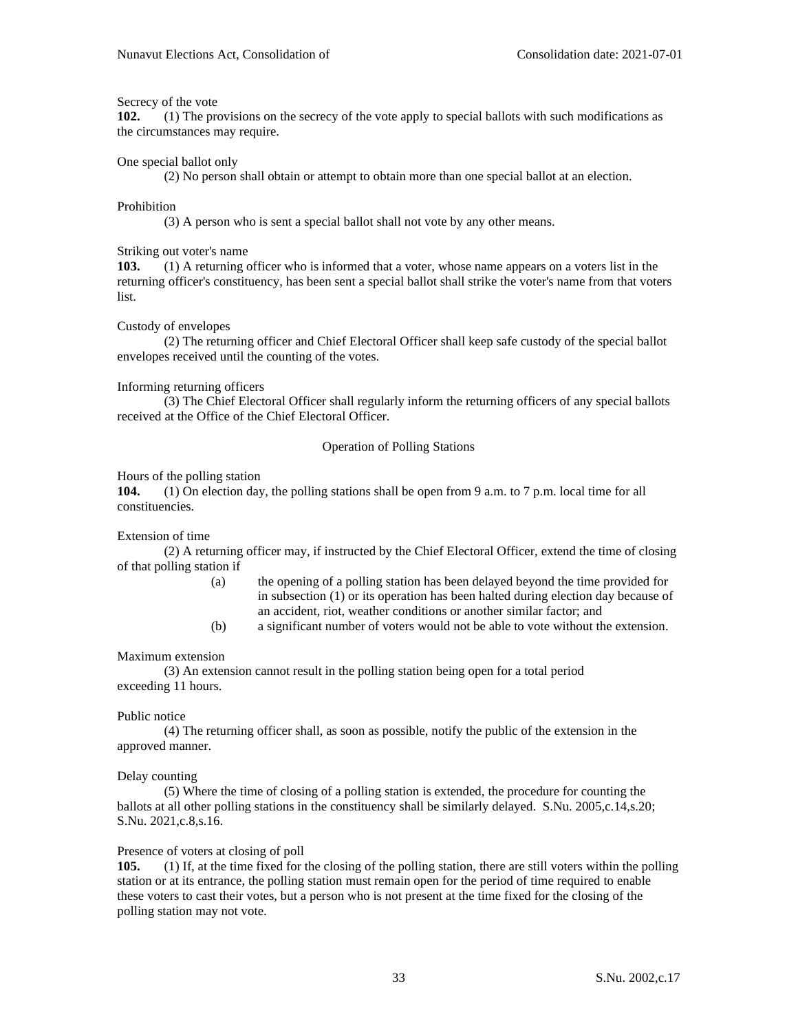Secrecy of the vote

**102.** (1) The provisions on the secrecy of the vote apply to special ballots with such modifications as the circumstances may require.

One special ballot only

(2) No person shall obtain or attempt to obtain more than one special ballot at an election.

Prohibition

(3) A person who is sent a special ballot shall not vote by any other means.

Striking out voter's name

**103.** (1) A returning officer who is informed that a voter, whose name appears on a voters list in the returning officer's constituency, has been sent a special ballot shall strike the voter's name from that voters list.

Custody of envelopes

(2) The returning officer and Chief Electoral Officer shall keep safe custody of the special ballot envelopes received until the counting of the votes.

Informing returning officers

(3) The Chief Electoral Officer shall regularly inform the returning officers of any special ballots received at the Office of the Chief Electoral Officer.

## Operation of Polling Stations

Hours of the polling station

**104.** (1) On election day, the polling stations shall be open from 9 a.m. to 7 p.m. local time for all constituencies.

Extension of time

(2) A returning officer may, if instructed by the Chief Electoral Officer, extend the time of closing of that polling station if

(a) the opening of a polling station has been delayed beyond the time provided for in subsection (1) or its operation has been halted during election day because of an accident, riot, weather conditions or another similar factor; and

(b) a significant number of voters would not be able to vote without the extension.

Maximum extension

(3) An extension cannot result in the polling station being open for a total period exceeding 11 hours.

Public notice

(4) The returning officer shall, as soon as possible, notify the public of the extension in the approved manner.

Delay counting

(5) Where the time of closing of a polling station is extended, the procedure for counting the ballots at all other polling stations in the constituency shall be similarly delayed. S.Nu. 2005,c.14,s.20; S.Nu. 2021,c.8,s.16.

Presence of voters at closing of poll

**105.** (1) If, at the time fixed for the closing of the polling station, there are still voters within the polling station or at its entrance, the polling station must remain open for the period of time required to enable these voters to cast their votes, but a person who is not present at the time fixed for the closing of the polling station may not vote.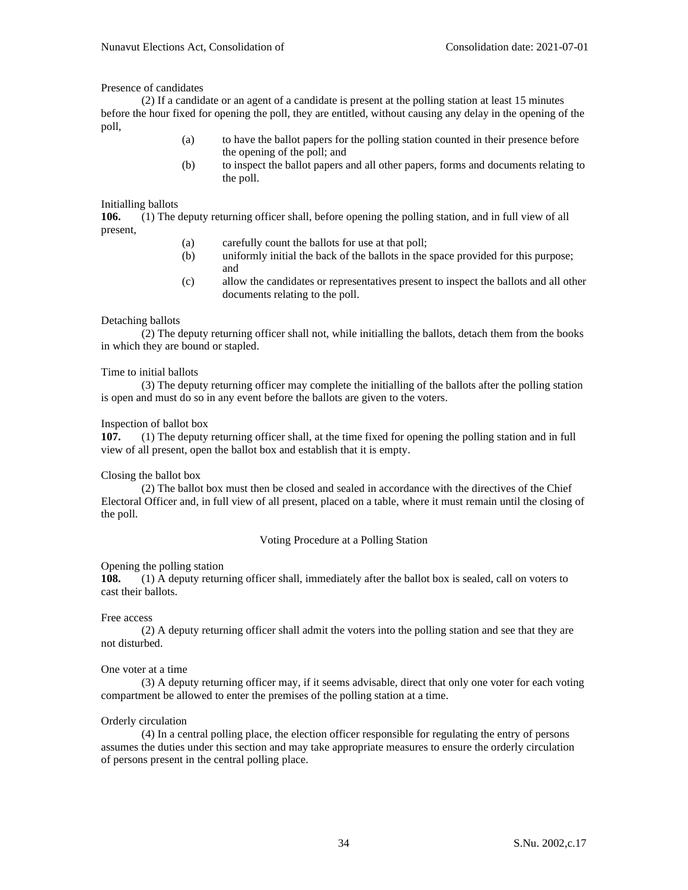Presence of candidates

(2) If a candidate or an agent of a candidate is present at the polling station at least 15 minutes before the hour fixed for opening the poll, they are entitled, without causing any delay in the opening of the poll,

(a) to have the ballot papers for the polling station counted in their presence before the opening of the poll; and

(b) to inspect the ballot papers and all other papers, forms and documents relating to the poll.

Initialling ballots

**106.** (1) The deputy returning officer shall, before opening the polling station, and in full view of all present,

(a) carefully count the ballots for use at that poll;

(b) uniformly initial the back of the ballots in the space provided for this purpose; and

(c) allow the candidates or representatives present to inspect the ballots and all other documents relating to the poll.

Detaching ballots

(2) The deputy returning officer shall not, while initialling the ballots, detach them from the books in which they are bound or stapled.

Time to initial ballots

(3) The deputy returning officer may complete the initialling of the ballots after the polling station is open and must do so in any event before the ballots are given to the voters.

Inspection of ballot box

**107.** (1) The deputy returning officer shall, at the time fixed for opening the polling station and in full view of all present, open the ballot box and establish that it is empty.

Closing the ballot box

(2) The ballot box must then be closed and sealed in accordance with the directives of the Chief Electoral Officer and, in full view of all present, placed on a table, where it must remain until the closing of the poll.

## Voting Procedure at a Polling Station

Opening the polling station

**108.** (1) A deputy returning officer shall, immediately after the ballot box is sealed, call on voters to cast their ballots.

Free access

(2) A deputy returning officer shall admit the voters into the polling station and see that they are not disturbed.

One voter at a time

(3) A deputy returning officer may, if it seems advisable, direct that only one voter for each voting compartment be allowed to enter the premises of the polling station at a time.

Orderly circulation

(4) In a central polling place, the election officer responsible for regulating the entry of persons assumes the duties under this section and may take appropriate measures to ensure the orderly circulation of persons present in the central polling place.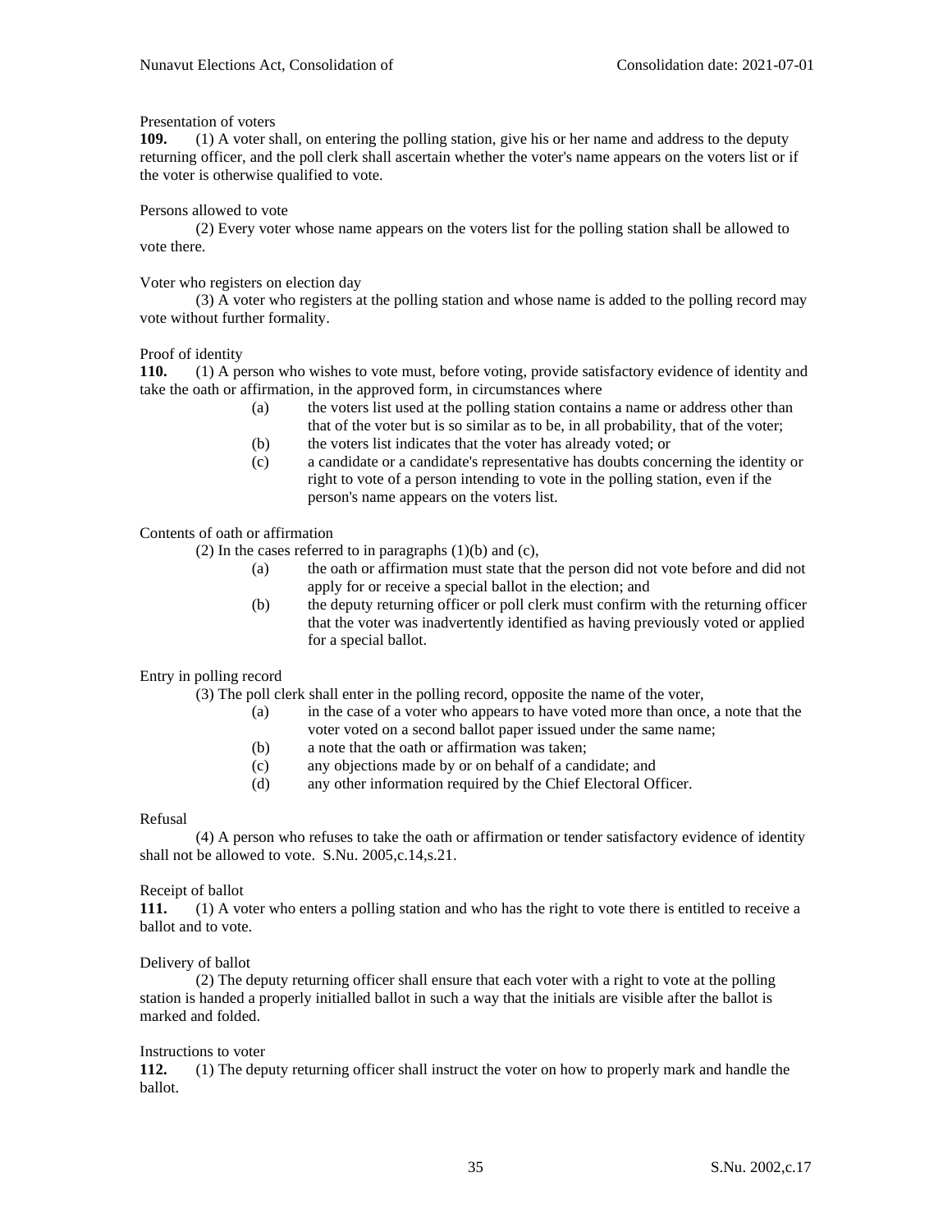Presentation of voters

**109.** (1) A voter shall, on entering the polling station, give his or her name and address to the deputy returning officer, and the poll clerk shall ascertain whether the voter's name appears on the voters list or if the voter is otherwise qualified to vote.

Persons allowed to vote

(2) Every voter whose name appears on the voters list for the polling station shall be allowed to vote there.

Voter who registers on election day

(3) A voter who registers at the polling station and whose name is added to the polling record may vote without further formality.

Proof of identity

**110.** (1) A person who wishes to vote must, before voting, provide satisfactory evidence of identity and take the oath or affirmation, in the approved form, in circumstances where

- (a) the voters list used at the polling station contains a name or address other than that of the voter but is so similar as to be, in all probability, that of the voter;
- (b) the voters list indicates that the voter has already voted; or
- (c) a candidate or a candidate's representative has doubts concerning the identity or right to vote of a person intending to vote in the polling station, even if the person's name appears on the voters list.

Contents of oath or affirmation

(2) In the cases referred to in paragraphs (1)(b) and (c),

- (a) the oath or affirmation must state that the person did not vote before and did not apply for or receive a special ballot in the election; and
- (b) the deputy returning officer or poll clerk must confirm with the returning officer that the voter was inadvertently identified as having previously voted or applied for a special ballot.

Entry in polling record

(3) The poll clerk shall enter in the polling record, opposite the name of the voter,

- (a) in the case of a voter who appears to have voted more than once, a note that the voter voted on a second ballot paper issued under the same name;
- (b) a note that the oath or affirmation was taken;
- (c) any objections made by or on behalf of a candidate; and
- (d) any other information required by the Chief Electoral Officer.

Refusal

(4) A person who refuses to take the oath or affirmation or tender satisfactory evidence of identity shall not be allowed to vote. S.Nu. 2005,c.14,s.21.

Receipt of ballot

**111.** (1) A voter who enters a polling station and who has the right to vote there is entitled to receive a ballot and to vote.

Delivery of ballot

(2) The deputy returning officer shall ensure that each voter with a right to vote at the polling station is handed a properly initialled ballot in such a way that the initials are visible after the ballot is marked and folded.

Instructions to voter

**112.** (1) The deputy returning officer shall instruct the voter on how to properly mark and handle the ballot.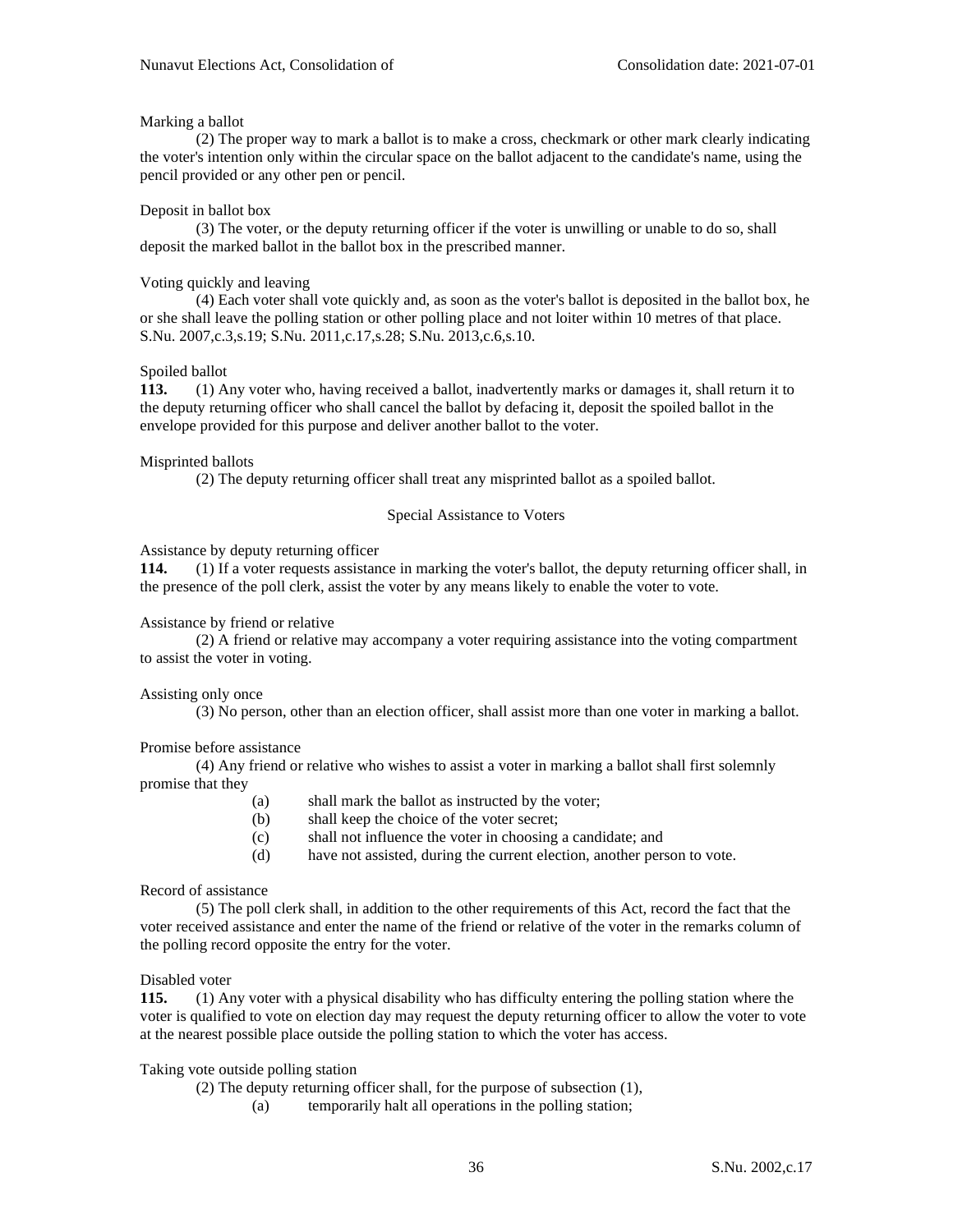Marking a ballot

(2) The proper way to mark a ballot is to make a cross, checkmark or other mark clearly indicating the voter's intention only within the circular space on the ballot adjacent to the candidate's name, using the pencil provided or any other pen or pencil.

Deposit in ballot box

(3) The voter, or the deputy returning officer if the voter is unwilling or unable to do so, shall deposit the marked ballot in the ballot box in the prescribed manner.

Voting quickly and leaving

(4) Each voter shall vote quickly and, as soon as the voter's ballot is deposited in the ballot box, he or she shall leave the polling station or other polling place and not loiter within 10 metres of that place. S.Nu. 2007,c.3,s.19; S.Nu. 2011,c.17,s.28; S.Nu. 2013,c.6,s.10.

Spoiled ballot

**113.** (1) Any voter who, having received a ballot, inadvertently marks or damages it, shall return it to the deputy returning officer who shall cancel the ballot by defacing it, deposit the spoiled ballot in the envelope provided for this purpose and deliver another ballot to the voter.

Misprinted ballots

(2) The deputy returning officer shall treat any misprinted ballot as a spoiled ballot.

## Special Assistance to Voters

Assistance by deputy returning officer

**114.** (1) If a voter requests assistance in marking the voter's ballot, the deputy returning officer shall, in the presence of the poll clerk, assist the voter by any means likely to enable the voter to vote.

Assistance by friend or relative

(2) A friend or relative may accompany a voter requiring assistance into the voting compartment to assist the voter in voting.

Assisting only once

(3) No person, other than an election officer, shall assist more than one voter in marking a ballot.

Promise before assistance

(4) Any friend or relative who wishes to assist a voter in marking a ballot shall first solemnly promise that they

- (a) shall mark the ballot as instructed by the voter;
- (b) shall keep the choice of the voter secret;
- (c) shall not influence the voter in choosing a candidate; and
- (d) have not assisted, during the current election, another person to vote.

Record of assistance

(5) The poll clerk shall, in addition to the other requirements of this Act, record the fact that the voter received assistance and enter the name of the friend or relative of the voter in the remarks column of the polling record opposite the entry for the voter.

Disabled voter

**115.** (1) Any voter with a physical disability who has difficulty entering the polling station where the voter is qualified to vote on election day may request the deputy returning officer to allow the voter to vote at the nearest possible place outside the polling station to which the voter has access.

Taking vote outside polling station

(2) The deputy returning officer shall, for the purpose of subsection (1),

- (a) temporarily halt all operations in the polling station;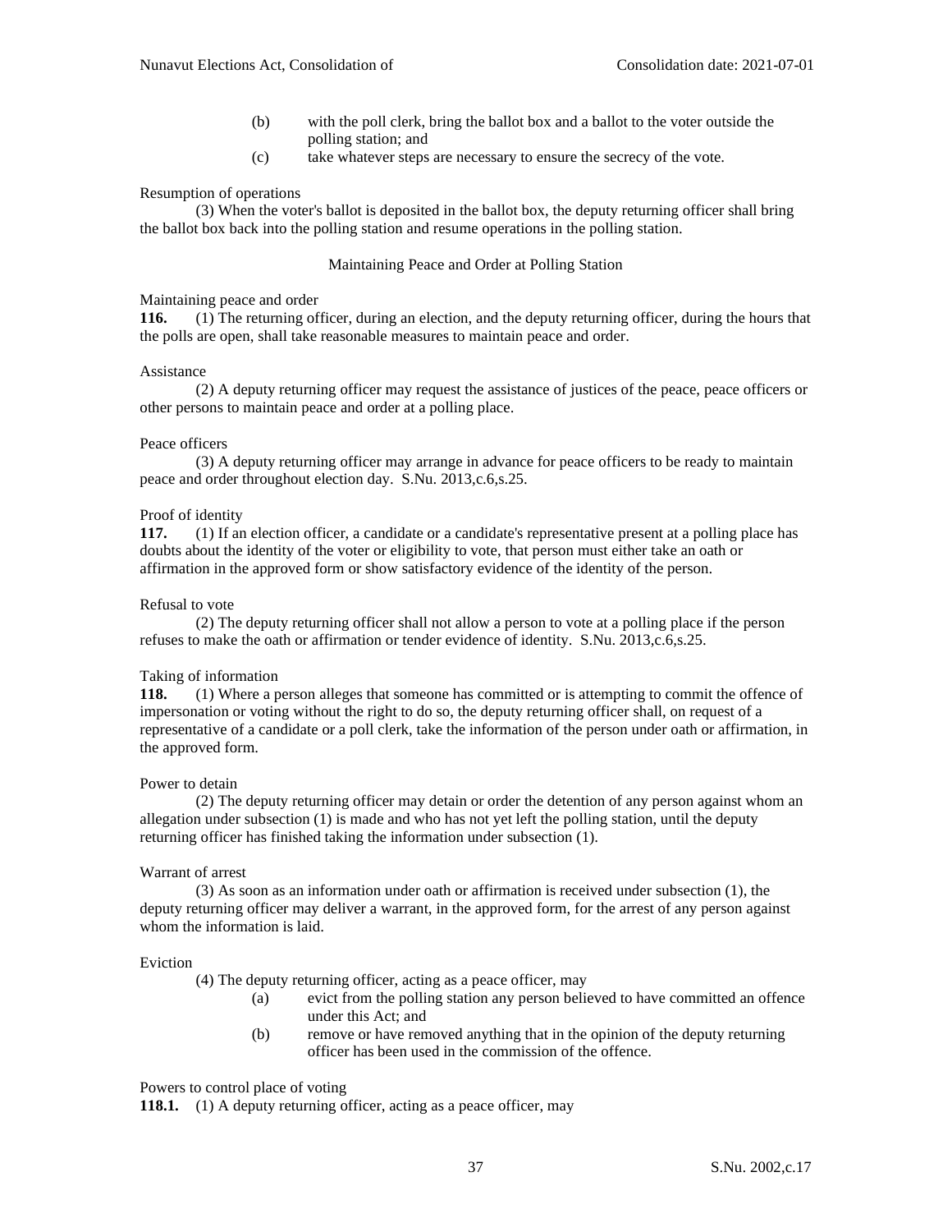(b) with the poll clerk, bring the ballot box and a ballot to the voter outside the polling station; and

(c) take whatever steps are necessary to ensure the secrecy of the vote.

Resumption of operations

(3) When the voter's ballot is deposited in the ballot box, the deputy returning officer shall bring the ballot box back into the polling station and resume operations in the polling station.

### Maintaining Peace and Order at Polling Station

Maintaining peace and order

**116.** (1) The returning officer, during an election, and the deputy returning officer, during the hours that the polls are open, shall take reasonable measures to maintain peace and order.

Assistance

(2) A deputy returning officer may request the assistance of justices of the peace, peace officers or other persons to maintain peace and order at a polling place.

Peace officers

(3) A deputy returning officer may arrange in advance for peace officers to be ready to maintain peace and order throughout election day. S.Nu. 2013,c.6,s.25.

Proof of identity

**117.** (1) If an election officer, a candidate or a candidate's representative present at a polling place has doubts about the identity of the voter or eligibility to vote, that person must either take an oath or affirmation in the approved form or show satisfactory evidence of the identity of the person.

Refusal to vote

(2) The deputy returning officer shall not allow a person to vote at a polling place if the person refuses to make the oath or affirmation or tender evidence of identity. S.Nu. 2013,c.6,s.25.

Taking of information

**118.** (1) Where a person alleges that someone has committed or is attempting to commit the offence of impersonation or voting without the right to do so, the deputy returning officer shall, on request of a representative of a candidate or a poll clerk, take the information of the person under oath or affirmation, in the approved form.

Power to detain

(2) The deputy returning officer may detain or order the detention of any person against whom an allegation under subsection (1) is made and who has not yet left the polling station, until the deputy returning officer has finished taking the information under subsection (1).

Warrant of arrest

(3) As soon as an information under oath or affirmation is received under subsection (1), the deputy returning officer may deliver a warrant, in the approved form, for the arrest of any person against whom the information is laid.

Eviction

(4) The deputy returning officer, acting as a peace officer, may

(a) evict from the polling station any person believed to have committed an offence under this Act; and

(b) remove or have removed anything that in the opinion of the deputy returning officer has been used in the commission of the offence.

Powers to control place of voting

**118.1.** (1) A deputy returning officer, acting as a peace officer, may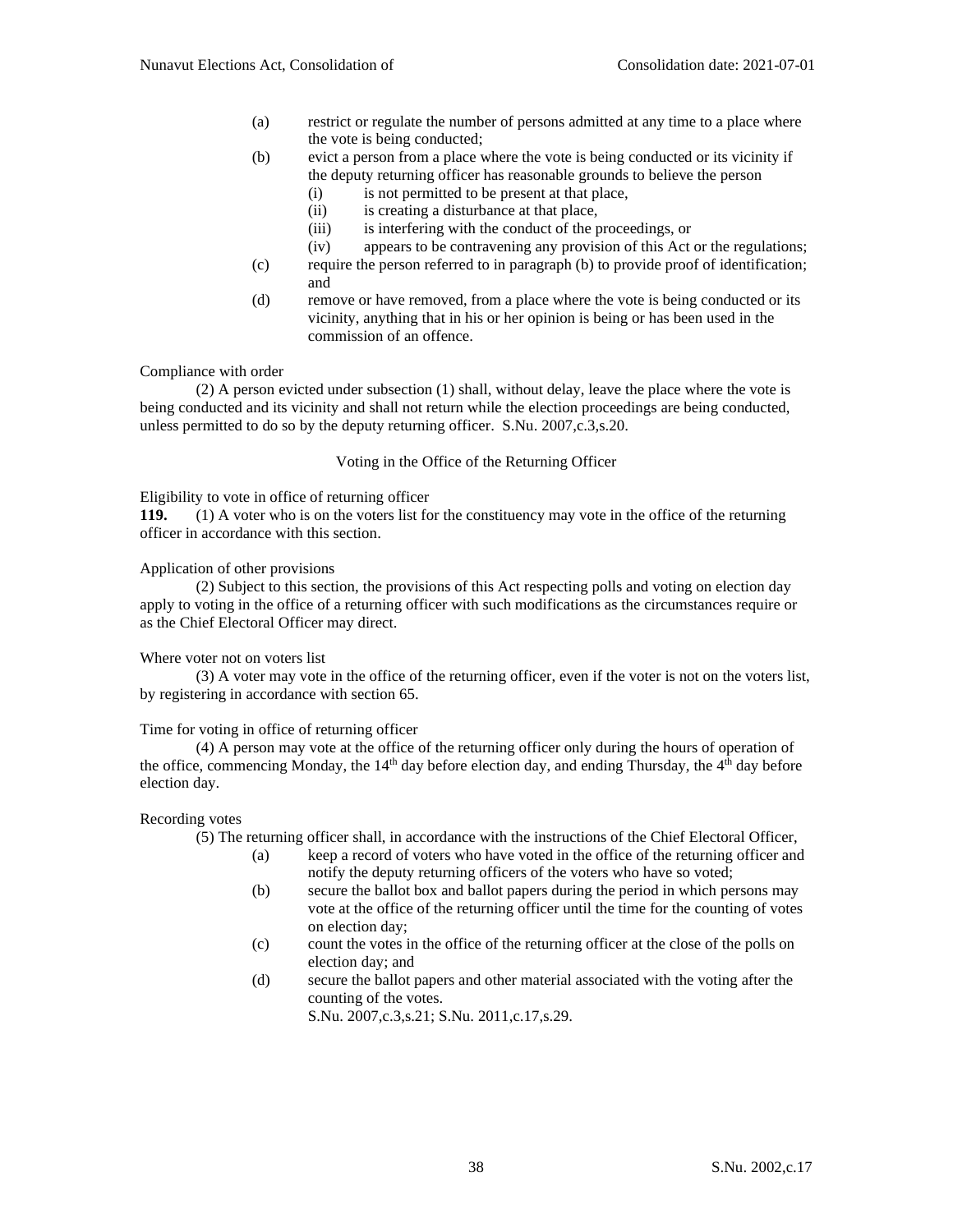(a) restrict or regulate the number of persons admitted at any time to a place where the vote is being conducted;

(b) evict a person from a place where the vote is being conducted or its vicinity if the deputy returning officer has reasonable grounds to believe the person

  (i) is not permitted to be present at that place,

  (ii) is creating a disturbance at that place,

  (iii) is interfering with the conduct of the proceedings, or

  (iv) appears to be contravening any provision of this Act or the regulations;

(c) require the person referred to in paragraph (b) to provide proof of identification; and

(d) remove or have removed, from a place where the vote is being conducted or its vicinity, anything that in his or her opinion is being or has been used in the commission of an offence.

Compliance with order

(2) A person evicted under subsection (1) shall, without delay, leave the place where the vote is being conducted and its vicinity and shall not return while the election proceedings are being conducted, unless permitted to do so by the deputy returning officer. S.Nu. 2007,c.3,s.20.

## Voting in the Office of the Returning Officer

Eligibility to vote in office of returning officer

**119.** (1) A voter who is on the voters list for the constituency may vote in the office of the returning officer in accordance with this section.

Application of other provisions

(2) Subject to this section, the provisions of this Act respecting polls and voting on election day apply to voting in the office of a returning officer with such modifications as the circumstances require or as the Chief Electoral Officer may direct.

Where voter not on voters list

(3) A voter may vote in the office of the returning officer, even if the voter is not on the voters list, by registering in accordance with section 65.

Time for voting in office of returning officer

(4) A person may vote at the office of the returning officer only during the hours of operation of the office, commencing Monday, the 14th day before election day, and ending Thursday, the 4th day before election day.

Recording votes

(5) The returning officer shall, in accordance with the instructions of the Chief Electoral Officer,

(a) keep a record of voters who have voted in the office of the returning officer and notify the deputy returning officers of the voters who have so voted;

(b) secure the ballot box and ballot papers during the period in which persons may vote at the office of the returning officer until the time for the counting of votes on election day;

(c) count the votes in the office of the returning officer at the close of the polls on election day; and

(d) secure the ballot papers and other material associated with the voting after the counting of the votes.

S.Nu. 2007,c.3,s.21; S.Nu. 2011,c.17,s.29.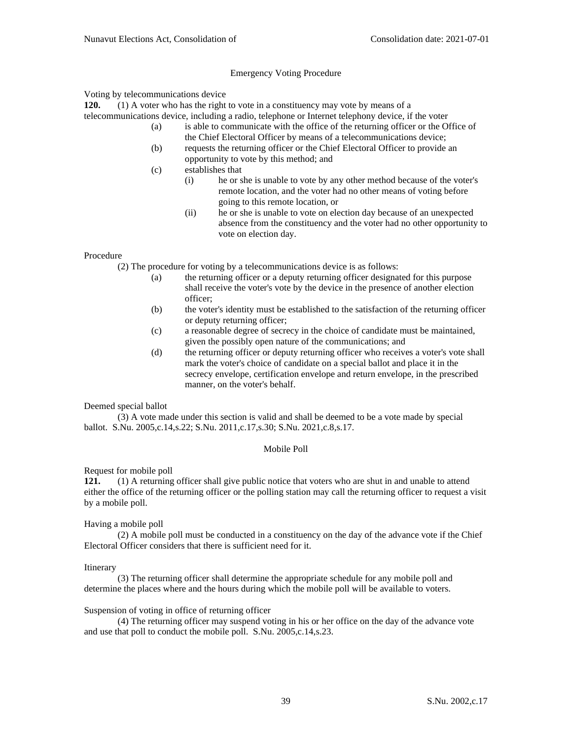## Emergency Voting Procedure

Voting by telecommunications device

**120.** (1) A voter who has the right to vote in a constituency may vote by means of a telecommunications device, including a radio, telephone or Internet telephony device, if the voter

- (a) is able to communicate with the office of the returning officer or the Office of the Chief Electoral Officer by means of a telecommunications device;
- (b) requests the returning officer or the Chief Electoral Officer to provide an opportunity to vote by this method; and
- (c) establishes that
  - (i) he or she is unable to vote by any other method because of the voter's remote location, and the voter had no other means of voting before going to this remote location, or
  - (ii) he or she is unable to vote on election day because of an unexpected absence from the constituency and the voter had no other opportunity to vote on election day.

Procedure

(2) The procedure for voting by a telecommunications device is as follows:

- (a) the returning officer or a deputy returning officer designated for this purpose shall receive the voter's vote by the device in the presence of another election officer;
- (b) the voter's identity must be established to the satisfaction of the returning officer or deputy returning officer;
- (c) a reasonable degree of secrecy in the choice of candidate must be maintained, given the possibly open nature of the communications; and
- (d) the returning officer or deputy returning officer who receives a voter's vote shall mark the voter's choice of candidate on a special ballot and place it in the secrecy envelope, certification envelope and return envelope, in the prescribed manner, on the voter's behalf.

Deemed special ballot

(3) A vote made under this section is valid and shall be deemed to be a vote made by special ballot. S.Nu. 2005,c.14,s.22; S.Nu. 2011,c.17,s.30; S.Nu. 2021,c.8,s.17.

## Mobile Poll

Request for mobile poll

**121.** (1) A returning officer shall give public notice that voters who are shut in and unable to attend either the office of the returning officer or the polling station may call the returning officer to request a visit by a mobile poll.

Having a mobile poll

(2) A mobile poll must be conducted in a constituency on the day of the advance vote if the Chief Electoral Officer considers that there is sufficient need for it.

Itinerary

(3) The returning officer shall determine the appropriate schedule for any mobile poll and determine the places where and the hours during which the mobile poll will be available to voters.

Suspension of voting in office of returning officer

(4) The returning officer may suspend voting in his or her office on the day of the advance vote and use that poll to conduct the mobile poll. S.Nu. 2005,c.14,s.23.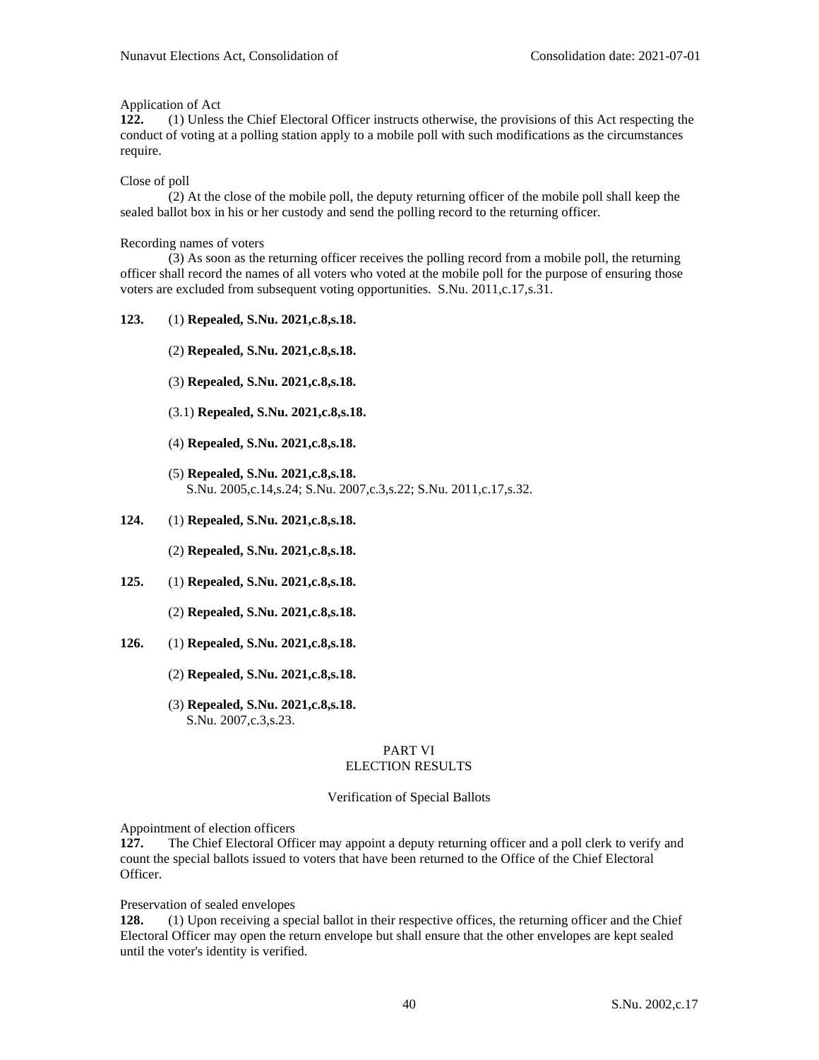Application of Act

**122.** (1) Unless the Chief Electoral Officer instructs otherwise, the provisions of this Act respecting the conduct of voting at a polling station apply to a mobile poll with such modifications as the circumstances require.

Close of poll

(2) At the close of the mobile poll, the deputy returning officer of the mobile poll shall keep the sealed ballot box in his or her custody and send the polling record to the returning officer.

Recording names of voters

(3) As soon as the returning officer receives the polling record from a mobile poll, the returning officer shall record the names of all voters who voted at the mobile poll for the purpose of ensuring those voters are excluded from subsequent voting opportunities. S.Nu. 2011,c.17,s.31.

**123.** (1) **Repealed, S.Nu. 2021,c.8,s.18.**

(2) **Repealed, S.Nu. 2021,c.8,s.18.**

(3) **Repealed, S.Nu. 2021,c.8,s.18.**

(3.1) **Repealed, S.Nu. 2021,c.8,s.18.**

(4) **Repealed, S.Nu. 2021,c.8,s.18.**

(5) **Repealed, S.Nu. 2021,c.8,s.18.**
S.Nu. 2005,c.14,s.24; S.Nu. 2007,c.3,s.22; S.Nu. 2011,c.17,s.32.

**124.** (1) **Repealed, S.Nu. 2021,c.8,s.18.**

(2) **Repealed, S.Nu. 2021,c.8,s.18.**

**125.** (1) **Repealed, S.Nu. 2021,c.8,s.18.**

(2) **Repealed, S.Nu. 2021,c.8,s.18.**

**126.** (1) **Repealed, S.Nu. 2021,c.8,s.18.**

(2) **Repealed, S.Nu. 2021,c.8,s.18.**

(3) **Repealed, S.Nu. 2021,c.8,s.18.**
S.Nu. 2007,c.3,s.23.

## PART VI
## ELECTION RESULTS

### Verification of Special Ballots

Appointment of election officers

**127.** The Chief Electoral Officer may appoint a deputy returning officer and a poll clerk to verify and count the special ballots issued to voters that have been returned to the Office of the Chief Electoral Officer.

Preservation of sealed envelopes

**128.** (1) Upon receiving a special ballot in their respective offices, the returning officer and the Chief Electoral Officer may open the return envelope but shall ensure that the other envelopes are kept sealed until the voter's identity is verified.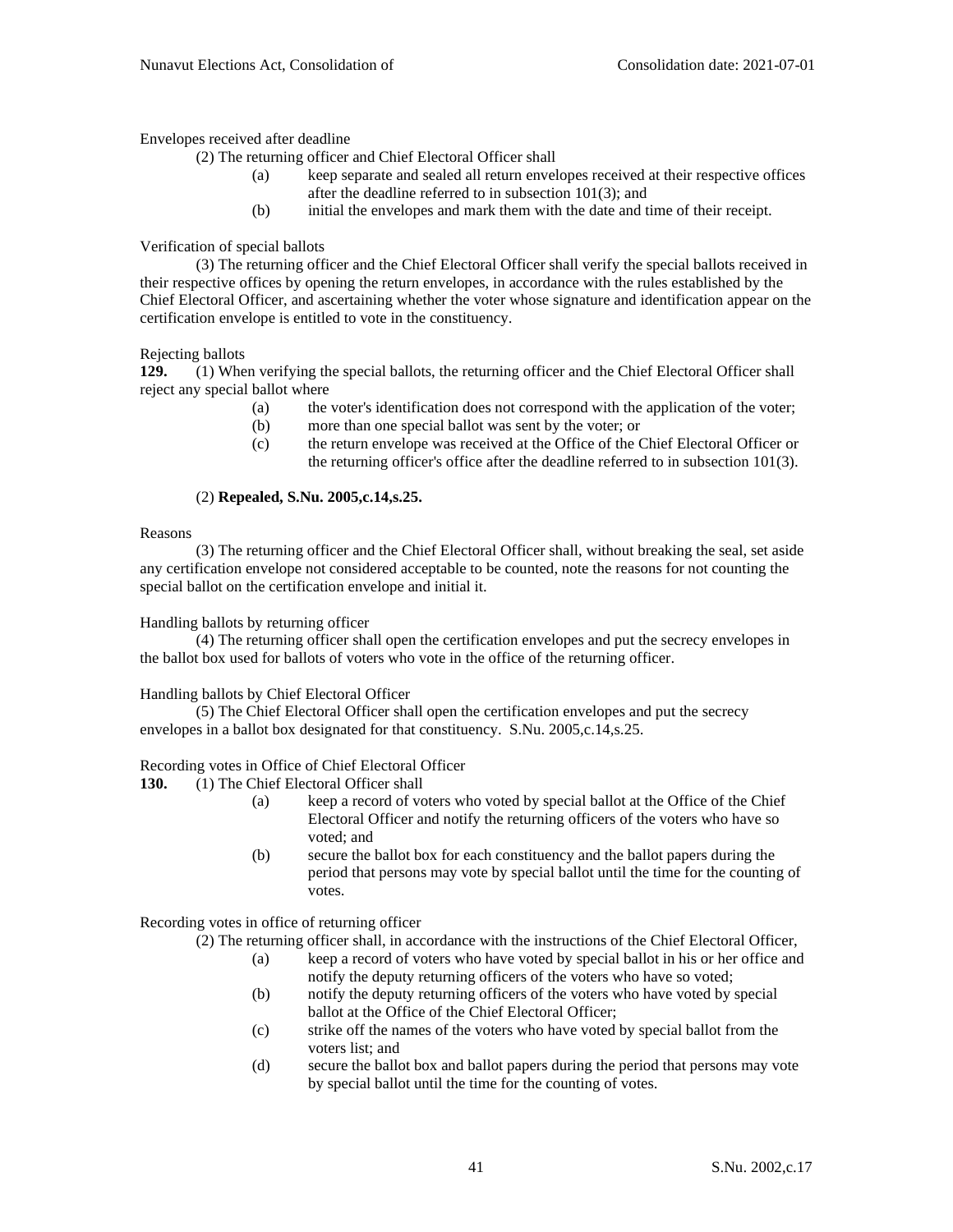Envelopes received after deadline

(2) The returning officer and Chief Electoral Officer shall

- (a) keep separate and sealed all return envelopes received at their respective offices after the deadline referred to in subsection 101(3); and
- (b) initial the envelopes and mark them with the date and time of their receipt.

Verification of special ballots

(3) The returning officer and the Chief Electoral Officer shall verify the special ballots received in their respective offices by opening the return envelopes, in accordance with the rules established by the Chief Electoral Officer, and ascertaining whether the voter whose signature and identification appear on the certification envelope is entitled to vote in the constituency.

Rejecting ballots

**129.** (1) When verifying the special ballots, the returning officer and the Chief Electoral Officer shall reject any special ballot where

- (a) the voter's identification does not correspond with the application of the voter;
- (b) more than one special ballot was sent by the voter; or
- (c) the return envelope was received at the Office of the Chief Electoral Officer or the returning officer's office after the deadline referred to in subsection 101(3).

(2) **Repealed, S.Nu. 2005,c.14,s.25.**

Reasons

(3) The returning officer and the Chief Electoral Officer shall, without breaking the seal, set aside any certification envelope not considered acceptable to be counted, note the reasons for not counting the special ballot on the certification envelope and initial it.

Handling ballots by returning officer

(4) The returning officer shall open the certification envelopes and put the secrecy envelopes in the ballot box used for ballots of voters who vote in the office of the returning officer.

Handling ballots by Chief Electoral Officer

(5) The Chief Electoral Officer shall open the certification envelopes and put the secrecy envelopes in a ballot box designated for that constituency. S.Nu. 2005,c.14,s.25.

Recording votes in Office of Chief Electoral Officer

**130.** (1) The Chief Electoral Officer shall

- (a) keep a record of voters who voted by special ballot at the Office of the Chief Electoral Officer and notify the returning officers of the voters who have so voted; and
- (b) secure the ballot box for each constituency and the ballot papers during the period that persons may vote by special ballot until the time for the counting of votes.

Recording votes in office of returning officer

(2) The returning officer shall, in accordance with the instructions of the Chief Electoral Officer,

- (a) keep a record of voters who have voted by special ballot in his or her office and notify the deputy returning officers of the voters who have so voted;
- (b) notify the deputy returning officers of the voters who have voted by special ballot at the Office of the Chief Electoral Officer;
- (c) strike off the names of the voters who have voted by special ballot from the voters list; and
- (d) secure the ballot box and ballot papers during the period that persons may vote by special ballot until the time for the counting of votes.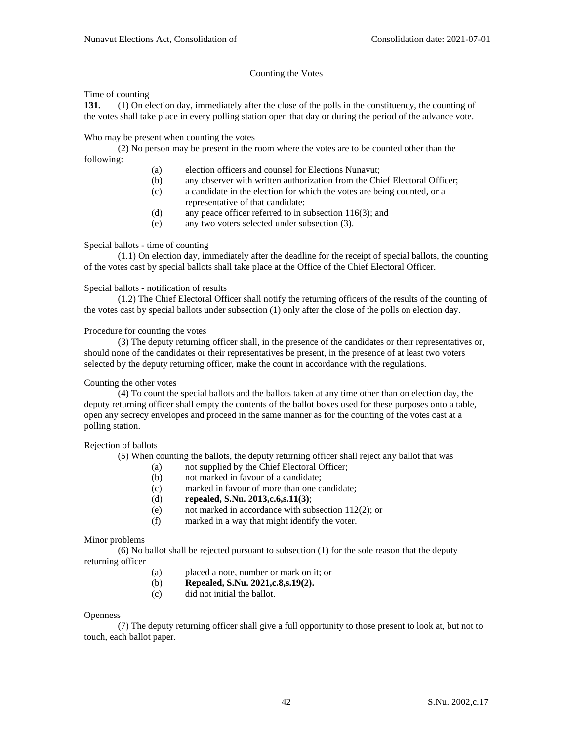## Counting the Votes

Time of counting

**131.** (1) On election day, immediately after the close of the polls in the constituency, the counting of the votes shall take place in every polling station open that day or during the period of the advance vote.

Who may be present when counting the votes

(2) No person may be present in the room where the votes are to be counted other than the following:

- (a) election officers and counsel for Elections Nunavut;
- (b) any observer with written authorization from the Chief Electoral Officer;
- (c) a candidate in the election for which the votes are being counted, or a representative of that candidate;
- (d) any peace officer referred to in subsection 116(3); and
- (e) any two voters selected under subsection (3).

Special ballots - time of counting

(1.1) On election day, immediately after the deadline for the receipt of special ballots, the counting of the votes cast by special ballots shall take place at the Office of the Chief Electoral Officer.

Special ballots - notification of results

(1.2) The Chief Electoral Officer shall notify the returning officers of the results of the counting of the votes cast by special ballots under subsection (1) only after the close of the polls on election day.

Procedure for counting the votes

(3) The deputy returning officer shall, in the presence of the candidates or their representatives or, should none of the candidates or their representatives be present, in the presence of at least two voters selected by the deputy returning officer, make the count in accordance with the regulations.

Counting the other votes

(4) To count the special ballots and the ballots taken at any time other than on election day, the deputy returning officer shall empty the contents of the ballot boxes used for these purposes onto a table, open any secrecy envelopes and proceed in the same manner as for the counting of the votes cast at a polling station.

Rejection of ballots

(5) When counting the ballots, the deputy returning officer shall reject any ballot that was

- (a) not supplied by the Chief Electoral Officer;
- (b) not marked in favour of a candidate;
- (c) marked in favour of more than one candidate;
- (d) **repealed, S.Nu. 2013,c.6,s.11(3)**;
- (e) not marked in accordance with subsection 112(2); or
- (f) marked in a way that might identify the voter.

Minor problems

(6) No ballot shall be rejected pursuant to subsection (1) for the sole reason that the deputy returning officer

- (a) placed a note, number or mark on it; or
- (b) **Repealed, S.Nu. 2021,c.8,s.19(2).**
- (c) did not initial the ballot.

Openness

(7) The deputy returning officer shall give a full opportunity to those present to look at, but not to touch, each ballot paper.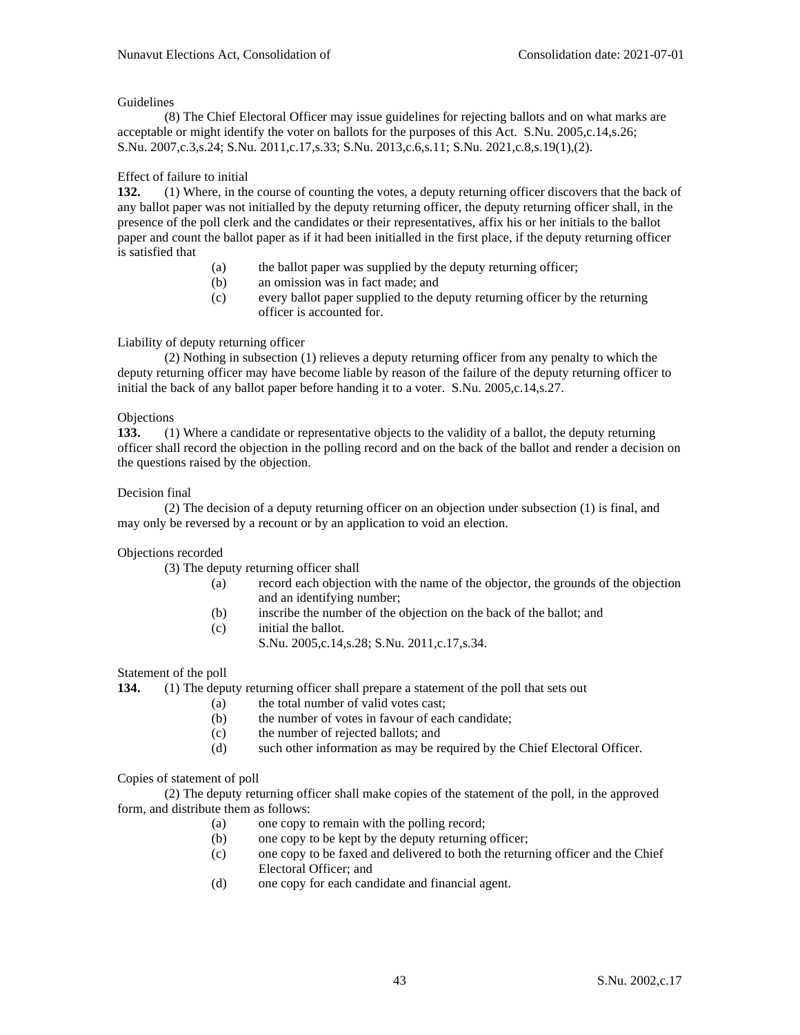Guidelines

(8) The Chief Electoral Officer may issue guidelines for rejecting ballots and on what marks are acceptable or might identify the voter on ballots for the purposes of this Act. S.Nu. 2005,c.14,s.26; S.Nu. 2007,c.3,s.24; S.Nu. 2011,c.17,s.33; S.Nu. 2013,c.6,s.11; S.Nu. 2021,c.8,s.19(1),(2).

Effect of failure to initial

**132.** (1) Where, in the course of counting the votes, a deputy returning officer discovers that the back of any ballot paper was not initialled by the deputy returning officer, the deputy returning officer shall, in the presence of the poll clerk and the candidates or their representatives, affix his or her initials to the ballot paper and count the ballot paper as if it had been initialled in the first place, if the deputy returning officer is satisfied that

- (a) the ballot paper was supplied by the deputy returning officer;
- (b) an omission was in fact made; and
- (c) every ballot paper supplied to the deputy returning officer by the returning officer is accounted for.

Liability of deputy returning officer

(2) Nothing in subsection (1) relieves a deputy returning officer from any penalty to which the deputy returning officer may have become liable by reason of the failure of the deputy returning officer to initial the back of any ballot paper before handing it to a voter. S.Nu. 2005,c.14,s.27.

Objections

**133.** (1) Where a candidate or representative objects to the validity of a ballot, the deputy returning officer shall record the objection in the polling record and on the back of the ballot and render a decision on the questions raised by the objection.

Decision final

(2) The decision of a deputy returning officer on an objection under subsection (1) is final, and may only be reversed by a recount or by an application to void an election.

Objections recorded

(3) The deputy returning officer shall

- (a) record each objection with the name of the objector, the grounds of the objection and an identifying number;
- (b) inscribe the number of the objection on the back of the ballot; and
- (c) initial the ballot.

S.Nu. 2005,c.14,s.28; S.Nu. 2011,c.17,s.34.

Statement of the poll

**134.** (1) The deputy returning officer shall prepare a statement of the poll that sets out

- (a) the total number of valid votes cast;
- (b) the number of votes in favour of each candidate;
- (c) the number of rejected ballots; and
- (d) such other information as may be required by the Chief Electoral Officer.

Copies of statement of poll

(2) The deputy returning officer shall make copies of the statement of the poll, in the approved form, and distribute them as follows:

- (a) one copy to remain with the polling record;
- (b) one copy to be kept by the deputy returning officer;
- (c) one copy to be faxed and delivered to both the returning officer and the Chief Electoral Officer; and
- (d) one copy for each candidate and financial agent.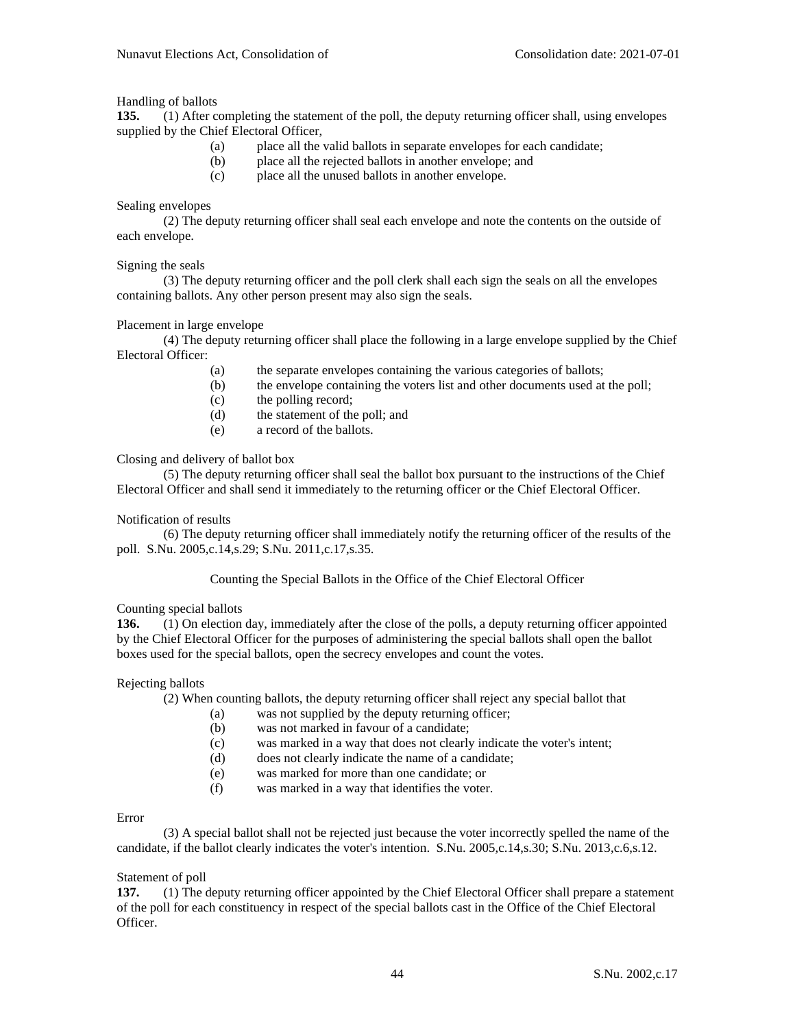Handling of ballots

**135.** (1) After completing the statement of the poll, the deputy returning officer shall, using envelopes supplied by the Chief Electoral Officer,

- (a) place all the valid ballots in separate envelopes for each candidate;
- (b) place all the rejected ballots in another envelope; and
- (c) place all the unused ballots in another envelope.

Sealing envelopes

(2) The deputy returning officer shall seal each envelope and note the contents on the outside of each envelope.

Signing the seals

(3) The deputy returning officer and the poll clerk shall each sign the seals on all the envelopes containing ballots. Any other person present may also sign the seals.

Placement in large envelope

(4) The deputy returning officer shall place the following in a large envelope supplied by the Chief Electoral Officer:

- (a) the separate envelopes containing the various categories of ballots;
- (b) the envelope containing the voters list and other documents used at the poll;
- (c) the polling record;
- (d) the statement of the poll; and
- (e) a record of the ballots.

Closing and delivery of ballot box

(5) The deputy returning officer shall seal the ballot box pursuant to the instructions of the Chief Electoral Officer and shall send it immediately to the returning officer or the Chief Electoral Officer.

Notification of results

(6) The deputy returning officer shall immediately notify the returning officer of the results of the poll. S.Nu. 2005,c.14,s.29; S.Nu. 2011,c.17,s.35.

## Counting the Special Ballots in the Office of the Chief Electoral Officer

Counting special ballots

**136.** (1) On election day, immediately after the close of the polls, a deputy returning officer appointed by the Chief Electoral Officer for the purposes of administering the special ballots shall open the ballot boxes used for the special ballots, open the secrecy envelopes and count the votes.

Rejecting ballots

(2) When counting ballots, the deputy returning officer shall reject any special ballot that

- (a) was not supplied by the deputy returning officer;
- (b) was not marked in favour of a candidate;
- (c) was marked in a way that does not clearly indicate the voter's intent;
- (d) does not clearly indicate the name of a candidate;
- (e) was marked for more than one candidate; or
- (f) was marked in a way that identifies the voter.

Error

(3) A special ballot shall not be rejected just because the voter incorrectly spelled the name of the candidate, if the ballot clearly indicates the voter's intention. S.Nu. 2005,c.14,s.30; S.Nu. 2013,c.6,s.12.

Statement of poll

**137.** (1) The deputy returning officer appointed by the Chief Electoral Officer shall prepare a statement of the poll for each constituency in respect of the special ballots cast in the Office of the Chief Electoral Officer.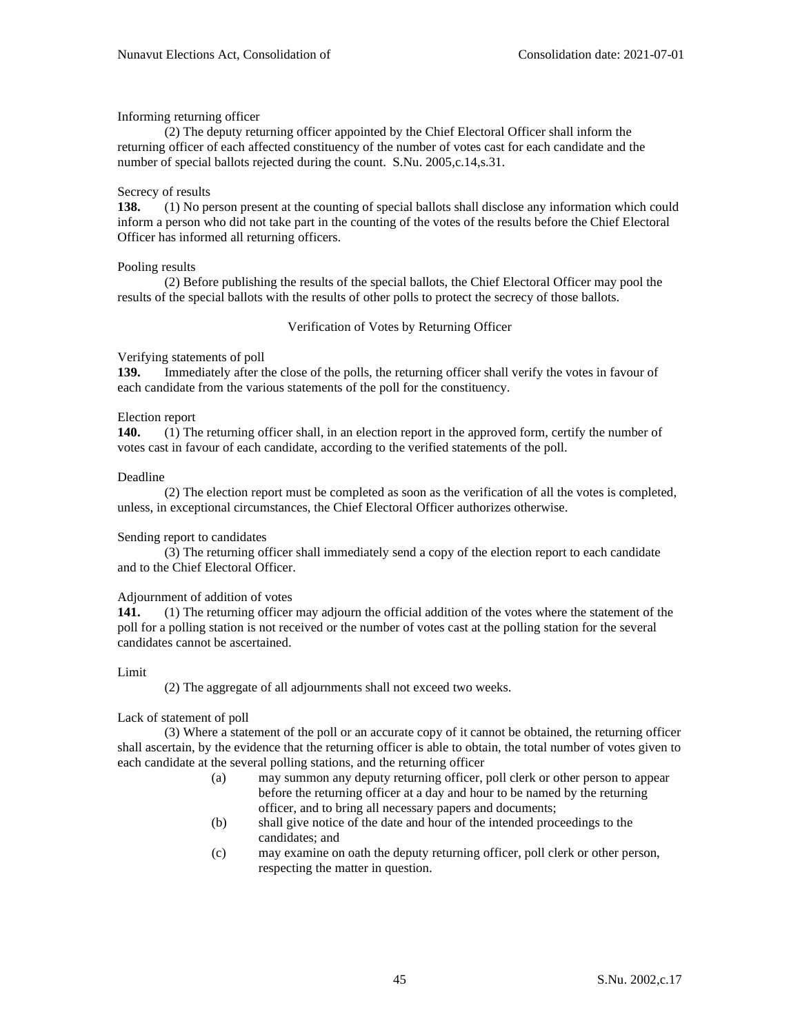Informing returning officer

(2) The deputy returning officer appointed by the Chief Electoral Officer shall inform the returning officer of each affected constituency of the number of votes cast for each candidate and the number of special ballots rejected during the count. S.Nu. 2005,c.14,s.31.

Secrecy of results

**138.** (1) No person present at the counting of special ballots shall disclose any information which could inform a person who did not take part in the counting of the votes of the results before the Chief Electoral Officer has informed all returning officers.

Pooling results

(2) Before publishing the results of the special ballots, the Chief Electoral Officer may pool the results of the special ballots with the results of other polls to protect the secrecy of those ballots.

## Verification of Votes by Returning Officer

Verifying statements of poll

**139.** Immediately after the close of the polls, the returning officer shall verify the votes in favour of each candidate from the various statements of the poll for the constituency.

Election report

**140.** (1) The returning officer shall, in an election report in the approved form, certify the number of votes cast in favour of each candidate, according to the verified statements of the poll.

Deadline

(2) The election report must be completed as soon as the verification of all the votes is completed, unless, in exceptional circumstances, the Chief Electoral Officer authorizes otherwise.

Sending report to candidates

(3) The returning officer shall immediately send a copy of the election report to each candidate and to the Chief Electoral Officer.

Adjournment of addition of votes

**141.** (1) The returning officer may adjourn the official addition of the votes where the statement of the poll for a polling station is not received or the number of votes cast at the polling station for the several candidates cannot be ascertained.

Limit

(2) The aggregate of all adjournments shall not exceed two weeks.

Lack of statement of poll

(3) Where a statement of the poll or an accurate copy of it cannot be obtained, the returning officer shall ascertain, by the evidence that the returning officer is able to obtain, the total number of votes given to each candidate at the several polling stations, and the returning officer

- (a) may summon any deputy returning officer, poll clerk or other person to appear before the returning officer at a day and hour to be named by the returning officer, and to bring all necessary papers and documents;
- (b) shall give notice of the date and hour of the intended proceedings to the candidates; and
- (c) may examine on oath the deputy returning officer, poll clerk or other person, respecting the matter in question.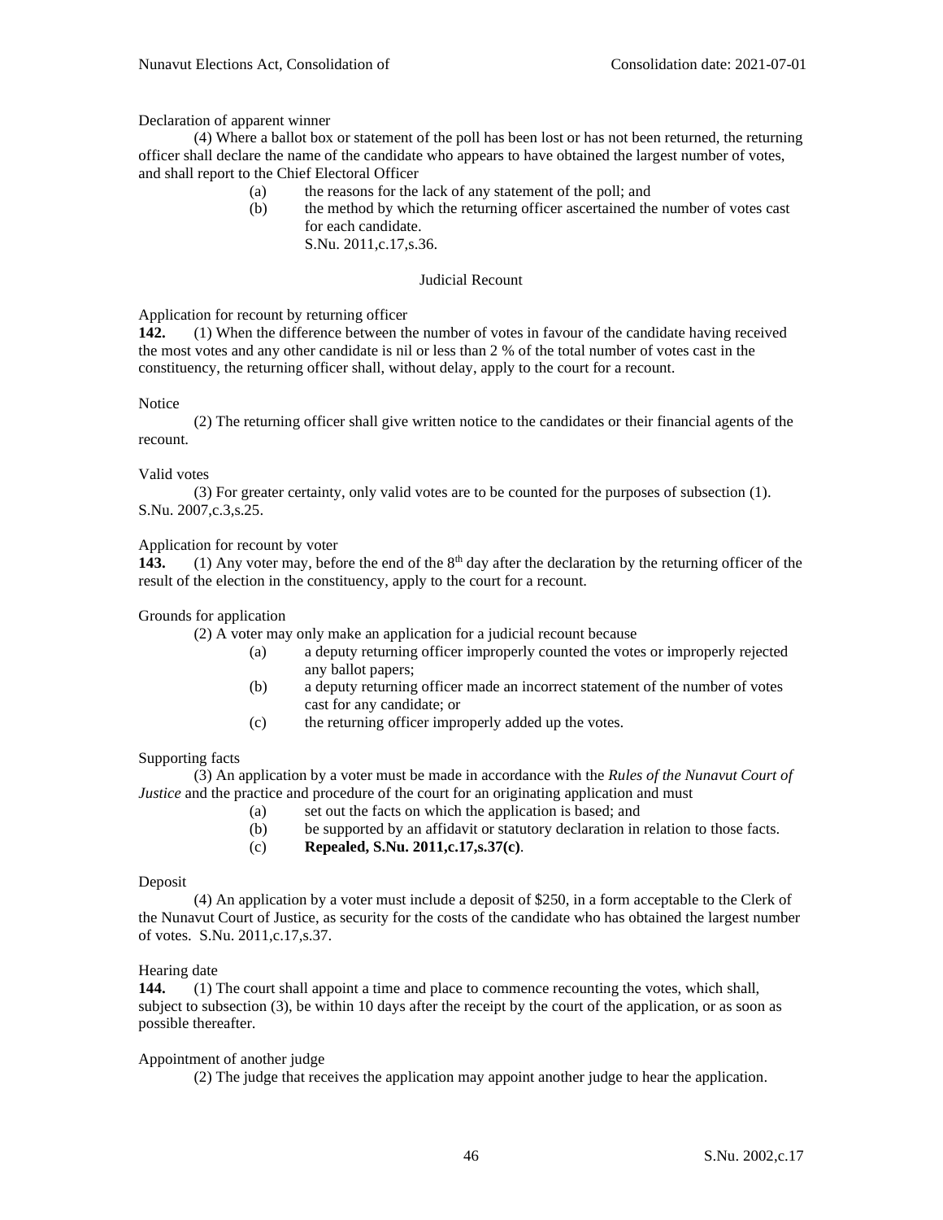Declaration of apparent winner

(4) Where a ballot box or statement of the poll has been lost or has not been returned, the returning officer shall declare the name of the candidate who appears to have obtained the largest number of votes, and shall report to the Chief Electoral Officer

(a) the reasons for the lack of any statement of the poll; and

(b) the method by which the returning officer ascertained the number of votes cast for each candidate.

S.Nu. 2011,c.17,s.36.

## Judicial Recount

Application for recount by returning officer

**142.** (1) When the difference between the number of votes in favour of the candidate having received the most votes and any other candidate is nil or less than 2 % of the total number of votes cast in the constituency, the returning officer shall, without delay, apply to the court for a recount.

Notice

(2) The returning officer shall give written notice to the candidates or their financial agents of the recount.

Valid votes

(3) For greater certainty, only valid votes are to be counted for the purposes of subsection (1). S.Nu. 2007,c.3,s.25.

Application for recount by voter

**143.** (1) Any voter may, before the end of the 8th day after the declaration by the returning officer of the result of the election in the constituency, apply to the court for a recount.

Grounds for application

(2) A voter may only make an application for a judicial recount because

(a) a deputy returning officer improperly counted the votes or improperly rejected any ballot papers;

(b) a deputy returning officer made an incorrect statement of the number of votes cast for any candidate; or

(c) the returning officer improperly added up the votes.

Supporting facts

(3) An application by a voter must be made in accordance with the *Rules of the Nunavut Court of Justice* and the practice and procedure of the court for an originating application and must

(a) set out the facts on which the application is based; and

(b) be supported by an affidavit or statutory declaration in relation to those facts.

(c) **Repealed, S.Nu. 2011,c.17,s.37(c)**.

Deposit

(4) An application by a voter must include a deposit of $250, in a form acceptable to the Clerk of the Nunavut Court of Justice, as security for the costs of the candidate who has obtained the largest number of votes. S.Nu. 2011,c.17,s.37.

Hearing date

**144.** (1) The court shall appoint a time and place to commence recounting the votes, which shall, subject to subsection (3), be within 10 days after the receipt by the court of the application, or as soon as possible thereafter.

Appointment of another judge

(2) The judge that receives the application may appoint another judge to hear the application.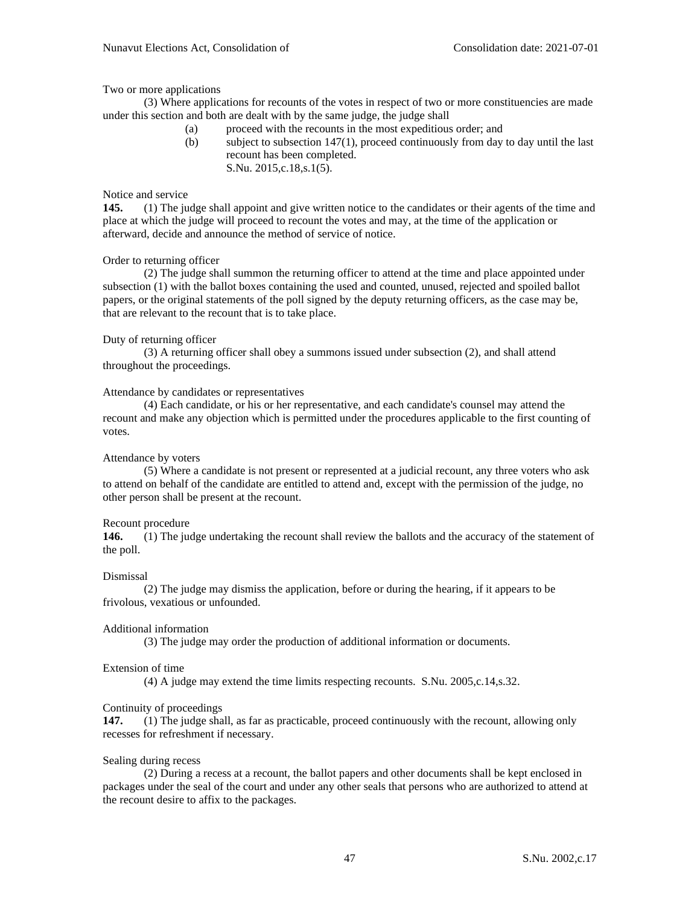Two or more applications

(3) Where applications for recounts of the votes in respect of two or more constituencies are made under this section and both are dealt with by the same judge, the judge shall

(a) proceed with the recounts in the most expeditious order; and

(b) subject to subsection 147(1), proceed continuously from day to day until the last recount has been completed.

S.Nu. 2015,c.18,s.1(5).

Notice and service

**145.** (1) The judge shall appoint and give written notice to the candidates or their agents of the time and place at which the judge will proceed to recount the votes and may, at the time of the application or afterward, decide and announce the method of service of notice.

Order to returning officer

(2) The judge shall summon the returning officer to attend at the time and place appointed under subsection (1) with the ballot boxes containing the used and counted, unused, rejected and spoiled ballot papers, or the original statements of the poll signed by the deputy returning officers, as the case may be, that are relevant to the recount that is to take place.

Duty of returning officer

(3) A returning officer shall obey a summons issued under subsection (2), and shall attend throughout the proceedings.

Attendance by candidates or representatives

(4) Each candidate, or his or her representative, and each candidate's counsel may attend the recount and make any objection which is permitted under the procedures applicable to the first counting of votes.

Attendance by voters

(5) Where a candidate is not present or represented at a judicial recount, any three voters who ask to attend on behalf of the candidate are entitled to attend and, except with the permission of the judge, no other person shall be present at the recount.

Recount procedure

**146.** (1) The judge undertaking the recount shall review the ballots and the accuracy of the statement of the poll.

Dismissal

(2) The judge may dismiss the application, before or during the hearing, if it appears to be frivolous, vexatious or unfounded.

Additional information

(3) The judge may order the production of additional information or documents.

Extension of time

(4) A judge may extend the time limits respecting recounts. S.Nu. 2005,c.14,s.32.

Continuity of proceedings

**147.** (1) The judge shall, as far as practicable, proceed continuously with the recount, allowing only recesses for refreshment if necessary.

Sealing during recess

(2) During a recess at a recount, the ballot papers and other documents shall be kept enclosed in packages under the seal of the court and under any other seals that persons who are authorized to attend at the recount desire to affix to the packages.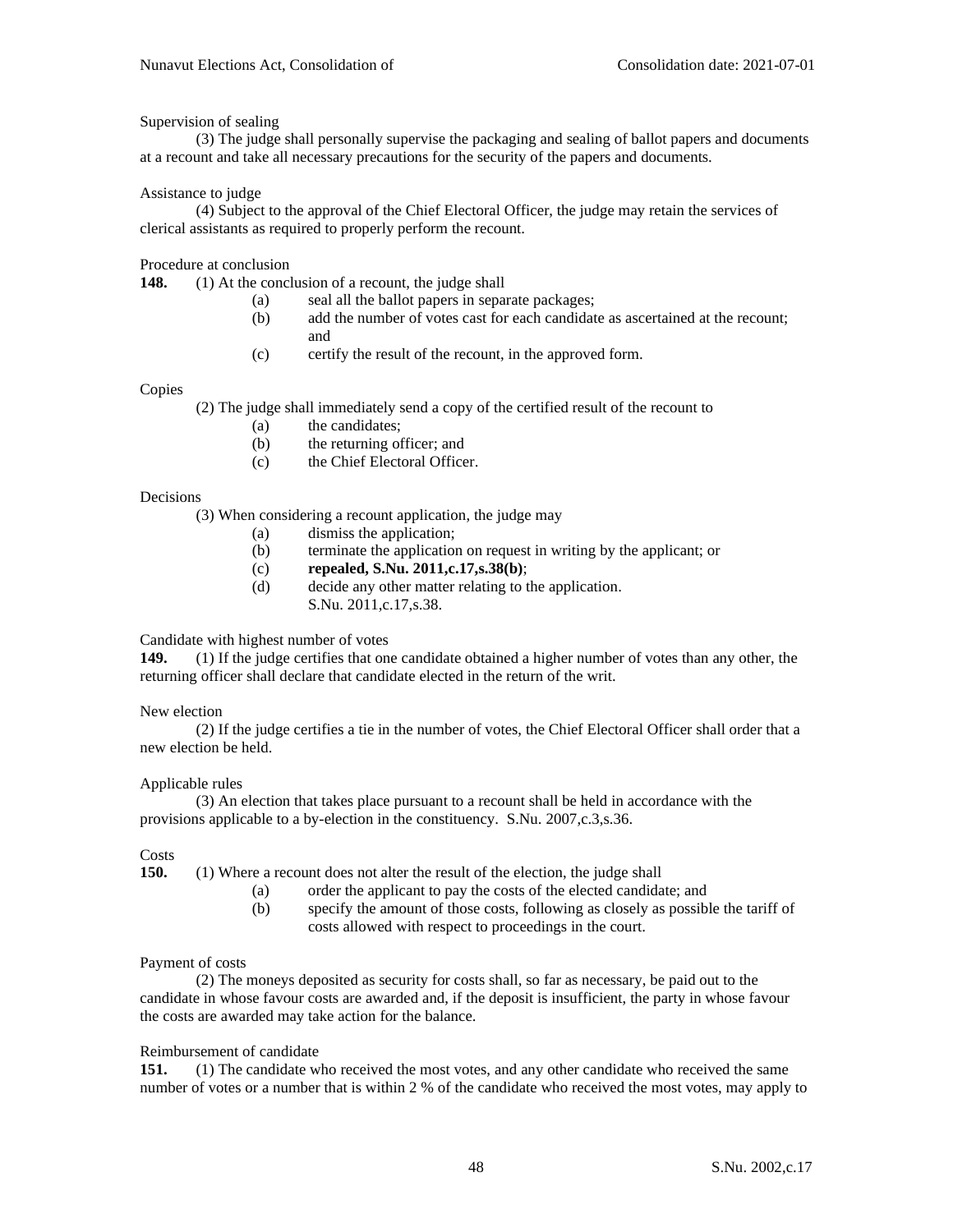Supervision of sealing

(3) The judge shall personally supervise the packaging and sealing of ballot papers and documents at a recount and take all necessary precautions for the security of the papers and documents.

Assistance to judge

(4) Subject to the approval of the Chief Electoral Officer, the judge may retain the services of clerical assistants as required to properly perform the recount.

Procedure at conclusion

**148.** (1) At the conclusion of a recount, the judge shall

(a) seal all the ballot papers in separate packages;

(b) add the number of votes cast for each candidate as ascertained at the recount; and

(c) certify the result of the recount, in the approved form.

Copies

(2) The judge shall immediately send a copy of the certified result of the recount to

(a) the candidates;

(b) the returning officer; and

(c) the Chief Electoral Officer.

Decisions

(3) When considering a recount application, the judge may

(a) dismiss the application;

(b) terminate the application on request in writing by the applicant; or

(c) **repealed, S.Nu. 2011,c.17,s.38(b)**;

(d) decide any other matter relating to the application.

S.Nu. 2011,c.17,s.38.

Candidate with highest number of votes

**149.** (1) If the judge certifies that one candidate obtained a higher number of votes than any other, the returning officer shall declare that candidate elected in the return of the writ.

New election

(2) If the judge certifies a tie in the number of votes, the Chief Electoral Officer shall order that a new election be held.

Applicable rules

(3) An election that takes place pursuant to a recount shall be held in accordance with the provisions applicable to a by-election in the constituency. S.Nu. 2007,c.3,s.36.

Costs

**150.** (1) Where a recount does not alter the result of the election, the judge shall

(a) order the applicant to pay the costs of the elected candidate; and

(b) specify the amount of those costs, following as closely as possible the tariff of costs allowed with respect to proceedings in the court.

Payment of costs

(2) The moneys deposited as security for costs shall, so far as necessary, be paid out to the candidate in whose favour costs are awarded and, if the deposit is insufficient, the party in whose favour the costs are awarded may take action for the balance.

Reimbursement of candidate

**151.** (1) The candidate who received the most votes, and any other candidate who received the same number of votes or a number that is within 2 % of the candidate who received the most votes, may apply to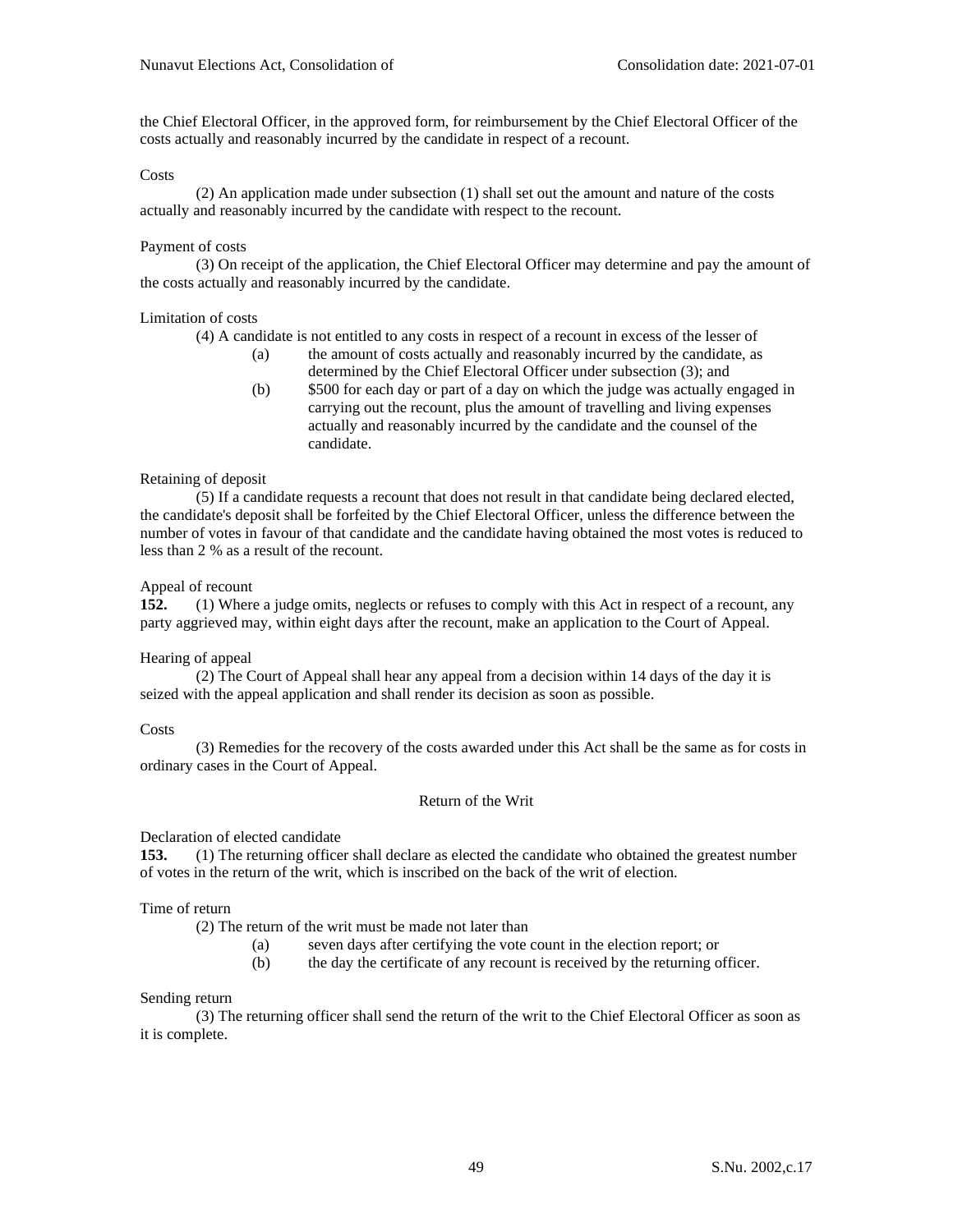the Chief Electoral Officer, in the approved form, for reimbursement by the Chief Electoral Officer of the costs actually and reasonably incurred by the candidate in respect of a recount.

Costs

(2) An application made under subsection (1) shall set out the amount and nature of the costs actually and reasonably incurred by the candidate with respect to the recount.

Payment of costs

(3) On receipt of the application, the Chief Electoral Officer may determine and pay the amount of the costs actually and reasonably incurred by the candidate.

Limitation of costs

(4) A candidate is not entitled to any costs in respect of a recount in excess of the lesser of

(a) the amount of costs actually and reasonably incurred by the candidate, as determined by the Chief Electoral Officer under subsection (3); and

(b) $500 for each day or part of a day on which the judge was actually engaged in carrying out the recount, plus the amount of travelling and living expenses actually and reasonably incurred by the candidate and the counsel of the candidate.

Retaining of deposit

(5) If a candidate requests a recount that does not result in that candidate being declared elected, the candidate's deposit shall be forfeited by the Chief Electoral Officer, unless the difference between the number of votes in favour of that candidate and the candidate having obtained the most votes is reduced to less than 2 % as a result of the recount.

Appeal of recount

**152.** (1) Where a judge omits, neglects or refuses to comply with this Act in respect of a recount, any party aggrieved may, within eight days after the recount, make an application to the Court of Appeal.

Hearing of appeal

(2) The Court of Appeal shall hear any appeal from a decision within 14 days of the day it is seized with the appeal application and shall render its decision as soon as possible.

Costs

(3) Remedies for the recovery of the costs awarded under this Act shall be the same as for costs in ordinary cases in the Court of Appeal.

## Return of the Writ

Declaration of elected candidate

**153.** (1) The returning officer shall declare as elected the candidate who obtained the greatest number of votes in the return of the writ, which is inscribed on the back of the writ of election.

Time of return

(2) The return of the writ must be made not later than

(a) seven days after certifying the vote count in the election report; or

(b) the day the certificate of any recount is received by the returning officer.

Sending return

(3) The returning officer shall send the return of the writ to the Chief Electoral Officer as soon as it is complete.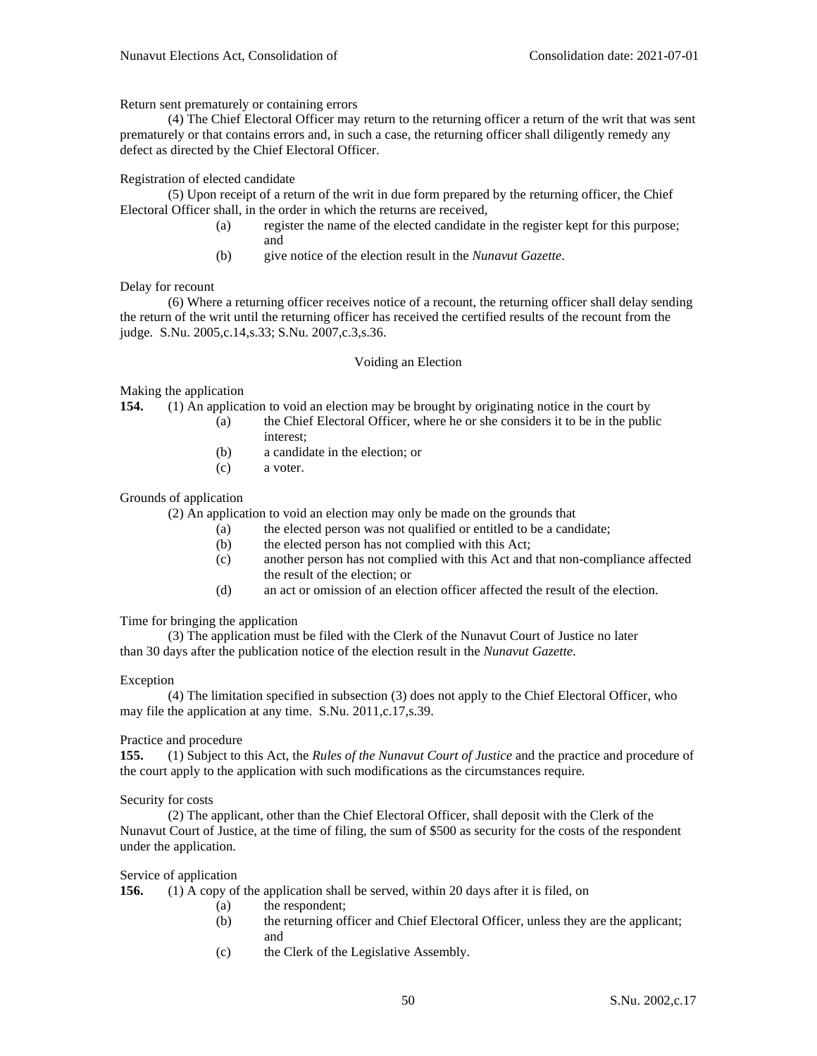Return sent prematurely or containing errors

(4) The Chief Electoral Officer may return to the returning officer a return of the writ that was sent prematurely or that contains errors and, in such a case, the returning officer shall diligently remedy any defect as directed by the Chief Electoral Officer.

Registration of elected candidate

(5) Upon receipt of a return of the writ in due form prepared by the returning officer, the Chief Electoral Officer shall, in the order in which the returns are received,

- (a) register the name of the elected candidate in the register kept for this purpose; and
- (b) give notice of the election result in the *Nunavut Gazette*.

Delay for recount

(6) Where a returning officer receives notice of a recount, the returning officer shall delay sending the return of the writ until the returning officer has received the certified results of the recount from the judge. S.Nu. 2005,c.14,s.33; S.Nu. 2007,c.3,s.36.

## Voiding an Election

Making the application

**154.** (1) An application to void an election may be brought by originating notice in the court by

- (a) the Chief Electoral Officer, where he or she considers it to be in the public interest;
- (b) a candidate in the election; or
- (c) a voter.

Grounds of application

(2) An application to void an election may only be made on the grounds that

- (a) the elected person was not qualified or entitled to be a candidate;
- (b) the elected person has not complied with this Act;
- (c) another person has not complied with this Act and that non-compliance affected the result of the election; or
- (d) an act or omission of an election officer affected the result of the election.

Time for bringing the application

(3) The application must be filed with the Clerk of the Nunavut Court of Justice no later than 30 days after the publication notice of the election result in the *Nunavut Gazette*.

Exception

(4) The limitation specified in subsection (3) does not apply to the Chief Electoral Officer, who may file the application at any time. S.Nu. 2011,c.17,s.39.

Practice and procedure

**155.** (1) Subject to this Act, the *Rules of the Nunavut Court of Justice* and the practice and procedure of the court apply to the application with such modifications as the circumstances require.

Security for costs

(2) The applicant, other than the Chief Electoral Officer, shall deposit with the Clerk of the Nunavut Court of Justice, at the time of filing, the sum of $500 as security for the costs of the respondent under the application.

Service of application

**156.** (1) A copy of the application shall be served, within 20 days after it is filed, on

- (a) the respondent;
- (b) the returning officer and Chief Electoral Officer, unless they are the applicant; and
- (c) the Clerk of the Legislative Assembly.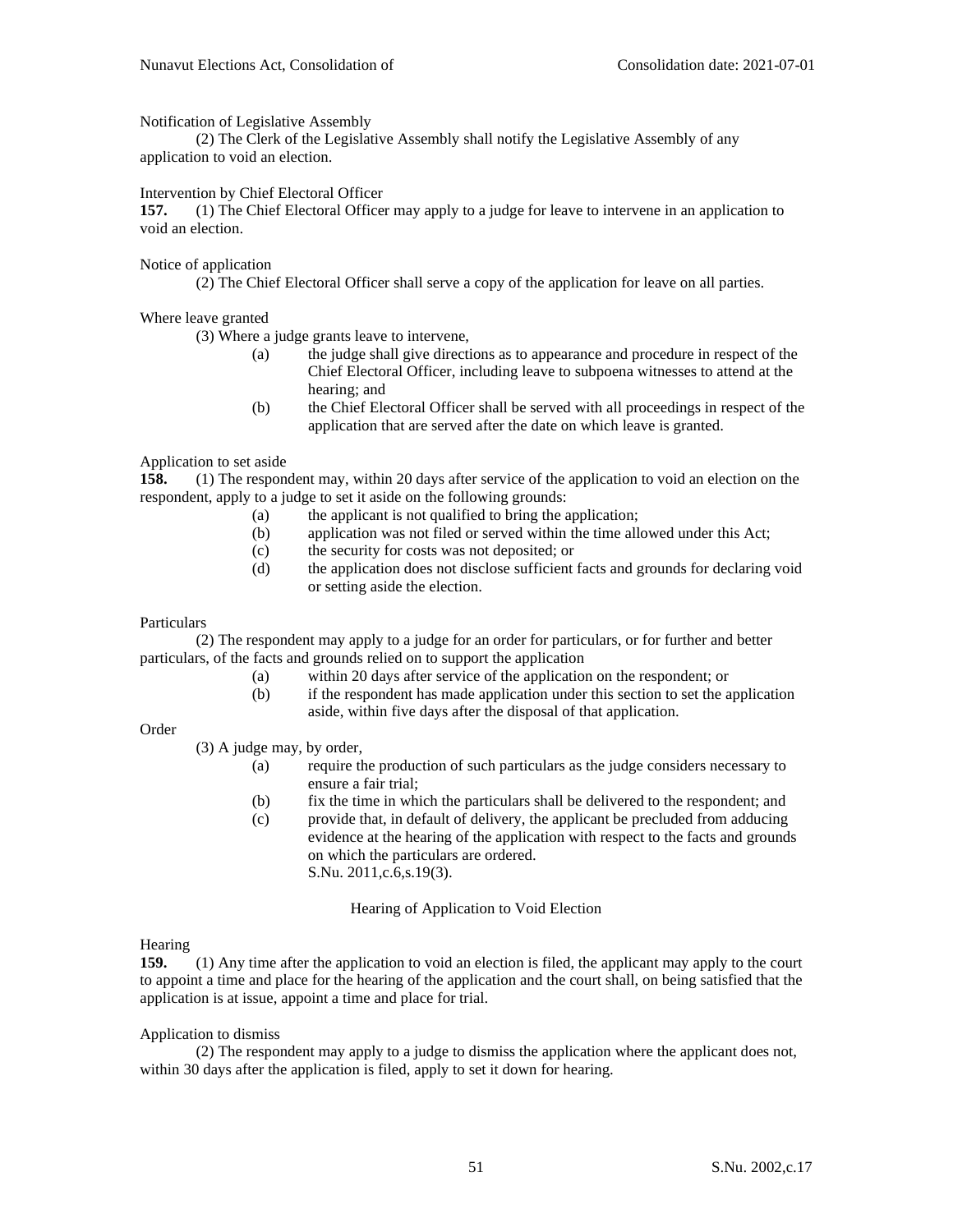Notification of Legislative Assembly

(2) The Clerk of the Legislative Assembly shall notify the Legislative Assembly of any application to void an election.

Intervention by Chief Electoral Officer

**157.** (1) The Chief Electoral Officer may apply to a judge for leave to intervene in an application to void an election.

Notice of application

(2) The Chief Electoral Officer shall serve a copy of the application for leave on all parties.

Where leave granted

(3) Where a judge grants leave to intervene,

- (a) the judge shall give directions as to appearance and procedure in respect of the Chief Electoral Officer, including leave to subpoena witnesses to attend at the hearing; and
- (b) the Chief Electoral Officer shall be served with all proceedings in respect of the application that are served after the date on which leave is granted.

Application to set aside

**158.** (1) The respondent may, within 20 days after service of the application to void an election on the respondent, apply to a judge to set it aside on the following grounds:

- (a) the applicant is not qualified to bring the application;
- (b) application was not filed or served within the time allowed under this Act;
- (c) the security for costs was not deposited; or
- (d) the application does not disclose sufficient facts and grounds for declaring void or setting aside the election.

Particulars

(2) The respondent may apply to a judge for an order for particulars, or for further and better particulars, of the facts and grounds relied on to support the application

- (a) within 20 days after service of the application on the respondent; or
- (b) if the respondent has made application under this section to set the application aside, within five days after the disposal of that application.

Order

(3) A judge may, by order,

- (a) require the production of such particulars as the judge considers necessary to ensure a fair trial;
- (b) fix the time in which the particulars shall be delivered to the respondent; and
- (c) provide that, in default of delivery, the applicant be precluded from adducing evidence at the hearing of the application with respect to the facts and grounds on which the particulars are ordered.

S.Nu. 2011,c.6,s.19(3).

## Hearing of Application to Void Election

Hearing

**159.** (1) Any time after the application to void an election is filed, the applicant may apply to the court to appoint a time and place for the hearing of the application and the court shall, on being satisfied that the application is at issue, appoint a time and place for trial.

Application to dismiss

(2) The respondent may apply to a judge to dismiss the application where the applicant does not, within 30 days after the application is filed, apply to set it down for hearing.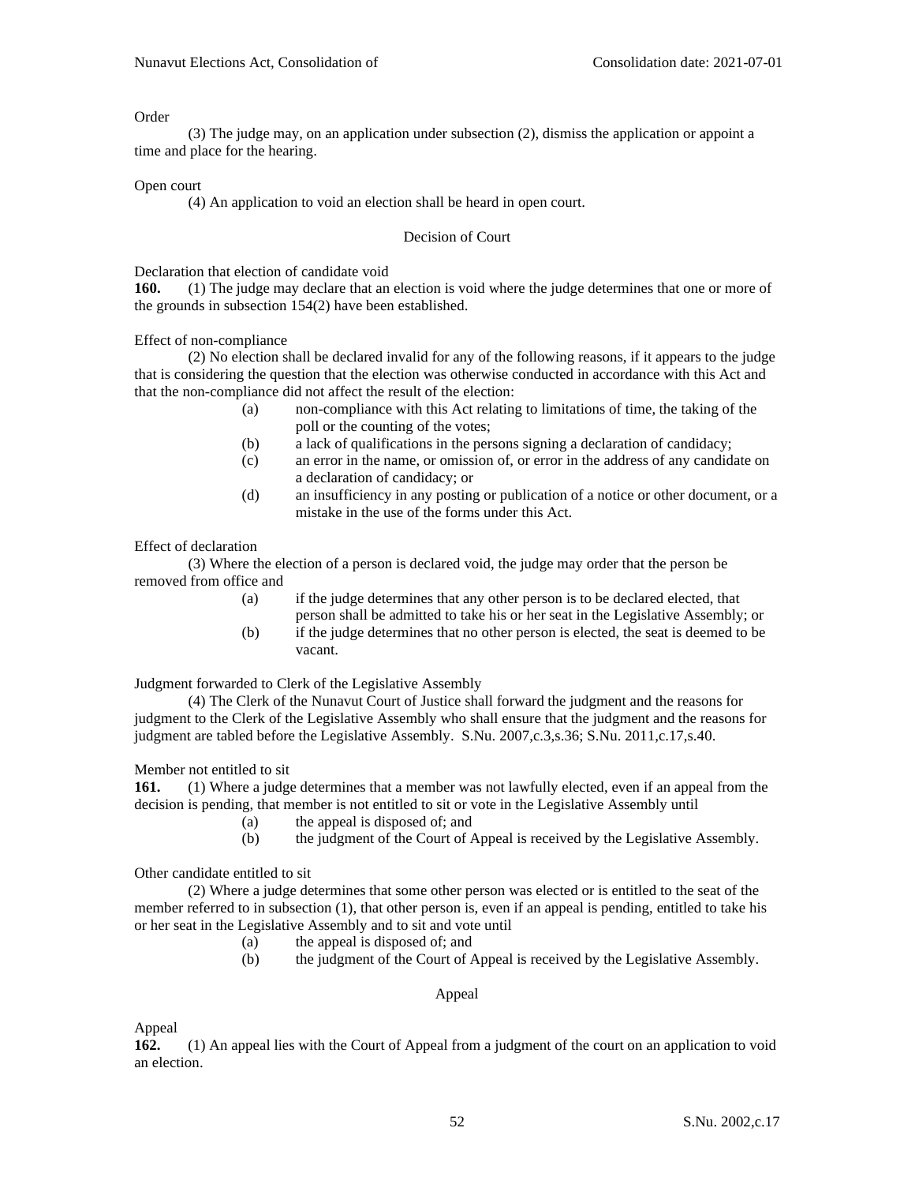Order

(3) The judge may, on an application under subsection (2), dismiss the application or appoint a time and place for the hearing.

Open court

(4) An application to void an election shall be heard in open court.

### Decision of Court

Declaration that election of candidate void

**160.** (1) The judge may declare that an election is void where the judge determines that one or more of the grounds in subsection 154(2) have been established.

Effect of non-compliance

(2) No election shall be declared invalid for any of the following reasons, if it appears to the judge that is considering the question that the election was otherwise conducted in accordance with this Act and that the non-compliance did not affect the result of the election:

- (a) non-compliance with this Act relating to limitations of time, the taking of the poll or the counting of the votes;
- (b) a lack of qualifications in the persons signing a declaration of candidacy;
- (c) an error in the name, or omission of, or error in the address of any candidate on a declaration of candidacy; or
- (d) an insufficiency in any posting or publication of a notice or other document, or a mistake in the use of the forms under this Act.

Effect of declaration

(3) Where the election of a person is declared void, the judge may order that the person be removed from office and

- (a) if the judge determines that any other person is to be declared elected, that person shall be admitted to take his or her seat in the Legislative Assembly; or
- (b) if the judge determines that no other person is elected, the seat is deemed to be vacant.

Judgment forwarded to Clerk of the Legislative Assembly

(4) The Clerk of the Nunavut Court of Justice shall forward the judgment and the reasons for judgment to the Clerk of the Legislative Assembly who shall ensure that the judgment and the reasons for judgment are tabled before the Legislative Assembly. S.Nu. 2007,c.3,s.36; S.Nu. 2011,c.17,s.40.

Member not entitled to sit

**161.** (1) Where a judge determines that a member was not lawfully elected, even if an appeal from the decision is pending, that member is not entitled to sit or vote in the Legislative Assembly until

- (a) the appeal is disposed of; and
- (b) the judgment of the Court of Appeal is received by the Legislative Assembly.

Other candidate entitled to sit

(2) Where a judge determines that some other person was elected or is entitled to the seat of the member referred to in subsection (1), that other person is, even if an appeal is pending, entitled to take his or her seat in the Legislative Assembly and to sit and vote until

- (a) the appeal is disposed of; and
- (b) the judgment of the Court of Appeal is received by the Legislative Assembly.

### Appeal

Appeal

**162.** (1) An appeal lies with the Court of Appeal from a judgment of the court on an application to void an election.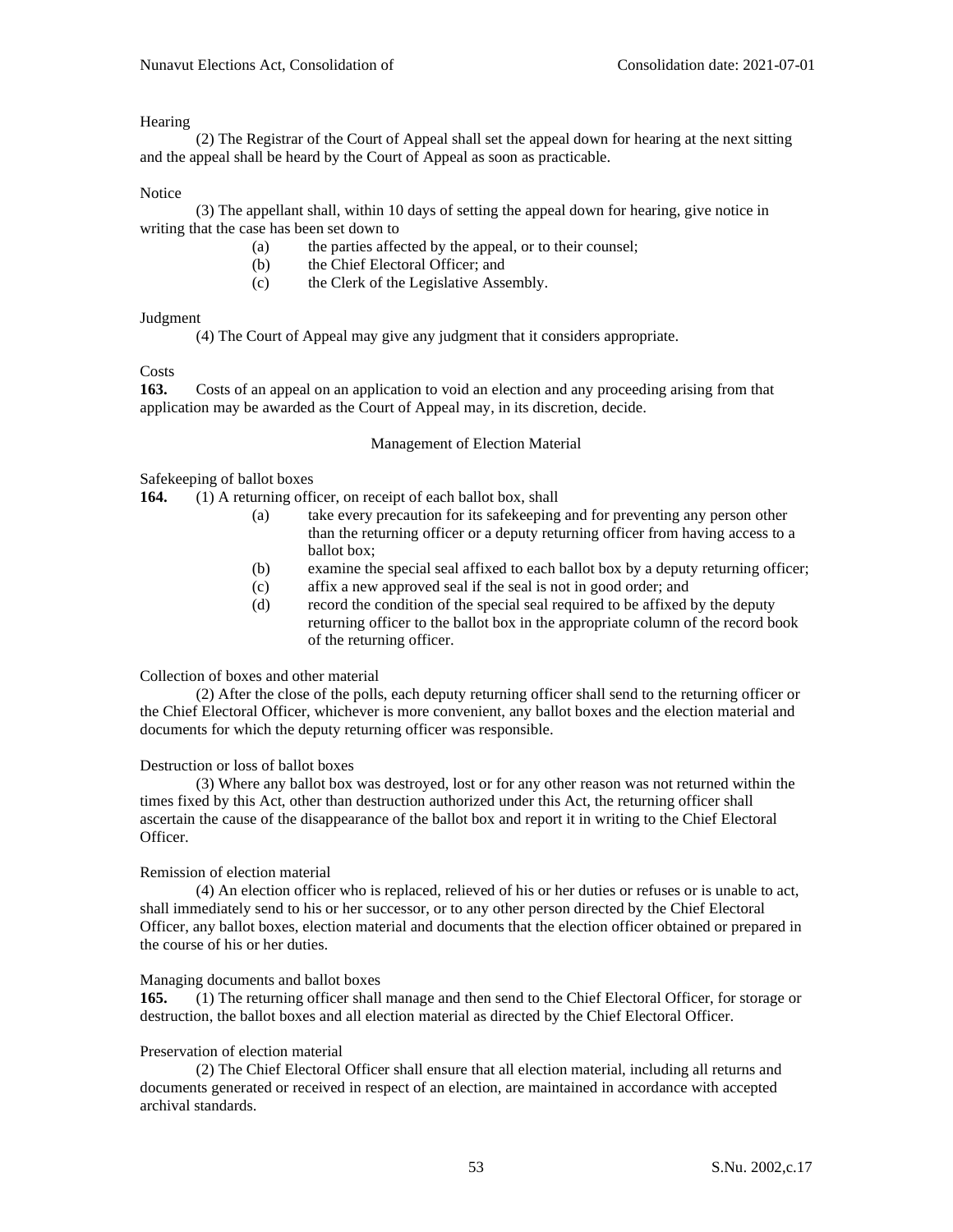Hearing

(2) The Registrar of the Court of Appeal shall set the appeal down for hearing at the next sitting and the appeal shall be heard by the Court of Appeal as soon as practicable.

Notice

(3) The appellant shall, within 10 days of setting the appeal down for hearing, give notice in writing that the case has been set down to

- (a) the parties affected by the appeal, or to their counsel;
- (b) the Chief Electoral Officer; and
- (c) the Clerk of the Legislative Assembly.

Judgment

(4) The Court of Appeal may give any judgment that it considers appropriate.

Costs

**163.** Costs of an appeal on an application to void an election and any proceeding arising from that application may be awarded as the Court of Appeal may, in its discretion, decide.

## Management of Election Material

Safekeeping of ballot boxes

**164.** (1) A returning officer, on receipt of each ballot box, shall

- (a) take every precaution for its safekeeping and for preventing any person other than the returning officer or a deputy returning officer from having access to a ballot box;
- (b) examine the special seal affixed to each ballot box by a deputy returning officer;
- (c) affix a new approved seal if the seal is not in good order; and
- (d) record the condition of the special seal required to be affixed by the deputy returning officer to the ballot box in the appropriate column of the record book of the returning officer.

Collection of boxes and other material

(2) After the close of the polls, each deputy returning officer shall send to the returning officer or the Chief Electoral Officer, whichever is more convenient, any ballot boxes and the election material and documents for which the deputy returning officer was responsible.

Destruction or loss of ballot boxes

(3) Where any ballot box was destroyed, lost or for any other reason was not returned within the times fixed by this Act, other than destruction authorized under this Act, the returning officer shall ascertain the cause of the disappearance of the ballot box and report it in writing to the Chief Electoral Officer.

Remission of election material

(4) An election officer who is replaced, relieved of his or her duties or refuses or is unable to act, shall immediately send to his or her successor, or to any other person directed by the Chief Electoral Officer, any ballot boxes, election material and documents that the election officer obtained or prepared in the course of his or her duties.

Managing documents and ballot boxes

**165.** (1) The returning officer shall manage and then send to the Chief Electoral Officer, for storage or destruction, the ballot boxes and all election material as directed by the Chief Electoral Officer.

Preservation of election material

(2) The Chief Electoral Officer shall ensure that all election material, including all returns and documents generated or received in respect of an election, are maintained in accordance with accepted archival standards.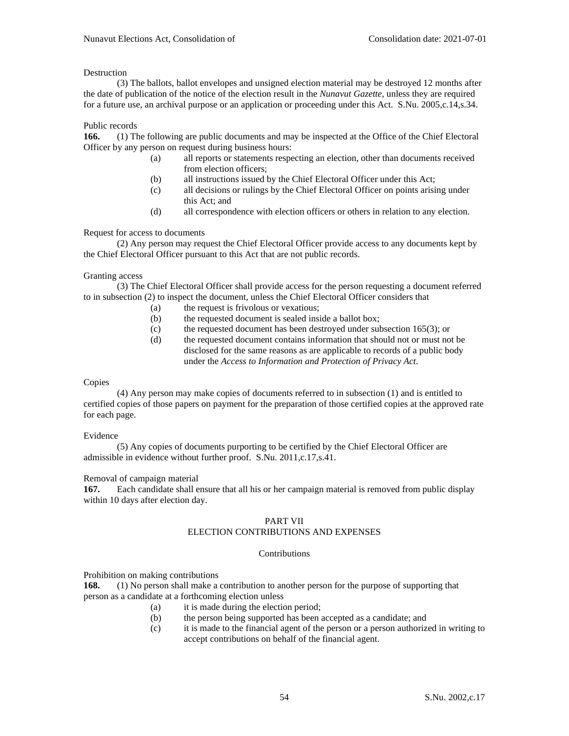Destruction

(3) The ballots, ballot envelopes and unsigned election material may be destroyed 12 months after the date of publication of the notice of the election result in the *Nunavut Gazette*, unless they are required for a future use, an archival purpose or an application or proceeding under this Act. S.Nu. 2005,c.14,s.34.

Public records

**166.** (1) The following are public documents and may be inspected at the Office of the Chief Electoral Officer by any person on request during business hours:

- (a) all reports or statements respecting an election, other than documents received from election officers;
- (b) all instructions issued by the Chief Electoral Officer under this Act;
- (c) all decisions or rulings by the Chief Electoral Officer on points arising under this Act; and
- (d) all correspondence with election officers or others in relation to any election.

Request for access to documents

(2) Any person may request the Chief Electoral Officer provide access to any documents kept by the Chief Electoral Officer pursuant to this Act that are not public records.

Granting access

(3) The Chief Electoral Officer shall provide access for the person requesting a document referred to in subsection (2) to inspect the document, unless the Chief Electoral Officer considers that

- (a) the request is frivolous or vexatious;
- (b) the requested document is sealed inside a ballot box;
- (c) the requested document has been destroyed under subsection 165(3); or
- (d) the requested document contains information that should not or must not be disclosed for the same reasons as are applicable to records of a public body under the *Access to Information and Protection of Privacy Act*.

Copies

(4) Any person may make copies of documents referred to in subsection (1) and is entitled to certified copies of those papers on payment for the preparation of those certified copies at the approved rate for each page.

Evidence

(5) Any copies of documents purporting to be certified by the Chief Electoral Officer are admissible in evidence without further proof. S.Nu. 2011,c.17,s.41.

Removal of campaign material

**167.** Each candidate shall ensure that all his or her campaign material is removed from public display within 10 days after election day.

## PART VII
## ELECTION CONTRIBUTIONS AND EXPENSES

### Contributions

Prohibition on making contributions

**168.** (1) No person shall make a contribution to another person for the purpose of supporting that person as a candidate at a forthcoming election unless

- (a) it is made during the election period;
- (b) the person being supported has been accepted as a candidate; and
- (c) it is made to the financial agent of the person or a person authorized in writing to accept contributions on behalf of the financial agent.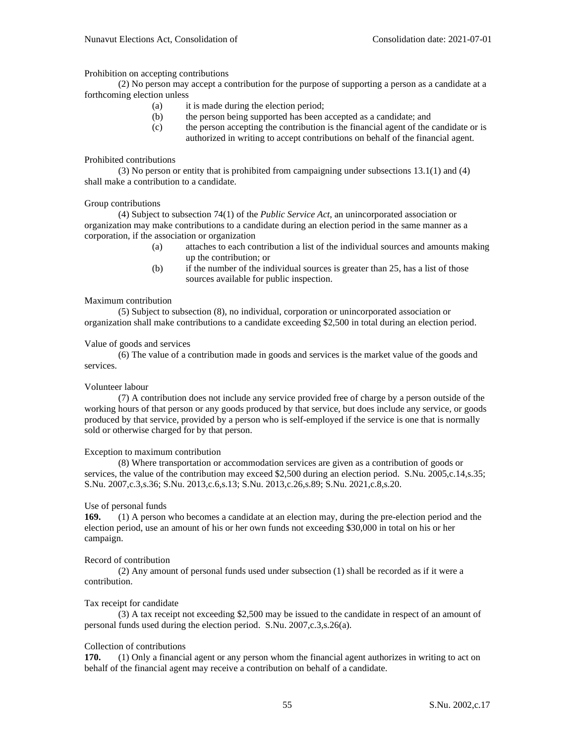Prohibition on accepting contributions

(2) No person may accept a contribution for the purpose of supporting a person as a candidate at a forthcoming election unless

- (a) it is made during the election period;
- (b) the person being supported has been accepted as a candidate; and
- (c) the person accepting the contribution is the financial agent of the candidate or is authorized in writing to accept contributions on behalf of the financial agent.

Prohibited contributions

(3) No person or entity that is prohibited from campaigning under subsections 13.1(1) and (4) shall make a contribution to a candidate.

Group contributions

(4) Subject to subsection 74(1) of the *Public Service Act*, an unincorporated association or organization may make contributions to a candidate during an election period in the same manner as a corporation, if the association or organization

- (a) attaches to each contribution a list of the individual sources and amounts making up the contribution; or
- (b) if the number of the individual sources is greater than 25, has a list of those sources available for public inspection.

Maximum contribution

(5) Subject to subsection (8), no individual, corporation or unincorporated association or organization shall make contributions to a candidate exceeding $2,500 in total during an election period.

Value of goods and services

(6) The value of a contribution made in goods and services is the market value of the goods and services.

Volunteer labour

(7) A contribution does not include any service provided free of charge by a person outside of the working hours of that person or any goods produced by that service, but does include any service, or goods produced by that service, provided by a person who is self-employed if the service is one that is normally sold or otherwise charged for by that person.

Exception to maximum contribution

(8) Where transportation or accommodation services are given as a contribution of goods or services, the value of the contribution may exceed $2,500 during an election period. S.Nu. 2005,c.14,s.35; S.Nu. 2007,c.3,s.36; S.Nu. 2013,c.6,s.13; S.Nu. 2013,c.26,s.89; S.Nu. 2021,c.8,s.20.

Use of personal funds

**169.** (1) A person who becomes a candidate at an election may, during the pre-election period and the election period, use an amount of his or her own funds not exceeding $30,000 in total on his or her campaign.

Record of contribution

(2) Any amount of personal funds used under subsection (1) shall be recorded as if it were a contribution.

Tax receipt for candidate

(3) A tax receipt not exceeding $2,500 may be issued to the candidate in respect of an amount of personal funds used during the election period. S.Nu. 2007,c.3,s.26(a).

Collection of contributions

**170.** (1) Only a financial agent or any person whom the financial agent authorizes in writing to act on behalf of the financial agent may receive a contribution on behalf of a candidate.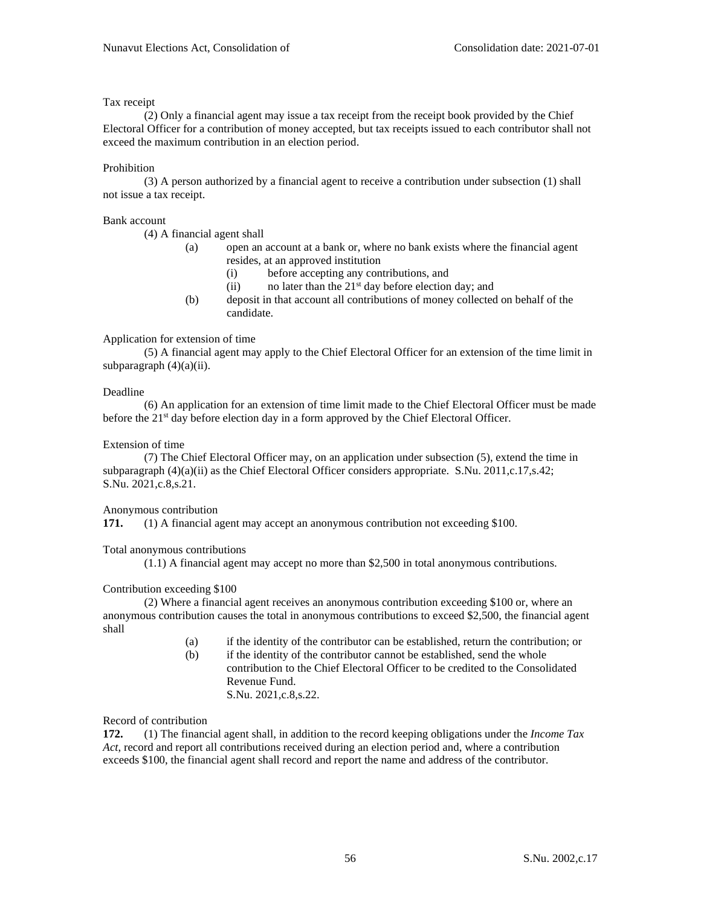Tax receipt

(2) Only a financial agent may issue a tax receipt from the receipt book provided by the Chief Electoral Officer for a contribution of money accepted, but tax receipts issued to each contributor shall not exceed the maximum contribution in an election period.

Prohibition

(3) A person authorized by a financial agent to receive a contribution under subsection (1) shall not issue a tax receipt.

Bank account

(4) A financial agent shall

- (a) open an account at a bank or, where no bank exists where the financial agent resides, at an approved institution
  - (i) before accepting any contributions, and
  - (ii) no later than the 21st day before election day; and
- (b) deposit in that account all contributions of money collected on behalf of the candidate.

Application for extension of time

(5) A financial agent may apply to the Chief Electoral Officer for an extension of the time limit in subparagraph (4)(a)(ii).

Deadline

(6) An application for an extension of time limit made to the Chief Electoral Officer must be made before the 21st day before election day in a form approved by the Chief Electoral Officer.

Extension of time

(7) The Chief Electoral Officer may, on an application under subsection (5), extend the time in subparagraph (4)(a)(ii) as the Chief Electoral Officer considers appropriate. S.Nu. 2011,c.17,s.42; S.Nu. 2021,c.8,s.21.

Anonymous contribution

**171.** (1) A financial agent may accept an anonymous contribution not exceeding $100.

Total anonymous contributions

(1.1) A financial agent may accept no more than $2,500 in total anonymous contributions.

Contribution exceeding $100

(2) Where a financial agent receives an anonymous contribution exceeding $100 or, where an anonymous contribution causes the total in anonymous contributions to exceed $2,500, the financial agent shall

- (a) if the identity of the contributor can be established, return the contribution; or
- (b) if the identity of the contributor cannot be established, send the whole contribution to the Chief Electoral Officer to be credited to the Consolidated Revenue Fund.

S.Nu. 2021,c.8,s.22.

Record of contribution

**172.** (1) The financial agent shall, in addition to the record keeping obligations under the *Income Tax Act*, record and report all contributions received during an election period and, where a contribution exceeds $100, the financial agent shall record and report the name and address of the contributor.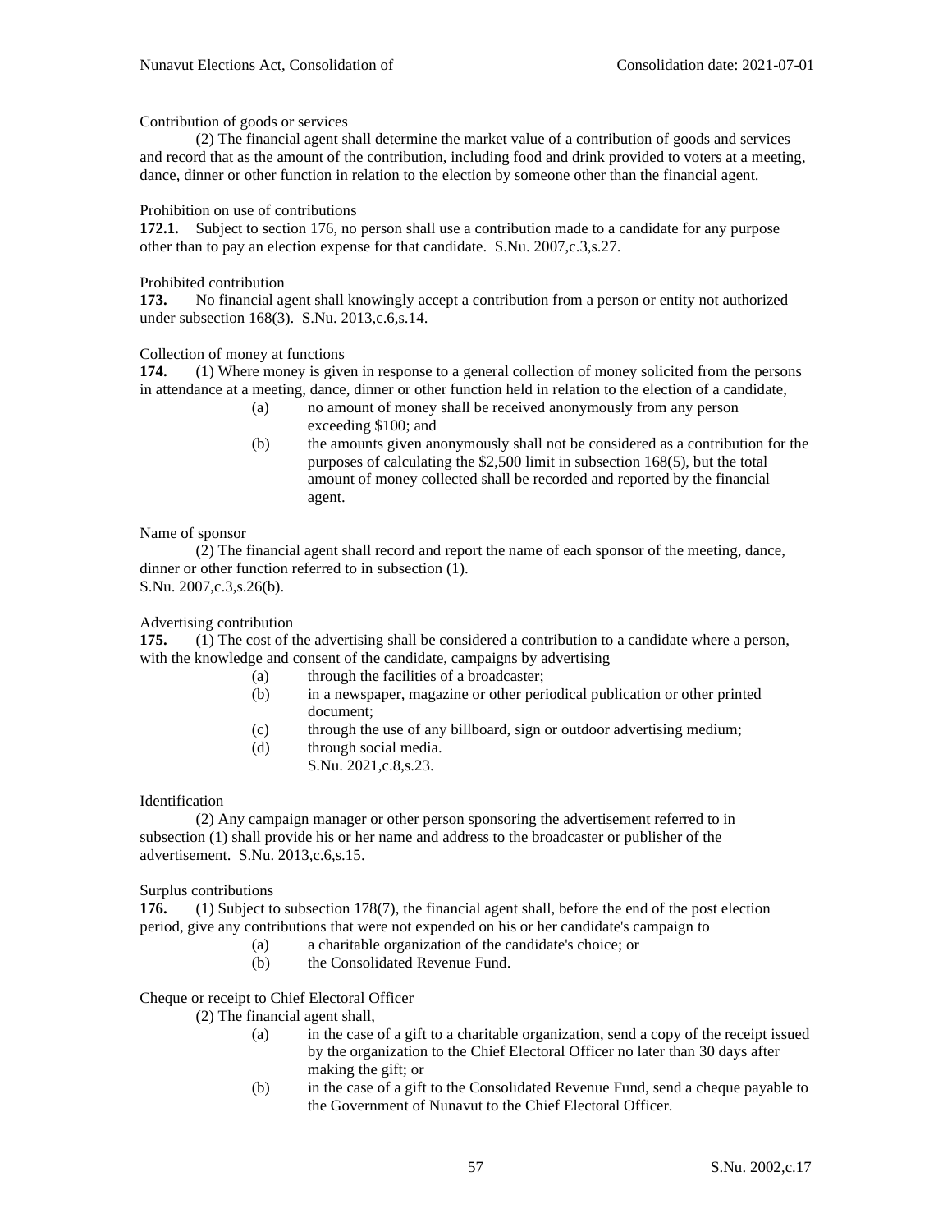Contribution of goods or services

(2) The financial agent shall determine the market value of a contribution of goods and services and record that as the amount of the contribution, including food and drink provided to voters at a meeting, dance, dinner or other function in relation to the election by someone other than the financial agent.

Prohibition on use of contributions

**172.1.** Subject to section 176, no person shall use a contribution made to a candidate for any purpose other than to pay an election expense for that candidate. S.Nu. 2007,c.3,s.27.

Prohibited contribution

**173.** No financial agent shall knowingly accept a contribution from a person or entity not authorized under subsection 168(3). S.Nu. 2013,c.6,s.14.

Collection of money at functions

**174.** (1) Where money is given in response to a general collection of money solicited from the persons in attendance at a meeting, dance, dinner or other function held in relation to the election of a candidate,

(a) no amount of money shall be received anonymously from any person exceeding $100; and

(b) the amounts given anonymously shall not be considered as a contribution for the purposes of calculating the $2,500 limit in subsection 168(5), but the total amount of money collected shall be recorded and reported by the financial agent.

Name of sponsor

(2) The financial agent shall record and report the name of each sponsor of the meeting, dance, dinner or other function referred to in subsection (1).
S.Nu. 2007,c.3,s.26(b).

Advertising contribution

**175.** (1) The cost of the advertising shall be considered a contribution to a candidate where a person, with the knowledge and consent of the candidate, campaigns by advertising

(a) through the facilities of a broadcaster;

(b) in a newspaper, magazine or other periodical publication or other printed document;

(c) through the use of any billboard, sign or outdoor advertising medium;

(d) through social media.
S.Nu. 2021,c.8,s.23.

Identification

(2) Any campaign manager or other person sponsoring the advertisement referred to in subsection (1) shall provide his or her name and address to the broadcaster or publisher of the advertisement. S.Nu. 2013,c.6,s.15.

Surplus contributions

**176.** (1) Subject to subsection 178(7), the financial agent shall, before the end of the post election period, give any contributions that were not expended on his or her candidate's campaign to

(a) a charitable organization of the candidate's choice; or

(b) the Consolidated Revenue Fund.

Cheque or receipt to Chief Electoral Officer

(2) The financial agent shall,

(a) in the case of a gift to a charitable organization, send a copy of the receipt issued by the organization to the Chief Electoral Officer no later than 30 days after making the gift; or

(b) in the case of a gift to the Consolidated Revenue Fund, send a cheque payable to the Government of Nunavut to the Chief Electoral Officer.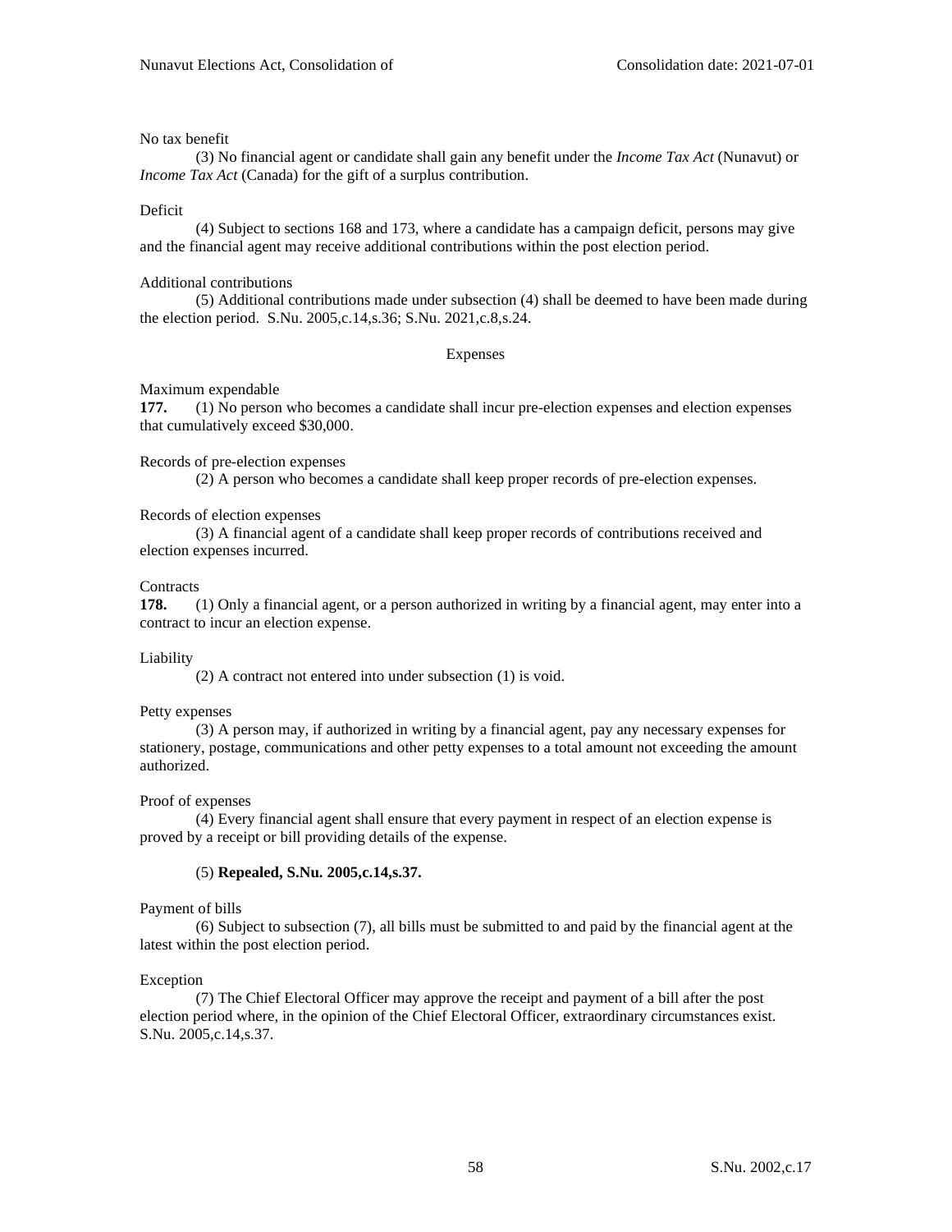No tax benefit

(3) No financial agent or candidate shall gain any benefit under the *Income Tax Act* (Nunavut) or *Income Tax Act* (Canada) for the gift of a surplus contribution.

Deficit

(4) Subject to sections 168 and 173, where a candidate has a campaign deficit, persons may give and the financial agent may receive additional contributions within the post election period.

Additional contributions

(5) Additional contributions made under subsection (4) shall be deemed to have been made during the election period. S.Nu. 2005,c.14,s.36; S.Nu. 2021,c.8,s.24.

Expenses

Maximum expendable

**177.** (1) No person who becomes a candidate shall incur pre-election expenses and election expenses that cumulatively exceed $30,000.

Records of pre-election expenses

(2) A person who becomes a candidate shall keep proper records of pre-election expenses.

Records of election expenses

(3) A financial agent of a candidate shall keep proper records of contributions received and election expenses incurred.

Contracts

**178.** (1) Only a financial agent, or a person authorized in writing by a financial agent, may enter into a contract to incur an election expense.

Liability

(2) A contract not entered into under subsection (1) is void.

Petty expenses

(3) A person may, if authorized in writing by a financial agent, pay any necessary expenses for stationery, postage, communications and other petty expenses to a total amount not exceeding the amount authorized.

Proof of expenses

(4) Every financial agent shall ensure that every payment in respect of an election expense is proved by a receipt or bill providing details of the expense.

(5) **Repealed, S.Nu. 2005,c.14,s.37.**

Payment of bills

(6) Subject to subsection (7), all bills must be submitted to and paid by the financial agent at the latest within the post election period.

Exception

(7) The Chief Electoral Officer may approve the receipt and payment of a bill after the post election period where, in the opinion of the Chief Electoral Officer, extraordinary circumstances exist. S.Nu. 2005,c.14,s.37.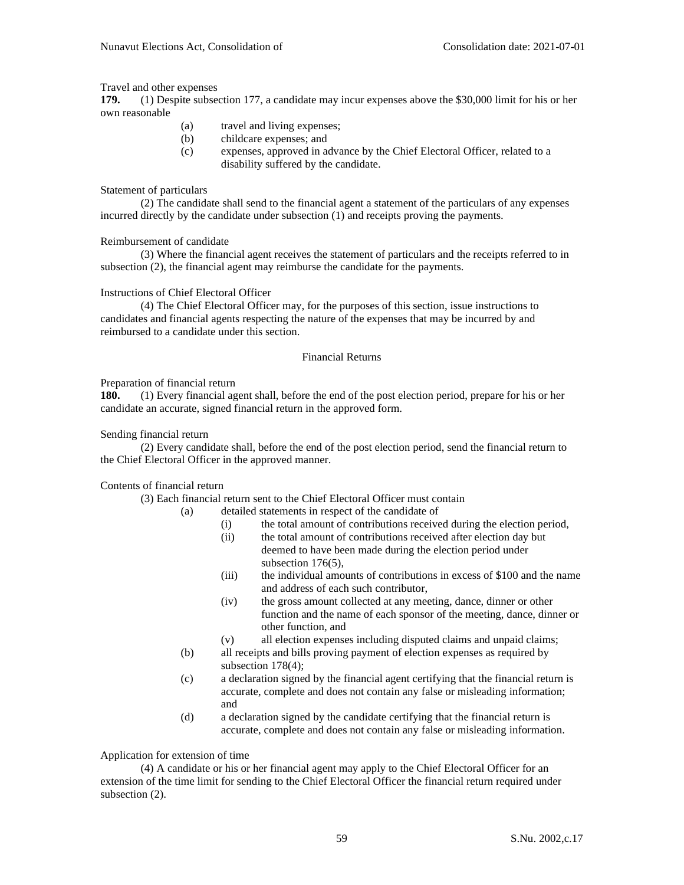Travel and other expenses

**179.** (1) Despite subsection 177, a candidate may incur expenses above the $30,000 limit for his or her own reasonable

- (a) travel and living expenses;
- (b) childcare expenses; and
- (c) expenses, approved in advance by the Chief Electoral Officer, related to a disability suffered by the candidate.

Statement of particulars

(2) The candidate shall send to the financial agent a statement of the particulars of any expenses incurred directly by the candidate under subsection (1) and receipts proving the payments.

Reimbursement of candidate

(3) Where the financial agent receives the statement of particulars and the receipts referred to in subsection (2), the financial agent may reimburse the candidate for the payments.

Instructions of Chief Electoral Officer

(4) The Chief Electoral Officer may, for the purposes of this section, issue instructions to candidates and financial agents respecting the nature of the expenses that may be incurred by and reimbursed to a candidate under this section.

## Financial Returns

Preparation of financial return

**180.** (1) Every financial agent shall, before the end of the post election period, prepare for his or her candidate an accurate, signed financial return in the approved form.

Sending financial return

(2) Every candidate shall, before the end of the post election period, send the financial return to the Chief Electoral Officer in the approved manner.

Contents of financial return

(3) Each financial return sent to the Chief Electoral Officer must contain

- (a) detailed statements in respect of the candidate of
  - (i) the total amount of contributions received during the election period,
  - (ii) the total amount of contributions received after election day but deemed to have been made during the election period under subsection 176(5),
  - (iii) the individual amounts of contributions in excess of $100 and the name and address of each such contributor,
  - (iv) the gross amount collected at any meeting, dance, dinner or other function and the name of each sponsor of the meeting, dance, dinner or other function, and
  - (v) all election expenses including disputed claims and unpaid claims;
- (b) all receipts and bills proving payment of election expenses as required by subsection 178(4);
- (c) a declaration signed by the financial agent certifying that the financial return is accurate, complete and does not contain any false or misleading information; and
- (d) a declaration signed by the candidate certifying that the financial return is accurate, complete and does not contain any false or misleading information.

Application for extension of time

(4) A candidate or his or her financial agent may apply to the Chief Electoral Officer for an extension of the time limit for sending to the Chief Electoral Officer the financial return required under subsection (2).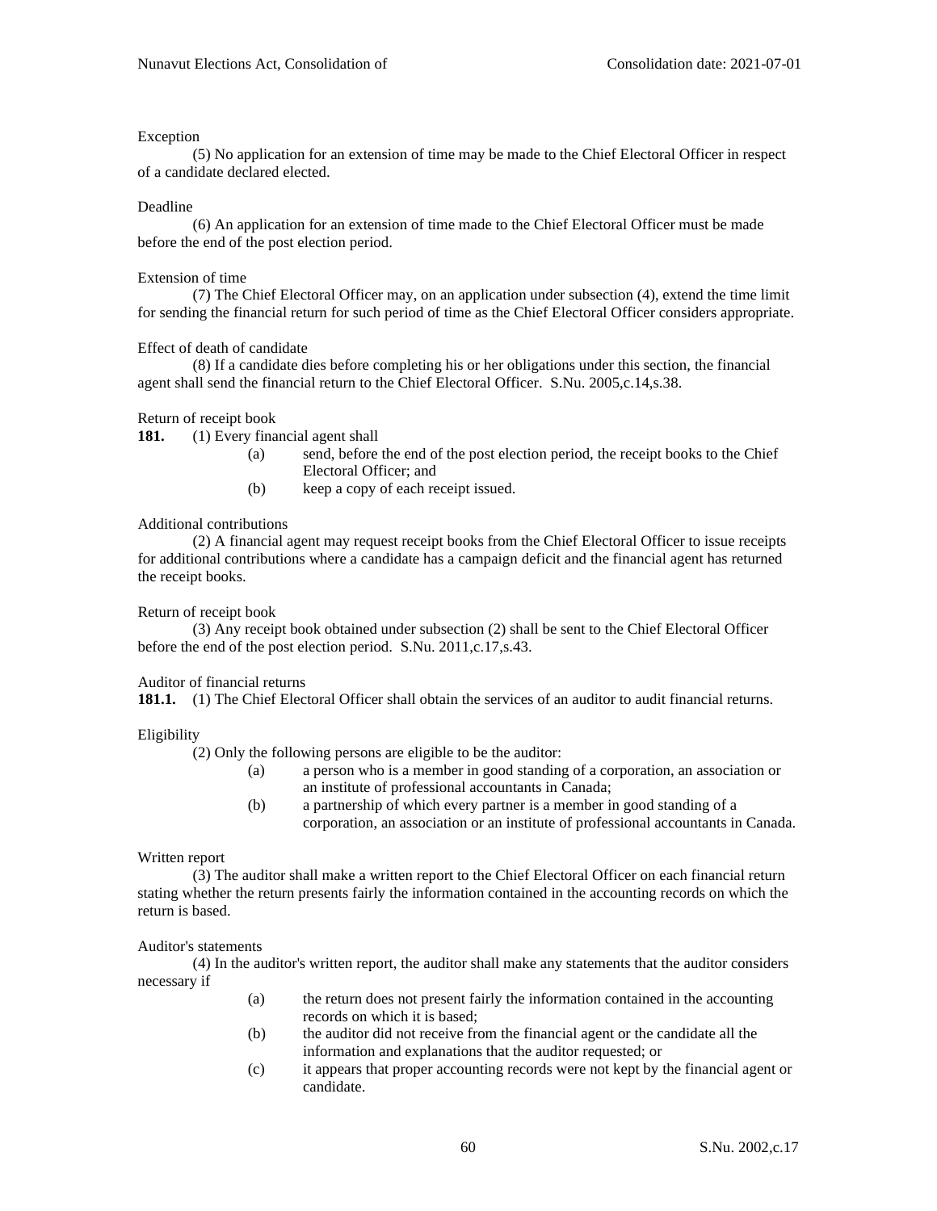Exception

(5) No application for an extension of time may be made to the Chief Electoral Officer in respect of a candidate declared elected.

Deadline

(6) An application for an extension of time made to the Chief Electoral Officer must be made before the end of the post election period.

Extension of time

(7) The Chief Electoral Officer may, on an application under subsection (4), extend the time limit for sending the financial return for such period of time as the Chief Electoral Officer considers appropriate.

Effect of death of candidate

(8) If a candidate dies before completing his or her obligations under this section, the financial agent shall send the financial return to the Chief Electoral Officer. S.Nu. 2005,c.14,s.38.

Return of receipt book

**181.** (1) Every financial agent shall

(a) send, before the end of the post election period, the receipt books to the Chief Electoral Officer; and

(b) keep a copy of each receipt issued.

Additional contributions

(2) A financial agent may request receipt books from the Chief Electoral Officer to issue receipts for additional contributions where a candidate has a campaign deficit and the financial agent has returned the receipt books.

Return of receipt book

(3) Any receipt book obtained under subsection (2) shall be sent to the Chief Electoral Officer before the end of the post election period. S.Nu. 2011,c.17,s.43.

Auditor of financial returns

**181.1.** (1) The Chief Electoral Officer shall obtain the services of an auditor to audit financial returns.

Eligibility

(2) Only the following persons are eligible to be the auditor:

(a) a person who is a member in good standing of a corporation, an association or an institute of professional accountants in Canada;

(b) a partnership of which every partner is a member in good standing of a corporation, an association or an institute of professional accountants in Canada.

Written report

(3) The auditor shall make a written report to the Chief Electoral Officer on each financial return stating whether the return presents fairly the information contained in the accounting records on which the return is based.

Auditor's statements

(4) In the auditor's written report, the auditor shall make any statements that the auditor considers necessary if

(a) the return does not present fairly the information contained in the accounting records on which it is based;

(b) the auditor did not receive from the financial agent or the candidate all the information and explanations that the auditor requested; or

(c) it appears that proper accounting records were not kept by the financial agent or candidate.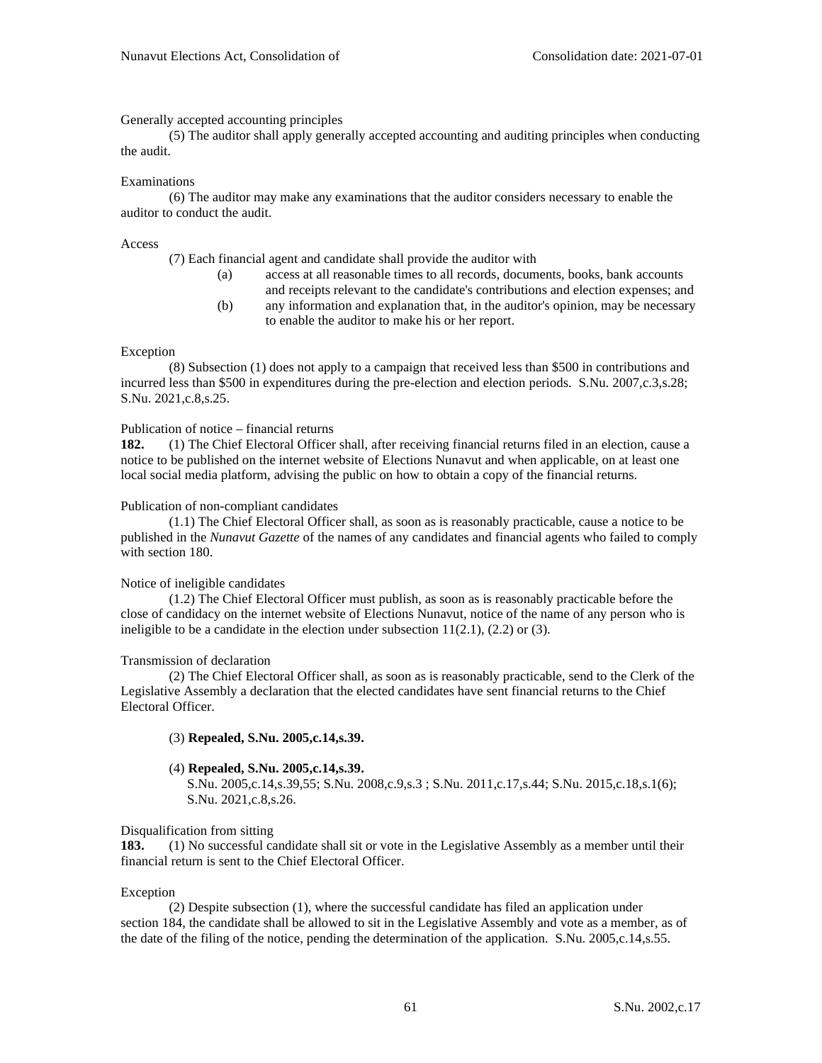Generally accepted accounting principles

(5) The auditor shall apply generally accepted accounting and auditing principles when conducting the audit.

Examinations

(6) The auditor may make any examinations that the auditor considers necessary to enable the auditor to conduct the audit.

Access

(7) Each financial agent and candidate shall provide the auditor with

(a) access at all reasonable times to all records, documents, books, bank accounts and receipts relevant to the candidate's contributions and election expenses; and

(b) any information and explanation that, in the auditor's opinion, may be necessary to enable the auditor to make his or her report.

Exception

(8) Subsection (1) does not apply to a campaign that received less than $500 in contributions and incurred less than $500 in expenditures during the pre-election and election periods. S.Nu. 2007,c.3,s.28; S.Nu. 2021,c.8,s.25.

Publication of notice – financial returns

**182.** (1) The Chief Electoral Officer shall, after receiving financial returns filed in an election, cause a notice to be published on the internet website of Elections Nunavut and when applicable, on at least one local social media platform, advising the public on how to obtain a copy of the financial returns.

Publication of non-compliant candidates

(1.1) The Chief Electoral Officer shall, as soon as is reasonably practicable, cause a notice to be published in the *Nunavut Gazette* of the names of any candidates and financial agents who failed to comply with section 180.

Notice of ineligible candidates

(1.2) The Chief Electoral Officer must publish, as soon as is reasonably practicable before the close of candidacy on the internet website of Elections Nunavut, notice of the name of any person who is ineligible to be a candidate in the election under subsection 11(2.1), (2.2) or (3).

Transmission of declaration

(2) The Chief Electoral Officer shall, as soon as is reasonably practicable, send to the Clerk of the Legislative Assembly a declaration that the elected candidates have sent financial returns to the Chief Electoral Officer.

(3) **Repealed, S.Nu. 2005,c.14,s.39.**

(4) **Repealed, S.Nu. 2005,c.14,s.39.**
S.Nu. 2005,c.14,s.39,55; S.Nu. 2008,c.9,s.3 ; S.Nu. 2011,c.17,s.44; S.Nu. 2015,c.18,s.1(6); S.Nu. 2021,c.8,s.26.

Disqualification from sitting

**183.** (1) No successful candidate shall sit or vote in the Legislative Assembly as a member until their financial return is sent to the Chief Electoral Officer.

Exception

(2) Despite subsection (1), where the successful candidate has filed an application under section 184, the candidate shall be allowed to sit in the Legislative Assembly and vote as a member, as of the date of the filing of the notice, pending the determination of the application. S.Nu. 2005,c.14,s.55.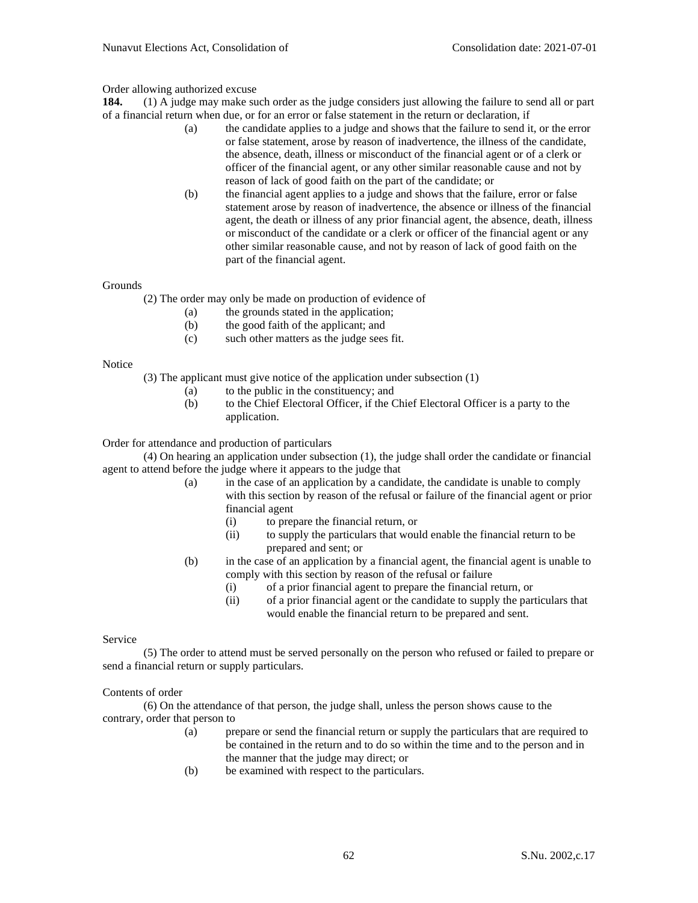Order allowing authorized excuse

**184.** (1) A judge may make such order as the judge considers just allowing the failure to send all or part of a financial return when due, or for an error or false statement in the return or declaration, if

- (a) the candidate applies to a judge and shows that the failure to send it, or the error or false statement, arose by reason of inadvertence, the illness of the candidate, the absence, death, illness or misconduct of the financial agent or of a clerk or officer of the financial agent, or any other similar reasonable cause and not by reason of lack of good faith on the part of the candidate; or
- (b) the financial agent applies to a judge and shows that the failure, error or false statement arose by reason of inadvertence, the absence or illness of the financial agent, the death or illness of any prior financial agent, the absence, death, illness or misconduct of the candidate or a clerk or officer of the financial agent or any other similar reasonable cause, and not by reason of lack of good faith on the part of the financial agent.

Grounds

(2) The order may only be made on production of evidence of

- (a) the grounds stated in the application;
- (b) the good faith of the applicant; and
- (c) such other matters as the judge sees fit.

Notice

(3) The applicant must give notice of the application under subsection (1)

- (a) to the public in the constituency; and
- (b) to the Chief Electoral Officer, if the Chief Electoral Officer is a party to the application.

Order for attendance and production of particulars

(4) On hearing an application under subsection (1), the judge shall order the candidate or financial agent to attend before the judge where it appears to the judge that

- (a) in the case of an application by a candidate, the candidate is unable to comply with this section by reason of the refusal or failure of the financial agent or prior financial agent
  - (i) to prepare the financial return, or
  - (ii) to supply the particulars that would enable the financial return to be prepared and sent; or
- (b) in the case of an application by a financial agent, the financial agent is unable to comply with this section by reason of the refusal or failure
  - (i) of a prior financial agent to prepare the financial return, or
  - (ii) of a prior financial agent or the candidate to supply the particulars that would enable the financial return to be prepared and sent.

Service

(5) The order to attend must be served personally on the person who refused or failed to prepare or send a financial return or supply particulars.

Contents of order

(6) On the attendance of that person, the judge shall, unless the person shows cause to the contrary, order that person to

- (a) prepare or send the financial return or supply the particulars that are required to be contained in the return and to do so within the time and to the person and in the manner that the judge may direct; or
- (b) be examined with respect to the particulars.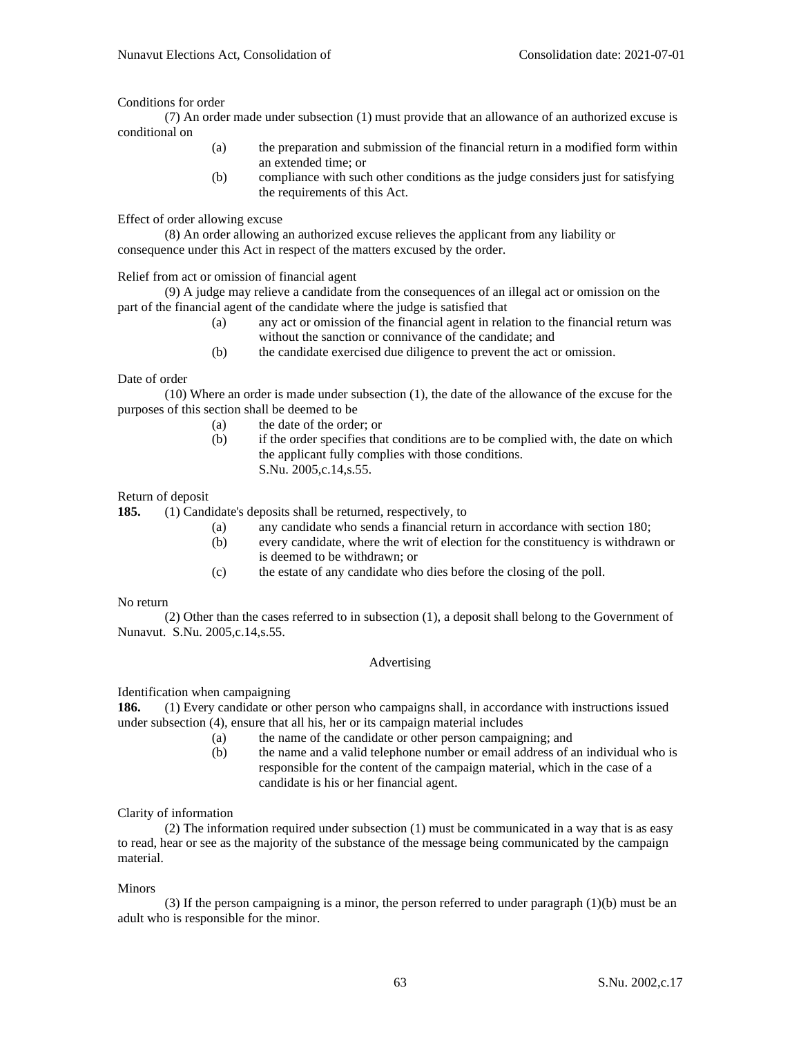Conditions for order

(7) An order made under subsection (1) must provide that an allowance of an authorized excuse is conditional on

- (a) the preparation and submission of the financial return in a modified form within an extended time; or
- (b) compliance with such other conditions as the judge considers just for satisfying the requirements of this Act.

Effect of order allowing excuse

(8) An order allowing an authorized excuse relieves the applicant from any liability or consequence under this Act in respect of the matters excused by the order.

Relief from act or omission of financial agent

(9) A judge may relieve a candidate from the consequences of an illegal act or omission on the part of the financial agent of the candidate where the judge is satisfied that

- (a) any act or omission of the financial agent in relation to the financial return was without the sanction or connivance of the candidate; and
- (b) the candidate exercised due diligence to prevent the act or omission.

Date of order

(10) Where an order is made under subsection (1), the date of the allowance of the excuse for the purposes of this section shall be deemed to be

- (a) the date of the order; or
- (b) if the order specifies that conditions are to be complied with, the date on which the applicant fully complies with those conditions.
S.Nu. 2005,c.14,s.55.

Return of deposit

**185.** (1) Candidate's deposits shall be returned, respectively, to

- (a) any candidate who sends a financial return in accordance with section 180;
- (b) every candidate, where the writ of election for the constituency is withdrawn or is deemed to be withdrawn; or
- (c) the estate of any candidate who dies before the closing of the poll.

No return

(2) Other than the cases referred to in subsection (1), a deposit shall belong to the Government of Nunavut. S.Nu. 2005,c.14,s.55.

## Advertising

Identification when campaigning

**186.** (1) Every candidate or other person who campaigns shall, in accordance with instructions issued under subsection (4), ensure that all his, her or its campaign material includes

- (a) the name of the candidate or other person campaigning; and
- (b) the name and a valid telephone number or email address of an individual who is responsible for the content of the campaign material, which in the case of a candidate is his or her financial agent.

Clarity of information

(2) The information required under subsection (1) must be communicated in a way that is as easy to read, hear or see as the majority of the substance of the message being communicated by the campaign material.

Minors

(3) If the person campaigning is a minor, the person referred to under paragraph (1)(b) must be an adult who is responsible for the minor.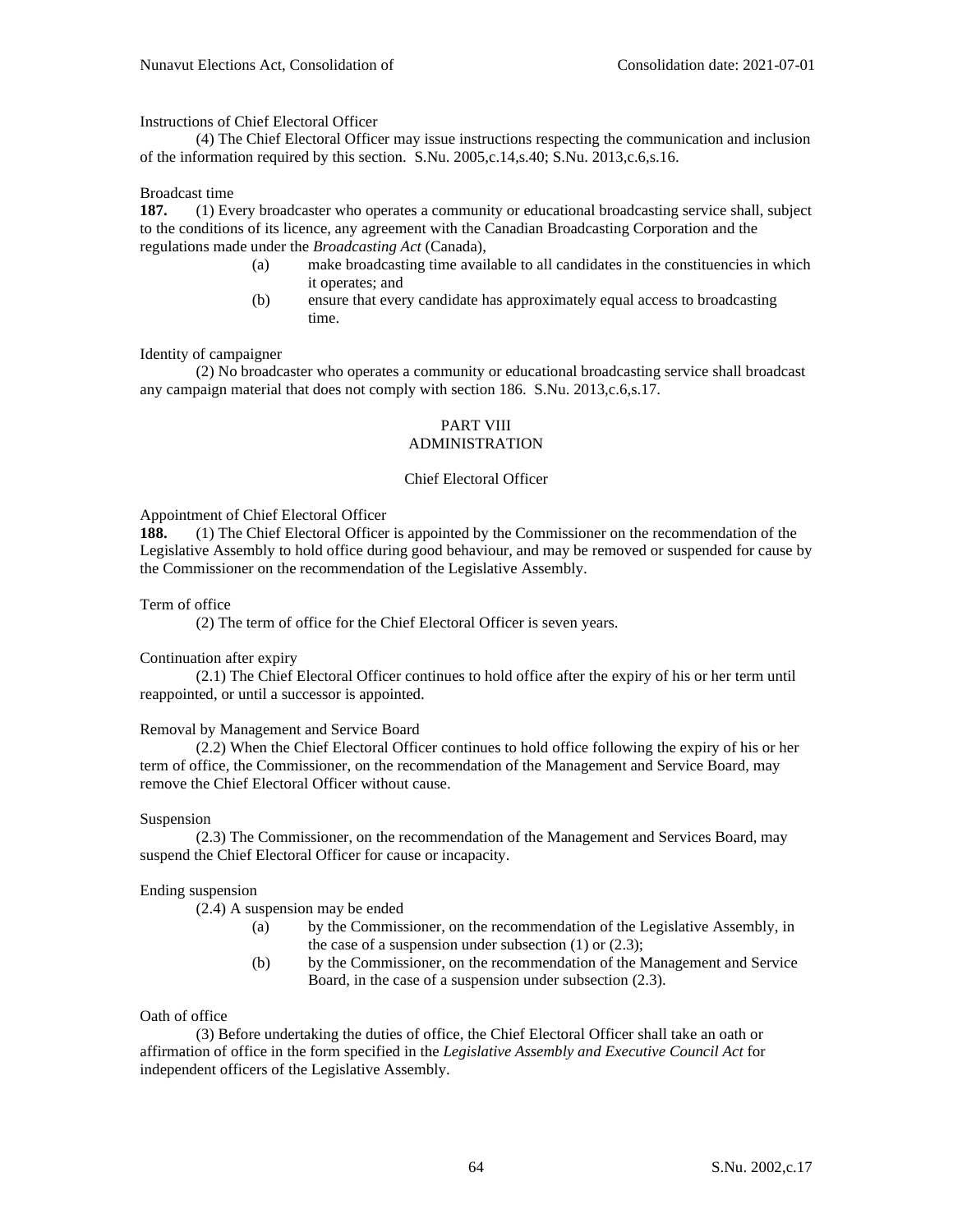Instructions of Chief Electoral Officer

(4) The Chief Electoral Officer may issue instructions respecting the communication and inclusion of the information required by this section. S.Nu. 2005,c.14,s.40; S.Nu. 2013,c.6,s.16.

Broadcast time

**187.** (1) Every broadcaster who operates a community or educational broadcasting service shall, subject to the conditions of its licence, any agreement with the Canadian Broadcasting Corporation and the regulations made under the *Broadcasting Act* (Canada),

(a) make broadcasting time available to all candidates in the constituencies in which it operates; and

(b) ensure that every candidate has approximately equal access to broadcasting time.

Identity of campaigner

(2) No broadcaster who operates a community or educational broadcasting service shall broadcast any campaign material that does not comply with section 186. S.Nu. 2013,c.6,s.17.

## PART VIII
## ADMINISTRATION

### Chief Electoral Officer

Appointment of Chief Electoral Officer

**188.** (1) The Chief Electoral Officer is appointed by the Commissioner on the recommendation of the Legislative Assembly to hold office during good behaviour, and may be removed or suspended for cause by the Commissioner on the recommendation of the Legislative Assembly.

Term of office

(2) The term of office for the Chief Electoral Officer is seven years.

Continuation after expiry

(2.1) The Chief Electoral Officer continues to hold office after the expiry of his or her term until reappointed, or until a successor is appointed.

Removal by Management and Service Board

(2.2) When the Chief Electoral Officer continues to hold office following the expiry of his or her term of office, the Commissioner, on the recommendation of the Management and Service Board, may remove the Chief Electoral Officer without cause.

Suspension

(2.3) The Commissioner, on the recommendation of the Management and Services Board, may suspend the Chief Electoral Officer for cause or incapacity.

Ending suspension

(2.4) A suspension may be ended

(a) by the Commissioner, on the recommendation of the Legislative Assembly, in the case of a suspension under subsection (1) or (2.3);

(b) by the Commissioner, on the recommendation of the Management and Service Board, in the case of a suspension under subsection (2.3).

Oath of office

(3) Before undertaking the duties of office, the Chief Electoral Officer shall take an oath or affirmation of office in the form specified in the *Legislative Assembly and Executive Council Act* for independent officers of the Legislative Assembly.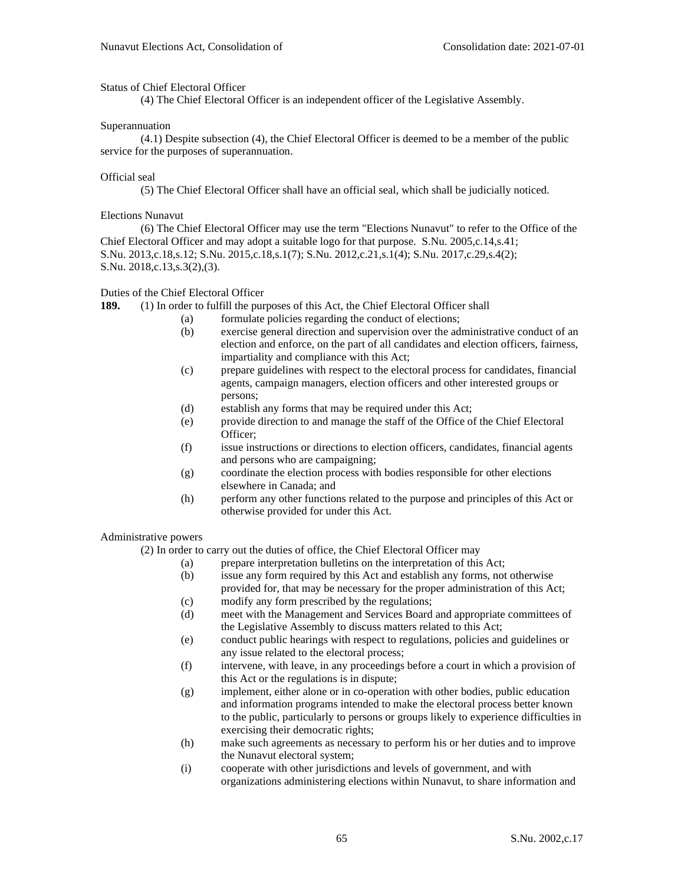Status of Chief Electoral Officer

(4) The Chief Electoral Officer is an independent officer of the Legislative Assembly.

Superannuation

(4.1) Despite subsection (4), the Chief Electoral Officer is deemed to be a member of the public service for the purposes of superannuation.

Official seal

(5) The Chief Electoral Officer shall have an official seal, which shall be judicially noticed.

Elections Nunavut

(6) The Chief Electoral Officer may use the term "Elections Nunavut" to refer to the Office of the Chief Electoral Officer and may adopt a suitable logo for that purpose. S.Nu. 2005,c.14,s.41; S.Nu. 2013,c.18,s.12; S.Nu. 2015,c.18,s.1(7); S.Nu. 2012,c.21,s.1(4); S.Nu. 2017,c.29,s.4(2); S.Nu. 2018,c.13,s.3(2),(3).

Duties of the Chief Electoral Officer

**189.** (1) In order to fulfill the purposes of this Act, the Chief Electoral Officer shall

- (a) formulate policies regarding the conduct of elections;
- (b) exercise general direction and supervision over the administrative conduct of an election and enforce, on the part of all candidates and election officers, fairness, impartiality and compliance with this Act;
- (c) prepare guidelines with respect to the electoral process for candidates, financial agents, campaign managers, election officers and other interested groups or persons;
- (d) establish any forms that may be required under this Act;
- (e) provide direction to and manage the staff of the Office of the Chief Electoral Officer;
- (f) issue instructions or directions to election officers, candidates, financial agents and persons who are campaigning;
- (g) coordinate the election process with bodies responsible for other elections elsewhere in Canada; and
- (h) perform any other functions related to the purpose and principles of this Act or otherwise provided for under this Act.

Administrative powers

(2) In order to carry out the duties of office, the Chief Electoral Officer may

- (a) prepare interpretation bulletins on the interpretation of this Act;
- (b) issue any form required by this Act and establish any forms, not otherwise provided for, that may be necessary for the proper administration of this Act;
- (c) modify any form prescribed by the regulations;
- (d) meet with the Management and Services Board and appropriate committees of the Legislative Assembly to discuss matters related to this Act;
- (e) conduct public hearings with respect to regulations, policies and guidelines or any issue related to the electoral process;
- (f) intervene, with leave, in any proceedings before a court in which a provision of this Act or the regulations is in dispute;
- (g) implement, either alone or in co-operation with other bodies, public education and information programs intended to make the electoral process better known to the public, particularly to persons or groups likely to experience difficulties in exercising their democratic rights;
- (h) make such agreements as necessary to perform his or her duties and to improve the Nunavut electoral system;
- (i) cooperate with other jurisdictions and levels of government, and with organizations administering elections within Nunavut, to share information and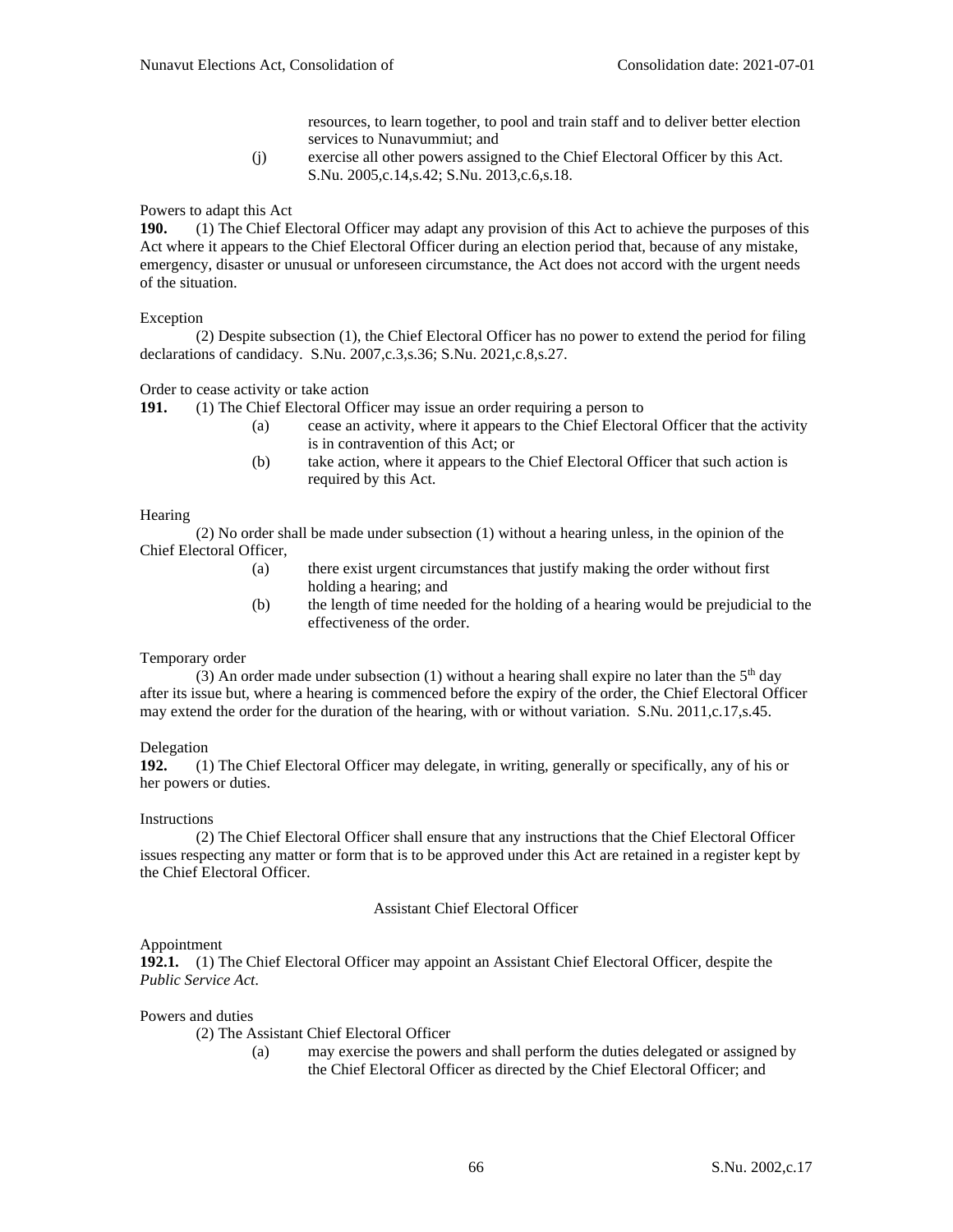resources, to learn together, to pool and train staff and to deliver better election services to Nunavummiut; and

(j) exercise all other powers assigned to the Chief Electoral Officer by this Act. S.Nu. 2005,c.14,s.42; S.Nu. 2013,c.6,s.18.

Powers to adapt this Act

**190.** (1) The Chief Electoral Officer may adapt any provision of this Act to achieve the purposes of this Act where it appears to the Chief Electoral Officer during an election period that, because of any mistake, emergency, disaster or unusual or unforeseen circumstance, the Act does not accord with the urgent needs of the situation.

Exception

(2) Despite subsection (1), the Chief Electoral Officer has no power to extend the period for filing declarations of candidacy. S.Nu. 2007,c.3,s.36; S.Nu. 2021,c.8,s.27.

Order to cease activity or take action

**191.** (1) The Chief Electoral Officer may issue an order requiring a person to

(a) cease an activity, where it appears to the Chief Electoral Officer that the activity is in contravention of this Act; or

(b) take action, where it appears to the Chief Electoral Officer that such action is required by this Act.

Hearing

(2) No order shall be made under subsection (1) without a hearing unless, in the opinion of the Chief Electoral Officer,

(a) there exist urgent circumstances that justify making the order without first holding a hearing; and

(b) the length of time needed for the holding of a hearing would be prejudicial to the effectiveness of the order.

Temporary order

(3) An order made under subsection (1) without a hearing shall expire no later than the 5th day after its issue but, where a hearing is commenced before the expiry of the order, the Chief Electoral Officer may extend the order for the duration of the hearing, with or without variation. S.Nu. 2011,c.17,s.45.

Delegation

**192.** (1) The Chief Electoral Officer may delegate, in writing, generally or specifically, any of his or her powers or duties.

Instructions

(2) The Chief Electoral Officer shall ensure that any instructions that the Chief Electoral Officer issues respecting any matter or form that is to be approved under this Act are retained in a register kept by the Chief Electoral Officer.

## Assistant Chief Electoral Officer

Appointment

**192.1.** (1) The Chief Electoral Officer may appoint an Assistant Chief Electoral Officer, despite the *Public Service Act*.

Powers and duties

(2) The Assistant Chief Electoral Officer

(a) may exercise the powers and shall perform the duties delegated or assigned by the Chief Electoral Officer as directed by the Chief Electoral Officer; and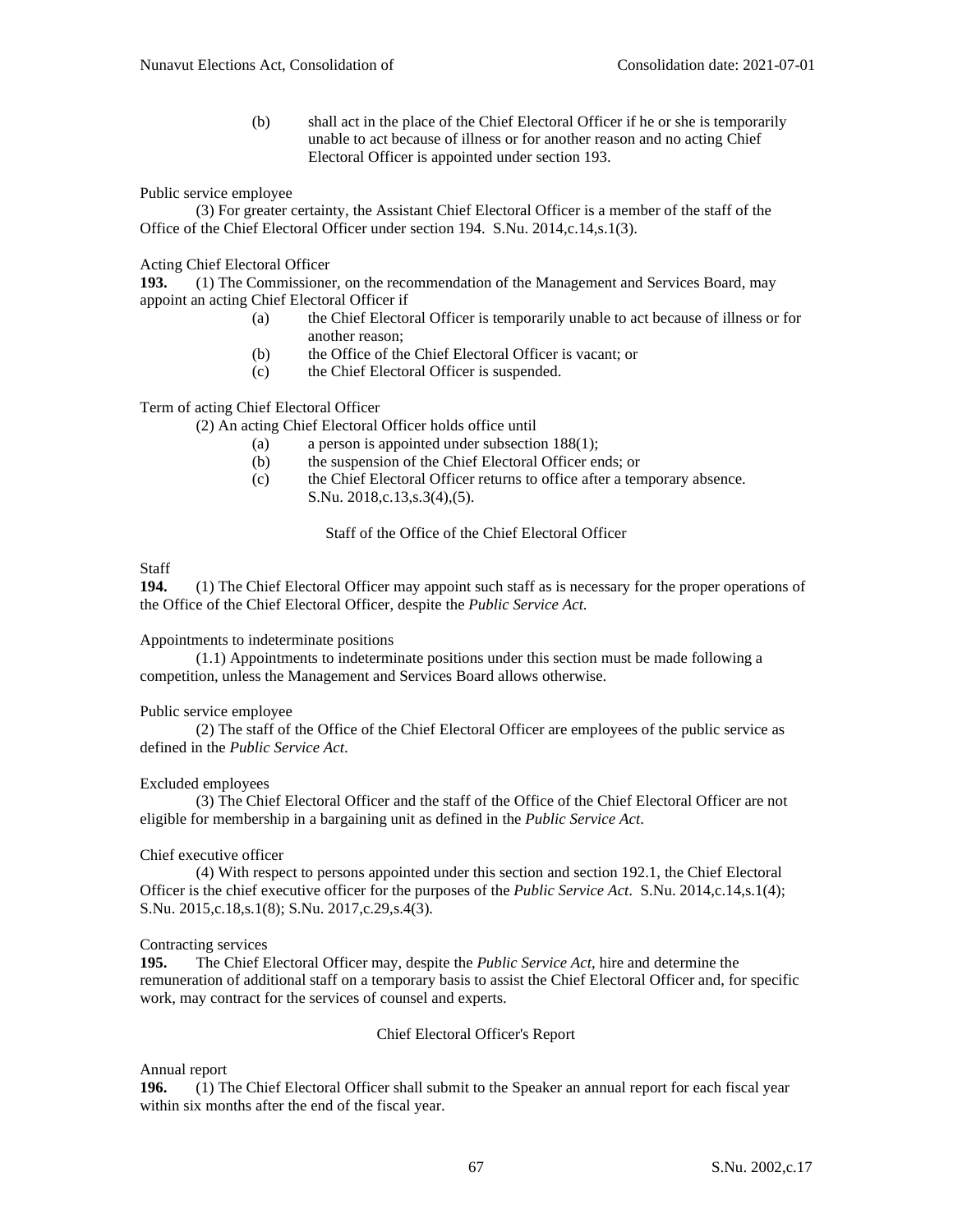(b) shall act in the place of the Chief Electoral Officer if he or she is temporarily unable to act because of illness or for another reason and no acting Chief Electoral Officer is appointed under section 193.

Public service employee

(3) For greater certainty, the Assistant Chief Electoral Officer is a member of the staff of the Office of the Chief Electoral Officer under section 194. S.Nu. 2014,c.14,s.1(3).

Acting Chief Electoral Officer

**193.** (1) The Commissioner, on the recommendation of the Management and Services Board, may appoint an acting Chief Electoral Officer if

(a) the Chief Electoral Officer is temporarily unable to act because of illness or for another reason;

(b) the Office of the Chief Electoral Officer is vacant; or

(c) the Chief Electoral Officer is suspended.

Term of acting Chief Electoral Officer

(2) An acting Chief Electoral Officer holds office until

(a) a person is appointed under subsection 188(1);

(b) the suspension of the Chief Electoral Officer ends; or

(c) the Chief Electoral Officer returns to office after a temporary absence. S.Nu. 2018,c.13,s.3(4),(5).

Staff of the Office of the Chief Electoral Officer

Staff

**194.** (1) The Chief Electoral Officer may appoint such staff as is necessary for the proper operations of the Office of the Chief Electoral Officer, despite the *Public Service Act*.

Appointments to indeterminate positions

(1.1) Appointments to indeterminate positions under this section must be made following a competition, unless the Management and Services Board allows otherwise.

Public service employee

(2) The staff of the Office of the Chief Electoral Officer are employees of the public service as defined in the *Public Service Act*.

Excluded employees

(3) The Chief Electoral Officer and the staff of the Office of the Chief Electoral Officer are not eligible for membership in a bargaining unit as defined in the *Public Service Act*.

Chief executive officer

(4) With respect to persons appointed under this section and section 192.1, the Chief Electoral Officer is the chief executive officer for the purposes of the *Public Service Act*. S.Nu. 2014,c.14,s.1(4); S.Nu. 2015,c.18,s.1(8); S.Nu. 2017,c.29,s.4(3).

Contracting services

**195.** The Chief Electoral Officer may, despite the *Public Service Act*, hire and determine the remuneration of additional staff on a temporary basis to assist the Chief Electoral Officer and, for specific work, may contract for the services of counsel and experts.

Chief Electoral Officer's Report

Annual report

**196.** (1) The Chief Electoral Officer shall submit to the Speaker an annual report for each fiscal year within six months after the end of the fiscal year.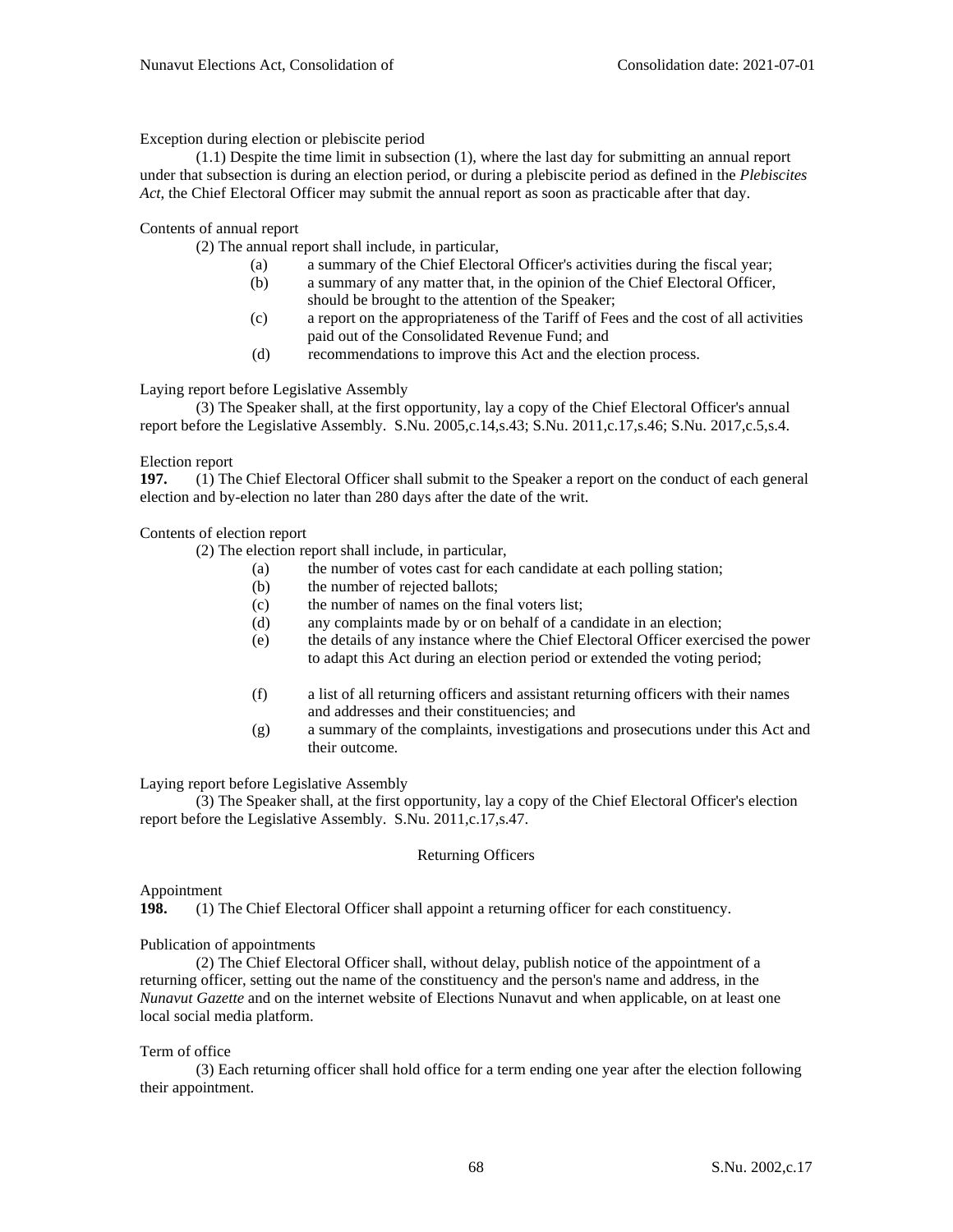Exception during election or plebiscite period

(1.1) Despite the time limit in subsection (1), where the last day for submitting an annual report under that subsection is during an election period, or during a plebiscite period as defined in the *Plebiscites Act*, the Chief Electoral Officer may submit the annual report as soon as practicable after that day.

Contents of annual report

(2) The annual report shall include, in particular,

(a) a summary of the Chief Electoral Officer's activities during the fiscal year;

(b) a summary of any matter that, in the opinion of the Chief Electoral Officer, should be brought to the attention of the Speaker;

(c) a report on the appropriateness of the Tariff of Fees and the cost of all activities paid out of the Consolidated Revenue Fund; and

(d) recommendations to improve this Act and the election process.

Laying report before Legislative Assembly

(3) The Speaker shall, at the first opportunity, lay a copy of the Chief Electoral Officer's annual report before the Legislative Assembly. S.Nu. 2005,c.14,s.43; S.Nu. 2011,c.17,s.46; S.Nu. 2017,c.5,s.4.

Election report

**197.** (1) The Chief Electoral Officer shall submit to the Speaker a report on the conduct of each general election and by-election no later than 280 days after the date of the writ.

Contents of election report

(2) The election report shall include, in particular,

(a) the number of votes cast for each candidate at each polling station;

(b) the number of rejected ballots;

(c) the number of names on the final voters list;

(d) any complaints made by or on behalf of a candidate in an election;

(e) the details of any instance where the Chief Electoral Officer exercised the power to adapt this Act during an election period or extended the voting period;

(f) a list of all returning officers and assistant returning officers with their names and addresses and their constituencies; and

(g) a summary of the complaints, investigations and prosecutions under this Act and their outcome.

Laying report before Legislative Assembly

(3) The Speaker shall, at the first opportunity, lay a copy of the Chief Electoral Officer's election report before the Legislative Assembly. S.Nu. 2011,c.17,s.47.

## Returning Officers

Appointment

**198.** (1) The Chief Electoral Officer shall appoint a returning officer for each constituency.

Publication of appointments

(2) The Chief Electoral Officer shall, without delay, publish notice of the appointment of a returning officer, setting out the name of the constituency and the person's name and address, in the *Nunavut Gazette* and on the internet website of Elections Nunavut and when applicable, on at least one local social media platform.

Term of office

(3) Each returning officer shall hold office for a term ending one year after the election following their appointment.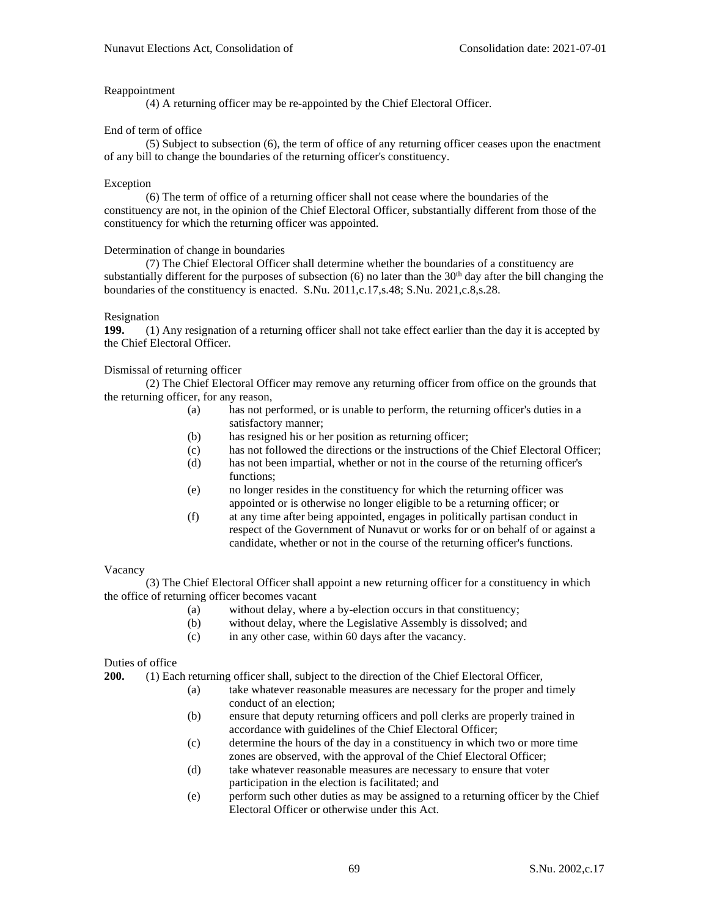Reappointment

(4) A returning officer may be re-appointed by the Chief Electoral Officer.

End of term of office

(5) Subject to subsection (6), the term of office of any returning officer ceases upon the enactment of any bill to change the boundaries of the returning officer's constituency.

Exception

(6) The term of office of a returning officer shall not cease where the boundaries of the constituency are not, in the opinion of the Chief Electoral Officer, substantially different from those of the constituency for which the returning officer was appointed.

Determination of change in boundaries

(7) The Chief Electoral Officer shall determine whether the boundaries of a constituency are substantially different for the purposes of subsection (6) no later than the 30th day after the bill changing the boundaries of the constituency is enacted. S.Nu. 2011,c.17,s.48; S.Nu. 2021,c.8,s.28.

Resignation

**199.** (1) Any resignation of a returning officer shall not take effect earlier than the day it is accepted by the Chief Electoral Officer.

Dismissal of returning officer

(2) The Chief Electoral Officer may remove any returning officer from office on the grounds that the returning officer, for any reason,

- (a) has not performed, or is unable to perform, the returning officer's duties in a satisfactory manner;
- (b) has resigned his or her position as returning officer;
- (c) has not followed the directions or the instructions of the Chief Electoral Officer;
- (d) has not been impartial, whether or not in the course of the returning officer's functions;
- (e) no longer resides in the constituency for which the returning officer was appointed or is otherwise no longer eligible to be a returning officer; or
- (f) at any time after being appointed, engages in politically partisan conduct in respect of the Government of Nunavut or works for or on behalf of or against a candidate, whether or not in the course of the returning officer's functions.

Vacancy

(3) The Chief Electoral Officer shall appoint a new returning officer for a constituency in which the office of returning officer becomes vacant

- (a) without delay, where a by-election occurs in that constituency;
- (b) without delay, where the Legislative Assembly is dissolved; and
- (c) in any other case, within 60 days after the vacancy.

Duties of office

**200.** (1) Each returning officer shall, subject to the direction of the Chief Electoral Officer,

- (a) take whatever reasonable measures are necessary for the proper and timely conduct of an election;
- (b) ensure that deputy returning officers and poll clerks are properly trained in accordance with guidelines of the Chief Electoral Officer;
- (c) determine the hours of the day in a constituency in which two or more time zones are observed, with the approval of the Chief Electoral Officer;
- (d) take whatever reasonable measures are necessary to ensure that voter participation in the election is facilitated; and
- (e) perform such other duties as may be assigned to a returning officer by the Chief Electoral Officer or otherwise under this Act.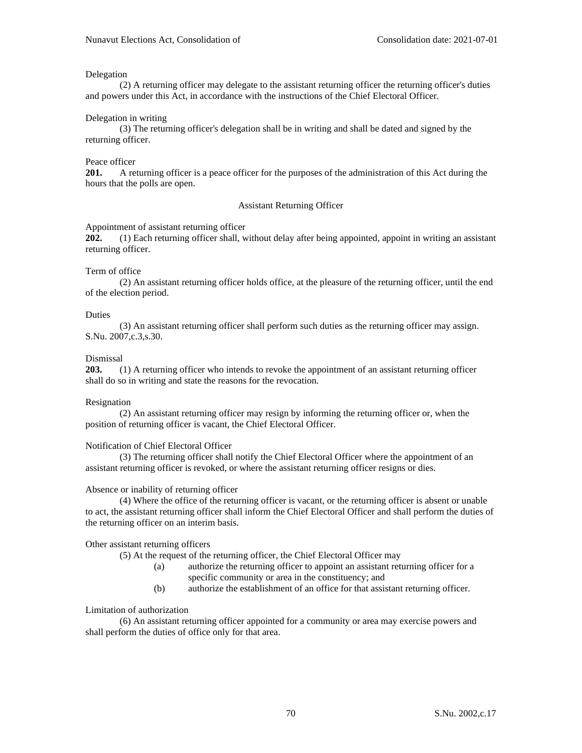Delegation

(2) A returning officer may delegate to the assistant returning officer the returning officer's duties and powers under this Act, in accordance with the instructions of the Chief Electoral Officer.

Delegation in writing

(3) The returning officer's delegation shall be in writing and shall be dated and signed by the returning officer.

Peace officer

**201.** A returning officer is a peace officer for the purposes of the administration of this Act during the hours that the polls are open.

## Assistant Returning Officer

Appointment of assistant returning officer

**202.** (1) Each returning officer shall, without delay after being appointed, appoint in writing an assistant returning officer.

Term of office

(2) An assistant returning officer holds office, at the pleasure of the returning officer, until the end of the election period.

Duties

(3) An assistant returning officer shall perform such duties as the returning officer may assign. S.Nu. 2007,c.3,s.30.

Dismissal

**203.** (1) A returning officer who intends to revoke the appointment of an assistant returning officer shall do so in writing and state the reasons for the revocation.

Resignation

(2) An assistant returning officer may resign by informing the returning officer or, when the position of returning officer is vacant, the Chief Electoral Officer.

Notification of Chief Electoral Officer

(3) The returning officer shall notify the Chief Electoral Officer where the appointment of an assistant returning officer is revoked, or where the assistant returning officer resigns or dies.

Absence or inability of returning officer

(4) Where the office of the returning officer is vacant, or the returning officer is absent or unable to act, the assistant returning officer shall inform the Chief Electoral Officer and shall perform the duties of the returning officer on an interim basis.

Other assistant returning officers

(5) At the request of the returning officer, the Chief Electoral Officer may

(a) authorize the returning officer to appoint an assistant returning officer for a specific community or area in the constituency; and

(b) authorize the establishment of an office for that assistant returning officer.

Limitation of authorization

(6) An assistant returning officer appointed for a community or area may exercise powers and shall perform the duties of office only for that area.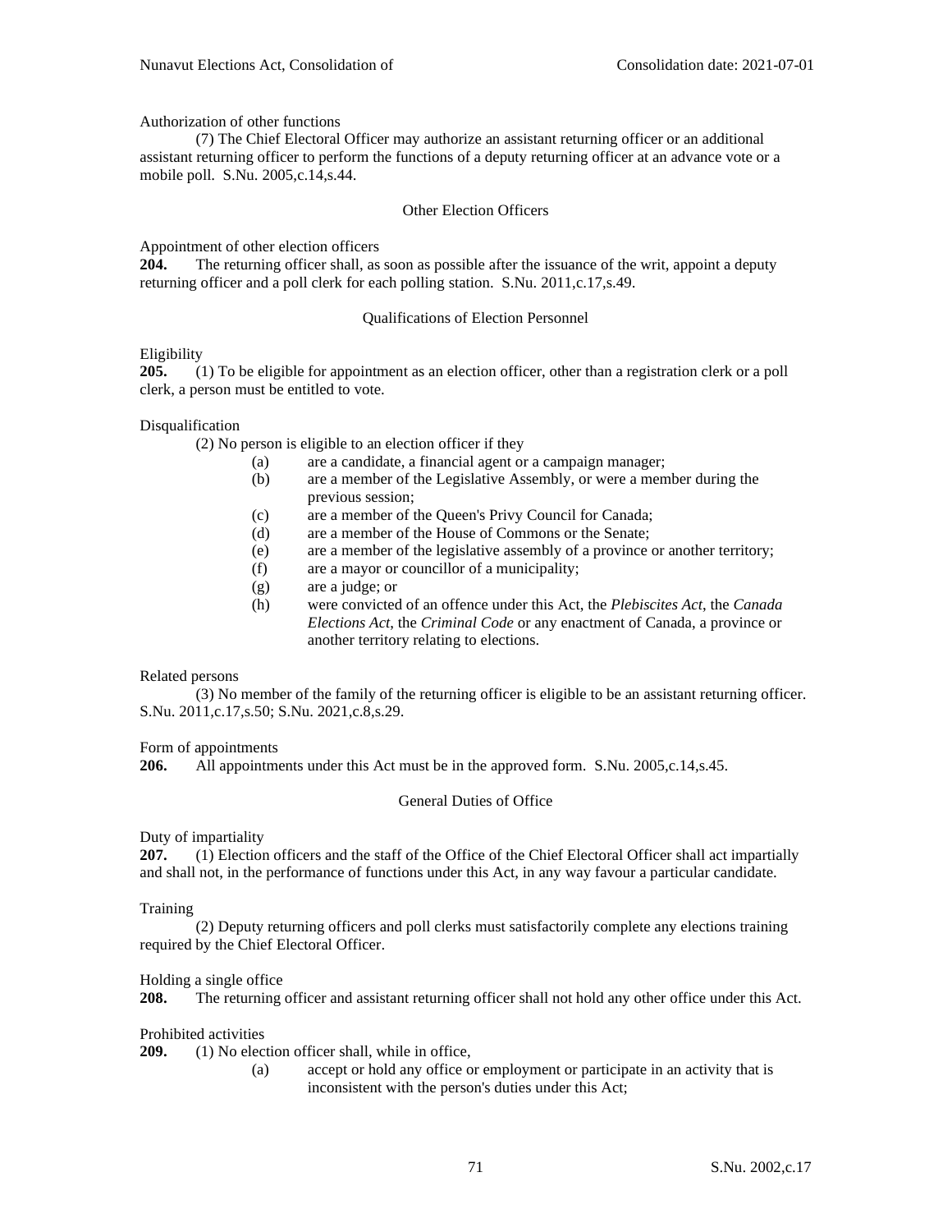Authorization of other functions

(7) The Chief Electoral Officer may authorize an assistant returning officer or an additional assistant returning officer to perform the functions of a deputy returning officer at an advance vote or a mobile poll. S.Nu. 2005,c.14,s.44.

### Other Election Officers

Appointment of other election officers

**204.** The returning officer shall, as soon as possible after the issuance of the writ, appoint a deputy returning officer and a poll clerk for each polling station. S.Nu. 2011,c.17,s.49.

### Qualifications of Election Personnel

Eligibility

**205.** (1) To be eligible for appointment as an election officer, other than a registration clerk or a poll clerk, a person must be entitled to vote.

Disqualification

(2) No person is eligible to an election officer if they

- (a) are a candidate, a financial agent or a campaign manager;
- (b) are a member of the Legislative Assembly, or were a member during the previous session;
- (c) are a member of the Queen's Privy Council for Canada;
- (d) are a member of the House of Commons or the Senate;
- (e) are a member of the legislative assembly of a province or another territory;
- (f) are a mayor or councillor of a municipality;
- (g) are a judge; or
- (h) were convicted of an offence under this Act, the *Plebiscites Act*, the *Canada Elections Act*, the *Criminal Code* or any enactment of Canada, a province or another territory relating to elections.

Related persons

(3) No member of the family of the returning officer is eligible to be an assistant returning officer. S.Nu. 2011,c.17,s.50; S.Nu. 2021,c.8,s.29.

Form of appointments

**206.** All appointments under this Act must be in the approved form. S.Nu. 2005,c.14,s.45.

### General Duties of Office

Duty of impartiality

**207.** (1) Election officers and the staff of the Office of the Chief Electoral Officer shall act impartially and shall not, in the performance of functions under this Act, in any way favour a particular candidate.

Training

(2) Deputy returning officers and poll clerks must satisfactorily complete any elections training required by the Chief Electoral Officer.

Holding a single office

**208.** The returning officer and assistant returning officer shall not hold any other office under this Act.

Prohibited activities

**209.** (1) No election officer shall, while in office,

- (a) accept or hold any office or employment or participate in an activity that is inconsistent with the person's duties under this Act;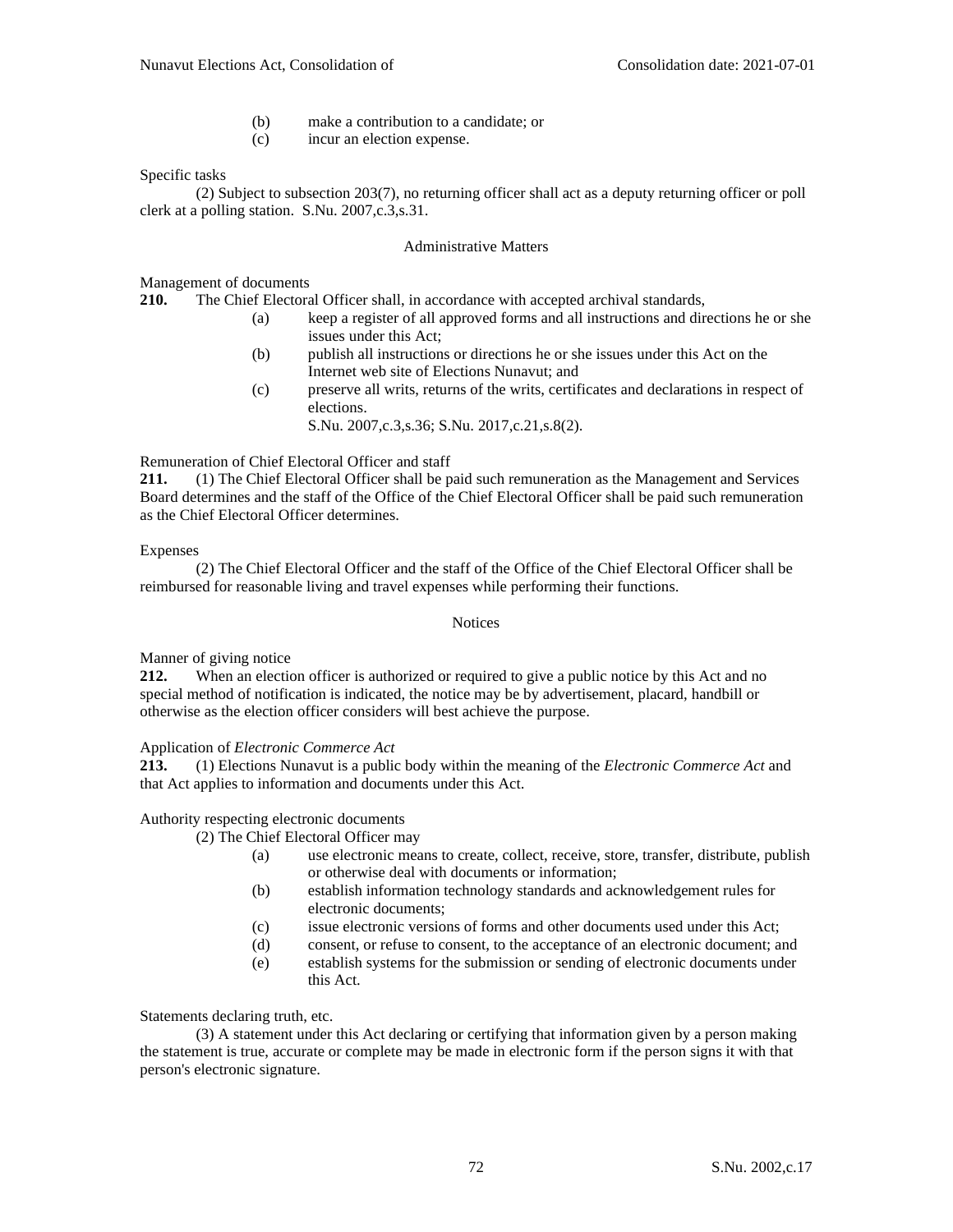(b) make a contribution to a candidate; or

(c) incur an election expense.

Specific tasks

(2) Subject to subsection 203(7), no returning officer shall act as a deputy returning officer or poll clerk at a polling station. S.Nu. 2007,c.3,s.31.

## Administrative Matters

Management of documents

**210.** The Chief Electoral Officer shall, in accordance with accepted archival standards,

(a) keep a register of all approved forms and all instructions and directions he or she issues under this Act;

(b) publish all instructions or directions he or she issues under this Act on the Internet web site of Elections Nunavut; and

(c) preserve all writs, returns of the writs, certificates and declarations in respect of elections.

S.Nu. 2007,c.3,s.36; S.Nu. 2017,c.21,s.8(2).

Remuneration of Chief Electoral Officer and staff

**211.** (1) The Chief Electoral Officer shall be paid such remuneration as the Management and Services Board determines and the staff of the Office of the Chief Electoral Officer shall be paid such remuneration as the Chief Electoral Officer determines.

Expenses

(2) The Chief Electoral Officer and the staff of the Office of the Chief Electoral Officer shall be reimbursed for reasonable living and travel expenses while performing their functions.

## Notices

Manner of giving notice

**212.** When an election officer is authorized or required to give a public notice by this Act and no special method of notification is indicated, the notice may be by advertisement, placard, handbill or otherwise as the election officer considers will best achieve the purpose.

Application of *Electronic Commerce Act*

**213.** (1) Elections Nunavut is a public body within the meaning of the *Electronic Commerce Act* and that Act applies to information and documents under this Act.

Authority respecting electronic documents

(2) The Chief Electoral Officer may

(a) use electronic means to create, collect, receive, store, transfer, distribute, publish or otherwise deal with documents or information;

(b) establish information technology standards and acknowledgement rules for electronic documents;

(c) issue electronic versions of forms and other documents used under this Act;

(d) consent, or refuse to consent, to the acceptance of an electronic document; and

(e) establish systems for the submission or sending of electronic documents under this Act.

Statements declaring truth, etc.

(3) A statement under this Act declaring or certifying that information given by a person making the statement is true, accurate or complete may be made in electronic form if the person signs it with that person's electronic signature.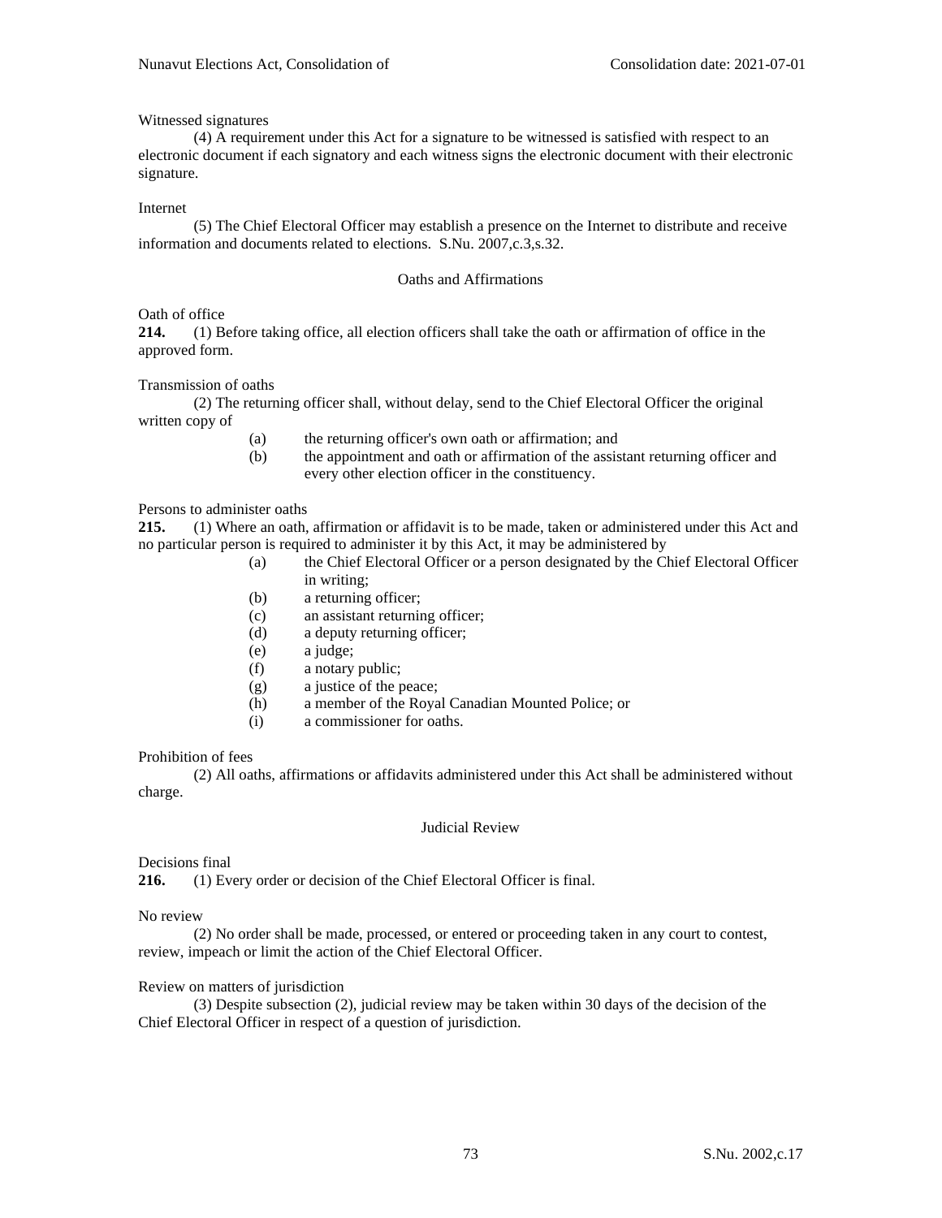Witnessed signatures

(4) A requirement under this Act for a signature to be witnessed is satisfied with respect to an electronic document if each signatory and each witness signs the electronic document with their electronic signature.

Internet

(5) The Chief Electoral Officer may establish a presence on the Internet to distribute and receive information and documents related to elections. S.Nu. 2007,c.3,s.32.

## Oaths and Affirmations

Oath of office

**214.** (1) Before taking office, all election officers shall take the oath or affirmation of office in the approved form.

Transmission of oaths

(2) The returning officer shall, without delay, send to the Chief Electoral Officer the original written copy of

- (a) the returning officer's own oath or affirmation; and
- (b) the appointment and oath or affirmation of the assistant returning officer and every other election officer in the constituency.

Persons to administer oaths

**215.** (1) Where an oath, affirmation or affidavit is to be made, taken or administered under this Act and no particular person is required to administer it by this Act, it may be administered by

- (a) the Chief Electoral Officer or a person designated by the Chief Electoral Officer in writing;
- (b) a returning officer;
- (c) an assistant returning officer;
- (d) a deputy returning officer;
- (e) a judge;
- (f) a notary public;
- (g) a justice of the peace;
- (h) a member of the Royal Canadian Mounted Police; or
- (i) a commissioner for oaths.

Prohibition of fees

(2) All oaths, affirmations or affidavits administered under this Act shall be administered without charge.

## Judicial Review

Decisions final

**216.** (1) Every order or decision of the Chief Electoral Officer is final.

No review

(2) No order shall be made, processed, or entered or proceeding taken in any court to contest, review, impeach or limit the action of the Chief Electoral Officer.

Review on matters of jurisdiction

(3) Despite subsection (2), judicial review may be taken within 30 days of the decision of the Chief Electoral Officer in respect of a question of jurisdiction.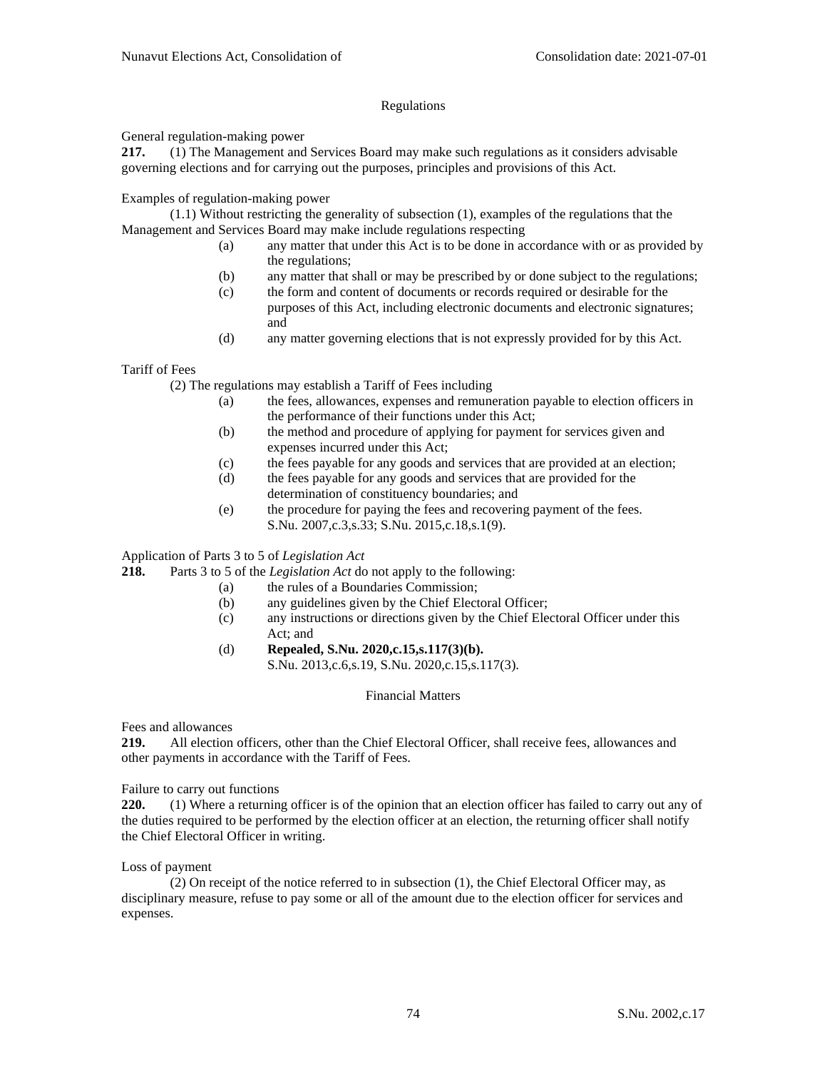## Regulations

General regulation-making power

**217.** (1) The Management and Services Board may make such regulations as it considers advisable governing elections and for carrying out the purposes, principles and provisions of this Act.

Examples of regulation-making power

(1.1) Without restricting the generality of subsection (1), examples of the regulations that the Management and Services Board may make include regulations respecting

- (a) any matter that under this Act is to be done in accordance with or as provided by the regulations;
- (b) any matter that shall or may be prescribed by or done subject to the regulations;
- (c) the form and content of documents or records required or desirable for the purposes of this Act, including electronic documents and electronic signatures; and
- (d) any matter governing elections that is not expressly provided for by this Act.

Tariff of Fees

(2) The regulations may establish a Tariff of Fees including

- (a) the fees, allowances, expenses and remuneration payable to election officers in the performance of their functions under this Act;
- (b) the method and procedure of applying for payment for services given and expenses incurred under this Act;
- (c) the fees payable for any goods and services that are provided at an election;
- (d) the fees payable for any goods and services that are provided for the determination of constituency boundaries; and
- (e) the procedure for paying the fees and recovering payment of the fees.

S.Nu. 2007,c.3,s.33; S.Nu. 2015,c.18,s.1(9).

Application of Parts 3 to 5 of *Legislation Act*

**218.** Parts 3 to 5 of the *Legislation Act* do not apply to the following:

- (a) the rules of a Boundaries Commission;
- (b) any guidelines given by the Chief Electoral Officer;
- (c) any instructions or directions given by the Chief Electoral Officer under this Act; and
- (d) **Repealed, S.Nu. 2020,c.15,s.117(3)(b).**

S.Nu. 2013,c.6,s.19, S.Nu. 2020,c.15,s.117(3).

## Financial Matters

Fees and allowances

**219.** All election officers, other than the Chief Electoral Officer, shall receive fees, allowances and other payments in accordance with the Tariff of Fees.

Failure to carry out functions

**220.** (1) Where a returning officer is of the opinion that an election officer has failed to carry out any of the duties required to be performed by the election officer at an election, the returning officer shall notify the Chief Electoral Officer in writing.

Loss of payment

(2) On receipt of the notice referred to in subsection (1), the Chief Electoral Officer may, as disciplinary measure, refuse to pay some or all of the amount due to the election officer for services and expenses.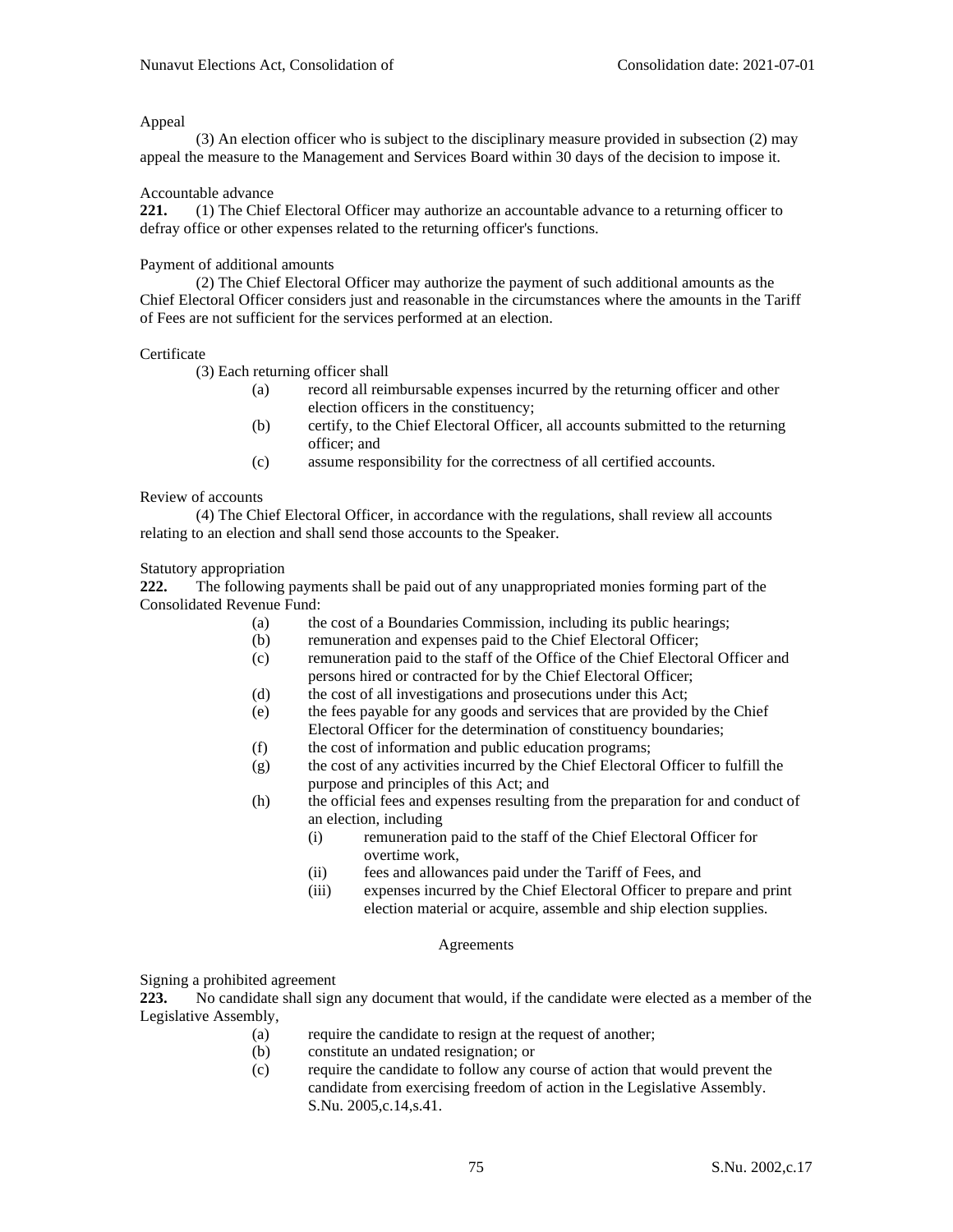Appeal

(3) An election officer who is subject to the disciplinary measure provided in subsection (2) may appeal the measure to the Management and Services Board within 30 days of the decision to impose it.

Accountable advance

**221.** (1) The Chief Electoral Officer may authorize an accountable advance to a returning officer to defray office or other expenses related to the returning officer's functions.

Payment of additional amounts

(2) The Chief Electoral Officer may authorize the payment of such additional amounts as the Chief Electoral Officer considers just and reasonable in the circumstances where the amounts in the Tariff of Fees are not sufficient for the services performed at an election.

Certificate

(3) Each returning officer shall

- (a) record all reimbursable expenses incurred by the returning officer and other election officers in the constituency;
- (b) certify, to the Chief Electoral Officer, all accounts submitted to the returning officer; and
- (c) assume responsibility for the correctness of all certified accounts.

Review of accounts

(4) The Chief Electoral Officer, in accordance with the regulations, shall review all accounts relating to an election and shall send those accounts to the Speaker.

Statutory appropriation

**222.** The following payments shall be paid out of any unappropriated monies forming part of the Consolidated Revenue Fund:

- (a) the cost of a Boundaries Commission, including its public hearings;
- (b) remuneration and expenses paid to the Chief Electoral Officer;
- (c) remuneration paid to the staff of the Office of the Chief Electoral Officer and persons hired or contracted for by the Chief Electoral Officer;
- (d) the cost of all investigations and prosecutions under this Act;
- (e) the fees payable for any goods and services that are provided by the Chief Electoral Officer for the determination of constituency boundaries;
- (f) the cost of information and public education programs;
- (g) the cost of any activities incurred by the Chief Electoral Officer to fulfill the purpose and principles of this Act; and
- (h) the official fees and expenses resulting from the preparation for and conduct of an election, including
  - (i) remuneration paid to the staff of the Chief Electoral Officer for overtime work,
  - (ii) fees and allowances paid under the Tariff of Fees, and
  - (iii) expenses incurred by the Chief Electoral Officer to prepare and print election material or acquire, assemble and ship election supplies.

## Agreements

Signing a prohibited agreement

**223.** No candidate shall sign any document that would, if the candidate were elected as a member of the Legislative Assembly,

- (a) require the candidate to resign at the request of another;
- (b) constitute an undated resignation; or
- (c) require the candidate to follow any course of action that would prevent the candidate from exercising freedom of action in the Legislative Assembly. S.Nu. 2005,c.14,s.41.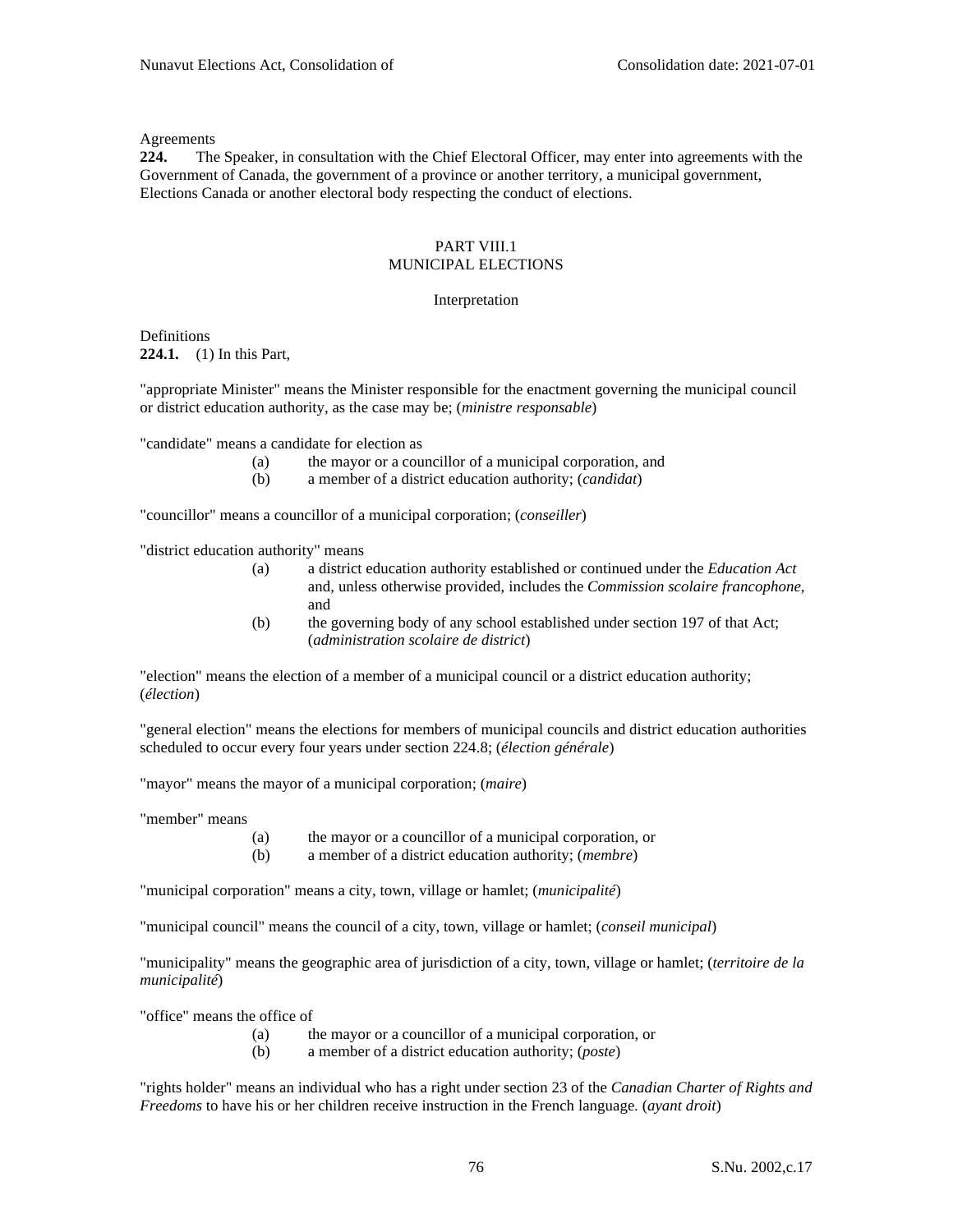Agreements

**224.** The Speaker, in consultation with the Chief Electoral Officer, may enter into agreements with the Government of Canada, the government of a province or another territory, a municipal government, Elections Canada or another electoral body respecting the conduct of elections.

## PART VIII.1
## MUNICIPAL ELECTIONS

### Interpretation

Definitions

**224.1.** (1) In this Part,

"appropriate Minister" means the Minister responsible for the enactment governing the municipal council or district education authority, as the case may be; (*ministre responsable*)

"candidate" means a candidate for election as

- (a) the mayor or a councillor of a municipal corporation, and
- (b) a member of a district education authority; (*candidat*)

"councillor" means a councillor of a municipal corporation; (*conseiller*)

"district education authority" means

- (a) a district education authority established or continued under the *Education Act* and, unless otherwise provided, includes the *Commission scolaire francophone*, and
- (b) the governing body of any school established under section 197 of that Act; (*administration scolaire de district*)

"election" means the election of a member of a municipal council or a district education authority; (*élection*)

"general election" means the elections for members of municipal councils and district education authorities scheduled to occur every four years under section 224.8; (*élection générale*)

"mayor" means the mayor of a municipal corporation; (*maire*)

"member" means

- (a) the mayor or a councillor of a municipal corporation, or
- (b) a member of a district education authority; (*membre*)

"municipal corporation" means a city, town, village or hamlet; (*municipalité*)

"municipal council" means the council of a city, town, village or hamlet; (*conseil municipal*)

"municipality" means the geographic area of jurisdiction of a city, town, village or hamlet; (*territoire de la municipalité*)

"office" means the office of

- (a) the mayor or a councillor of a municipal corporation, or
- (b) a member of a district education authority; (*poste*)

"rights holder" means an individual who has a right under section 23 of the *Canadian Charter of Rights and Freedoms* to have his or her children receive instruction in the French language. (*ayant droit*)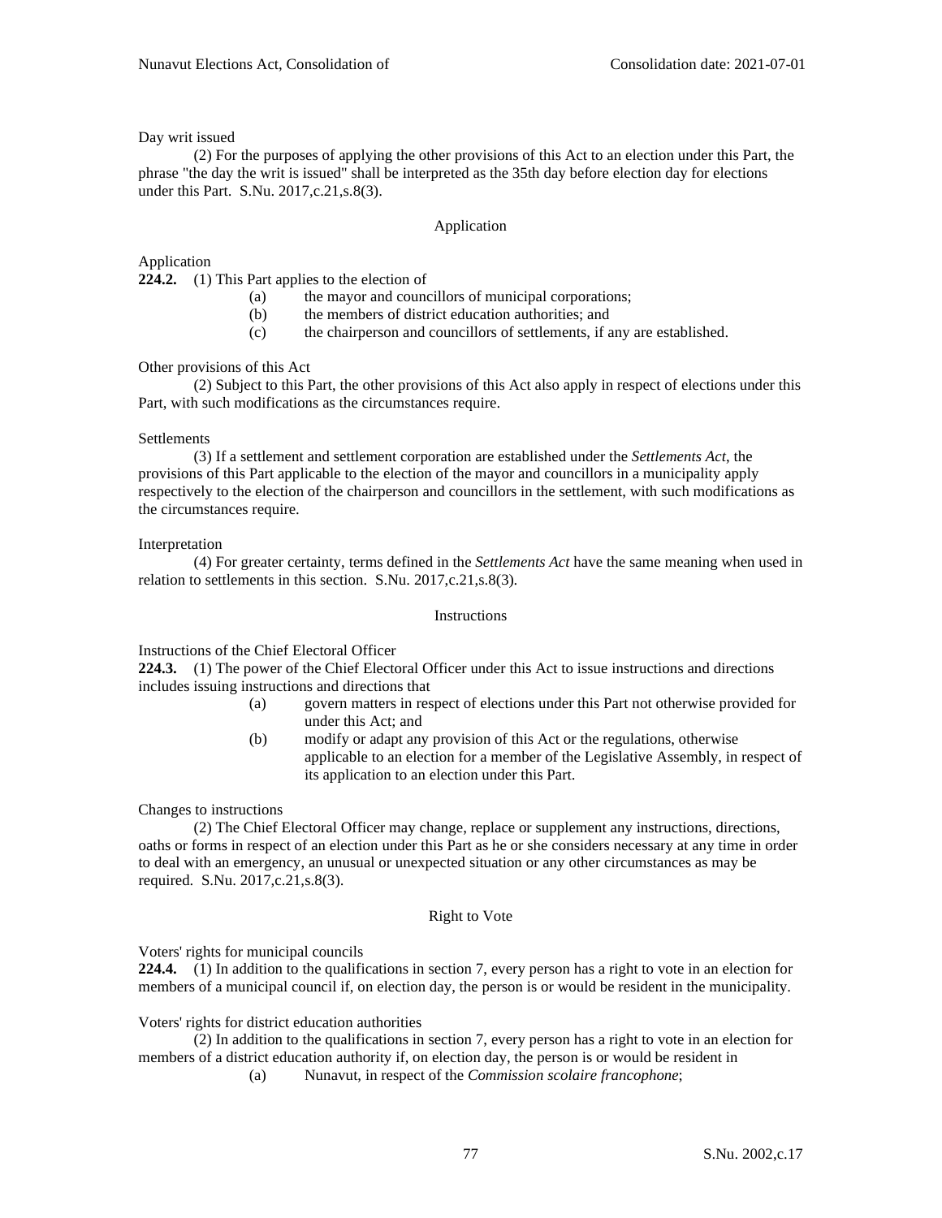Day writ issued

(2) For the purposes of applying the other provisions of this Act to an election under this Part, the phrase "the day the writ is issued" shall be interpreted as the 35th day before election day for elections under this Part. S.Nu. 2017,c.21,s.8(3).

## Application

Application

**224.2.** (1) This Part applies to the election of

(a) the mayor and councillors of municipal corporations;

(b) the members of district education authorities; and

(c) the chairperson and councillors of settlements, if any are established.

Other provisions of this Act

(2) Subject to this Part, the other provisions of this Act also apply in respect of elections under this Part, with such modifications as the circumstances require.

Settlements

(3) If a settlement and settlement corporation are established under the *Settlements Act*, the provisions of this Part applicable to the election of the mayor and councillors in a municipality apply respectively to the election of the chairperson and councillors in the settlement, with such modifications as the circumstances require.

Interpretation

(4) For greater certainty, terms defined in the *Settlements Act* have the same meaning when used in relation to settlements in this section. S.Nu. 2017,c.21,s.8(3).

## Instructions

Instructions of the Chief Electoral Officer

**224.3.** (1) The power of the Chief Electoral Officer under this Act to issue instructions and directions includes issuing instructions and directions that

(a) govern matters in respect of elections under this Part not otherwise provided for under this Act; and

(b) modify or adapt any provision of this Act or the regulations, otherwise applicable to an election for a member of the Legislative Assembly, in respect of its application to an election under this Part.

Changes to instructions

(2) The Chief Electoral Officer may change, replace or supplement any instructions, directions, oaths or forms in respect of an election under this Part as he or she considers necessary at any time in order to deal with an emergency, an unusual or unexpected situation or any other circumstances as may be required. S.Nu. 2017,c.21,s.8(3).

## Right to Vote

Voters' rights for municipal councils

**224.4.** (1) In addition to the qualifications in section 7, every person has a right to vote in an election for members of a municipal council if, on election day, the person is or would be resident in the municipality.

Voters' rights for district education authorities

(2) In addition to the qualifications in section 7, every person has a right to vote in an election for members of a district education authority if, on election day, the person is or would be resident in

(a) Nunavut, in respect of the *Commission scolaire francophone*;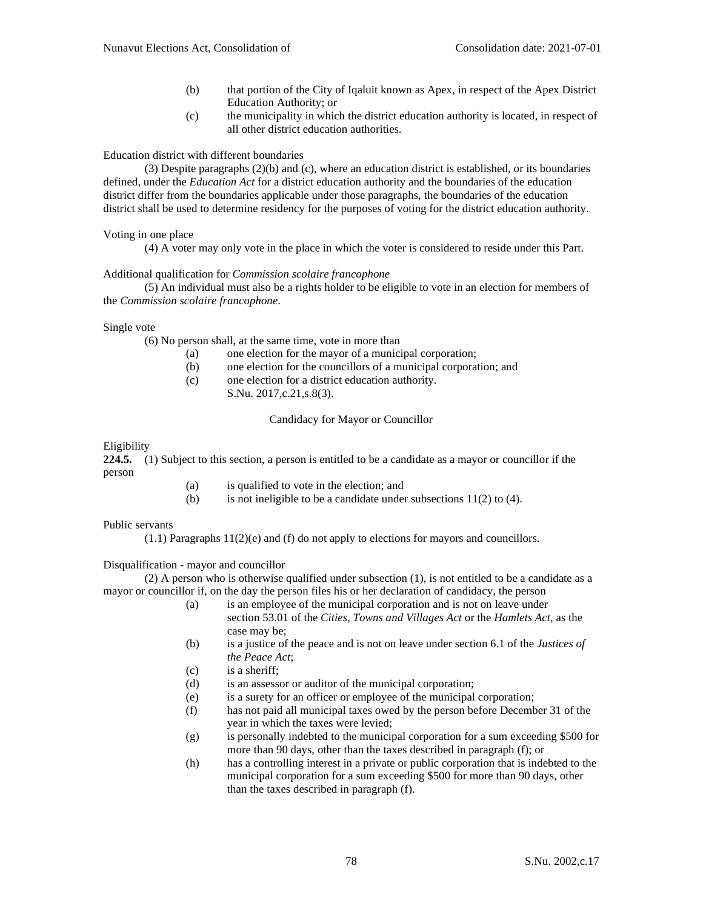(b) that portion of the City of Iqaluit known as Apex, in respect of the Apex District Education Authority; or

(c) the municipality in which the district education authority is located, in respect of all other district education authorities.

Education district with different boundaries

(3) Despite paragraphs (2)(b) and (c), where an education district is established, or its boundaries defined, under the *Education Act* for a district education authority and the boundaries of the education district differ from the boundaries applicable under those paragraphs, the boundaries of the education district shall be used to determine residency for the purposes of voting for the district education authority.

Voting in one place

(4) A voter may only vote in the place in which the voter is considered to reside under this Part.

Additional qualification for *Commission scolaire francophone*

(5) An individual must also be a rights holder to be eligible to vote in an election for members of the *Commission scolaire francophone*.

Single vote

(6) No person shall, at the same time, vote in more than

(a) one election for the mayor of a municipal corporation;

(b) one election for the councillors of a municipal corporation; and

(c) one election for a district education authority.

S.Nu. 2017,c.21,s.8(3).

### Candidacy for Mayor or Councillor

Eligibility

**224.5.** (1) Subject to this section, a person is entitled to be a candidate as a mayor or councillor if the person

(a) is qualified to vote in the election; and

(b) is not ineligible to be a candidate under subsections 11(2) to (4).

Public servants

(1.1) Paragraphs 11(2)(e) and (f) do not apply to elections for mayors and councillors.

Disqualification - mayor and councillor

(2) A person who is otherwise qualified under subsection (1), is not entitled to be a candidate as a mayor or councillor if, on the day the person files his or her declaration of candidacy, the person

(a) is an employee of the municipal corporation and is not on leave under section 53.01 of the *Cities, Towns and Villages Act* or the *Hamlets Act*, as the case may be;

(b) is a justice of the peace and is not on leave under section 6.1 of the *Justices of the Peace Act*;

(c) is a sheriff;

(d) is an assessor or auditor of the municipal corporation;

(e) is a surety for an officer or employee of the municipal corporation;

(f) has not paid all municipal taxes owed by the person before December 31 of the year in which the taxes were levied;

(g) is personally indebted to the municipal corporation for a sum exceeding $500 for more than 90 days, other than the taxes described in paragraph (f); or

(h) has a controlling interest in a private or public corporation that is indebted to the municipal corporation for a sum exceeding $500 for more than 90 days, other than the taxes described in paragraph (f).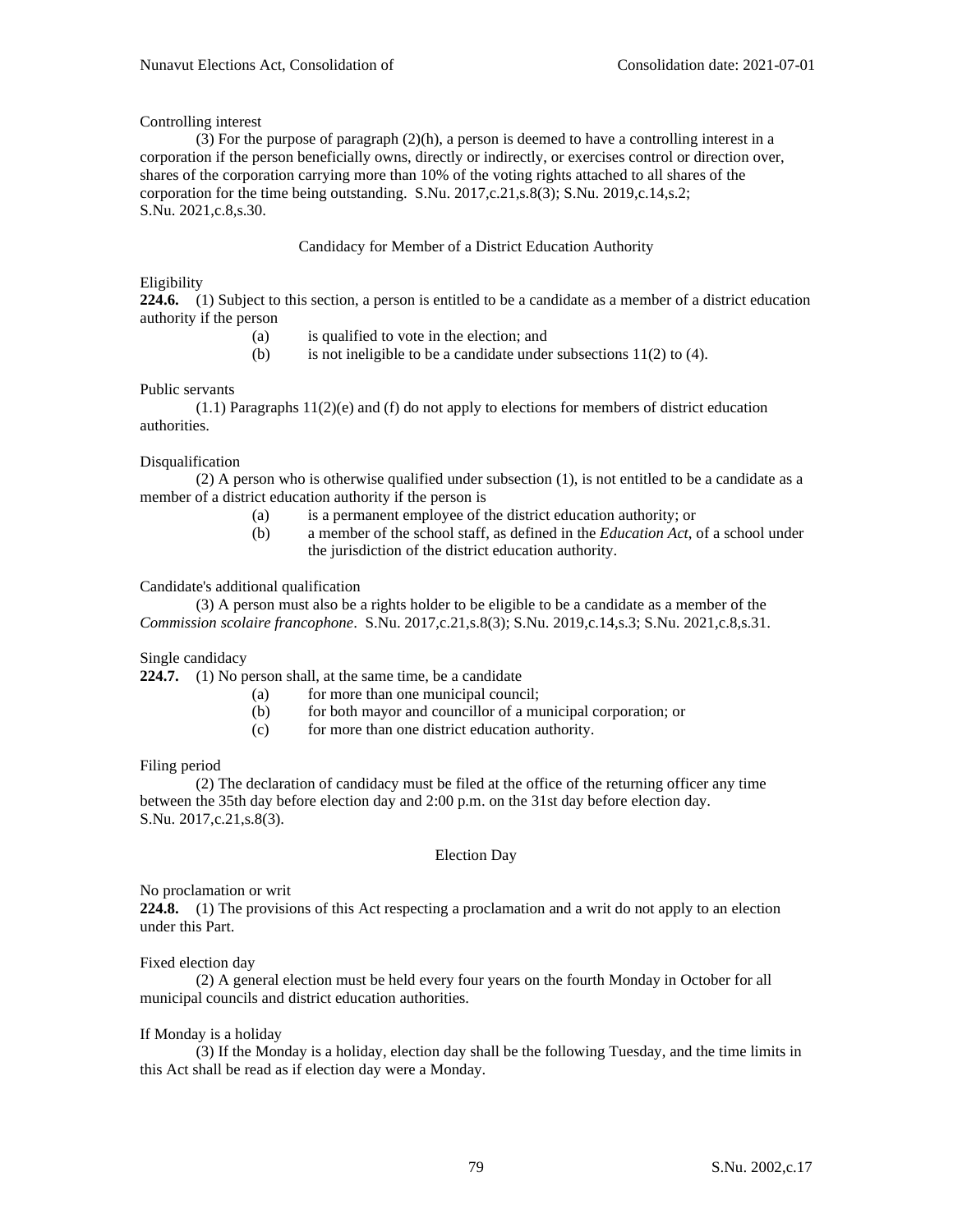Controlling interest

(3) For the purpose of paragraph (2)(h), a person is deemed to have a controlling interest in a corporation if the person beneficially owns, directly or indirectly, or exercises control or direction over, shares of the corporation carrying more than 10% of the voting rights attached to all shares of the corporation for the time being outstanding. S.Nu. 2017,c.21,s.8(3); S.Nu. 2019,c.14,s.2; S.Nu. 2021,c.8,s.30.

### Candidacy for Member of a District Education Authority

Eligibility

**224.6.** (1) Subject to this section, a person is entitled to be a candidate as a member of a district education authority if the person

(a) is qualified to vote in the election; and

(b) is not ineligible to be a candidate under subsections 11(2) to (4).

Public servants

(1.1) Paragraphs 11(2)(e) and (f) do not apply to elections for members of district education authorities.

Disqualification

(2) A person who is otherwise qualified under subsection (1), is not entitled to be a candidate as a member of a district education authority if the person is

(a) is a permanent employee of the district education authority; or

(b) a member of the school staff, as defined in the *Education Act*, of a school under the jurisdiction of the district education authority.

Candidate's additional qualification

(3) A person must also be a rights holder to be eligible to be a candidate as a member of the *Commission scolaire francophone*. S.Nu. 2017,c.21,s.8(3); S.Nu. 2019,c.14,s.3; S.Nu. 2021,c.8,s.31.

Single candidacy

**224.7.** (1) No person shall, at the same time, be a candidate

(a) for more than one municipal council;

(b) for both mayor and councillor of a municipal corporation; or

(c) for more than one district education authority.

Filing period

(2) The declaration of candidacy must be filed at the office of the returning officer any time between the 35th day before election day and 2:00 p.m. on the 31st day before election day. S.Nu. 2017,c.21,s.8(3).

### Election Day

No proclamation or writ

**224.8.** (1) The provisions of this Act respecting a proclamation and a writ do not apply to an election under this Part.

Fixed election day

(2) A general election must be held every four years on the fourth Monday in October for all municipal councils and district education authorities.

If Monday is a holiday

(3) If the Monday is a holiday, election day shall be the following Tuesday, and the time limits in this Act shall be read as if election day were a Monday.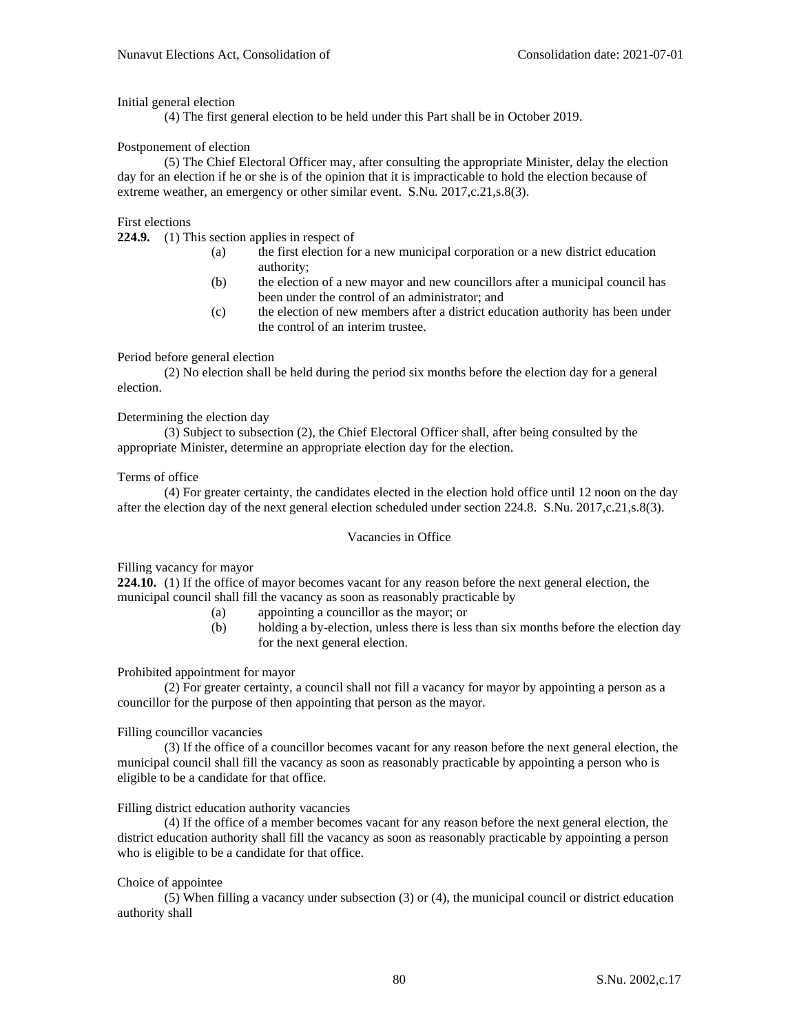Initial general election

(4) The first general election to be held under this Part shall be in October 2019.

Postponement of election

(5) The Chief Electoral Officer may, after consulting the appropriate Minister, delay the election day for an election if he or she is of the opinion that it is impracticable to hold the election because of extreme weather, an emergency or other similar event. S.Nu. 2017,c.21,s.8(3).

First elections

**224.9.** (1) This section applies in respect of

- (a) the first election for a new municipal corporation or a new district education authority;
- (b) the election of a new mayor and new councillors after a municipal council has been under the control of an administrator; and
- (c) the election of new members after a district education authority has been under the control of an interim trustee.

Period before general election

(2) No election shall be held during the period six months before the election day for a general election.

Determining the election day

(3) Subject to subsection (2), the Chief Electoral Officer shall, after being consulted by the appropriate Minister, determine an appropriate election day for the election.

Terms of office

(4) For greater certainty, the candidates elected in the election hold office until 12 noon on the day after the election day of the next general election scheduled under section 224.8. S.Nu. 2017,c.21,s.8(3).

## Vacancies in Office

Filling vacancy for mayor

**224.10.** (1) If the office of mayor becomes vacant for any reason before the next general election, the municipal council shall fill the vacancy as soon as reasonably practicable by

- (a) appointing a councillor as the mayor; or
- (b) holding a by-election, unless there is less than six months before the election day for the next general election.

Prohibited appointment for mayor

(2) For greater certainty, a council shall not fill a vacancy for mayor by appointing a person as a councillor for the purpose of then appointing that person as the mayor.

Filling councillor vacancies

(3) If the office of a councillor becomes vacant for any reason before the next general election, the municipal council shall fill the vacancy as soon as reasonably practicable by appointing a person who is eligible to be a candidate for that office.

Filling district education authority vacancies

(4) If the office of a member becomes vacant for any reason before the next general election, the district education authority shall fill the vacancy as soon as reasonably practicable by appointing a person who is eligible to be a candidate for that office.

Choice of appointee

(5) When filling a vacancy under subsection (3) or (4), the municipal council or district education authority shall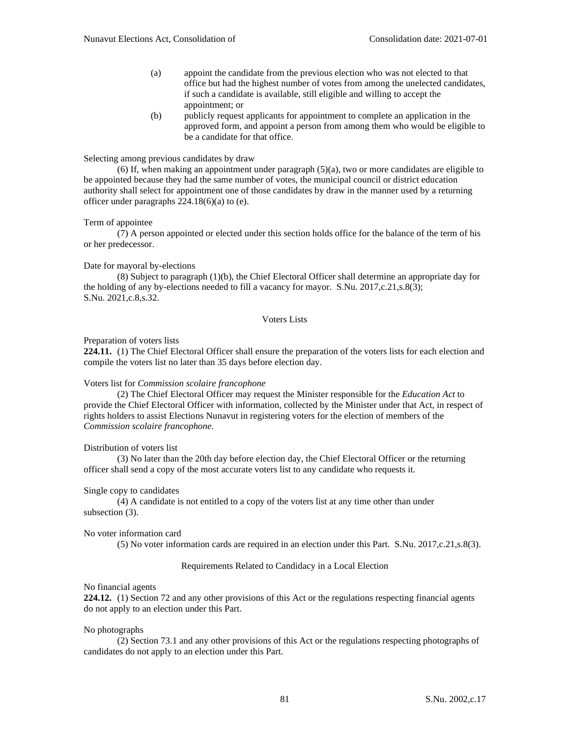(a) appoint the candidate from the previous election who was not elected to that office but had the highest number of votes from among the unelected candidates, if such a candidate is available, still eligible and willing to accept the appointment; or

(b) publicly request applicants for appointment to complete an application in the approved form, and appoint a person from among them who would be eligible to be a candidate for that office.

Selecting among previous candidates by draw

(6) If, when making an appointment under paragraph (5)(a), two or more candidates are eligible to be appointed because they had the same number of votes, the municipal council or district education authority shall select for appointment one of those candidates by draw in the manner used by a returning officer under paragraphs 224.18(6)(a) to (e).

Term of appointee

(7) A person appointed or elected under this section holds office for the balance of the term of his or her predecessor.

Date for mayoral by-elections

(8) Subject to paragraph (1)(b), the Chief Electoral Officer shall determine an appropriate day for the holding of any by-elections needed to fill a vacancy for mayor. S.Nu. 2017,c.21,s.8(3); S.Nu. 2021,c.8,s.32.

## Voters Lists

Preparation of voters lists

**224.11.** (1) The Chief Electoral Officer shall ensure the preparation of the voters lists for each election and compile the voters list no later than 35 days before election day.

Voters list for *Commission scolaire francophone*

(2) The Chief Electoral Officer may request the Minister responsible for the *Education Act* to provide the Chief Electoral Officer with information, collected by the Minister under that Act, in respect of rights holders to assist Elections Nunavut in registering voters for the election of members of the *Commission scolaire francophone*.

Distribution of voters list

(3) No later than the 20th day before election day, the Chief Electoral Officer or the returning officer shall send a copy of the most accurate voters list to any candidate who requests it.

Single copy to candidates

(4) A candidate is not entitled to a copy of the voters list at any time other than under subsection (3).

No voter information card

(5) No voter information cards are required in an election under this Part. S.Nu. 2017,c.21,s.8(3).

## Requirements Related to Candidacy in a Local Election

No financial agents

**224.12.** (1) Section 72 and any other provisions of this Act or the regulations respecting financial agents do not apply to an election under this Part.

No photographs

(2) Section 73.1 and any other provisions of this Act or the regulations respecting photographs of candidates do not apply to an election under this Part.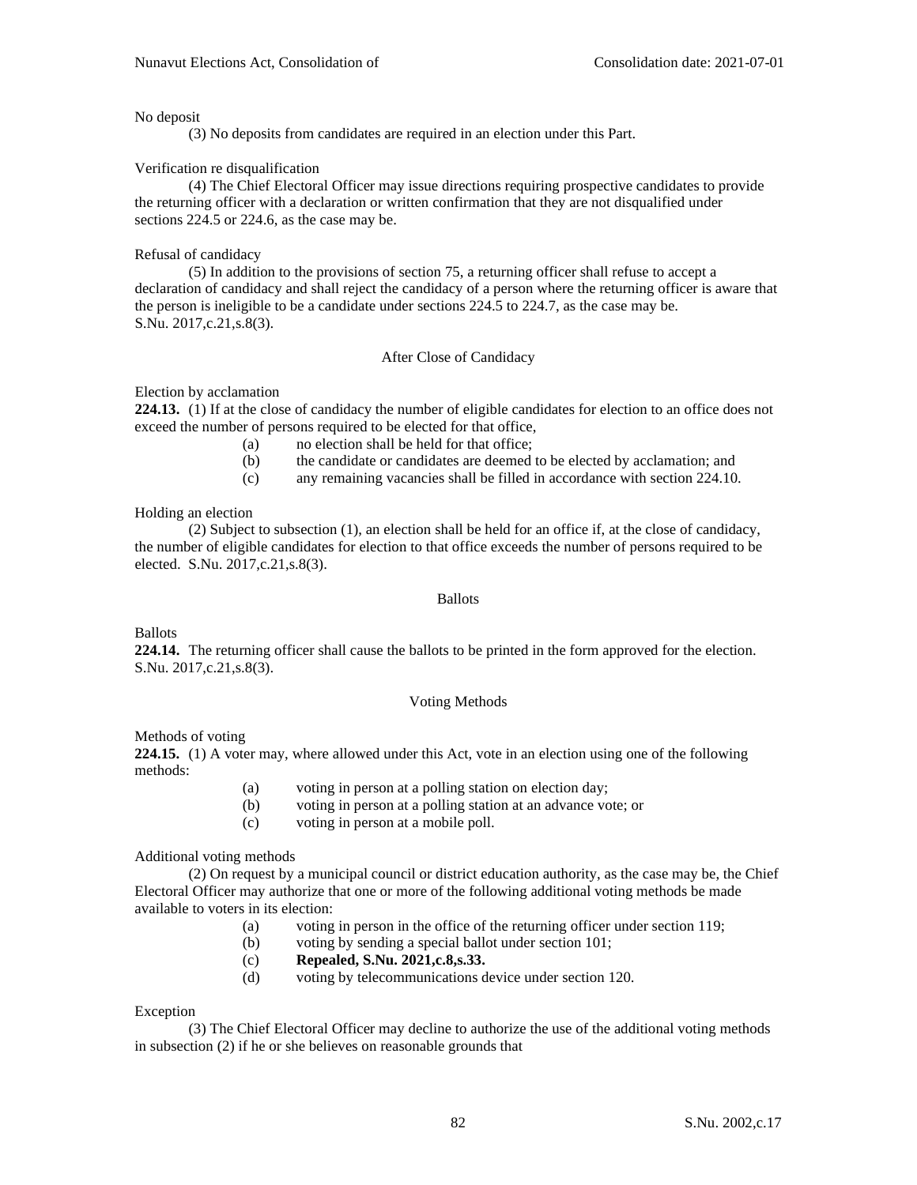No deposit

(3) No deposits from candidates are required in an election under this Part.

Verification re disqualification

(4) The Chief Electoral Officer may issue directions requiring prospective candidates to provide the returning officer with a declaration or written confirmation that they are not disqualified under sections 224.5 or 224.6, as the case may be.

Refusal of candidacy

(5) In addition to the provisions of section 75, a returning officer shall refuse to accept a declaration of candidacy and shall reject the candidacy of a person where the returning officer is aware that the person is ineligible to be a candidate under sections 224.5 to 224.7, as the case may be. S.Nu. 2017,c.21,s.8(3).

### After Close of Candidacy

Election by acclamation

**224.13.** (1) If at the close of candidacy the number of eligible candidates for election to an office does not exceed the number of persons required to be elected for that office,

(a) no election shall be held for that office;

(b) the candidate or candidates are deemed to be elected by acclamation; and

(c) any remaining vacancies shall be filled in accordance with section 224.10.

Holding an election

(2) Subject to subsection (1), an election shall be held for an office if, at the close of candidacy, the number of eligible candidates for election to that office exceeds the number of persons required to be elected. S.Nu. 2017,c.21,s.8(3).

### Ballots

Ballots

**224.14.** The returning officer shall cause the ballots to be printed in the form approved for the election. S.Nu. 2017,c.21,s.8(3).

### Voting Methods

Methods of voting

**224.15.** (1) A voter may, where allowed under this Act, vote in an election using one of the following methods:

(a) voting in person at a polling station on election day;

(b) voting in person at a polling station at an advance vote; or

(c) voting in person at a mobile poll.

Additional voting methods

(2) On request by a municipal council or district education authority, as the case may be, the Chief Electoral Officer may authorize that one or more of the following additional voting methods be made available to voters in its election:

(a) voting in person in the office of the returning officer under section 119;

(b) voting by sending a special ballot under section 101;

(c) **Repealed, S.Nu. 2021,c.8,s.33.**

(d) voting by telecommunications device under section 120.

Exception

(3) The Chief Electoral Officer may decline to authorize the use of the additional voting methods in subsection (2) if he or she believes on reasonable grounds that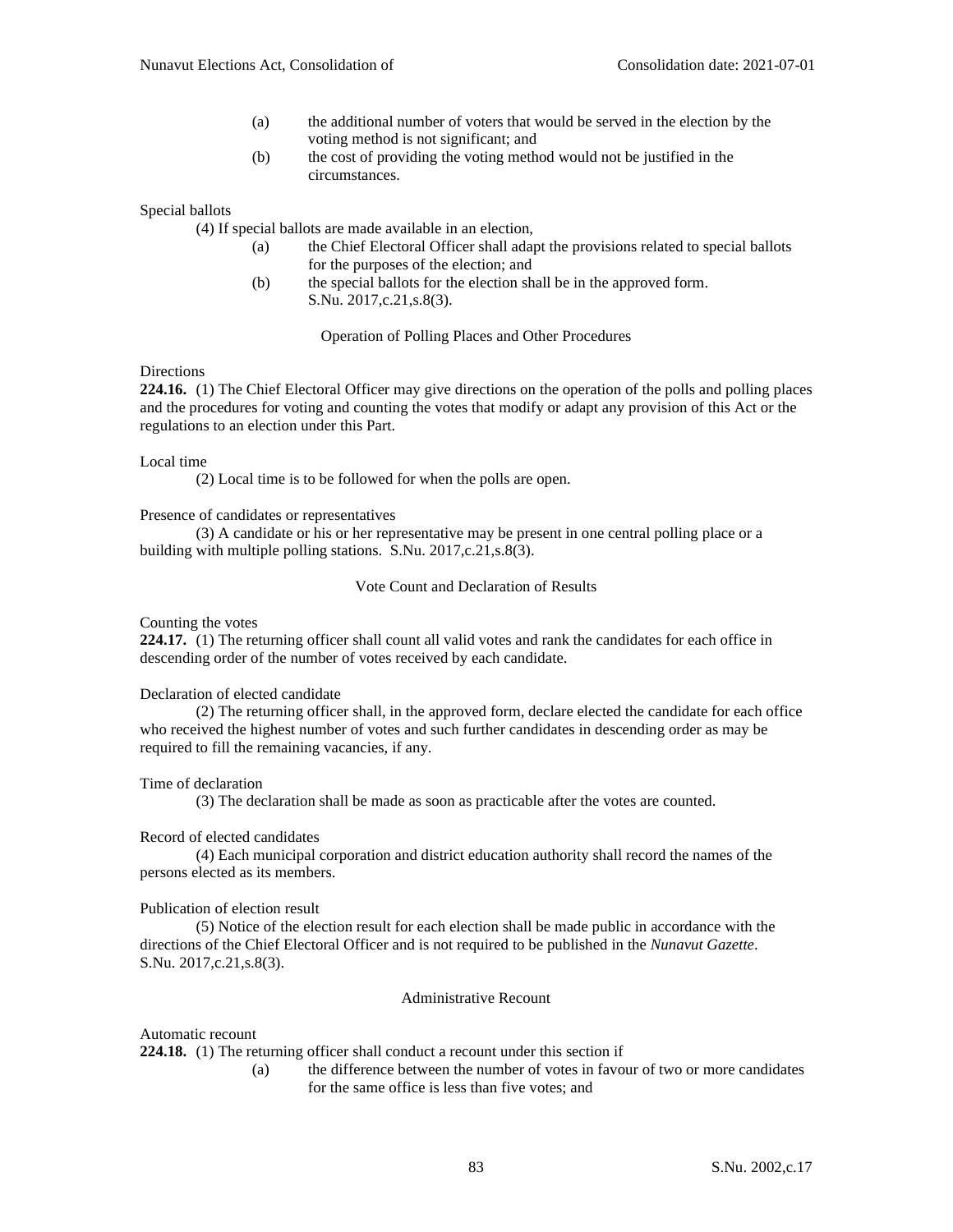(a) the additional number of voters that would be served in the election by the voting method is not significant; and

(b) the cost of providing the voting method would not be justified in the circumstances.

Special ballots

(4) If special ballots are made available in an election,

(a) the Chief Electoral Officer shall adapt the provisions related to special ballots for the purposes of the election; and

(b) the special ballots for the election shall be in the approved form. S.Nu. 2017,c.21,s.8(3).

### Operation of Polling Places and Other Procedures

Directions

**224.16.** (1) The Chief Electoral Officer may give directions on the operation of the polls and polling places and the procedures for voting and counting the votes that modify or adapt any provision of this Act or the regulations to an election under this Part.

Local time

(2) Local time is to be followed for when the polls are open.

Presence of candidates or representatives

(3) A candidate or his or her representative may be present in one central polling place or a building with multiple polling stations. S.Nu. 2017,c.21,s.8(3).

### Vote Count and Declaration of Results

Counting the votes

**224.17.** (1) The returning officer shall count all valid votes and rank the candidates for each office in descending order of the number of votes received by each candidate.

Declaration of elected candidate

(2) The returning officer shall, in the approved form, declare elected the candidate for each office who received the highest number of votes and such further candidates in descending order as may be required to fill the remaining vacancies, if any.

Time of declaration

(3) The declaration shall be made as soon as practicable after the votes are counted.

Record of elected candidates

(4) Each municipal corporation and district education authority shall record the names of the persons elected as its members.

Publication of election result

(5) Notice of the election result for each election shall be made public in accordance with the directions of the Chief Electoral Officer and is not required to be published in the *Nunavut Gazette*. S.Nu. 2017,c.21,s.8(3).

### Administrative Recount

Automatic recount

**224.18.** (1) The returning officer shall conduct a recount under this section if

(a) the difference between the number of votes in favour of two or more candidates for the same office is less than five votes; and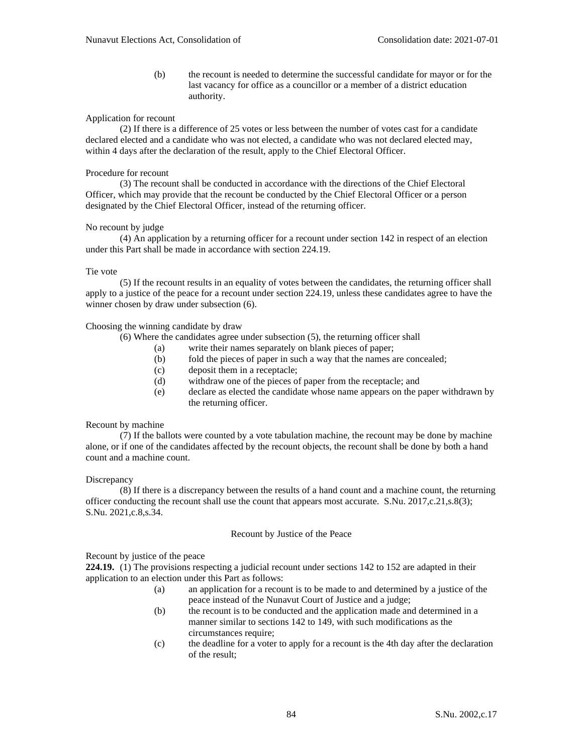(b) the recount is needed to determine the successful candidate for mayor or for the last vacancy for office as a councillor or a member of a district education authority.

Application for recount

(2) If there is a difference of 25 votes or less between the number of votes cast for a candidate declared elected and a candidate who was not elected, a candidate who was not declared elected may, within 4 days after the declaration of the result, apply to the Chief Electoral Officer.

Procedure for recount

(3) The recount shall be conducted in accordance with the directions of the Chief Electoral Officer, which may provide that the recount be conducted by the Chief Electoral Officer or a person designated by the Chief Electoral Officer, instead of the returning officer.

No recount by judge

(4) An application by a returning officer for a recount under section 142 in respect of an election under this Part shall be made in accordance with section 224.19.

Tie vote

(5) If the recount results in an equality of votes between the candidates, the returning officer shall apply to a justice of the peace for a recount under section 224.19, unless these candidates agree to have the winner chosen by draw under subsection (6).

Choosing the winning candidate by draw

(6) Where the candidates agree under subsection (5), the returning officer shall

- (a) write their names separately on blank pieces of paper;
- (b) fold the pieces of paper in such a way that the names are concealed;
- (c) deposit them in a receptacle;
- (d) withdraw one of the pieces of paper from the receptacle; and
- (e) declare as elected the candidate whose name appears on the paper withdrawn by the returning officer.

Recount by machine

(7) If the ballots were counted by a vote tabulation machine, the recount may be done by machine alone, or if one of the candidates affected by the recount objects, the recount shall be done by both a hand count and a machine count.

Discrepancy

(8) If there is a discrepancy between the results of a hand count and a machine count, the returning officer conducting the recount shall use the count that appears most accurate. S.Nu. 2017,c.21,s.8(3); S.Nu. 2021,c.8,s.34.

## Recount by Justice of the Peace

Recount by justice of the peace

**224.19.** (1) The provisions respecting a judicial recount under sections 142 to 152 are adapted in their application to an election under this Part as follows:

- (a) an application for a recount is to be made to and determined by a justice of the peace instead of the Nunavut Court of Justice and a judge;
- (b) the recount is to be conducted and the application made and determined in a manner similar to sections 142 to 149, with such modifications as the circumstances require;
- (c) the deadline for a voter to apply for a recount is the 4th day after the declaration of the result;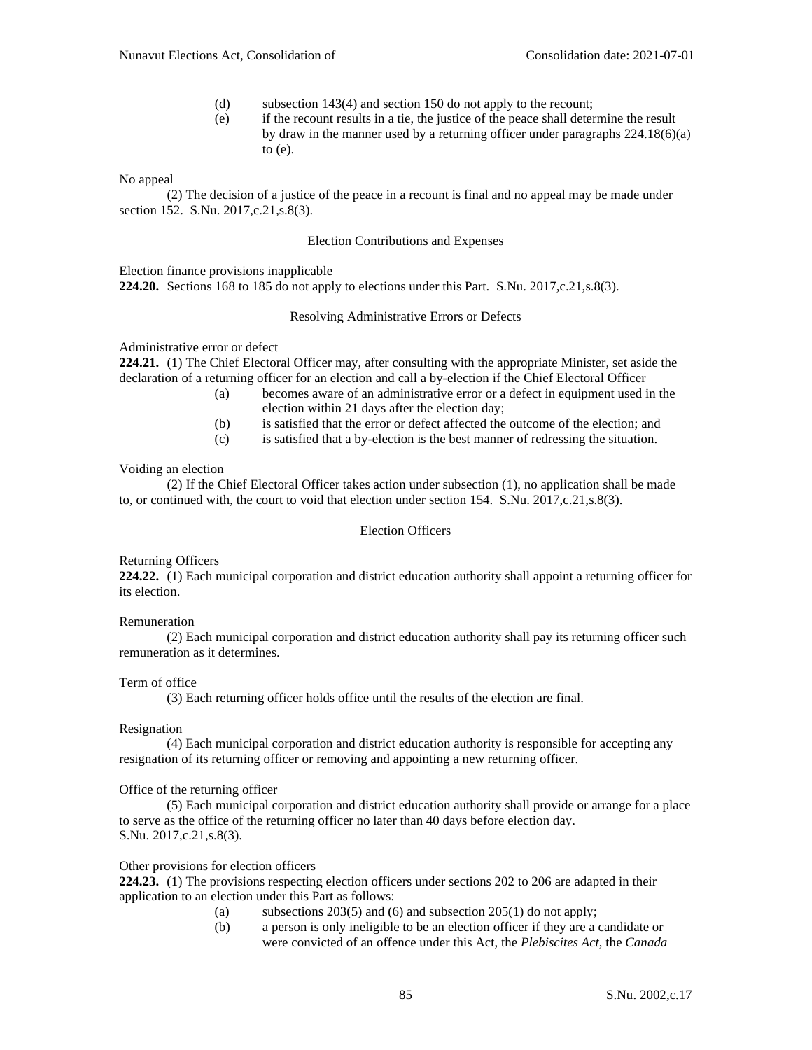(d) subsection 143(4) and section 150 do not apply to the recount;

(e) if the recount results in a tie, the justice of the peace shall determine the result by draw in the manner used by a returning officer under paragraphs 224.18(6)(a) to (e).

No appeal

(2) The decision of a justice of the peace in a recount is final and no appeal may be made under section 152. S.Nu. 2017,c.21,s.8(3).

### Election Contributions and Expenses

Election finance provisions inapplicable

**224.20.** Sections 168 to 185 do not apply to elections under this Part. S.Nu. 2017,c.21,s.8(3).

### Resolving Administrative Errors or Defects

Administrative error or defect

**224.21.** (1) The Chief Electoral Officer may, after consulting with the appropriate Minister, set aside the declaration of a returning officer for an election and call a by-election if the Chief Electoral Officer

(a) becomes aware of an administrative error or a defect in equipment used in the election within 21 days after the election day;

(b) is satisfied that the error or defect affected the outcome of the election; and

(c) is satisfied that a by-election is the best manner of redressing the situation.

Voiding an election

(2) If the Chief Electoral Officer takes action under subsection (1), no application shall be made to, or continued with, the court to void that election under section 154. S.Nu. 2017,c.21,s.8(3).

### Election Officers

Returning Officers

**224.22.** (1) Each municipal corporation and district education authority shall appoint a returning officer for its election.

Remuneration

(2) Each municipal corporation and district education authority shall pay its returning officer such remuneration as it determines.

Term of office

(3) Each returning officer holds office until the results of the election are final.

Resignation

(4) Each municipal corporation and district education authority is responsible for accepting any resignation of its returning officer or removing and appointing a new returning officer.

Office of the returning officer

(5) Each municipal corporation and district education authority shall provide or arrange for a place to serve as the office of the returning officer no later than 40 days before election day. S.Nu. 2017,c.21,s.8(3).

Other provisions for election officers

**224.23.** (1) The provisions respecting election officers under sections 202 to 206 are adapted in their application to an election under this Part as follows:

(a) subsections 203(5) and (6) and subsection 205(1) do not apply;

(b) a person is only ineligible to be an election officer if they are a candidate or were convicted of an offence under this Act, the *Plebiscites Act*, the *Canada*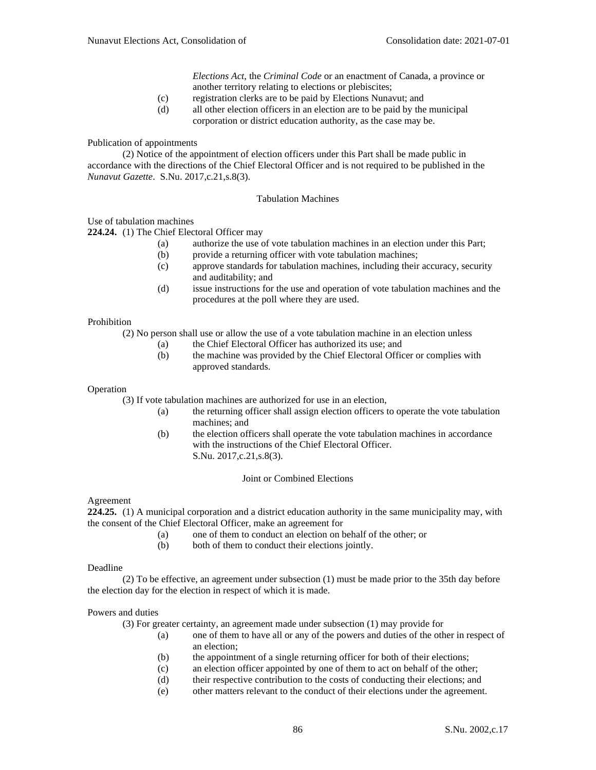*Elections Act*, the *Criminal Code* or an enactment of Canada, a province or another territory relating to elections or plebiscites;

(c) registration clerks are to be paid by Elections Nunavut; and

(d) all other election officers in an election are to be paid by the municipal corporation or district education authority, as the case may be.

Publication of appointments

(2) Notice of the appointment of election officers under this Part shall be made public in accordance with the directions of the Chief Electoral Officer and is not required to be published in the *Nunavut Gazette*. S.Nu. 2017,c.21,s.8(3).

### Tabulation Machines

Use of tabulation machines

**224.24.** (1) The Chief Electoral Officer may

(a) authorize the use of vote tabulation machines in an election under this Part;

(b) provide a returning officer with vote tabulation machines;

(c) approve standards for tabulation machines, including their accuracy, security and auditability; and

(d) issue instructions for the use and operation of vote tabulation machines and the procedures at the poll where they are used.

Prohibition

(2) No person shall use or allow the use of a vote tabulation machine in an election unless

(a) the Chief Electoral Officer has authorized its use; and

(b) the machine was provided by the Chief Electoral Officer or complies with approved standards.

Operation

(3) If vote tabulation machines are authorized for use in an election,

(a) the returning officer shall assign election officers to operate the vote tabulation machines; and

(b) the election officers shall operate the vote tabulation machines in accordance with the instructions of the Chief Electoral Officer. S.Nu. 2017,c.21,s.8(3).

### Joint or Combined Elections

Agreement

**224.25.** (1) A municipal corporation and a district education authority in the same municipality may, with the consent of the Chief Electoral Officer, make an agreement for

(a) one of them to conduct an election on behalf of the other; or

(b) both of them to conduct their elections jointly.

Deadline

(2) To be effective, an agreement under subsection (1) must be made prior to the 35th day before the election day for the election in respect of which it is made.

Powers and duties

(3) For greater certainty, an agreement made under subsection (1) may provide for

(a) one of them to have all or any of the powers and duties of the other in respect of an election;

(b) the appointment of a single returning officer for both of their elections;

(c) an election officer appointed by one of them to act on behalf of the other;

(d) their respective contribution to the costs of conducting their elections; and

(e) other matters relevant to the conduct of their elections under the agreement.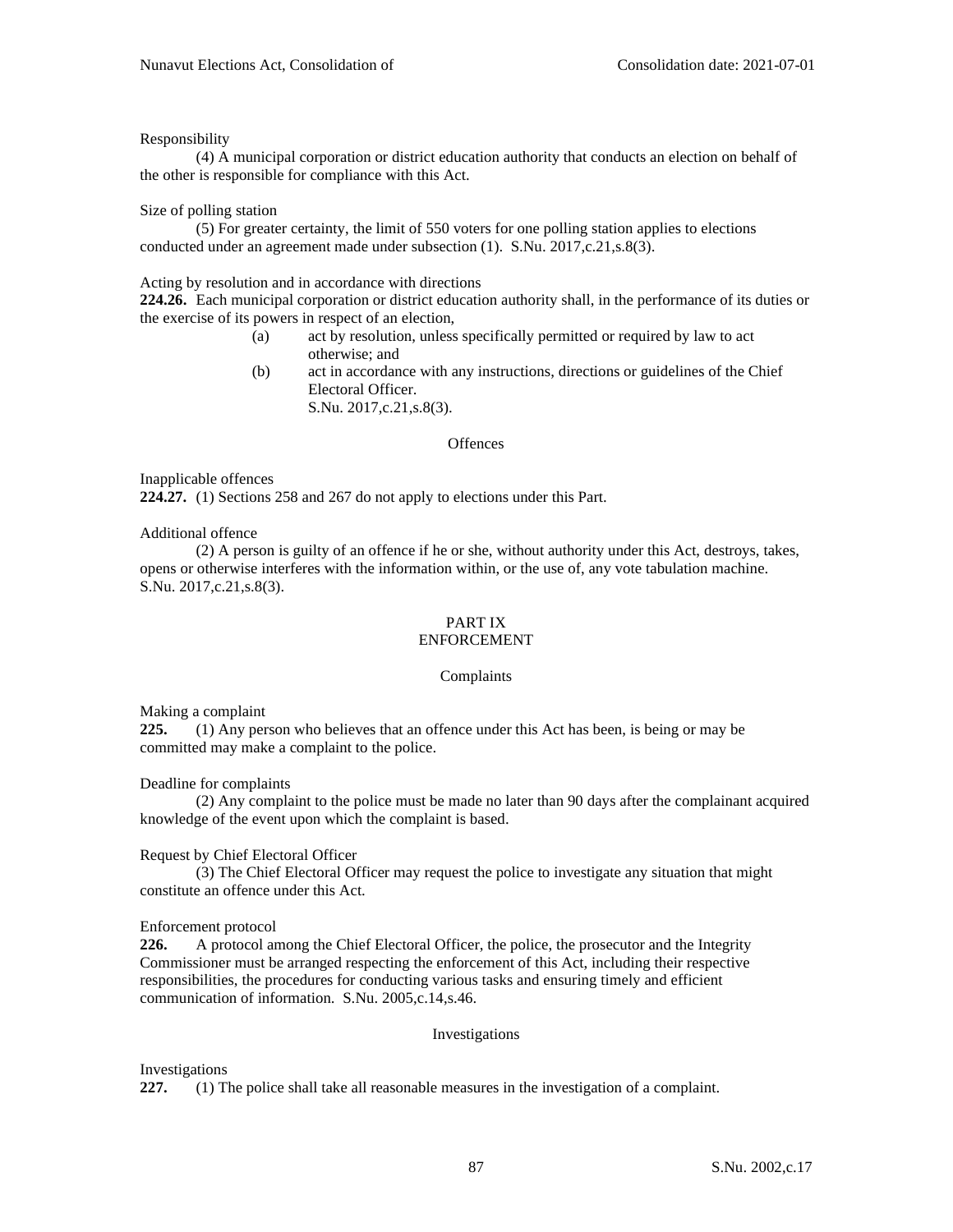Responsibility

(4) A municipal corporation or district education authority that conducts an election on behalf of the other is responsible for compliance with this Act.

Size of polling station

(5) For greater certainty, the limit of 550 voters for one polling station applies to elections conducted under an agreement made under subsection (1). S.Nu. 2017,c.21,s.8(3).

Acting by resolution and in accordance with directions

**224.26.** Each municipal corporation or district education authority shall, in the performance of its duties or the exercise of its powers in respect of an election,

(a) act by resolution, unless specifically permitted or required by law to act otherwise; and

(b) act in accordance with any instructions, directions or guidelines of the Chief Electoral Officer.
S.Nu. 2017,c.21,s.8(3).

### Offences

Inapplicable offences

**224.27.** (1) Sections 258 and 267 do not apply to elections under this Part.

Additional offence

(2) A person is guilty of an offence if he or she, without authority under this Act, destroys, takes, opens or otherwise interferes with the information within, or the use of, any vote tabulation machine. S.Nu. 2017,c.21,s.8(3).

## PART IX
## ENFORCEMENT

### Complaints

Making a complaint

**225.** (1) Any person who believes that an offence under this Act has been, is being or may be committed may make a complaint to the police.

Deadline for complaints

(2) Any complaint to the police must be made no later than 90 days after the complainant acquired knowledge of the event upon which the complaint is based.

Request by Chief Electoral Officer

(3) The Chief Electoral Officer may request the police to investigate any situation that might constitute an offence under this Act.

Enforcement protocol

**226.** A protocol among the Chief Electoral Officer, the police, the prosecutor and the Integrity Commissioner must be arranged respecting the enforcement of this Act, including their respective responsibilities, the procedures for conducting various tasks and ensuring timely and efficient communication of information. S.Nu. 2005,c.14,s.46.

### Investigations

Investigations

**227.** (1) The police shall take all reasonable measures in the investigation of a complaint.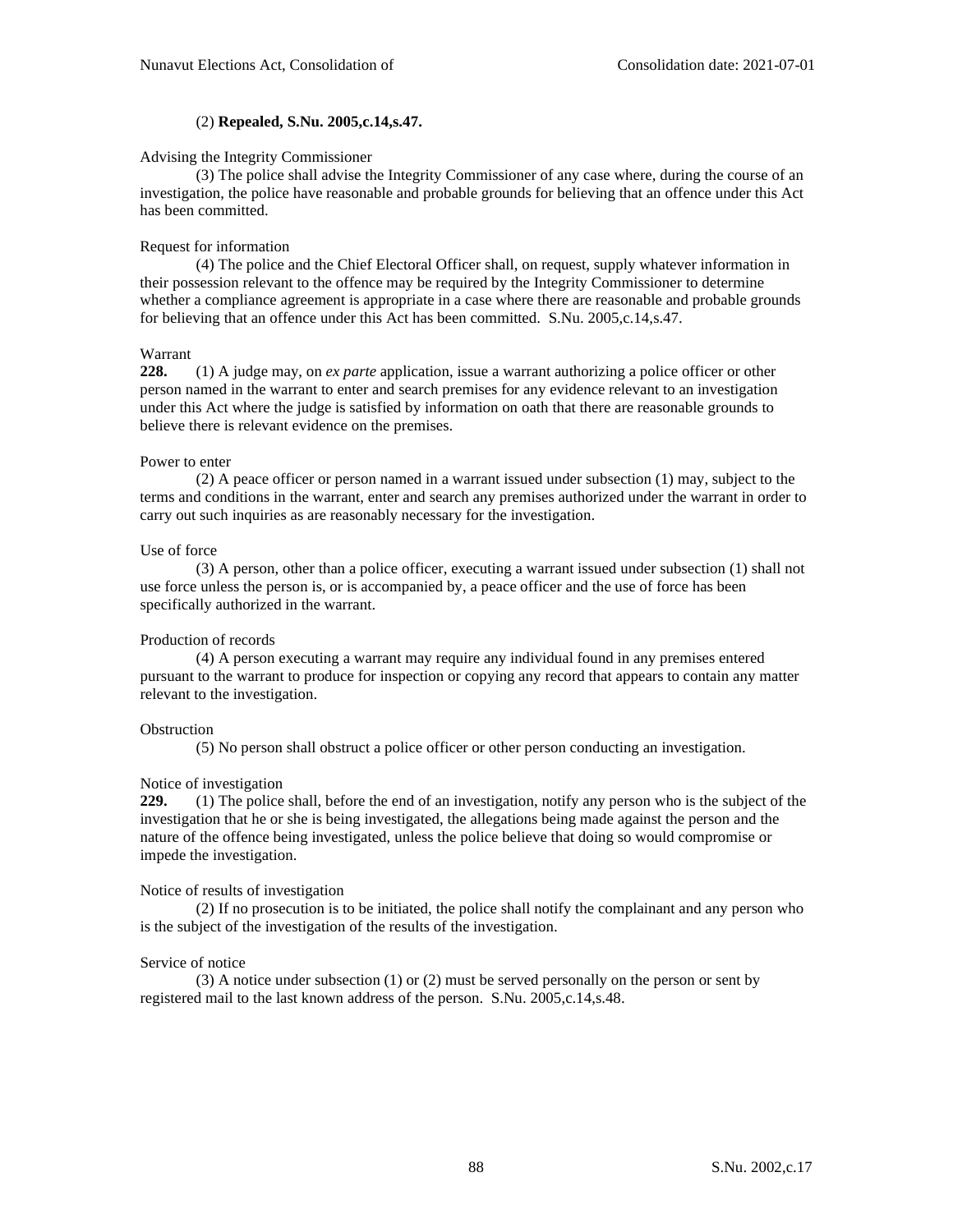(2) **Repealed, S.Nu. 2005,c.14,s.47.**

Advising the Integrity Commissioner

(3) The police shall advise the Integrity Commissioner of any case where, during the course of an investigation, the police have reasonable and probable grounds for believing that an offence under this Act has been committed.

Request for information

(4) The police and the Chief Electoral Officer shall, on request, supply whatever information in their possession relevant to the offence may be required by the Integrity Commissioner to determine whether a compliance agreement is appropriate in a case where there are reasonable and probable grounds for believing that an offence under this Act has been committed. S.Nu. 2005,c.14,s.47.

Warrant

**228.** (1) A judge may, on *ex parte* application, issue a warrant authorizing a police officer or other person named in the warrant to enter and search premises for any evidence relevant to an investigation under this Act where the judge is satisfied by information on oath that there are reasonable grounds to believe there is relevant evidence on the premises.

Power to enter

(2) A peace officer or person named in a warrant issued under subsection (1) may, subject to the terms and conditions in the warrant, enter and search any premises authorized under the warrant in order to carry out such inquiries as are reasonably necessary for the investigation.

Use of force

(3) A person, other than a police officer, executing a warrant issued under subsection (1) shall not use force unless the person is, or is accompanied by, a peace officer and the use of force has been specifically authorized in the warrant.

Production of records

(4) A person executing a warrant may require any individual found in any premises entered pursuant to the warrant to produce for inspection or copying any record that appears to contain any matter relevant to the investigation.

Obstruction

(5) No person shall obstruct a police officer or other person conducting an investigation.

Notice of investigation

**229.** (1) The police shall, before the end of an investigation, notify any person who is the subject of the investigation that he or she is being investigated, the allegations being made against the person and the nature of the offence being investigated, unless the police believe that doing so would compromise or impede the investigation.

Notice of results of investigation

(2) If no prosecution is to be initiated, the police shall notify the complainant and any person who is the subject of the investigation of the results of the investigation.

Service of notice

(3) A notice under subsection (1) or (2) must be served personally on the person or sent by registered mail to the last known address of the person. S.Nu. 2005,c.14,s.48.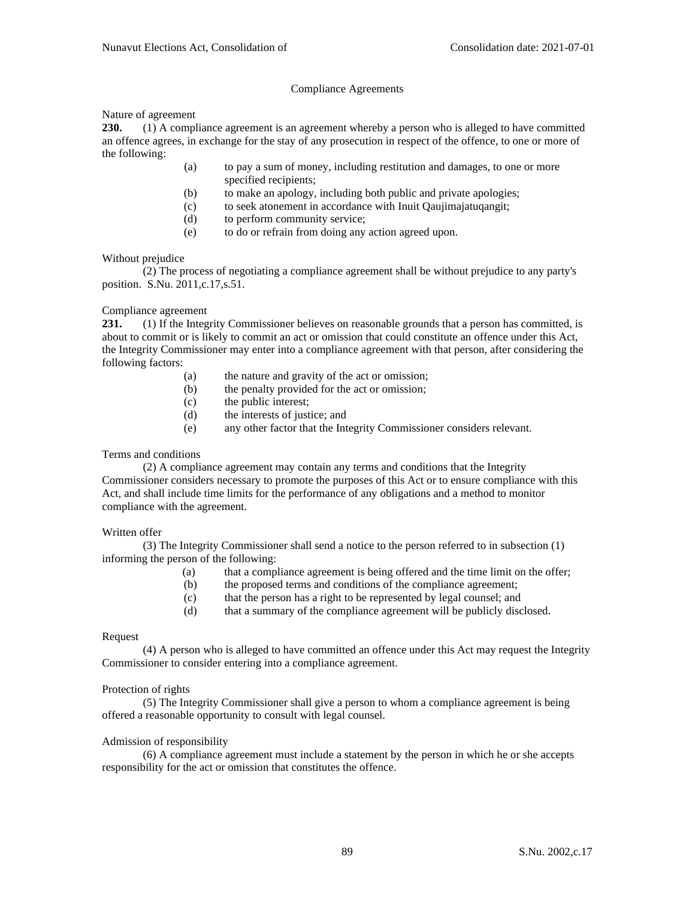## Compliance Agreements

Nature of agreement

**230.** (1) A compliance agreement is an agreement whereby a person who is alleged to have committed an offence agrees, in exchange for the stay of any prosecution in respect of the offence, to one or more of the following:

(a) to pay a sum of money, including restitution and damages, to one or more specified recipients;

(b) to make an apology, including both public and private apologies;

(c) to seek atonement in accordance with Inuit Qaujimajatuqangit;

(d) to perform community service;

(e) to do or refrain from doing any action agreed upon.

Without prejudice

(2) The process of negotiating a compliance agreement shall be without prejudice to any party's position. S.Nu. 2011,c.17,s.51.

Compliance agreement

**231.** (1) If the Integrity Commissioner believes on reasonable grounds that a person has committed, is about to commit or is likely to commit an act or omission that could constitute an offence under this Act, the Integrity Commissioner may enter into a compliance agreement with that person, after considering the following factors:

(a) the nature and gravity of the act or omission;

(b) the penalty provided for the act or omission;

(c) the public interest;

(d) the interests of justice; and

(e) any other factor that the Integrity Commissioner considers relevant.

Terms and conditions

(2) A compliance agreement may contain any terms and conditions that the Integrity Commissioner considers necessary to promote the purposes of this Act or to ensure compliance with this Act, and shall include time limits for the performance of any obligations and a method to monitor compliance with the agreement.

Written offer

(3) The Integrity Commissioner shall send a notice to the person referred to in subsection (1) informing the person of the following:

(a) that a compliance agreement is being offered and the time limit on the offer;

(b) the proposed terms and conditions of the compliance agreement;

(c) that the person has a right to be represented by legal counsel; and

(d) that a summary of the compliance agreement will be publicly disclosed.

Request

(4) A person who is alleged to have committed an offence under this Act may request the Integrity Commissioner to consider entering into a compliance agreement.

Protection of rights

(5) The Integrity Commissioner shall give a person to whom a compliance agreement is being offered a reasonable opportunity to consult with legal counsel.

Admission of responsibility

(6) A compliance agreement must include a statement by the person in which he or she accepts responsibility for the act or omission that constitutes the offence.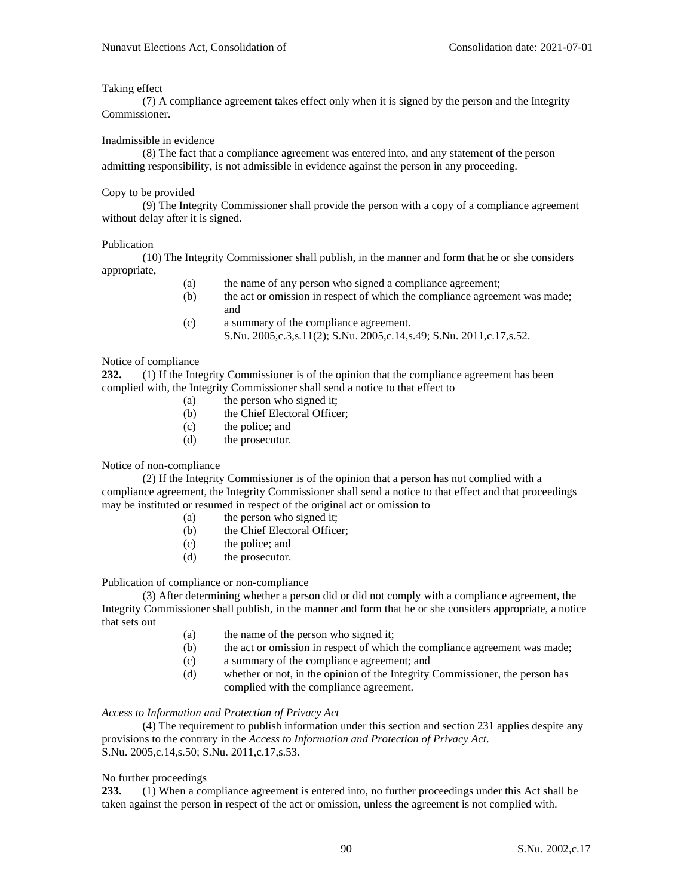Taking effect

(7) A compliance agreement takes effect only when it is signed by the person and the Integrity Commissioner.

Inadmissible in evidence

(8) The fact that a compliance agreement was entered into, and any statement of the person admitting responsibility, is not admissible in evidence against the person in any proceeding.

Copy to be provided

(9) The Integrity Commissioner shall provide the person with a copy of a compliance agreement without delay after it is signed.

Publication

(10) The Integrity Commissioner shall publish, in the manner and form that he or she considers appropriate,

- (a) the name of any person who signed a compliance agreement;
- (b) the act or omission in respect of which the compliance agreement was made; and
- (c) a summary of the compliance agreement.

S.Nu. 2005,c.3,s.11(2); S.Nu. 2005,c.14,s.49; S.Nu. 2011,c.17,s.52.

Notice of compliance

**232.** (1) If the Integrity Commissioner is of the opinion that the compliance agreement has been complied with, the Integrity Commissioner shall send a notice to that effect to

- (a) the person who signed it;
- (b) the Chief Electoral Officer;
- (c) the police; and
- (d) the prosecutor.

Notice of non-compliance

(2) If the Integrity Commissioner is of the opinion that a person has not complied with a compliance agreement, the Integrity Commissioner shall send a notice to that effect and that proceedings may be instituted or resumed in respect of the original act or omission to

- (a) the person who signed it;
- (b) the Chief Electoral Officer;
- (c) the police; and
- (d) the prosecutor.

Publication of compliance or non-compliance

(3) After determining whether a person did or did not comply with a compliance agreement, the Integrity Commissioner shall publish, in the manner and form that he or she considers appropriate, a notice that sets out

- (a) the name of the person who signed it;
- (b) the act or omission in respect of which the compliance agreement was made;
- (c) a summary of the compliance agreement; and
- (d) whether or not, in the opinion of the Integrity Commissioner, the person has complied with the compliance agreement.

*Access to Information and Protection of Privacy Act*

(4) The requirement to publish information under this section and section 231 applies despite any provisions to the contrary in the *Access to Information and Protection of Privacy Act*.
S.Nu. 2005,c.14,s.50; S.Nu. 2011,c.17,s.53.

No further proceedings

**233.** (1) When a compliance agreement is entered into, no further proceedings under this Act shall be taken against the person in respect of the act or omission, unless the agreement is not complied with.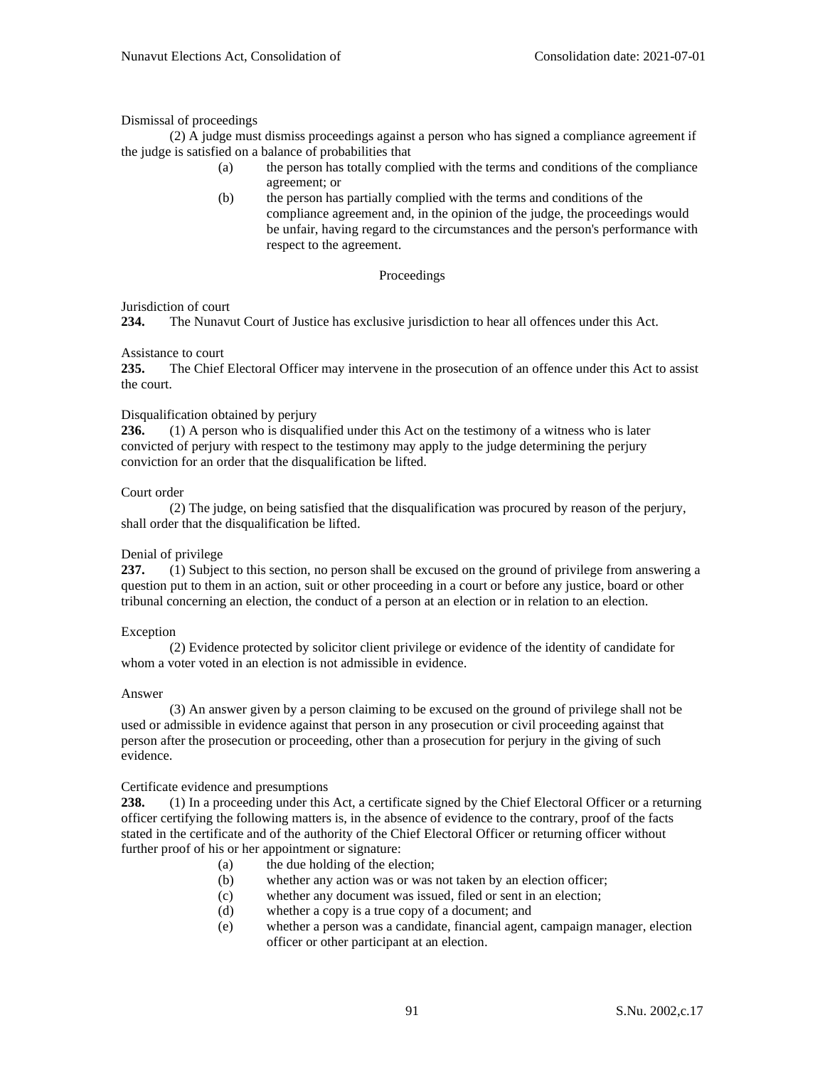Dismissal of proceedings

(2) A judge must dismiss proceedings against a person who has signed a compliance agreement if the judge is satisfied on a balance of probabilities that

(a) the person has totally complied with the terms and conditions of the compliance agreement; or

(b) the person has partially complied with the terms and conditions of the compliance agreement and, in the opinion of the judge, the proceedings would be unfair, having regard to the circumstances and the person's performance with respect to the agreement.

## Proceedings

Jurisdiction of court

**234.** The Nunavut Court of Justice has exclusive jurisdiction to hear all offences under this Act.

Assistance to court

**235.** The Chief Electoral Officer may intervene in the prosecution of an offence under this Act to assist the court.

Disqualification obtained by perjury

**236.** (1) A person who is disqualified under this Act on the testimony of a witness who is later convicted of perjury with respect to the testimony may apply to the judge determining the perjury conviction for an order that the disqualification be lifted.

Court order

(2) The judge, on being satisfied that the disqualification was procured by reason of the perjury, shall order that the disqualification be lifted.

Denial of privilege

**237.** (1) Subject to this section, no person shall be excused on the ground of privilege from answering a question put to them in an action, suit or other proceeding in a court or before any justice, board or other tribunal concerning an election, the conduct of a person at an election or in relation to an election.

Exception

(2) Evidence protected by solicitor client privilege or evidence of the identity of candidate for whom a voter voted in an election is not admissible in evidence.

Answer

(3) An answer given by a person claiming to be excused on the ground of privilege shall not be used or admissible in evidence against that person in any prosecution or civil proceeding against that person after the prosecution or proceeding, other than a prosecution for perjury in the giving of such evidence.

Certificate evidence and presumptions

**238.** (1) In a proceeding under this Act, a certificate signed by the Chief Electoral Officer or a returning officer certifying the following matters is, in the absence of evidence to the contrary, proof of the facts stated in the certificate and of the authority of the Chief Electoral Officer or returning officer without further proof of his or her appointment or signature:

(a) the due holding of the election;

(b) whether any action was or was not taken by an election officer;

(c) whether any document was issued, filed or sent in an election;

(d) whether a copy is a true copy of a document; and

(e) whether a person was a candidate, financial agent, campaign manager, election officer or other participant at an election.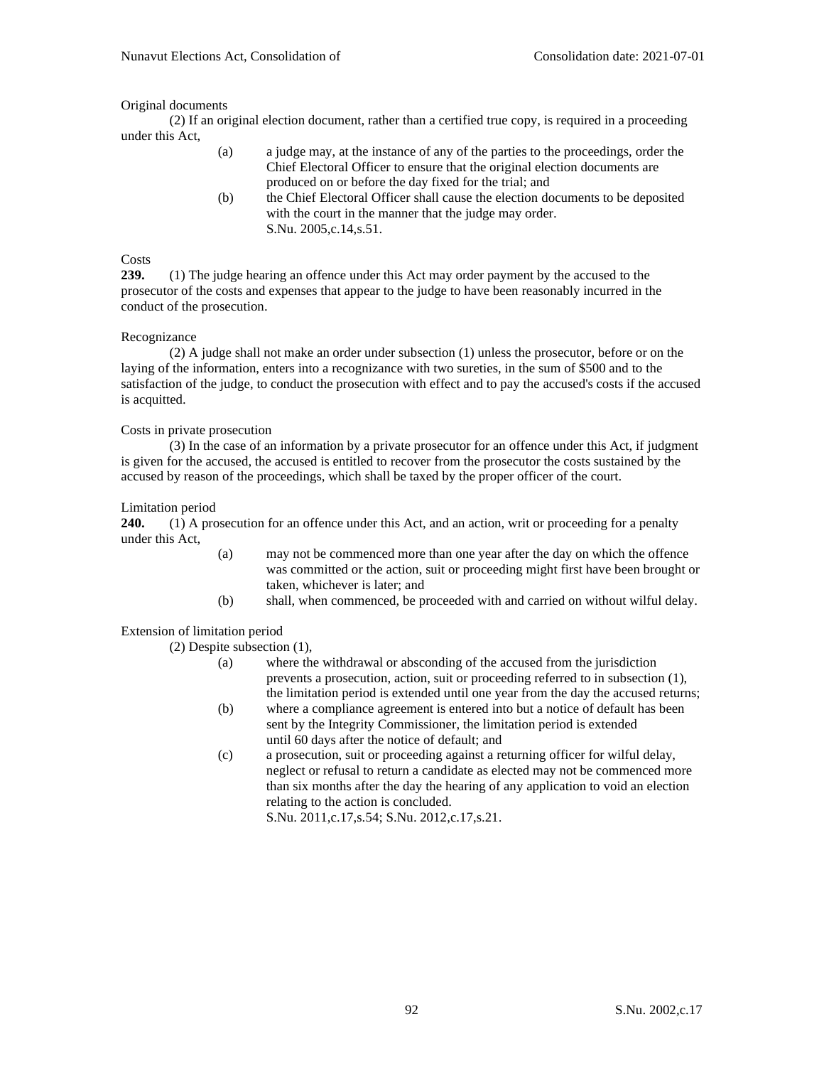Original documents

(2) If an original election document, rather than a certified true copy, is required in a proceeding under this Act,

(a) a judge may, at the instance of any of the parties to the proceedings, order the Chief Electoral Officer to ensure that the original election documents are produced on or before the day fixed for the trial; and

(b) the Chief Electoral Officer shall cause the election documents to be deposited with the court in the manner that the judge may order.
S.Nu. 2005,c.14,s.51.

Costs

**239.** (1) The judge hearing an offence under this Act may order payment by the accused to the prosecutor of the costs and expenses that appear to the judge to have been reasonably incurred in the conduct of the prosecution.

Recognizance

(2) A judge shall not make an order under subsection (1) unless the prosecutor, before or on the laying of the information, enters into a recognizance with two sureties, in the sum of $500 and to the satisfaction of the judge, to conduct the prosecution with effect and to pay the accused's costs if the accused is acquitted.

Costs in private prosecution

(3) In the case of an information by a private prosecutor for an offence under this Act, if judgment is given for the accused, the accused is entitled to recover from the prosecutor the costs sustained by the accused by reason of the proceedings, which shall be taxed by the proper officer of the court.

Limitation period

**240.** (1) A prosecution for an offence under this Act, and an action, writ or proceeding for a penalty under this Act,

(a) may not be commenced more than one year after the day on which the offence was committed or the action, suit or proceeding might first have been brought or taken, whichever is later; and

(b) shall, when commenced, be proceeded with and carried on without wilful delay.

Extension of limitation period

(2) Despite subsection (1),

(a) where the withdrawal or absconding of the accused from the jurisdiction prevents a prosecution, action, suit or proceeding referred to in subsection (1), the limitation period is extended until one year from the day the accused returns;

(b) where a compliance agreement is entered into but a notice of default has been sent by the Integrity Commissioner, the limitation period is extended until 60 days after the notice of default; and

(c) a prosecution, suit or proceeding against a returning officer for wilful delay, neglect or refusal to return a candidate as elected may not be commenced more than six months after the day the hearing of any application to void an election relating to the action is concluded.
S.Nu. 2011,c.17,s.54; S.Nu. 2012,c.17,s.21.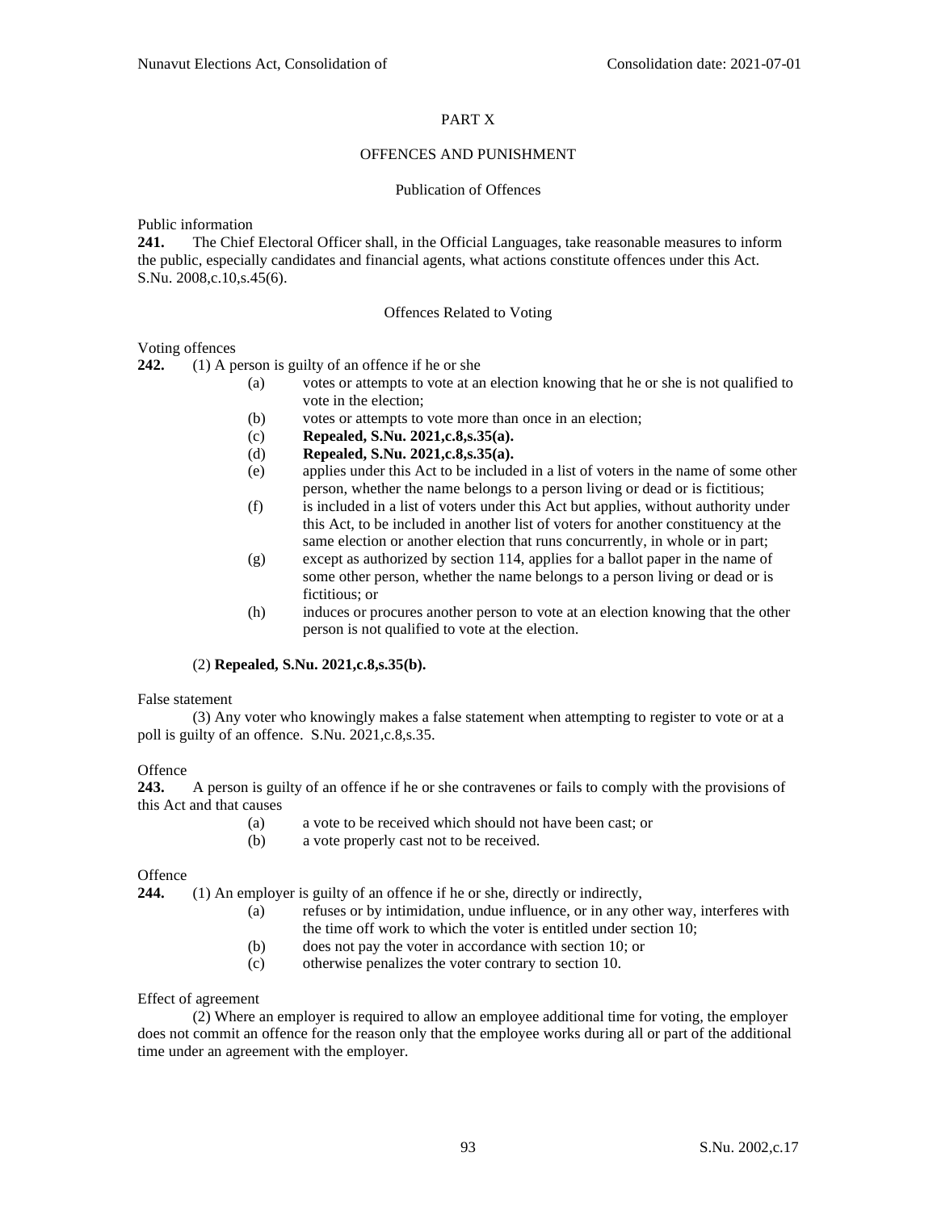## PART X

## OFFENCES AND PUNISHMENT

### Publication of Offences

Public information

**241.** The Chief Electoral Officer shall, in the Official Languages, take reasonable measures to inform the public, especially candidates and financial agents, what actions constitute offences under this Act. S.Nu. 2008,c.10,s.45(6).

### Offences Related to Voting

Voting offences

**242.** (1) A person is guilty of an offence if he or she

- (a) votes or attempts to vote at an election knowing that he or she is not qualified to vote in the election;
- (b) votes or attempts to vote more than once in an election;
- (c) **Repealed, S.Nu. 2021,c.8,s.35(a).**
- (d) **Repealed, S.Nu. 2021,c.8,s.35(a).**
- (e) applies under this Act to be included in a list of voters in the name of some other person, whether the name belongs to a person living or dead or is fictitious;
- (f) is included in a list of voters under this Act but applies, without authority under this Act, to be included in another list of voters for another constituency at the same election or another election that runs concurrently, in whole or in part;
- (g) except as authorized by section 114, applies for a ballot paper in the name of some other person, whether the name belongs to a person living or dead or is fictitious; or
- (h) induces or procures another person to vote at an election knowing that the other person is not qualified to vote at the election.

(2) **Repealed, S.Nu. 2021,c.8,s.35(b).**

False statement

(3) Any voter who knowingly makes a false statement when attempting to register to vote or at a poll is guilty of an offence. S.Nu. 2021,c.8,s.35.

Offence

**243.** A person is guilty of an offence if he or she contravenes or fails to comply with the provisions of this Act and that causes

- (a) a vote to be received which should not have been cast; or
- (b) a vote properly cast not to be received.

Offence

**244.** (1) An employer is guilty of an offence if he or she, directly or indirectly,

- (a) refuses or by intimidation, undue influence, or in any other way, interferes with the time off work to which the voter is entitled under section 10;
- (b) does not pay the voter in accordance with section 10; or
- (c) otherwise penalizes the voter contrary to section 10.

Effect of agreement

(2) Where an employer is required to allow an employee additional time for voting, the employer does not commit an offence for the reason only that the employee works during all or part of the additional time under an agreement with the employer.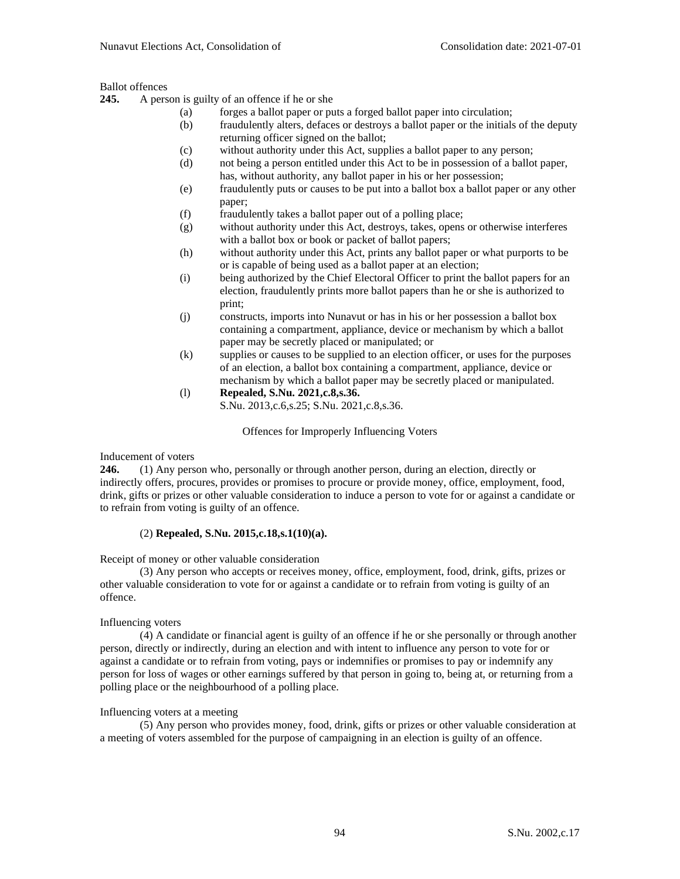Ballot offences

**245.** A person is guilty of an offence if he or she

(a) forges a ballot paper or puts a forged ballot paper into circulation;

(b) fraudulently alters, defaces or destroys a ballot paper or the initials of the deputy returning officer signed on the ballot;

(c) without authority under this Act, supplies a ballot paper to any person;

(d) not being a person entitled under this Act to be in possession of a ballot paper, has, without authority, any ballot paper in his or her possession;

(e) fraudulently puts or causes to be put into a ballot box a ballot paper or any other paper;

(f) fraudulently takes a ballot paper out of a polling place;

(g) without authority under this Act, destroys, takes, opens or otherwise interferes with a ballot box or book or packet of ballot papers;

(h) without authority under this Act, prints any ballot paper or what purports to be or is capable of being used as a ballot paper at an election;

(i) being authorized by the Chief Electoral Officer to print the ballot papers for an election, fraudulently prints more ballot papers than he or she is authorized to print;

(j) constructs, imports into Nunavut or has in his or her possession a ballot box containing a compartment, appliance, device or mechanism by which a ballot paper may be secretly placed or manipulated; or

(k) supplies or causes to be supplied to an election officer, or uses for the purposes of an election, a ballot box containing a compartment, appliance, device or mechanism by which a ballot paper may be secretly placed or manipulated.

(l) **Repealed, S.Nu. 2021,c.8,s.36.**

S.Nu. 2013,c.6,s.25; S.Nu. 2021,c.8,s.36.

Offences for Improperly Influencing Voters

Inducement of voters

**246.** (1) Any person who, personally or through another person, during an election, directly or indirectly offers, procures, provides or promises to procure or provide money, office, employment, food, drink, gifts or prizes or other valuable consideration to induce a person to vote for or against a candidate or to refrain from voting is guilty of an offence.

(2) **Repealed, S.Nu. 2015,c.18,s.1(10)(a).**

Receipt of money or other valuable consideration

(3) Any person who accepts or receives money, office, employment, food, drink, gifts, prizes or other valuable consideration to vote for or against a candidate or to refrain from voting is guilty of an offence.

Influencing voters

(4) A candidate or financial agent is guilty of an offence if he or she personally or through another person, directly or indirectly, during an election and with intent to influence any person to vote for or against a candidate or to refrain from voting, pays or indemnifies or promises to pay or indemnify any person for loss of wages or other earnings suffered by that person in going to, being at, or returning from a polling place or the neighbourhood of a polling place.

Influencing voters at a meeting

(5) Any person who provides money, food, drink, gifts or prizes or other valuable consideration at a meeting of voters assembled for the purpose of campaigning in an election is guilty of an offence.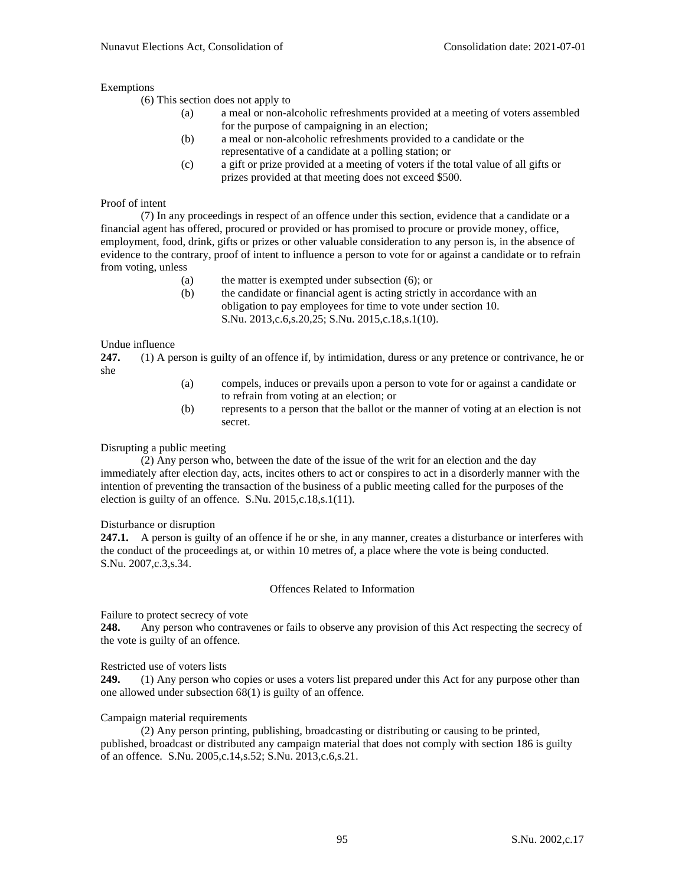Exemptions

(6) This section does not apply to

(a) a meal or non-alcoholic refreshments provided at a meeting of voters assembled for the purpose of campaigning in an election;

(b) a meal or non-alcoholic refreshments provided to a candidate or the representative of a candidate at a polling station; or

(c) a gift or prize provided at a meeting of voters if the total value of all gifts or prizes provided at that meeting does not exceed $500.

Proof of intent

(7) In any proceedings in respect of an offence under this section, evidence that a candidate or a financial agent has offered, procured or provided or has promised to procure or provide money, office, employment, food, drink, gifts or prizes or other valuable consideration to any person is, in the absence of evidence to the contrary, proof of intent to influence a person to vote for or against a candidate or to refrain from voting, unless

(a) the matter is exempted under subsection (6); or

(b) the candidate or financial agent is acting strictly in accordance with an obligation to pay employees for time to vote under section 10.
S.Nu. 2013,c.6,s.20,25; S.Nu. 2015,c.18,s.1(10).

Undue influence

**247.** (1) A person is guilty of an offence if, by intimidation, duress or any pretence or contrivance, he or she

(a) compels, induces or prevails upon a person to vote for or against a candidate or to refrain from voting at an election; or

(b) represents to a person that the ballot or the manner of voting at an election is not secret.

Disrupting a public meeting

(2) Any person who, between the date of the issue of the writ for an election and the day immediately after election day, acts, incites others to act or conspires to act in a disorderly manner with the intention of preventing the transaction of the business of a public meeting called for the purposes of the election is guilty of an offence. S.Nu. 2015,c.18,s.1(11).

Disturbance or disruption

**247.1.** A person is guilty of an offence if he or she, in any manner, creates a disturbance or interferes with the conduct of the proceedings at, or within 10 metres of, a place where the vote is being conducted. S.Nu. 2007,c.3,s.34.

## Offences Related to Information

Failure to protect secrecy of vote

**248.** Any person who contravenes or fails to observe any provision of this Act respecting the secrecy of the vote is guilty of an offence.

Restricted use of voters lists

**249.** (1) Any person who copies or uses a voters list prepared under this Act for any purpose other than one allowed under subsection 68(1) is guilty of an offence.

Campaign material requirements

(2) Any person printing, publishing, broadcasting or distributing or causing to be printed, published, broadcast or distributed any campaign material that does not comply with section 186 is guilty of an offence. S.Nu. 2005,c.14,s.52; S.Nu. 2013,c.6,s.21.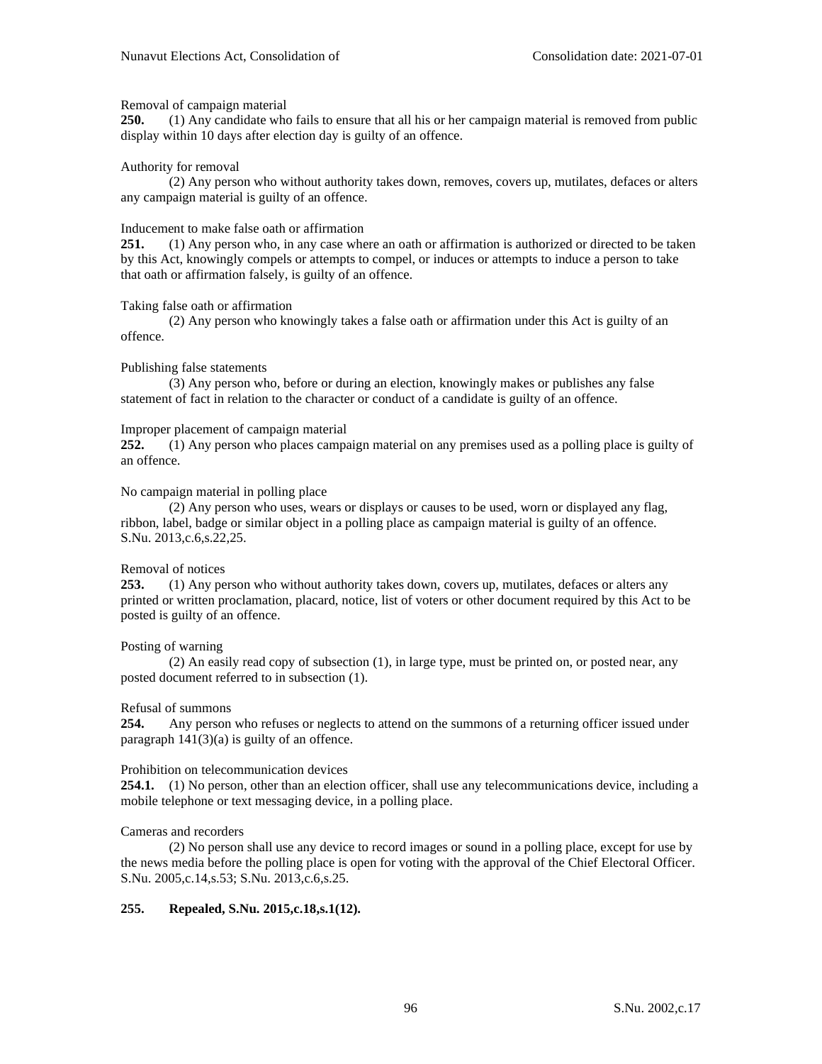Removal of campaign material

**250.** (1) Any candidate who fails to ensure that all his or her campaign material is removed from public display within 10 days after election day is guilty of an offence.

Authority for removal

(2) Any person who without authority takes down, removes, covers up, mutilates, defaces or alters any campaign material is guilty of an offence.

Inducement to make false oath or affirmation

**251.** (1) Any person who, in any case where an oath or affirmation is authorized or directed to be taken by this Act, knowingly compels or attempts to compel, or induces or attempts to induce a person to take that oath or affirmation falsely, is guilty of an offence.

Taking false oath or affirmation

(2) Any person who knowingly takes a false oath or affirmation under this Act is guilty of an offence.

Publishing false statements

(3) Any person who, before or during an election, knowingly makes or publishes any false statement of fact in relation to the character or conduct of a candidate is guilty of an offence.

Improper placement of campaign material

**252.** (1) Any person who places campaign material on any premises used as a polling place is guilty of an offence.

No campaign material in polling place

(2) Any person who uses, wears or displays or causes to be used, worn or displayed any flag, ribbon, label, badge or similar object in a polling place as campaign material is guilty of an offence. S.Nu. 2013,c.6,s.22,25.

Removal of notices

**253.** (1) Any person who without authority takes down, covers up, mutilates, defaces or alters any printed or written proclamation, placard, notice, list of voters or other document required by this Act to be posted is guilty of an offence.

Posting of warning

(2) An easily read copy of subsection (1), in large type, must be printed on, or posted near, any posted document referred to in subsection (1).

Refusal of summons

**254.** Any person who refuses or neglects to attend on the summons of a returning officer issued under paragraph 141(3)(a) is guilty of an offence.

Prohibition on telecommunication devices

**254.1.** (1) No person, other than an election officer, shall use any telecommunications device, including a mobile telephone or text messaging device, in a polling place.

Cameras and recorders

(2) No person shall use any device to record images or sound in a polling place, except for use by the news media before the polling place is open for voting with the approval of the Chief Electoral Officer. S.Nu. 2005,c.14,s.53; S.Nu. 2013,c.6,s.25.

**255. Repealed, S.Nu. 2015,c.18,s.1(12).**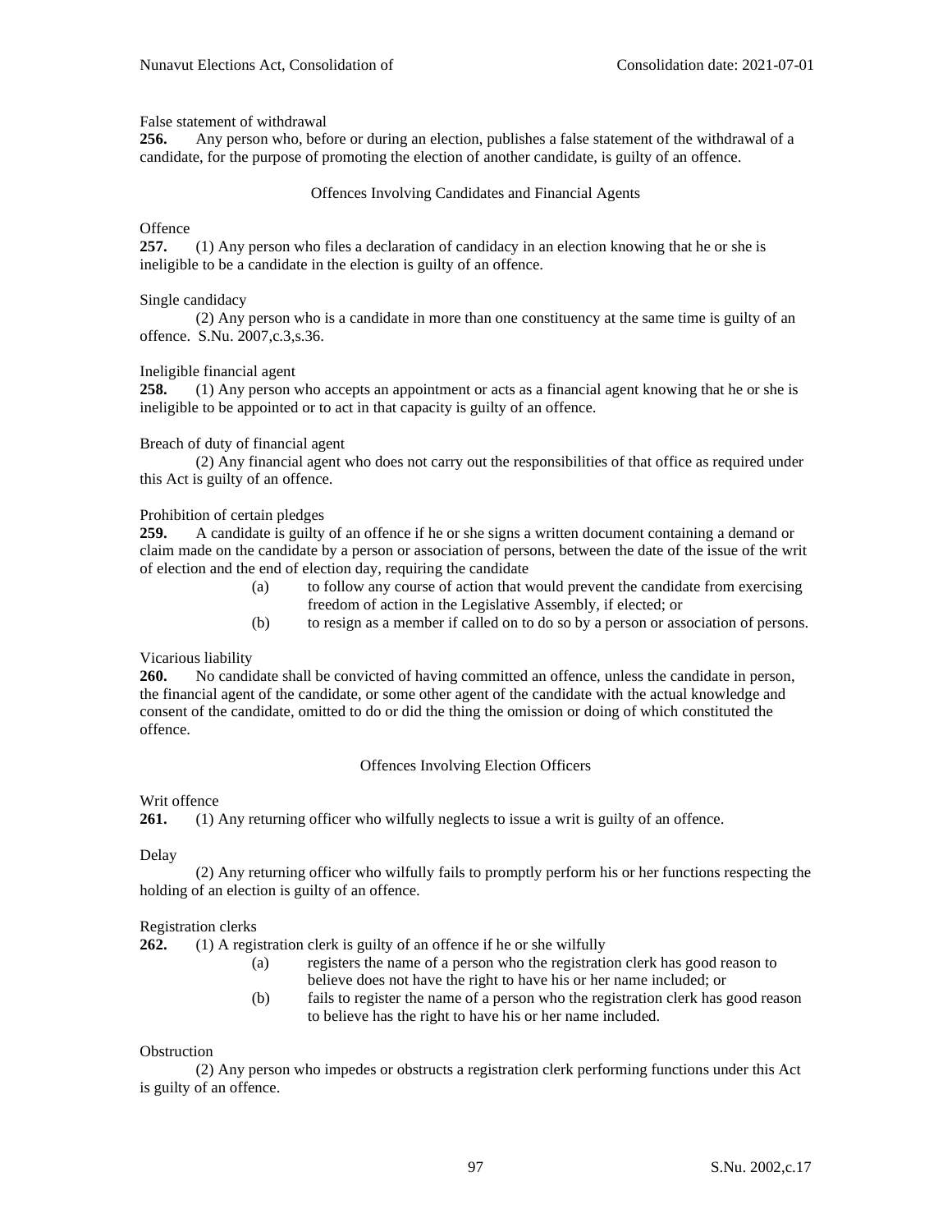False statement of withdrawal

**256.** Any person who, before or during an election, publishes a false statement of the withdrawal of a candidate, for the purpose of promoting the election of another candidate, is guilty of an offence.

## Offences Involving Candidates and Financial Agents

Offence

**257.** (1) Any person who files a declaration of candidacy in an election knowing that he or she is ineligible to be a candidate in the election is guilty of an offence.

Single candidacy

(2) Any person who is a candidate in more than one constituency at the same time is guilty of an offence. S.Nu. 2007,c.3,s.36.

Ineligible financial agent

**258.** (1) Any person who accepts an appointment or acts as a financial agent knowing that he or she is ineligible to be appointed or to act in that capacity is guilty of an offence.

Breach of duty of financial agent

(2) Any financial agent who does not carry out the responsibilities of that office as required under this Act is guilty of an offence.

Prohibition of certain pledges

**259.** A candidate is guilty of an offence if he or she signs a written document containing a demand or claim made on the candidate by a person or association of persons, between the date of the issue of the writ of election and the end of election day, requiring the candidate

- (a) to follow any course of action that would prevent the candidate from exercising freedom of action in the Legislative Assembly, if elected; or
- (b) to resign as a member if called on to do so by a person or association of persons.

Vicarious liability

**260.** No candidate shall be convicted of having committed an offence, unless the candidate in person, the financial agent of the candidate, or some other agent of the candidate with the actual knowledge and consent of the candidate, omitted to do or did the thing the omission or doing of which constituted the offence.

## Offences Involving Election Officers

Writ offence

**261.** (1) Any returning officer who wilfully neglects to issue a writ is guilty of an offence.

Delay

(2) Any returning officer who wilfully fails to promptly perform his or her functions respecting the holding of an election is guilty of an offence.

Registration clerks

**262.** (1) A registration clerk is guilty of an offence if he or she wilfully

- (a) registers the name of a person who the registration clerk has good reason to believe does not have the right to have his or her name included; or
- (b) fails to register the name of a person who the registration clerk has good reason to believe has the right to have his or her name included.

Obstruction

(2) Any person who impedes or obstructs a registration clerk performing functions under this Act is guilty of an offence.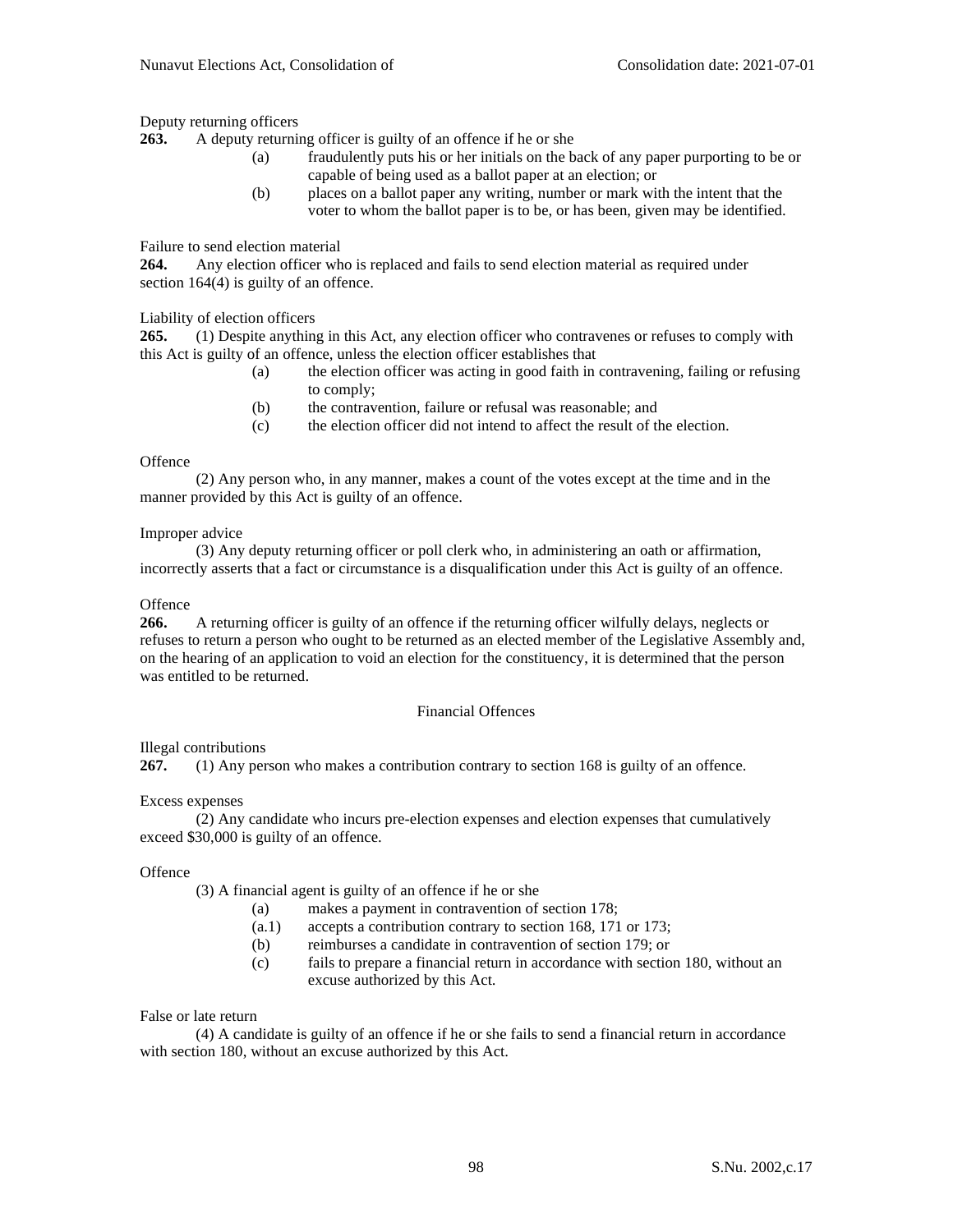Deputy returning officers

**263.** A deputy returning officer is guilty of an offence if he or she

(a) fraudulently puts his or her initials on the back of any paper purporting to be or capable of being used as a ballot paper at an election; or

(b) places on a ballot paper any writing, number or mark with the intent that the voter to whom the ballot paper is to be, or has been, given may be identified.

Failure to send election material

**264.** Any election officer who is replaced and fails to send election material as required under section 164(4) is guilty of an offence.

Liability of election officers

**265.** (1) Despite anything in this Act, any election officer who contravenes or refuses to comply with this Act is guilty of an offence, unless the election officer establishes that

(a) the election officer was acting in good faith in contravening, failing or refusing to comply;

(b) the contravention, failure or refusal was reasonable; and

(c) the election officer did not intend to affect the result of the election.

Offence

(2) Any person who, in any manner, makes a count of the votes except at the time and in the manner provided by this Act is guilty of an offence.

Improper advice

(3) Any deputy returning officer or poll clerk who, in administering an oath or affirmation, incorrectly asserts that a fact or circumstance is a disqualification under this Act is guilty of an offence.

Offence

**266.** A returning officer is guilty of an offence if the returning officer wilfully delays, neglects or refuses to return a person who ought to be returned as an elected member of the Legislative Assembly and, on the hearing of an application to void an election for the constituency, it is determined that the person was entitled to be returned.

## Financial Offences

Illegal contributions

**267.** (1) Any person who makes a contribution contrary to section 168 is guilty of an offence.

Excess expenses

(2) Any candidate who incurs pre-election expenses and election expenses that cumulatively exceed $30,000 is guilty of an offence.

Offence

(3) A financial agent is guilty of an offence if he or she

(a) makes a payment in contravention of section 178;

(a.1) accepts a contribution contrary to section 168, 171 or 173;

(b) reimburses a candidate in contravention of section 179; or

(c) fails to prepare a financial return in accordance with section 180, without an excuse authorized by this Act.

False or late return

(4) A candidate is guilty of an offence if he or she fails to send a financial return in accordance with section 180, without an excuse authorized by this Act.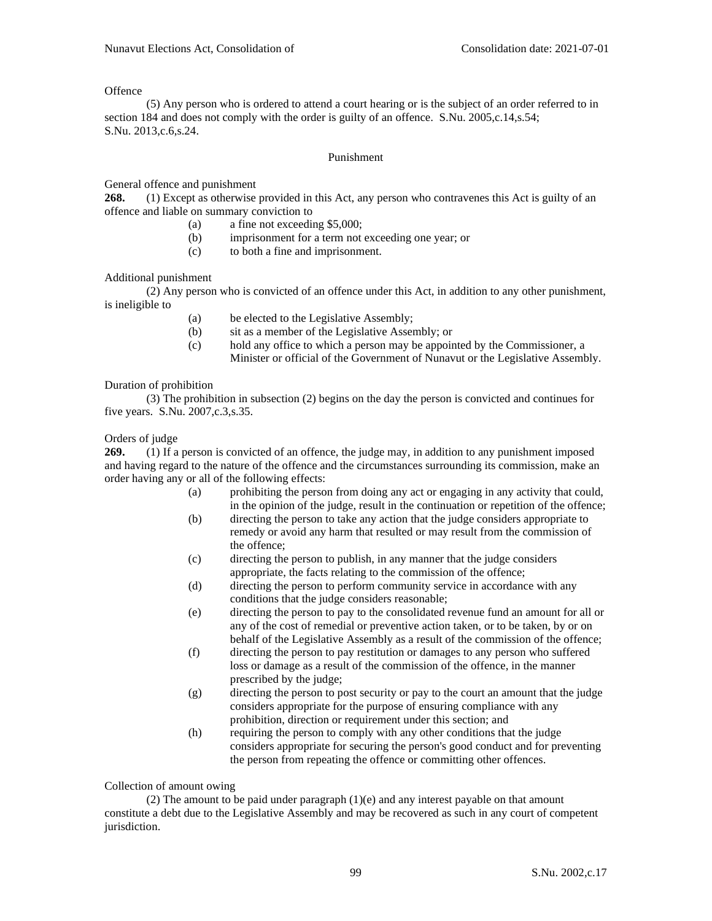Offence

(5) Any person who is ordered to attend a court hearing or is the subject of an order referred to in section 184 and does not comply with the order is guilty of an offence. S.Nu. 2005,c.14,s.54; S.Nu. 2013,c.6,s.24.

### Punishment

General offence and punishment

**268.** (1) Except as otherwise provided in this Act, any person who contravenes this Act is guilty of an offence and liable on summary conviction to

- (a) a fine not exceeding $5,000;
- (b) imprisonment for a term not exceeding one year; or
- (c) to both a fine and imprisonment.

Additional punishment

(2) Any person who is convicted of an offence under this Act, in addition to any other punishment, is ineligible to

- (a) be elected to the Legislative Assembly;
- (b) sit as a member of the Legislative Assembly; or
- (c) hold any office to which a person may be appointed by the Commissioner, a Minister or official of the Government of Nunavut or the Legislative Assembly.

Duration of prohibition

(3) The prohibition in subsection (2) begins on the day the person is convicted and continues for five years. S.Nu. 2007,c.3,s.35.

Orders of judge

**269.** (1) If a person is convicted of an offence, the judge may, in addition to any punishment imposed and having regard to the nature of the offence and the circumstances surrounding its commission, make an order having any or all of the following effects:

- (a) prohibiting the person from doing any act or engaging in any activity that could, in the opinion of the judge, result in the continuation or repetition of the offence;
- (b) directing the person to take any action that the judge considers appropriate to remedy or avoid any harm that resulted or may result from the commission of the offence;
- (c) directing the person to publish, in any manner that the judge considers appropriate, the facts relating to the commission of the offence;
- (d) directing the person to perform community service in accordance with any conditions that the judge considers reasonable;
- (e) directing the person to pay to the consolidated revenue fund an amount for all or any of the cost of remedial or preventive action taken, or to be taken, by or on behalf of the Legislative Assembly as a result of the commission of the offence;
- (f) directing the person to pay restitution or damages to any person who suffered loss or damage as a result of the commission of the offence, in the manner prescribed by the judge;
- (g) directing the person to post security or pay to the court an amount that the judge considers appropriate for the purpose of ensuring compliance with any prohibition, direction or requirement under this section; and
- (h) requiring the person to comply with any other conditions that the judge considers appropriate for securing the person's good conduct and for preventing the person from repeating the offence or committing other offences.

Collection of amount owing

(2) The amount to be paid under paragraph (1)(e) and any interest payable on that amount constitute a debt due to the Legislative Assembly and may be recovered as such in any court of competent jurisdiction.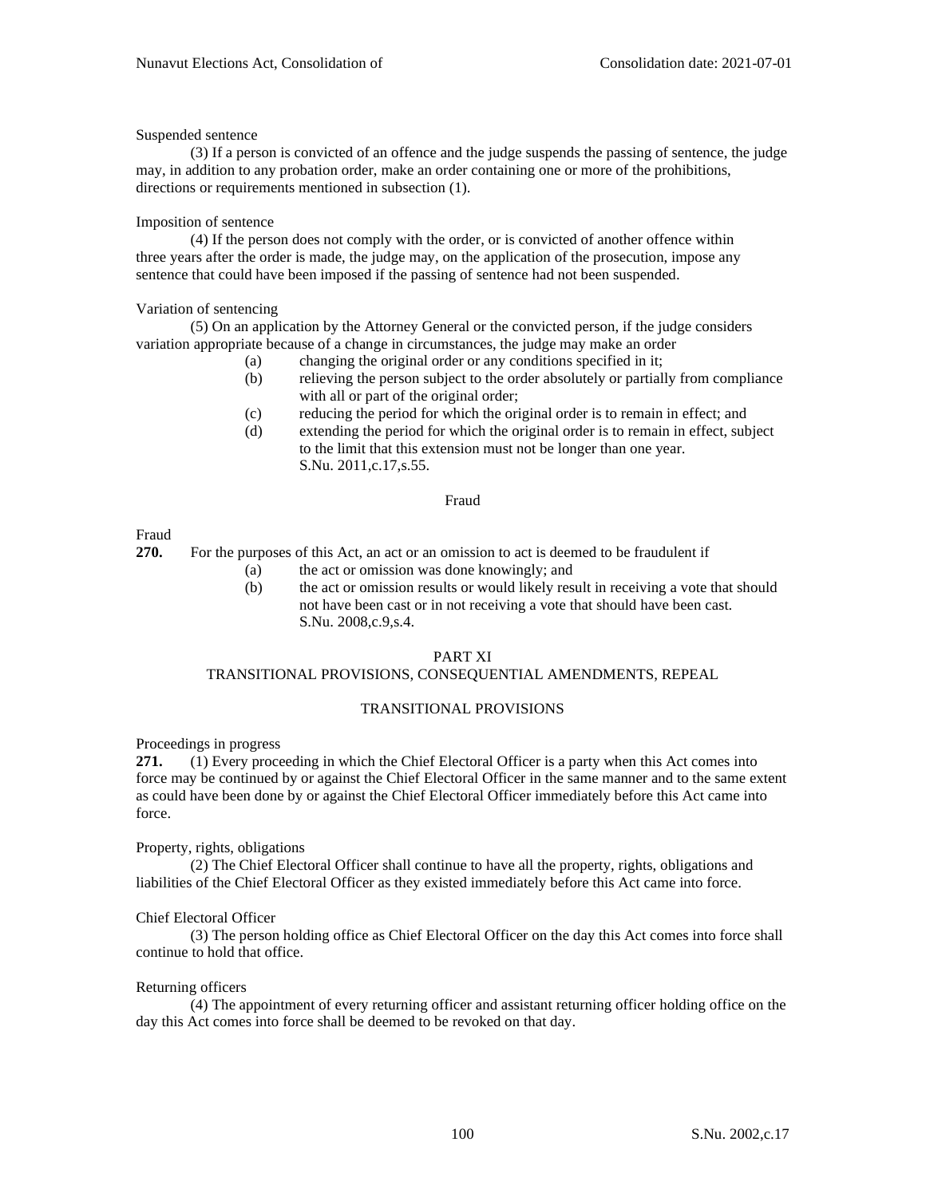Suspended sentence

(3) If a person is convicted of an offence and the judge suspends the passing of sentence, the judge may, in addition to any probation order, make an order containing one or more of the prohibitions, directions or requirements mentioned in subsection (1).

Imposition of sentence

(4) If the person does not comply with the order, or is convicted of another offence within three years after the order is made, the judge may, on the application of the prosecution, impose any sentence that could have been imposed if the passing of sentence had not been suspended.

Variation of sentencing

(5) On an application by the Attorney General or the convicted person, if the judge considers variation appropriate because of a change in circumstances, the judge may make an order

- (a) changing the original order or any conditions specified in it;
- (b) relieving the person subject to the order absolutely or partially from compliance with all or part of the original order;
- (c) reducing the period for which the original order is to remain in effect; and
- (d) extending the period for which the original order is to remain in effect, subject to the limit that this extension must not be longer than one year. S.Nu. 2011,c.17,s.55.

### Fraud

Fraud

**270.** For the purposes of this Act, an act or an omission to act is deemed to be fraudulent if

- (a) the act or omission was done knowingly; and
- (b) the act or omission results or would likely result in receiving a vote that should not have been cast or in not receiving a vote that should have been cast. S.Nu. 2008,c.9,s.4.

## PART XI
## TRANSITIONAL PROVISIONS, CONSEQUENTIAL AMENDMENTS, REPEAL

### TRANSITIONAL PROVISIONS

Proceedings in progress

**271.** (1) Every proceeding in which the Chief Electoral Officer is a party when this Act comes into force may be continued by or against the Chief Electoral Officer in the same manner and to the same extent as could have been done by or against the Chief Electoral Officer immediately before this Act came into force.

Property, rights, obligations

(2) The Chief Electoral Officer shall continue to have all the property, rights, obligations and liabilities of the Chief Electoral Officer as they existed immediately before this Act came into force.

Chief Electoral Officer

(3) The person holding office as Chief Electoral Officer on the day this Act comes into force shall continue to hold that office.

Returning officers

(4) The appointment of every returning officer and assistant returning officer holding office on the day this Act comes into force shall be deemed to be revoked on that day.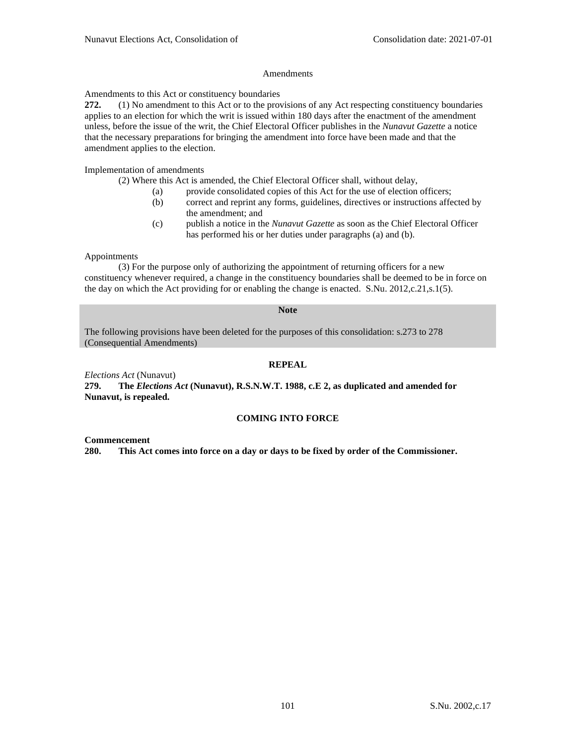## Amendments

Amendments to this Act or constituency boundaries

**272.** (1) No amendment to this Act or to the provisions of any Act respecting constituency boundaries applies to an election for which the writ is issued within 180 days after the enactment of the amendment unless, before the issue of the writ, the Chief Electoral Officer publishes in the *Nunavut Gazette* a notice that the necessary preparations for bringing the amendment into force have been made and that the amendment applies to the election.

Implementation of amendments

(2) Where this Act is amended, the Chief Electoral Officer shall, without delay,

(a) provide consolidated copies of this Act for the use of election officers;

(b) correct and reprint any forms, guidelines, directives or instructions affected by the amendment; and

(c) publish a notice in the *Nunavut Gazette* as soon as the Chief Electoral Officer has performed his or her duties under paragraphs (a) and (b).

Appointments

(3) For the purpose only of authorizing the appointment of returning officers for a new constituency whenever required, a change in the constituency boundaries shall be deemed to be in force on the day on which the Act providing for or enabling the change is enacted. S.Nu. 2012,c.21,s.1(5).

**Note**

The following provisions have been deleted for the purposes of this consolidation: s.273 to 278 (Consequential Amendments)

## REPEAL

*Elections Act* (Nunavut)

**279. The *Elections Act* (Nunavut), R.S.N.W.T. 1988, c.E 2, as duplicated and amended for Nunavut, is repealed.**

## COMING INTO FORCE

**Commencement**

**280. This Act comes into force on a day or days to be fixed by order of the Commissioner.**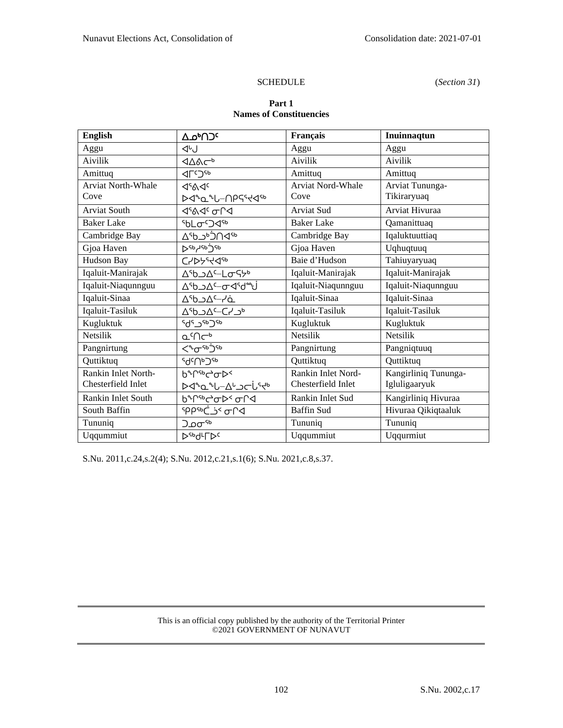SCHEDULE (*Section 31*)

**Part 1**
**Names of Constituencies**

| English | ᐃᓄᒃᑎᑐᑦ | Français | Inuinnaqtun |
|---|---|---|---|
| Aggu | ᐊᒡᒍ | Aggu | Aggu |
| Aivilik | ᐊᐃᕕᓕᒃ | Aivilik | Aivilik |
| Amittuq | ᐊᒥᑦᑐᖅ | Amittuq | Amittuq |
| Arviat North-Whale Cove | ᐊᕐᕕᐊᑦ ᐅᐊᙳᕐᒐ–ᑎᑭᕋᕐᔪᐊᖅ | Arviat Nord-Whale Cove | Arviat Tununga-Tikiraryuaq |
| Arviat South | ᐊᕐᕕᐊᑦ ᓂᒋᐊ | Arviat Sud | Arviat Hivuraa |
| Baker Lake | ᖃᒪᓂᑦᑐᐊᖅ | Baker Lake | Qamanittuaq |
| Cambridge Bay | ᐃᖃᓗᒃᑑᑎᐊᖅ | Cambridge Bay | Iqaluktuuttiaq |
| Gjoa Haven | ᐅᖅᓱᖅᑑᖅ | Gjoa Haven | Uqhuqtuuq |
| Hudson Bay | ᑕᓯᐅᔾᔭᕐᔪᐊᖅ | Baie d'Hudson | Tahiuyaryuaq |
| Iqaluit-Manirajak | ᐃᖃᓗᐃᑦ–ᒪᓂᕋᔾᔭᒃ | Iqaluit-Manirajak | Iqaluit-Manirajak |
| Iqaluit-Niaqunnguu | ᐃᖃᓗᐃᑦ–ᓂᐊᖁᙳᐅ | Iqaluit-Niaqunnguu | Iqaluit-Niaqunnguu |
| Iqaluit-Sinaa | ᐃᖃᓗᐃᑦ–ᓯᓈ | Iqaluit-Sinaa | Iqaluit-Sinaa |
| Iqaluit-Tasiluk | ᐃᖃᓗᐃᑦ–ᑕᓯᓗᒃ | Iqaluit-Tasiluk | Iqaluit-Tasiluk |
| Kugluktuk | ᖁᕐᓗᖅᑐᖅ | Kugluktuk | Kugluktuk |
| Netsilik | ᓇᑦᑎᓕᒃ | Netsilik | Netsilik |
| Pangnirtung | ᐸᖕᓂᖅᑑᖅ | Pangnirtung | Pangniqtuuq |
| Quttiktuq | ᖁᑦᑎᒃᑐᖅ | Quttiktuq | Quttiktuq |
| Rankin Inlet North-Chesterfield Inlet | ᑲᖏᖅᖠᓂᐅᑉ ᐅᐊᙳᕐᒐ–ᐃᒡᓗᓕᒑᕐᔪᒃ | Rankin Inlet Nord-Chesterfield Inlet | Kangirliniq Tununga-Igluligaaryuk |
| Rankin Inlet South | ᑲᖏᖅᖠᓂᐅᑉ ᓂᒋᐊ | Rankin Inlet Sud | Kangirliniq Hivuraa |
| South Baffin | ᕿᑭᖅᑖᓗᑉ ᓂᒋᐊ | Baffin Sud | Hivuraa Qikiqtaaluk |
| Tununiq | ᑐᓄᓂᖅ | Tununiq | Tununiq |
| Uqqummiut | ᐅᖅᑯᒻᒥᐅᑦ | Uqqummiut | Uqqurmiut |

S.Nu. 2011,c.24,s.2(4); S.Nu. 2012,c.21,s.1(6); S.Nu. 2021,c.8,s.37.